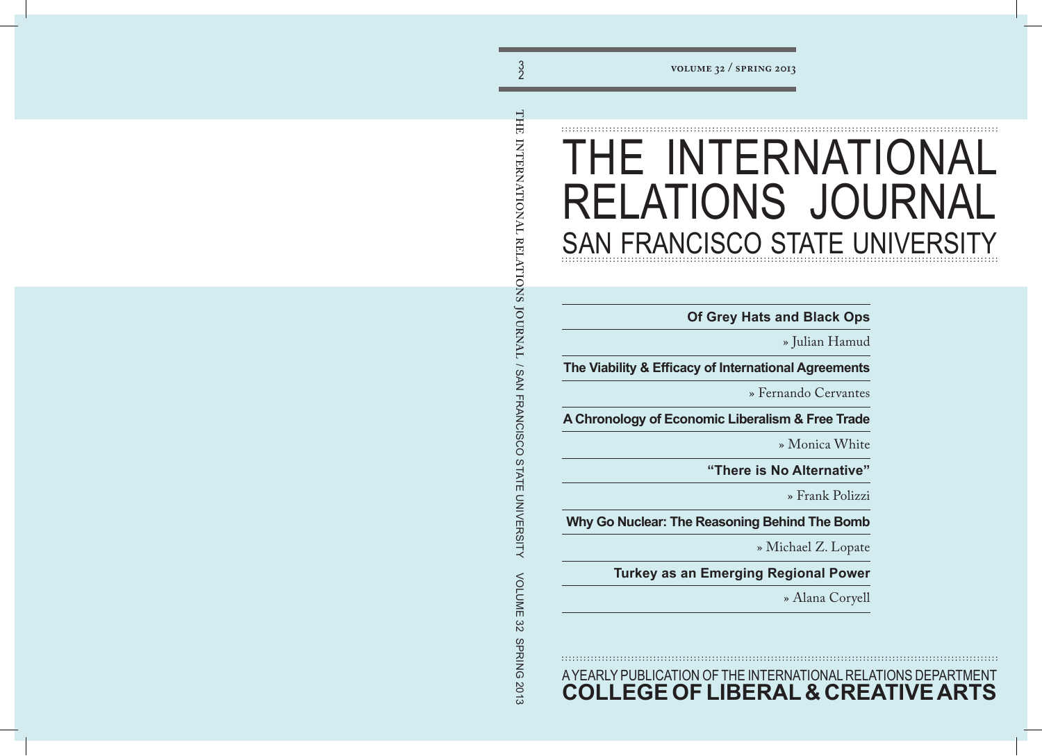VOLUME 32 / SPRING 2013

# THE INTERNATIONAL RELATIONS JOURNAL
## SAN FRANCISCO STATE UNIVERSITY

**Of Grey Hats and Black Ops**

» Julian Hamud

**The Viability & Efficacy of International Agreements**

» Fernando Cervantes

**A Chronology of Economic Liberalism & Free Trade**

» Monica White

**"There is No Alternative"**

» Frank Polizzi

**Why Go Nuclear: The Reasoning Behind The Bomb**

» Michael Z. Lopate

**Turkey as an Emerging Regional Power**

» Alana Coryell

A YEARLY PUBLICATION OF THE INTERNATIONAL RELATIONS DEPARTMENT

**COLLEGE OF LIBERAL & CREATIVE ARTS**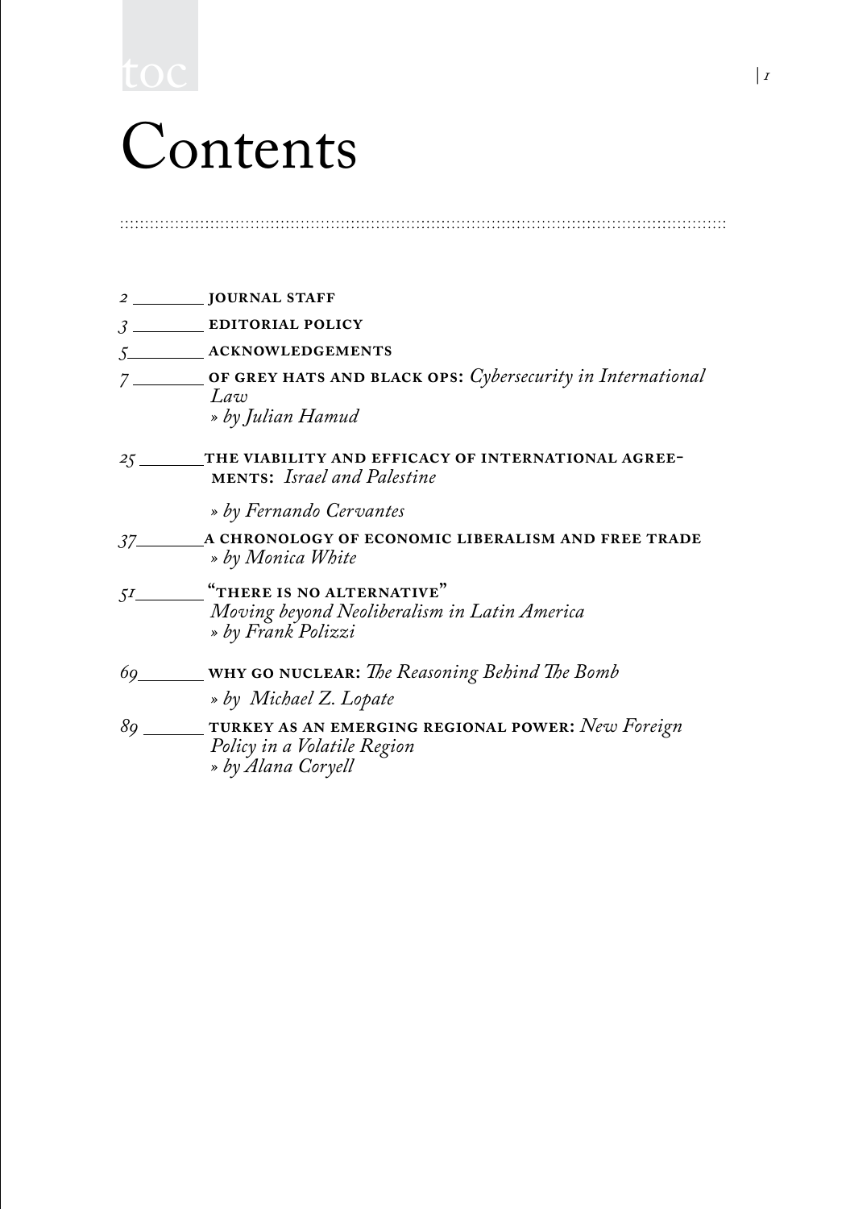# Contents

- *2* **JOURNAL STAFF**
- *3* **EDITORIAL POLICY**
- *5* **ACKNOWLEDGEMENTS**
- *7* **OF GREY HATS AND BLACK OPS:** *Cybersecurity in International Law*
  *» by Julian Hamud*
- *25* **THE VIABILITY AND EFFICACY OF INTERNATIONAL AGREEMENTS:** *Israel and Palestine*
  *» by Fernando Cervantes*
- *37* **A CHRONOLOGY OF ECONOMIC LIBERALISM AND FREE TRADE**
  *» by Monica White*
- *51* **"THERE IS NO ALTERNATIVE"** *Moving beyond Neoliberalism in Latin America*
  *» by Frank Polizzi*
- *69* **WHY GO NUCLEAR:** *The Reasoning Behind The Bomb*
  *» by Michael Z. Lopate*
- *89* **TURKEY AS AN EMERGING REGIONAL POWER:** *New Foreign Policy in a Volatile Region*
  *» by Alana Coryell*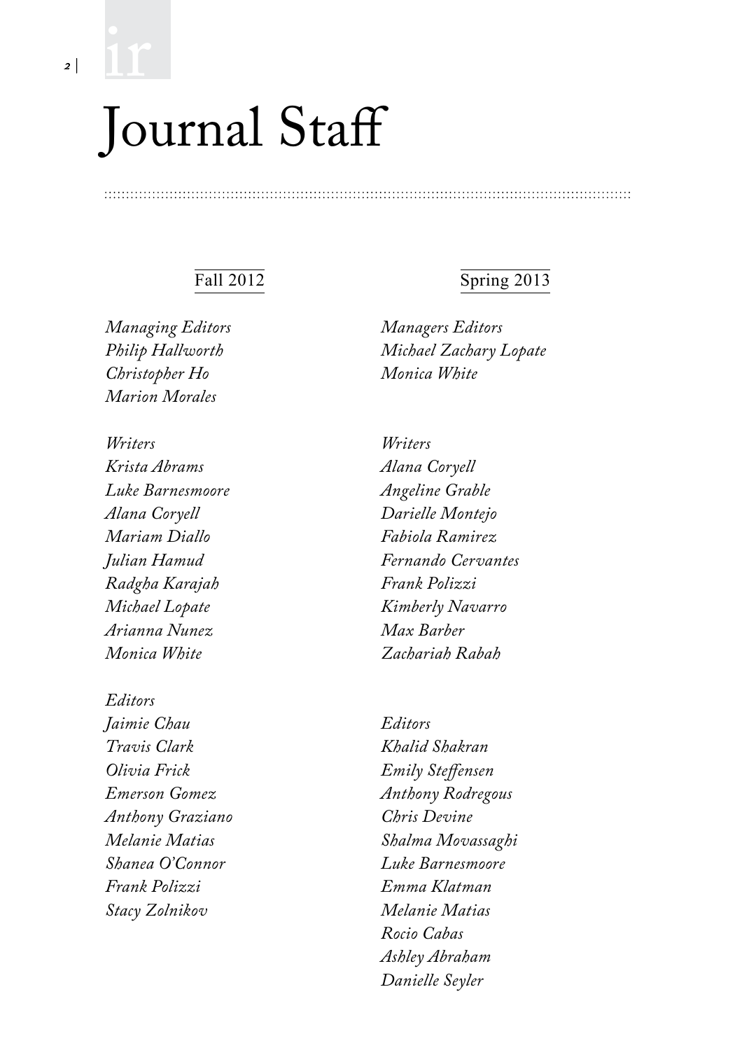# Journal Staff

## Fall 2012

*Managing Editors*
*Philip Hallworth*
*Christopher Ho*
*Marion Morales*

*Writers*
*Krista Abrams*
*Luke Barnesmoore*
*Alana Coryell*
*Mariam Diallo*
*Julian Hamud*
*Radgha Karajah*
*Michael Lopate*
*Arianna Nunez*
*Monica White*

*Editors*
*Jaimie Chau*
*Travis Clark*
*Olivia Frick*
*Emerson Gomez*
*Anthony Graziano*
*Melanie Matias*
*Shanea O'Connor*
*Frank Polizzi*
*Stacy Zolnikov*

## Spring 2013

*Managers Editors*
*Michael Zachary Lopate*
*Monica White*

*Writers*
*Alana Coryell*
*Angeline Grable*
*Darielle Montejo*
*Fabiola Ramirez*
*Fernando Cervantes*
*Frank Polizzi*
*Kimberly Navarro*
*Max Barber*
*Zachariah Rabah*

*Editors*
*Khalid Shakran*
*Emily Steffensen*
*Anthony Rodregous*
*Chris Devine*
*Shalma Movassaghi*
*Luke Barnesmoore*
*Emma Klatman*
*Melanie Matias*
*Rocio Cabas*
*Ashley Abraham*
*Danielle Seyler*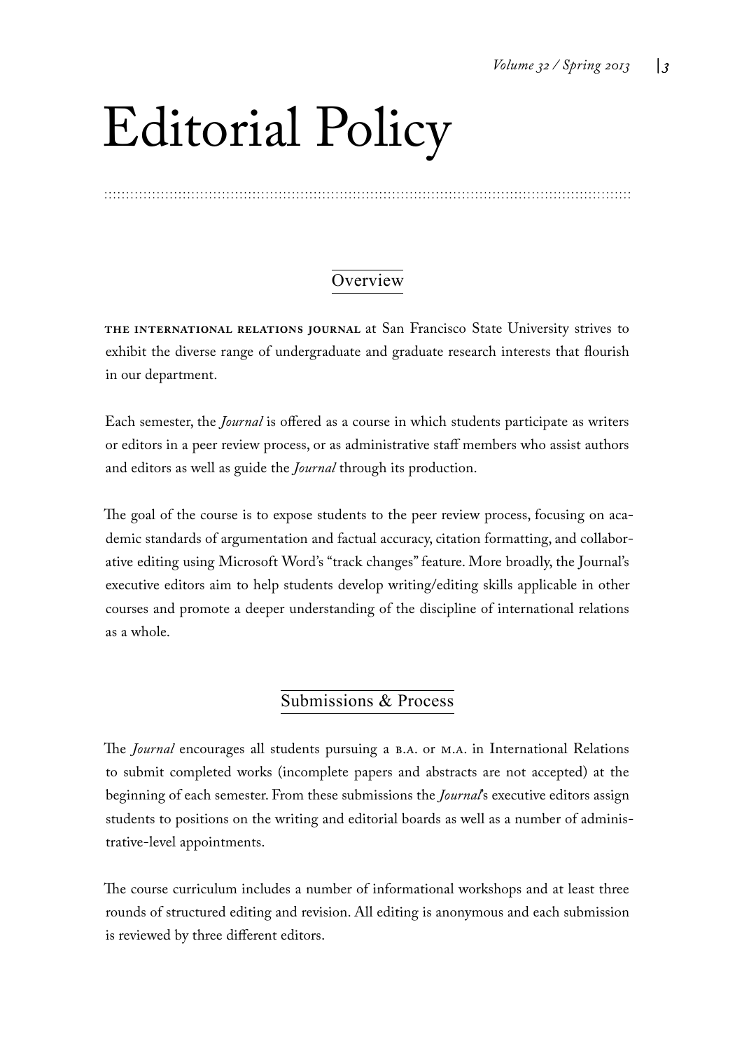# Editorial Policy

## Overview

**THE INTERNATIONAL RELATIONS JOURNAL** at San Francisco State University strives to exhibit the diverse range of undergraduate and graduate research interests that flourish in our department.

Each semester, the *Journal* is offered as a course in which students participate as writers or editors in a peer review process, or as administrative staff members who assist authors and editors as well as guide the *Journal* through its production.

The goal of the course is to expose students to the peer review process, focusing on academic standards of argumentation and factual accuracy, citation formatting, and collaborative editing using Microsoft Word's "track changes" feature. More broadly, the Journal's executive editors aim to help students develop writing/editing skills applicable in other courses and promote a deeper understanding of the discipline of international relations as a whole.

## Submissions & Process

The *Journal* encourages all students pursuing a B.A. or M.A. in International Relations to submit completed works (incomplete papers and abstracts are not accepted) at the beginning of each semester. From these submissions the *Journal*'s executive editors assign students to positions on the writing and editorial boards as well as a number of administrative-level appointments.

The course curriculum includes a number of informational workshops and at least three rounds of structured editing and revision. All editing is anonymous and each submission is reviewed by three different editors.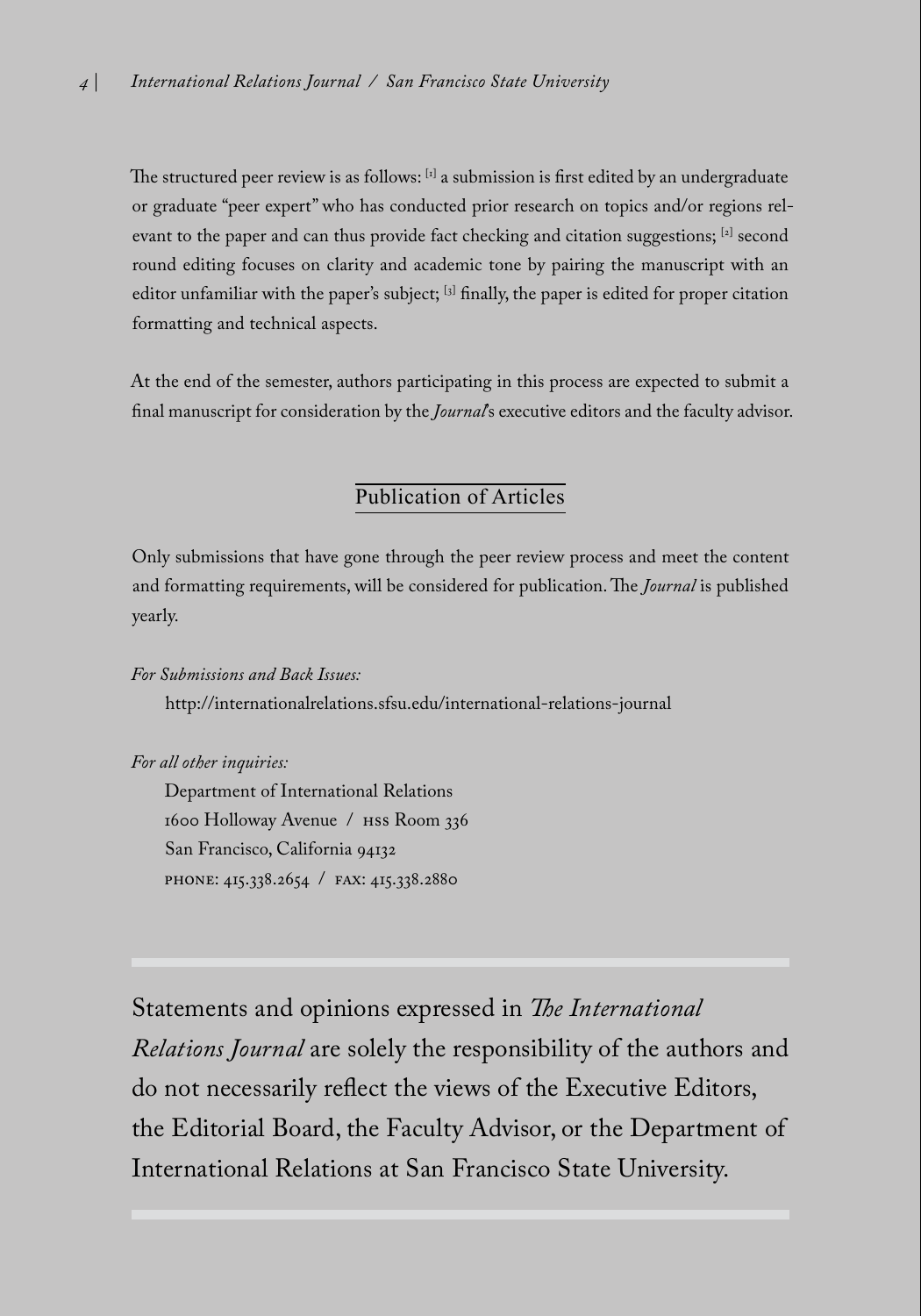The structured peer review is as follows: [1] a submission is first edited by an undergraduate or graduate "peer expert" who has conducted prior research on topics and/or regions relevant to the paper and can thus provide fact checking and citation suggestions; [2] second round editing focuses on clarity and academic tone by pairing the manuscript with an editor unfamiliar with the paper's subject; [3] finally, the paper is edited for proper citation formatting and technical aspects.

At the end of the semester, authors participating in this process are expected to submit a final manuscript for consideration by the *Journal*'s executive editors and the faculty advisor.

## Publication of Articles

Only submissions that have gone through the peer review process and meet the content and formatting requirements, will be considered for publication. The *Journal* is published yearly.

*For Submissions and Back Issues:*

http://internationalrelations.sfsu.edu/international-relations-journal

*For all other inquiries:*

Department of International Relations
1600 Holloway Avenue / HSS Room 336
San Francisco, California 94132
PHONE: 415.338.2654 / FAX: 415.338.2880

---

Statements and opinions expressed in *The International Relations Journal* are solely the responsibility of the authors and do not necessarily reflect the views of the Executive Editors, the Editorial Board, the Faculty Advisor, or the Department of International Relations at San Francisco State University.

---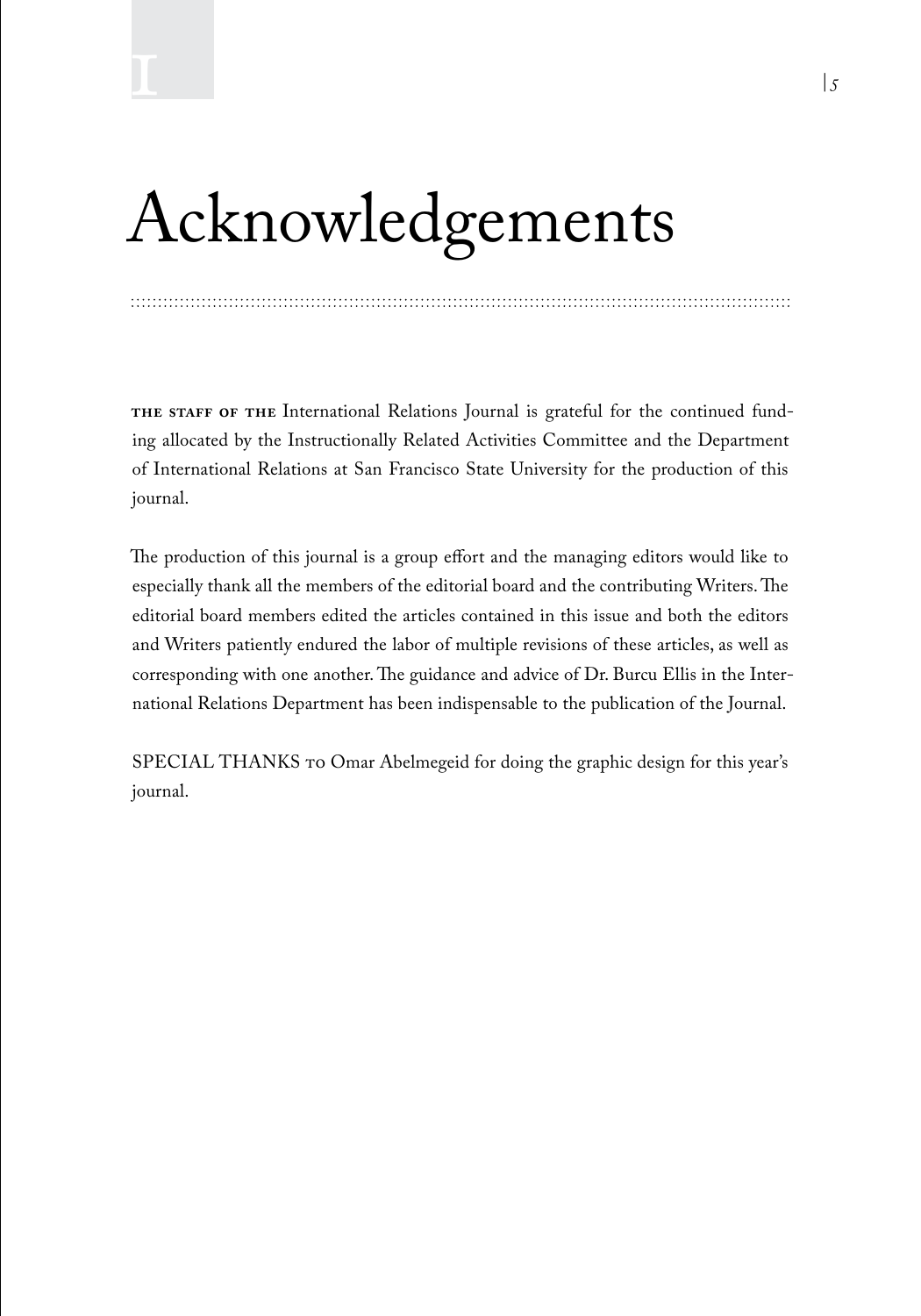# Acknowledgements

**The staff of the** International Relations Journal is grateful for the continued funding allocated by the Instructionally Related Activities Committee and the Department of International Relations at San Francisco State University for the production of this journal.

The production of this journal is a group effort and the managing editors would like to especially thank all the members of the editorial board and the contributing Writers. The editorial board members edited the articles contained in this issue and both the editors and Writers patiently endured the labor of multiple revisions of these articles, as well as corresponding with one another. The guidance and advice of Dr. Burcu Ellis in the International Relations Department has been indispensable to the publication of the Journal.

SPECIAL THANKS TO Omar Abelmegeid for doing the graphic design for this year's journal.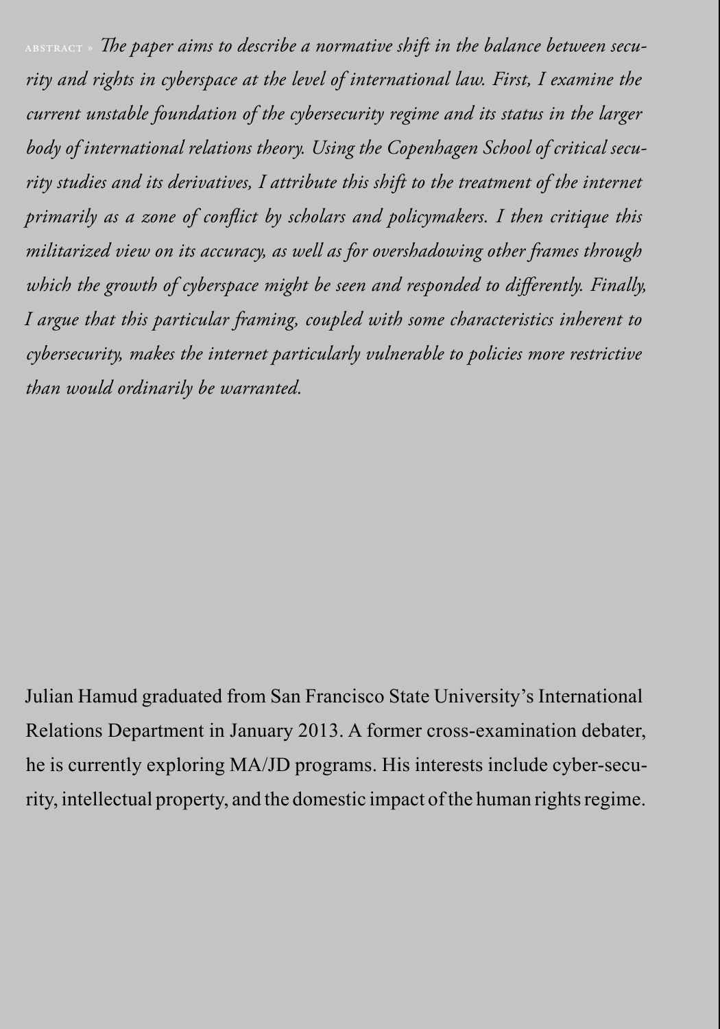ABSTRACT » *The paper aims to describe a normative shift in the balance between security and rights in cyberspace at the level of international law. First, I examine the current unstable foundation of the cybersecurity regime and its status in the larger body of international relations theory. Using the Copenhagen School of critical security studies and its derivatives, I attribute this shift to the treatment of the internet primarily as a zone of conflict by scholars and policymakers. I then critique this militarized view on its accuracy, as well as for overshadowing other frames through which the growth of cyberspace might be seen and responded to differently. Finally, I argue that this particular framing, coupled with some characteristics inherent to cybersecurity, makes the internet particularly vulnerable to policies more restrictive than would ordinarily be warranted.*

Julian Hamud graduated from San Francisco State University's International Relations Department in January 2013. A former cross-examination debater, he is currently exploring MA/JD programs. His interests include cyber-security, intellectual property, and the domestic impact of the human rights regime.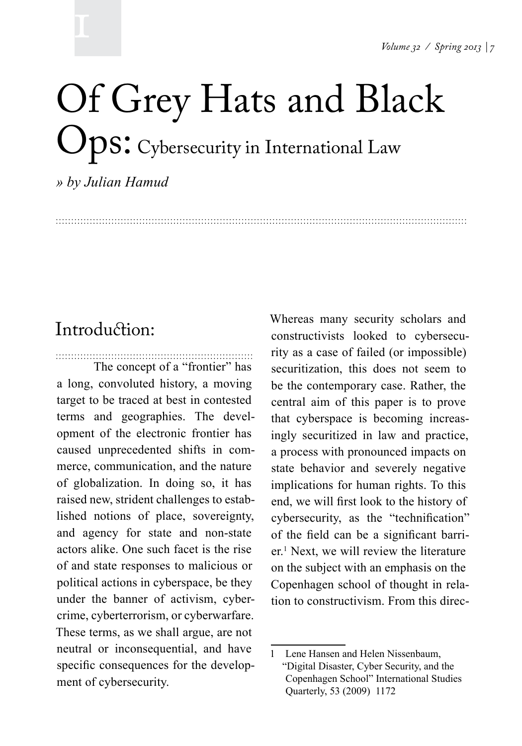# Of Grey Hats and Black Ops: Cybersecurity in International Law

*» by Julian Hamud*

## Introduction:

The concept of a "frontier" has a long, convoluted history, a moving target to be traced at best in contested terms and geographies. The development of the electronic frontier has caused unprecedented shifts in commerce, communication, and the nature of globalization. In doing so, it has raised new, strident challenges to established notions of place, sovereignty, and agency for state and non-state actors alike. One such facet is the rise of and state responses to malicious or political actions in cyberspace, be they under the banner of activism, cybercrime, cyberterrorism, or cyberwarfare. These terms, as we shall argue, are not neutral or inconsequential, and have specific consequences for the development of cybersecurity.

Whereas many security scholars and constructivists looked to cybersecurity as a case of failed (or impossible) securitization, this does not seem to be the contemporary case. Rather, the central aim of this paper is to prove that cyberspace is becoming increasingly securitized in law and practice, a process with pronounced impacts on state behavior and severely negative implications for human rights. To this end, we will first look to the history of cybersecurity, as the "technification" of the field can be a significant barrier.[1] Next, we will review the literature on the subject with an emphasis on the Copenhagen school of thought in relation to constructivism. From this direc-

1 Lene Hansen and Helen Nissenbaum, "Digital Disaster, Cyber Security, and the Copenhagen School" International Studies Quarterly, 53 (2009) 1172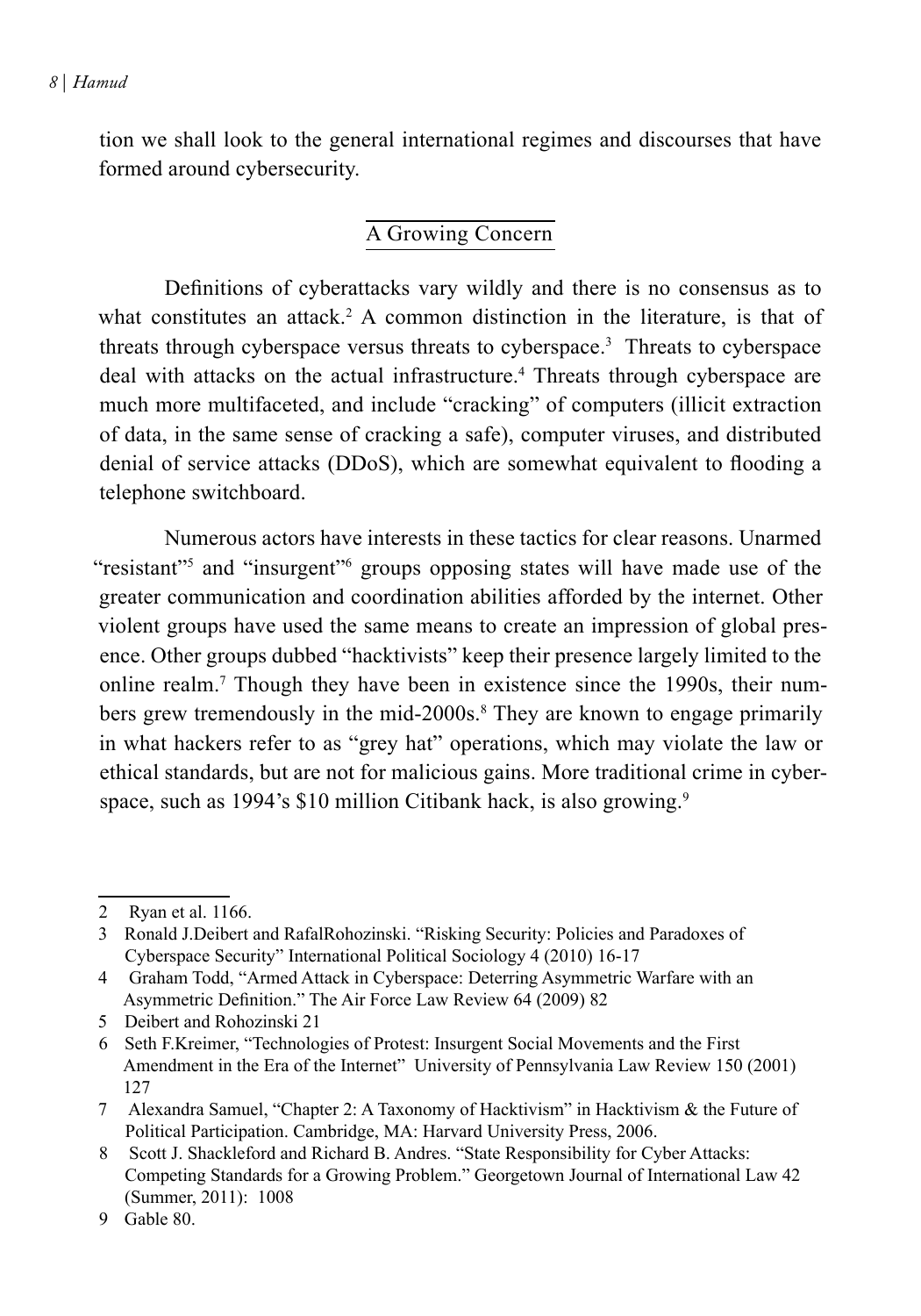tion we shall look to the general international regimes and discourses that have formed around cybersecurity.

## A Growing Concern

Definitions of cyberattacks vary wildly and there is no consensus as to what constitutes an attack.[2] A common distinction in the literature, is that of threats through cyberspace versus threats to cyberspace.[3] Threats to cyberspace deal with attacks on the actual infrastructure.[4] Threats through cyberspace are much more multifaceted, and include "cracking" of computers (illicit extraction of data, in the same sense of cracking a safe), computer viruses, and distributed denial of service attacks (DDoS), which are somewhat equivalent to flooding a telephone switchboard.

Numerous actors have interests in these tactics for clear reasons. Unarmed "resistant"[5] and "insurgent"[6] groups opposing states will have made use of the greater communication and coordination abilities afforded by the internet. Other violent groups have used the same means to create an impression of global presence. Other groups dubbed "hacktivists" keep their presence largely limited to the online realm.[7] Though they have been in existence since the 1990s, their numbers grew tremendously in the mid-2000s.[8] They are known to engage primarily in what hackers refer to as "grey hat" operations, which may violate the law or ethical standards, but are not for malicious gains. More traditional crime in cyberspace, such as 1994's $10 million Citibank hack, is also growing.[9]

---

2 Ryan et al. 1166.

3 Ronald J.Deibert and RafalRohozinski. "Risking Security: Policies and Paradoxes of Cyberspace Security" International Political Sociology 4 (2010) 16-17

4 Graham Todd, "Armed Attack in Cyberspace: Deterring Asymmetric Warfare with an Asymmetric Definition." The Air Force Law Review 64 (2009) 82

5 Deibert and Rohozinski 21

6 Seth F.Kreimer, "Technologies of Protest: Insurgent Social Movements and the First Amendment in the Era of the Internet" University of Pennsylvania Law Review 150 (2001) 127

7 Alexandra Samuel, "Chapter 2: A Taxonomy of Hacktivism" in Hacktivism & the Future of Political Participation. Cambridge, MA: Harvard University Press, 2006.

8 Scott J. Shackleford and Richard B. Andres. "State Responsibility for Cyber Attacks: Competing Standards for a Growing Problem." Georgetown Journal of International Law 42 (Summer, 2011): 1008

9 Gable 80.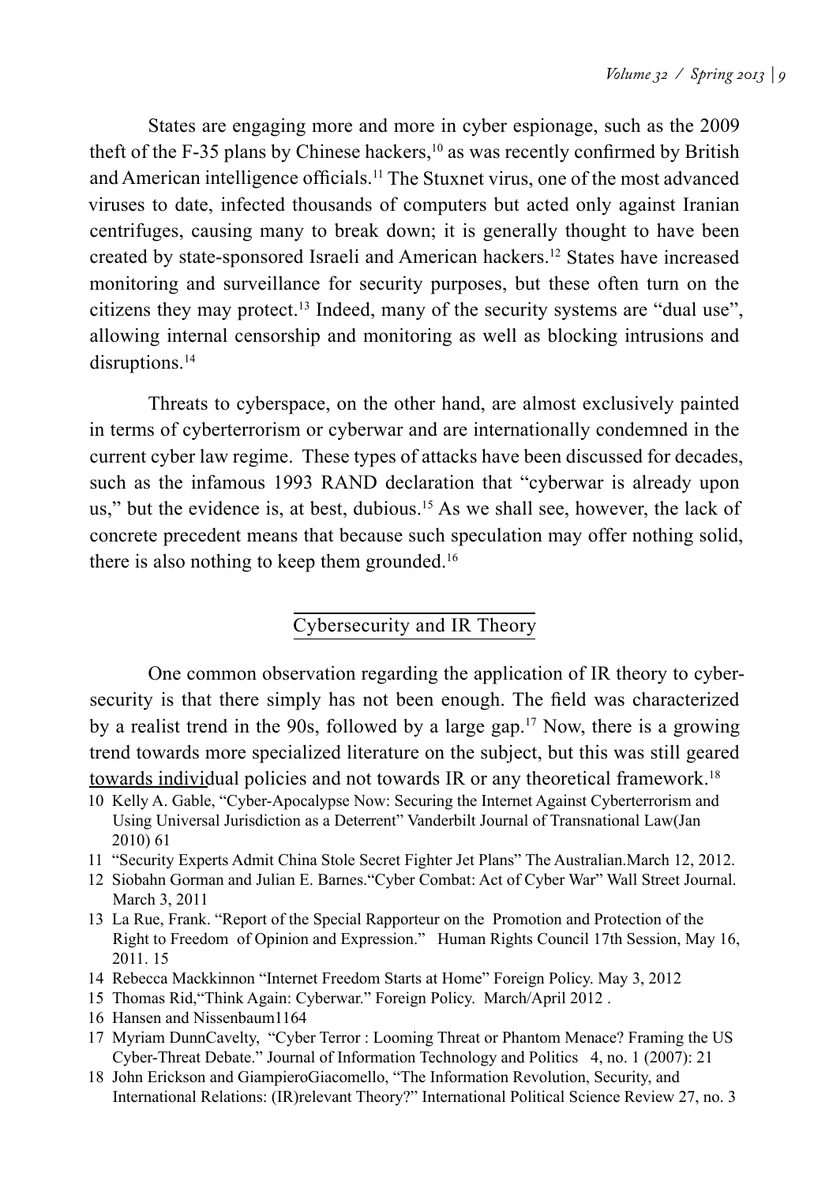States are engaging more and more in cyber espionage, such as the 2009 theft of the F-35 plans by Chinese hackers,[10] as was recently confirmed by British and American intelligence officials.[11] The Stuxnet virus, one of the most advanced viruses to date, infected thousands of computers but acted only against Iranian centrifuges, causing many to break down; it is generally thought to have been created by state-sponsored Israeli and American hackers.[12] States have increased monitoring and surveillance for security purposes, but these often turn on the citizens they may protect.[13] Indeed, many of the security systems are "dual use", allowing internal censorship and monitoring as well as blocking intrusions and disruptions.[14]

Threats to cyberspace, on the other hand, are almost exclusively painted in terms of cyberterrorism or cyberwar and are internationally condemned in the current cyber law regime. These types of attacks have been discussed for decades, such as the infamous 1993 RAND declaration that "cyberwar is already upon us," but the evidence is, at best, dubious.[15] As we shall see, however, the lack of concrete precedent means that because such speculation may offer nothing solid, there is also nothing to keep them grounded.[16]

## Cybersecurity and IR Theory

One common observation regarding the application of IR theory to cybersecurity is that there simply has not been enough. The field was characterized by a realist trend in the 90s, followed by a large gap.[17] Now, there is a growing trend towards more specialized literature on the subject, but this was still geared towards individual policies and not towards IR or any theoretical framework.[18]

10 Kelly A. Gable, "Cyber-Apocalypse Now: Securing the Internet Against Cyberterrorism and Using Universal Jurisdiction as a Deterrent" Vanderbilt Journal of Transnational Law(Jan 2010) 61

11 "Security Experts Admit China Stole Secret Fighter Jet Plans" The Australian.March 12, 2012.

12 Siobahn Gorman and Julian E. Barnes."Cyber Combat: Act of Cyber War" Wall Street Journal. March 3, 2011

13 La Rue, Frank. "Report of the Special Rapporteur on the Promotion and Protection of the Right to Freedom of Opinion and Expression." Human Rights Council 17th Session, May 16, 2011. 15

14 Rebecca Mackkinnon "Internet Freedom Starts at Home" Foreign Policy. May 3, 2012

15 Thomas Rid,"Think Again: Cyberwar." Foreign Policy. March/April 2012 .

16 Hansen and Nissenbaum1164

17 Myriam DunnCavelty, "Cyber Terror : Looming Threat or Phantom Menace? Framing the US Cyber-Threat Debate." Journal of Information Technology and Politics 4, no. 1 (2007): 21

18 John Erickson and GiampieroGiacomello, "The Information Revolution, Security, and International Relations: (IR)relevant Theory?" International Political Science Review 27, no. 3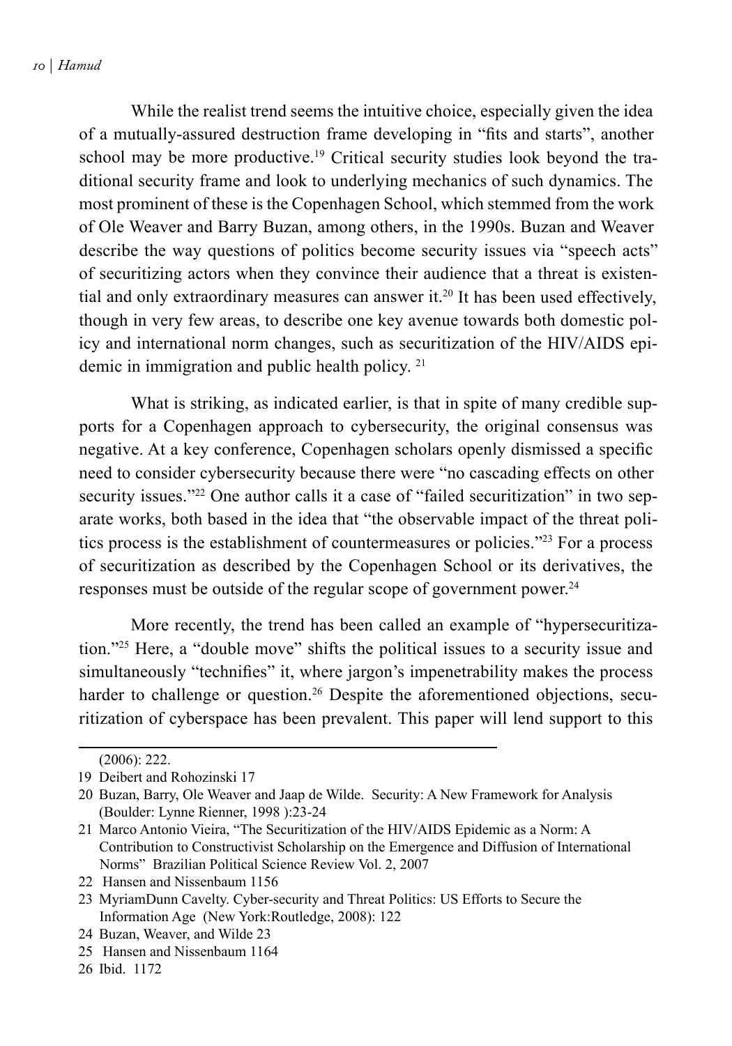While the realist trend seems the intuitive choice, especially given the idea of a mutually-assured destruction frame developing in "fits and starts", another school may be more productive.[19] Critical security studies look beyond the traditional security frame and look to underlying mechanics of such dynamics. The most prominent of these is the Copenhagen School, which stemmed from the work of Ole Weaver and Barry Buzan, among others, in the 1990s. Buzan and Weaver describe the way questions of politics become security issues via "speech acts" of securitizing actors when they convince their audience that a threat is existential and only extraordinary measures can answer it.[20] It has been used effectively, though in very few areas, to describe one key avenue towards both domestic policy and international norm changes, such as securitization of the HIV/AIDS epidemic in immigration and public health policy.[21]

What is striking, as indicated earlier, is that in spite of many credible supports for a Copenhagen approach to cybersecurity, the original consensus was negative. At a key conference, Copenhagen scholars openly dismissed a specific need to consider cybersecurity because there were "no cascading effects on other security issues."[22] One author calls it a case of "failed securitization" in two separate works, both based in the idea that "the observable impact of the threat politics process is the establishment of countermeasures or policies."[23] For a process of securitization as described by the Copenhagen School or its derivatives, the responses must be outside of the regular scope of government power.[24]

More recently, the trend has been called an example of "hypersecuritization."[25] Here, a "double move" shifts the political issues to a security issue and simultaneously "technifies" it, where jargon's impenetrability makes the process harder to challenge or question.[26] Despite the aforementioned objections, securitization of cyberspace has been prevalent. This paper will lend support to this

---

(2006): 222.

19 Deibert and Rohozinski 17

20 Buzan, Barry, Ole Weaver and Jaap de Wilde. Security: A New Framework for Analysis (Boulder: Lynne Rienner, 1998 ):23-24

21 Marco Antonio Vieira, "The Securitization of the HIV/AIDS Epidemic as a Norm: A Contribution to Constructivist Scholarship on the Emergence and Diffusion of International Norms" Brazilian Political Science Review Vol. 2, 2007

22 Hansen and Nissenbaum 1156

23 MyriamDunn Cavelty. Cyber-security and Threat Politics: US Efforts to Secure the Information Age (New York:Routledge, 2008): 122

24 Buzan, Weaver, and Wilde 23

25 Hansen and Nissenbaum 1164

26 Ibid. 1172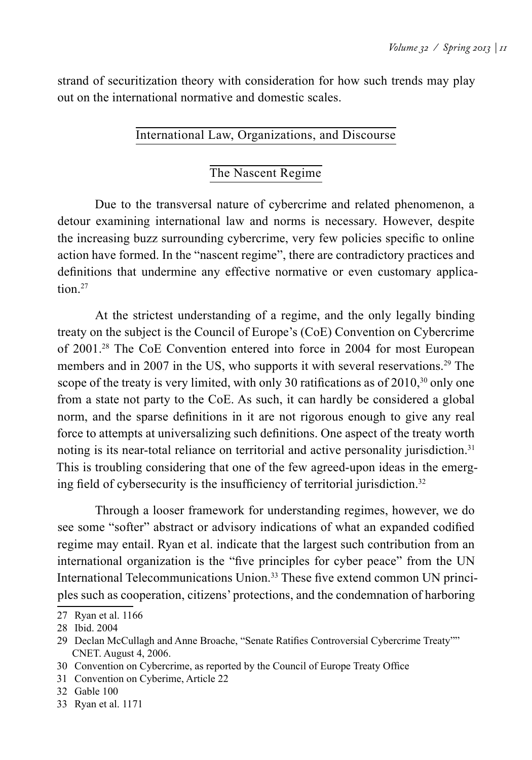strand of securitization theory with consideration for how such trends may play out on the international normative and domestic scales.

## International Law, Organizations, and Discourse

### The Nascent Regime

Due to the transversal nature of cybercrime and related phenomenon, a detour examining international law and norms is necessary. However, despite the increasing buzz surrounding cybercrime, very few policies specific to online action have formed. In the "nascent regime", there are contradictory practices and definitions that undermine any effective normative or even customary application.[27]

At the strictest understanding of a regime, and the only legally binding treaty on the subject is the Council of Europe's (CoE) Convention on Cybercrime of 2001.[28] The CoE Convention entered into force in 2004 for most European members and in 2007 in the US, who supports it with several reservations.[29] The scope of the treaty is very limited, with only 30 ratifications as of 2010,[30] only one from a state not party to the CoE. As such, it can hardly be considered a global norm, and the sparse definitions in it are not rigorous enough to give any real force to attempts at universalizing such definitions. One aspect of the treaty worth noting is its near-total reliance on territorial and active personality jurisdiction.[31] This is troubling considering that one of the few agreed-upon ideas in the emerging field of cybersecurity is the insufficiency of territorial jurisdiction.[32]

Through a looser framework for understanding regimes, however, we do see some "softer" abstract or advisory indications of what an expanded codified regime may entail. Ryan et al. indicate that the largest such contribution from an international organization is the "five principles for cyber peace" from the UN International Telecommunications Union.[33] These five extend common UN principles such as cooperation, citizens' protections, and the condemnation of harboring

---

27 Ryan et al. 1166

28 Ibid. 2004

29 Declan McCullagh and Anne Broache, "Senate Ratifies Controversial Cybercrime Treaty"" CNET. August 4, 2006.

30 Convention on Cybercrime, as reported by the Council of Europe Treaty Office

31 Convention on Cyberime, Article 22

32 Gable 100

33 Ryan et al. 1171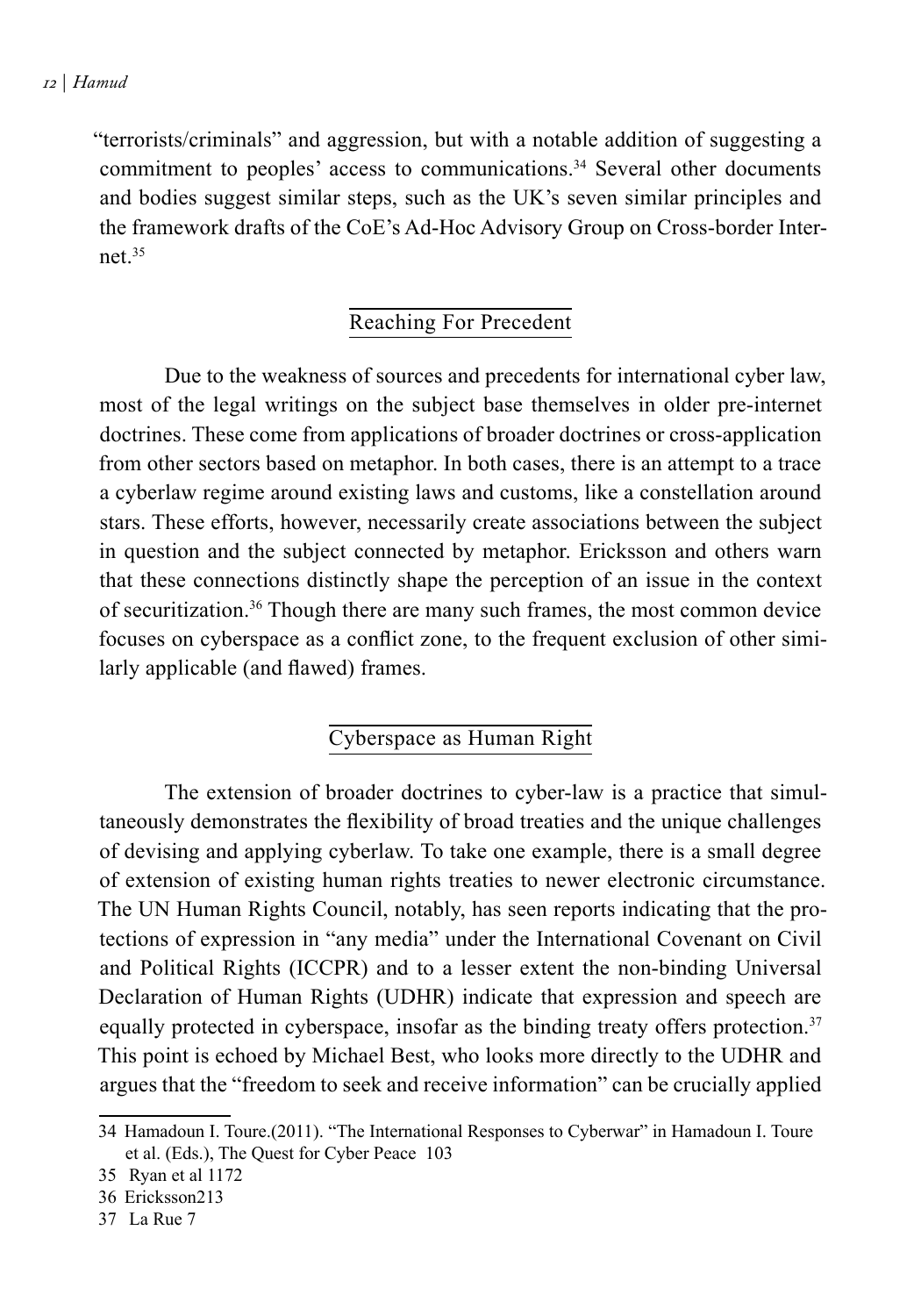"terrorists/criminals" and aggression, but with a notable addition of suggesting a commitment to peoples' access to communications.[34] Several other documents and bodies suggest similar steps, such as the UK's seven similar principles and the framework drafts of the CoE's Ad-Hoc Advisory Group on Cross-border Internet.[35]

## Reaching For Precedent

Due to the weakness of sources and precedents for international cyber law, most of the legal writings on the subject base themselves in older pre-internet doctrines. These come from applications of broader doctrines or cross-application from other sectors based on metaphor. In both cases, there is an attempt to a trace a cyberlaw regime around existing laws and customs, like a constellation around stars. These efforts, however, necessarily create associations between the subject in question and the subject connected by metaphor. Ericksson and others warn that these connections distinctly shape the perception of an issue in the context of securitization.[36] Though there are many such frames, the most common device focuses on cyberspace as a conflict zone, to the frequent exclusion of other similarly applicable (and flawed) frames.

## Cyberspace as Human Right

The extension of broader doctrines to cyber-law is a practice that simultaneously demonstrates the flexibility of broad treaties and the unique challenges of devising and applying cyberlaw. To take one example, there is a small degree of extension of existing human rights treaties to newer electronic circumstance. The UN Human Rights Council, notably, has seen reports indicating that the protections of expression in "any media" under the International Covenant on Civil and Political Rights (ICCPR) and to a lesser extent the non-binding Universal Declaration of Human Rights (UDHR) indicate that expression and speech are equally protected in cyberspace, insofar as the binding treaty offers protection.[37] This point is echoed by Michael Best, who looks more directly to the UDHR and argues that the "freedom to seek and receive information" can be crucially applied

34 Hamadoun I. Toure.(2011). "The International Responses to Cyberwar" in Hamadoun I. Toure et al. (Eds.), The Quest for Cyber Peace 103

35 Ryan et al 1172

36 Ericksson213

37 La Rue 7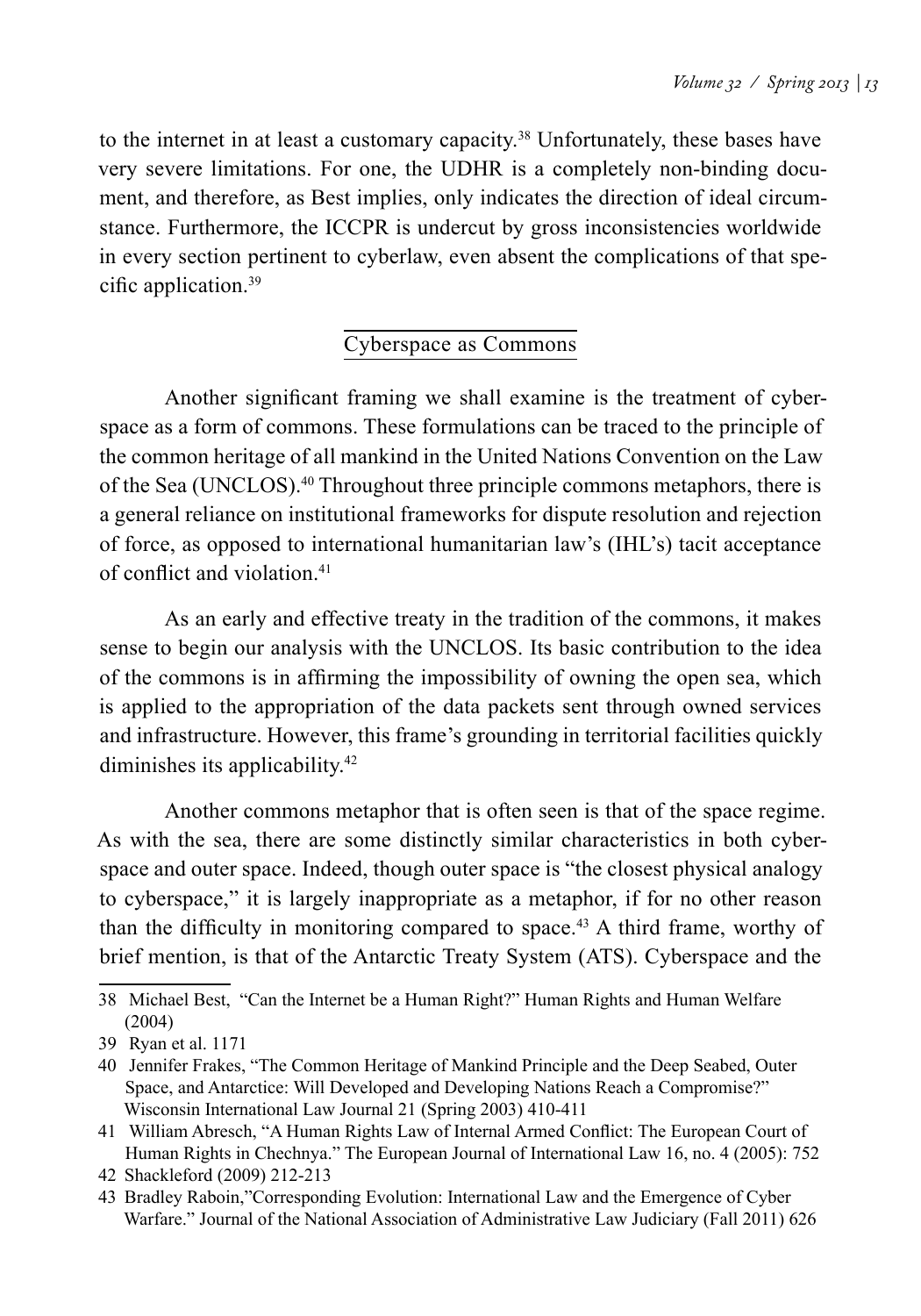to the internet in at least a customary capacity.[38] Unfortunately, these bases have very severe limitations. For one, the UDHR is a completely non-binding document, and therefore, as Best implies, only indicates the direction of ideal circumstance. Furthermore, the ICCPR is undercut by gross inconsistencies worldwide in every section pertinent to cyberlaw, even absent the complications of that specific application.[39]

## Cyberspace as Commons

Another significant framing we shall examine is the treatment of cyberspace as a form of commons. These formulations can be traced to the principle of the common heritage of all mankind in the United Nations Convention on the Law of the Sea (UNCLOS).[40] Throughout three principle commons metaphors, there is a general reliance on institutional frameworks for dispute resolution and rejection of force, as opposed to international humanitarian law's (IHL's) tacit acceptance of conflict and violation.[41]

As an early and effective treaty in the tradition of the commons, it makes sense to begin our analysis with the UNCLOS. Its basic contribution to the idea of the commons is in affirming the impossibility of owning the open sea, which is applied to the appropriation of the data packets sent through owned services and infrastructure. However, this frame's grounding in territorial facilities quickly diminishes its applicability.[42]

Another commons metaphor that is often seen is that of the space regime. As with the sea, there are some distinctly similar characteristics in both cyberspace and outer space. Indeed, though outer space is "the closest physical analogy to cyberspace," it is largely inappropriate as a metaphor, if for no other reason than the difficulty in monitoring compared to space.[43] A third frame, worthy of brief mention, is that of the Antarctic Treaty System (ATS). Cyberspace and the

---

38 Michael Best, "Can the Internet be a Human Right?" Human Rights and Human Welfare (2004)

39 Ryan et al. 1171

40 Jennifer Frakes, "The Common Heritage of Mankind Principle and the Deep Seabed, Outer Space, and Antarctice: Will Developed and Developing Nations Reach a Compromise?" Wisconsin International Law Journal 21 (Spring 2003) 410-411

41 William Abresch, "A Human Rights Law of Internal Armed Conflict: The European Court of Human Rights in Chechnya." The European Journal of International Law 16, no. 4 (2005): 752

42 Shackleford (2009) 212-213

43 Bradley Raboin,"Corresponding Evolution: International Law and the Emergence of Cyber Warfare." Journal of the National Association of Administrative Law Judiciary (Fall 2011) 626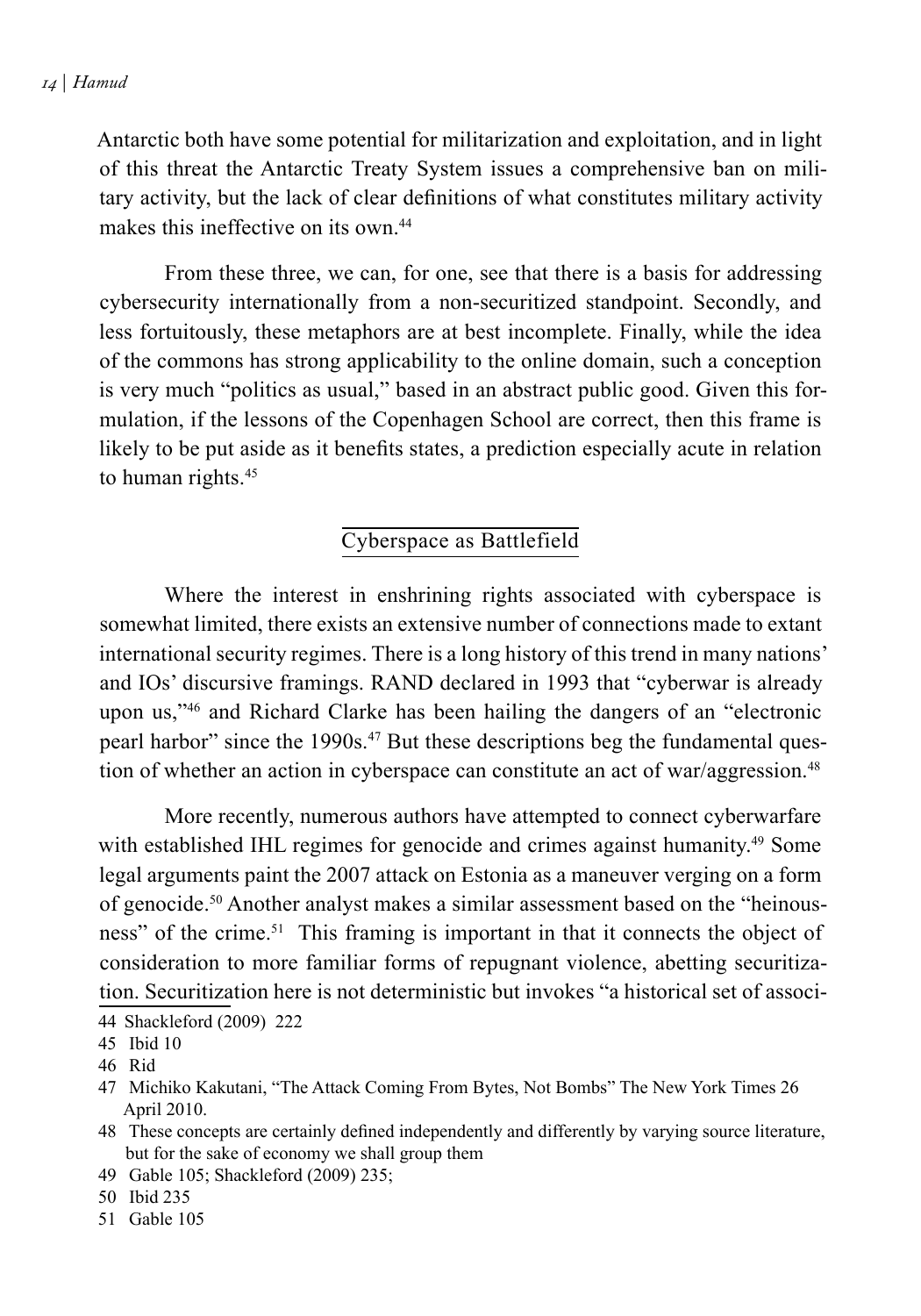Antarctic both have some potential for militarization and exploitation, and in light of this threat the Antarctic Treaty System issues a comprehensive ban on military activity, but the lack of clear definitions of what constitutes military activity makes this ineffective on its own.[44]

From these three, we can, for one, see that there is a basis for addressing cybersecurity internationally from a non-securitized standpoint. Secondly, and less fortuitously, these metaphors are at best incomplete. Finally, while the idea of the commons has strong applicability to the online domain, such a conception is very much "politics as usual," based in an abstract public good. Given this formulation, if the lessons of the Copenhagen School are correct, then this frame is likely to be put aside as it benefits states, a prediction especially acute in relation to human rights.[45]

## Cyberspace as Battlefield

Where the interest in enshrining rights associated with cyberspace is somewhat limited, there exists an extensive number of connections made to extant international security regimes. There is a long history of this trend in many nations' and IOs' discursive framings. RAND declared in 1993 that "cyberwar is already upon us,"[46] and Richard Clarke has been hailing the dangers of an "electronic pearl harbor" since the 1990s.[47] But these descriptions beg the fundamental question of whether an action in cyberspace can constitute an act of war/aggression.[48]

More recently, numerous authors have attempted to connect cyberwarfare with established IHL regimes for genocide and crimes against humanity.[49] Some legal arguments paint the 2007 attack on Estonia as a maneuver verging on a form of genocide.[50] Another analyst makes a similar assessment based on the "heinousness" of the crime.[51] This framing is important in that it connects the object of consideration to more familiar forms of repugnant violence, abetting securitization. Securitization here is not deterministic but invokes "a historical set of associ-

---

44 Shackleford (2009) 222

45 Ibid 10

46 Rid

47 Michiko Kakutani, "The Attack Coming From Bytes, Not Bombs" The New York Times 26 April 2010.

48 These concepts are certainly defined independently and differently by varying source literature, but for the sake of economy we shall group them

49 Gable 105; Shackleford (2009) 235;

50 Ibid 235

51 Gable 105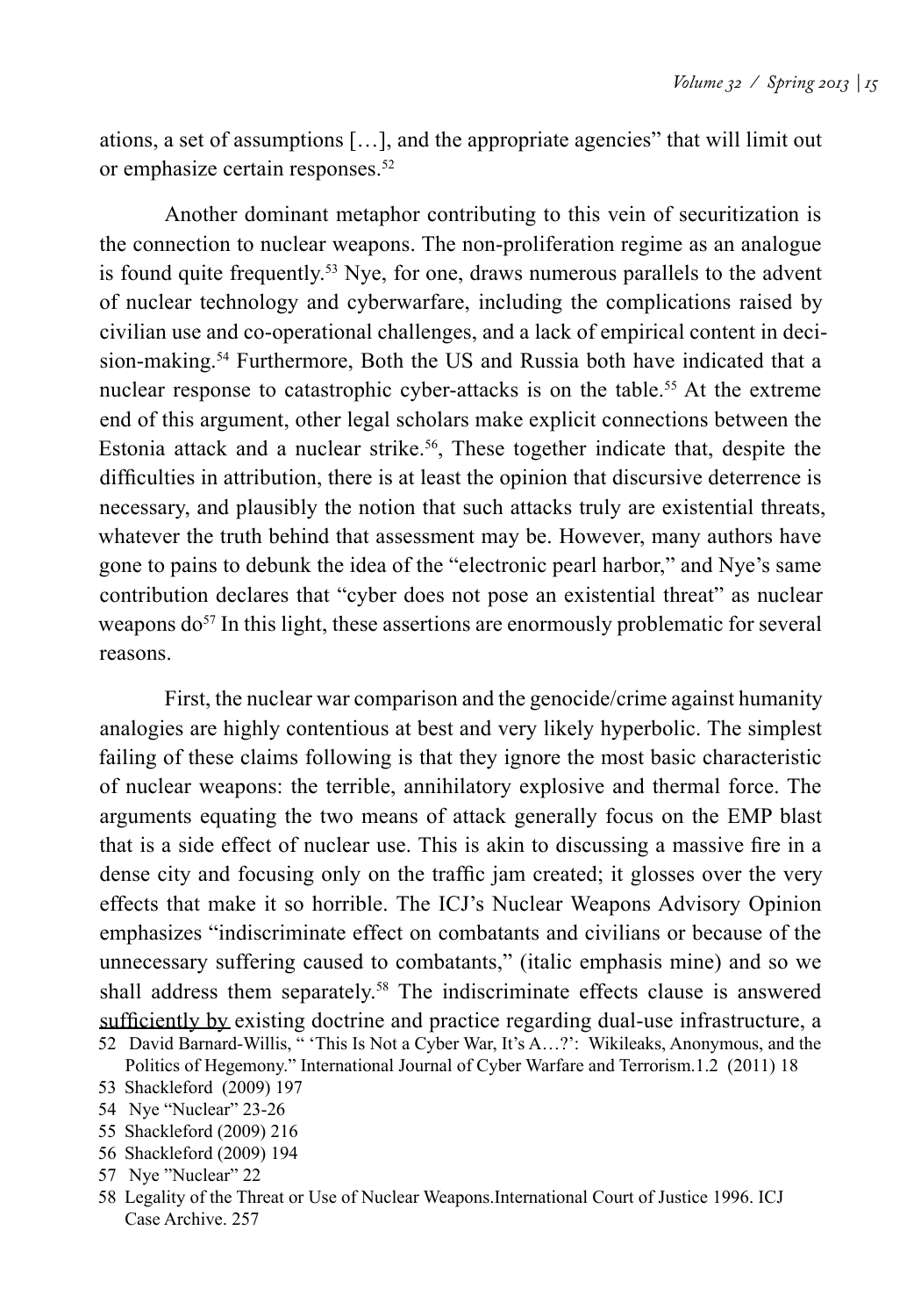ations, a set of assumptions […], and the appropriate agencies" that will limit out or emphasize certain responses.[52]

Another dominant metaphor contributing to this vein of securitization is the connection to nuclear weapons. The non-proliferation regime as an analogue is found quite frequently.[53] Nye, for one, draws numerous parallels to the advent of nuclear technology and cyberwarfare, including the complications raised by civilian use and co-operational challenges, and a lack of empirical content in decision-making.[54] Furthermore, Both the US and Russia both have indicated that a nuclear response to catastrophic cyber-attacks is on the table.[55] At the extreme end of this argument, other legal scholars make explicit connections between the Estonia attack and a nuclear strike.[56], These together indicate that, despite the difficulties in attribution, there is at least the opinion that discursive deterrence is necessary, and plausibly the notion that such attacks truly are existential threats, whatever the truth behind that assessment may be. However, many authors have gone to pains to debunk the idea of the "electronic pearl harbor," and Nye's same contribution declares that "cyber does not pose an existential threat" as nuclear weapons do[57] In this light, these assertions are enormously problematic for several reasons.

First, the nuclear war comparison and the genocide/crime against humanity analogies are highly contentious at best and very likely hyperbolic. The simplest failing of these claims following is that they ignore the most basic characteristic of nuclear weapons: the terrible, annihilatory explosive and thermal force. The arguments equating the two means of attack generally focus on the EMP blast that is a side effect of nuclear use. This is akin to discussing a massive fire in a dense city and focusing only on the traffic jam created; it glosses over the very effects that make it so horrible. The ICJ's Nuclear Weapons Advisory Opinion emphasizes "indiscriminate effect on combatants and civilians or because of the unnecessary suffering caused to combatants," (italic emphasis mine) and so we shall address them separately.[58] The indiscriminate effects clause is answered sufficiently by existing doctrine and practice regarding dual-use infrastructure, a

52 David Barnard-Willis, " 'This Is Not a Cyber War, It's A…?': Wikileaks, Anonymous, and the Politics of Hegemony." International Journal of Cyber Warfare and Terrorism.1.2 (2011) 18

53 Shackleford (2009) 197

54 Nye "Nuclear" 23-26

55 Shackleford (2009) 216

56 Shackleford (2009) 194

57 Nye "Nuclear" 22

58 Legality of the Threat or Use of Nuclear Weapons.International Court of Justice 1996. ICJ Case Archive. 257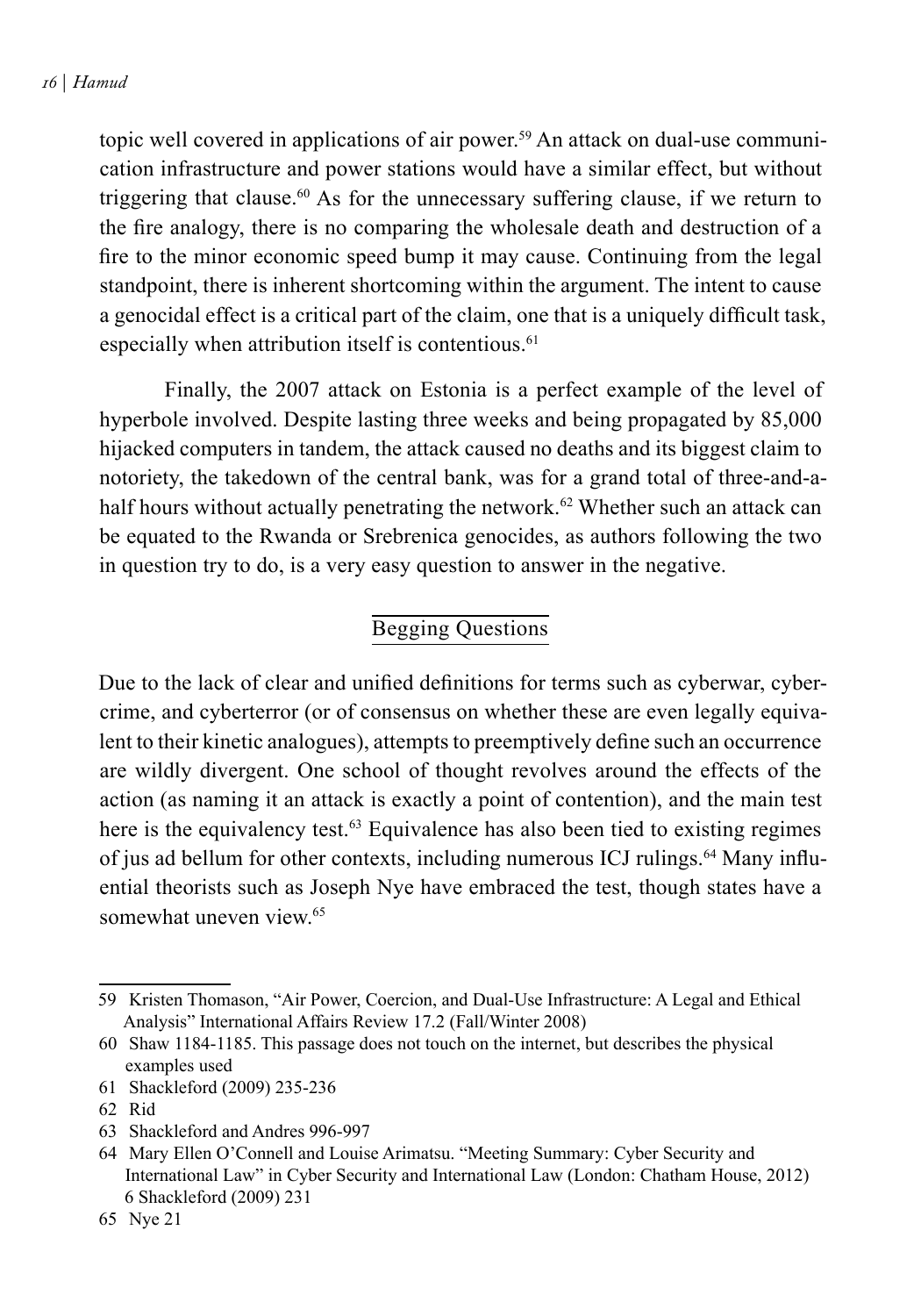topic well covered in applications of air power.[59] An attack on dual-use communication infrastructure and power stations would have a similar effect, but without triggering that clause.[60] As for the unnecessary suffering clause, if we return to the fire analogy, there is no comparing the wholesale death and destruction of a fire to the minor economic speed bump it may cause. Continuing from the legal standpoint, there is inherent shortcoming within the argument. The intent to cause a genocidal effect is a critical part of the claim, one that is a uniquely difficult task, especially when attribution itself is contentious.[61]

Finally, the 2007 attack on Estonia is a perfect example of the level of hyperbole involved. Despite lasting three weeks and being propagated by 85,000 hijacked computers in tandem, the attack caused no deaths and its biggest claim to notoriety, the takedown of the central bank, was for a grand total of three-and-a-half hours without actually penetrating the network.[62] Whether such an attack can be equated to the Rwanda or Srebrenica genocides, as authors following the two in question try to do, is a very easy question to answer in the negative.

## Begging Questions

Due to the lack of clear and unified definitions for terms such as cyberwar, cybercrime, and cyberterror (or of consensus on whether these are even legally equivalent to their kinetic analogues), attempts to preemptively define such an occurrence are wildly divergent. One school of thought revolves around the effects of the action (as naming it an attack is exactly a point of contention), and the main test here is the equivalency test.[63] Equivalence has also been tied to existing regimes of jus ad bellum for other contexts, including numerous ICJ rulings.[64] Many influential theorists such as Joseph Nye have embraced the test, though states have a somewhat uneven view.[65]

---

59 Kristen Thomason, "Air Power, Coercion, and Dual-Use Infrastructure: A Legal and Ethical Analysis" International Affairs Review 17.2 (Fall/Winter 2008)

60 Shaw 1184-1185. This passage does not touch on the internet, but describes the physical examples used

61 Shackleford (2009) 235-236

62 Rid

63 Shackleford and Andres 996-997

64 Mary Ellen O'Connell and Louise Arimatsu. "Meeting Summary: Cyber Security and International Law" in Cyber Security and International Law (London: Chatham House, 2012) 6 Shackleford (2009) 231

65 Nye 21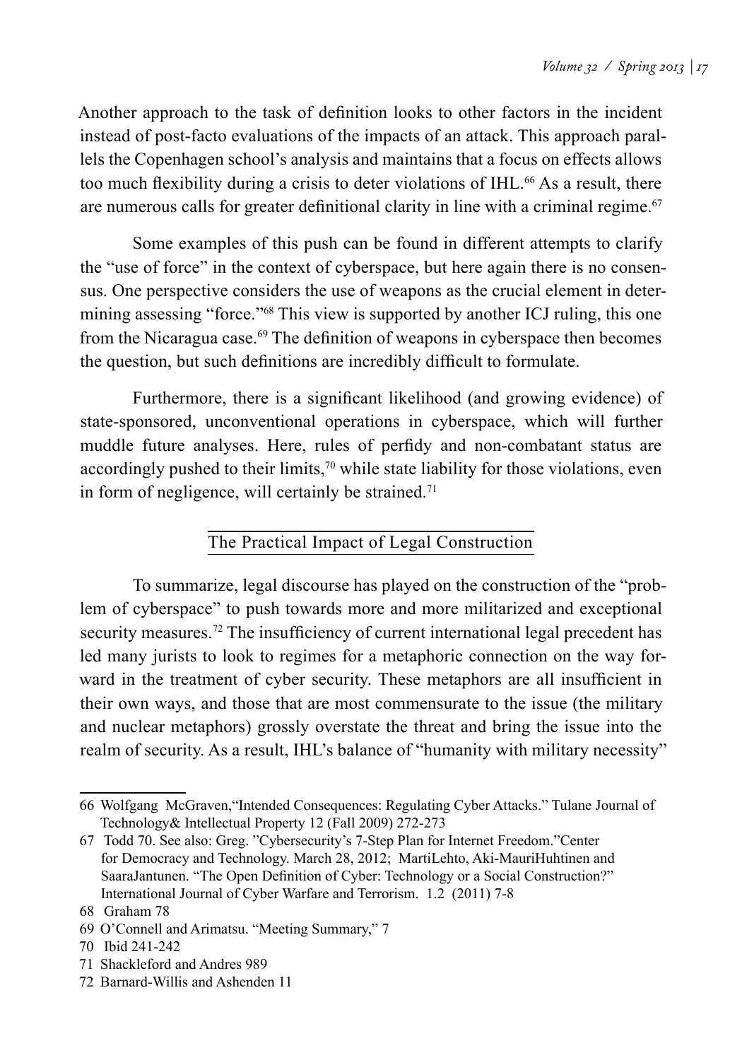Another approach to the task of definition looks to other factors in the incident instead of post-facto evaluations of the impacts of an attack. This approach parallels the Copenhagen school's analysis and maintains that a focus on effects allows too much flexibility during a crisis to deter violations of IHL.[66] As a result, there are numerous calls for greater definitional clarity in line with a criminal regime.[67]

Some examples of this push can be found in different attempts to clarify the "use of force" in the context of cyberspace, but here again there is no consensus. One perspective considers the use of weapons as the crucial element in determining assessing "force."[68] This view is supported by another ICJ ruling, this one from the Nicaragua case.[69] The definition of weapons in cyberspace then becomes the question, but such definitions are incredibly difficult to formulate.

Furthermore, there is a significant likelihood (and growing evidence) of state-sponsored, unconventional operations in cyberspace, which will further muddle future analyses. Here, rules of perfidy and non-combatant status are accordingly pushed to their limits,[70] while state liability for those violations, even in form of negligence, will certainly be strained.[71]

## The Practical Impact of Legal Construction

To summarize, legal discourse has played on the construction of the "problem of cyberspace" to push towards more and more militarized and exceptional security measures.[72] The insufficiency of current international legal precedent has led many jurists to look to regimes for a metaphoric connection on the way forward in the treatment of cyber security. These metaphors are all insufficient in their own ways, and those that are most commensurate to the issue (the military and nuclear metaphors) grossly overstate the threat and bring the issue into the realm of security. As a result, IHL's balance of "humanity with military necessity"

---

66 Wolfgang McGraven,"Intended Consequences: Regulating Cyber Attacks." Tulane Journal of Technology& Intellectual Property 12 (Fall 2009) 272-273

67 Todd 70. See also: Greg. "Cybersecurity's 7-Step Plan for Internet Freedom."Center for Democracy and Technology. March 28, 2012; MartiLehto, Aki-MauriHuhtinen and SaaraJantunen. "The Open Definition of Cyber: Technology or a Social Construction?" International Journal of Cyber Warfare and Terrorism. 1.2 (2011) 7-8

68 Graham 78

69 O'Connell and Arimatsu. "Meeting Summary," 7

70 Ibid 241-242

71 Shackleford and Andres 989

72 Barnard-Willis and Ashenden 11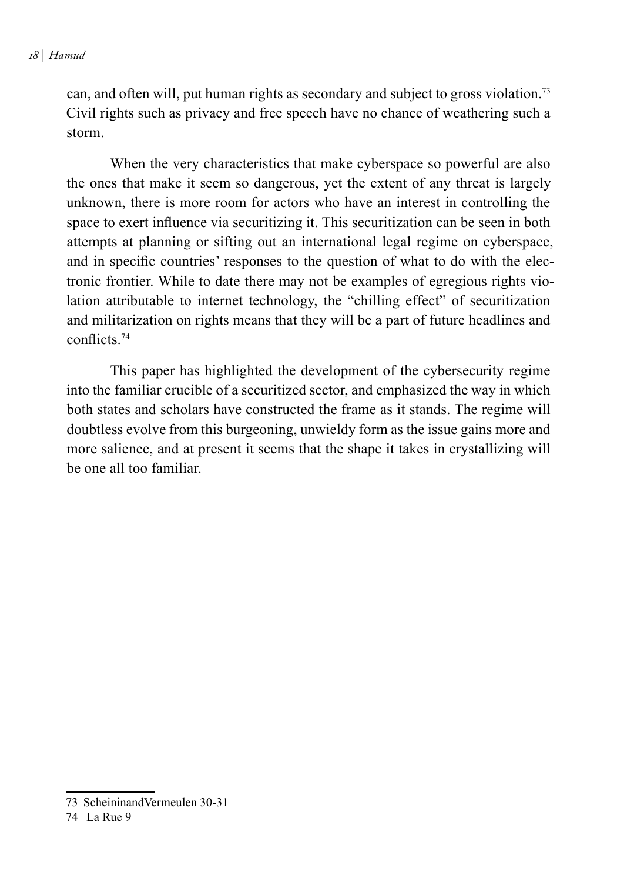can, and often will, put human rights as secondary and subject to gross violation.[73] Civil rights such as privacy and free speech have no chance of weathering such a storm.

When the very characteristics that make cyberspace so powerful are also the ones that make it seem so dangerous, yet the extent of any threat is largely unknown, there is more room for actors who have an interest in controlling the space to exert influence via securitizing it. This securitization can be seen in both attempts at planning or sifting out an international legal regime on cyberspace, and in specific countries' responses to the question of what to do with the electronic frontier. While to date there may not be examples of egregious rights violation attributable to internet technology, the "chilling effect" of securitization and militarization on rights means that they will be a part of future headlines and conflicts.[74]

This paper has highlighted the development of the cybersecurity regime into the familiar crucible of a securitized sector, and emphasized the way in which both states and scholars have constructed the frame as it stands. The regime will doubtless evolve from this burgeoning, unwieldy form as the issue gains more and more salience, and at present it seems that the shape it takes in crystallizing will be one all too familiar.

---

73 ScheininandVermeulen 30-31

74 La Rue 9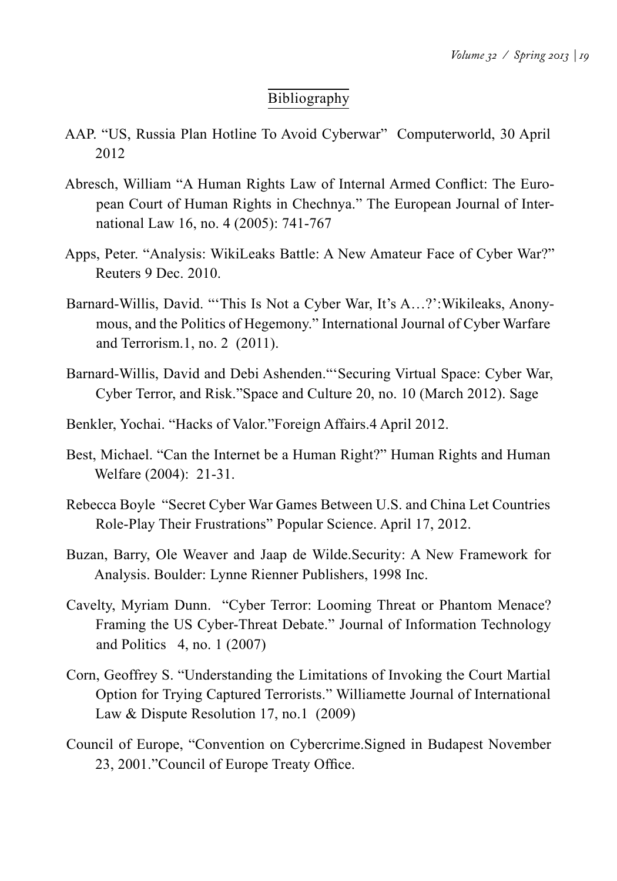## Bibliography

AAP. "US, Russia Plan Hotline To Avoid Cyberwar" Computerworld, 30 April 2012

Abresch, William "A Human Rights Law of Internal Armed Conflict: The European Court of Human Rights in Chechnya." The European Journal of International Law 16, no. 4 (2005): 741-767

Apps, Peter. "Analysis: WikiLeaks Battle: A New Amateur Face of Cyber War?" Reuters 9 Dec. 2010.

Barnard-Willis, David. "'This Is Not a Cyber War, It's A…?':Wikileaks, Anonymous, and the Politics of Hegemony." International Journal of Cyber Warfare and Terrorism.1, no. 2 (2011).

Barnard-Willis, David and Debi Ashenden."'Securing Virtual Space: Cyber War, Cyber Terror, and Risk."Space and Culture 20, no. 10 (March 2012). Sage

Benkler, Yochai. "Hacks of Valor."Foreign Affairs.4 April 2012.

Best, Michael. "Can the Internet be a Human Right?" Human Rights and Human Welfare (2004): 21-31.

Rebecca Boyle "Secret Cyber War Games Between U.S. and China Let Countries Role-Play Their Frustrations" Popular Science. April 17, 2012.

Buzan, Barry, Ole Weaver and Jaap de Wilde.Security: A New Framework for Analysis. Boulder: Lynne Rienner Publishers, 1998 Inc.

Cavelty, Myriam Dunn. "Cyber Terror: Looming Threat or Phantom Menace? Framing the US Cyber-Threat Debate." Journal of Information Technology and Politics 4, no. 1 (2007)

Corn, Geoffrey S. "Understanding the Limitations of Invoking the Court Martial Option for Trying Captured Terrorists." Williamette Journal of International Law & Dispute Resolution 17, no.1 (2009)

Council of Europe, "Convention on Cybercrime.Signed in Budapest November 23, 2001."Council of Europe Treaty Office.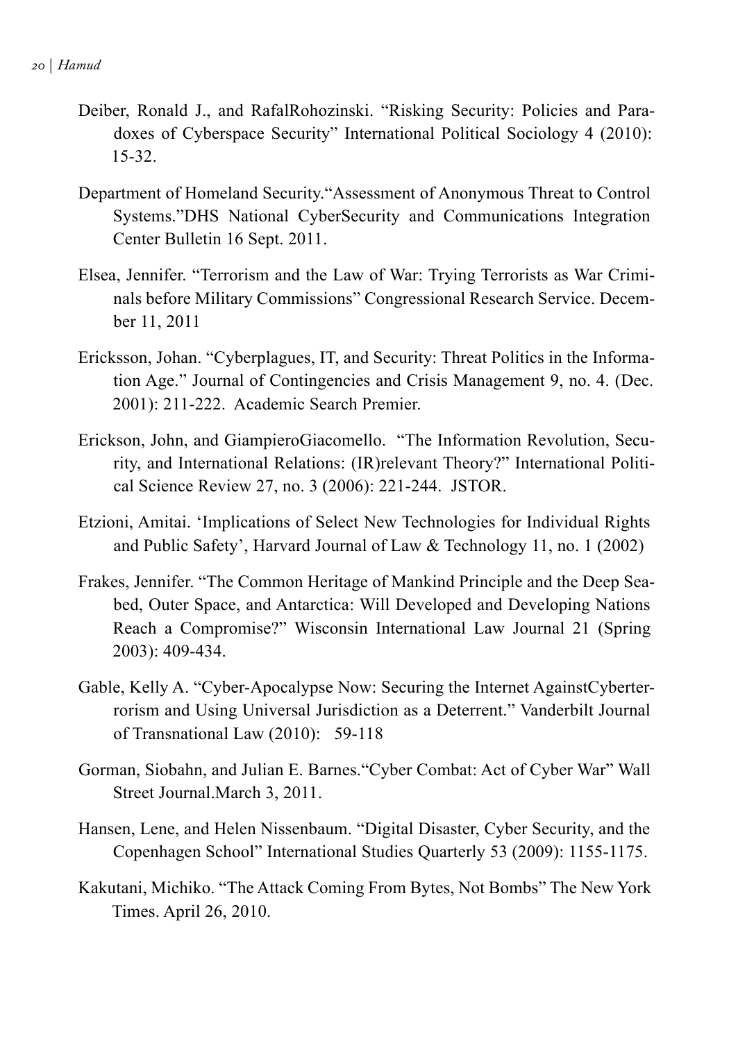Deiber, Ronald J., and RafalRohozinski. "Risking Security: Policies and Paradoxes of Cyberspace Security" International Political Sociology 4 (2010): 15-32.

Department of Homeland Security."Assessment of Anonymous Threat to Control Systems."DHS National CyberSecurity and Communications Integration Center Bulletin 16 Sept. 2011.

Elsea, Jennifer. "Terrorism and the Law of War: Trying Terrorists as War Criminals before Military Commissions" Congressional Research Service. December 11, 2011

Ericksson, Johan. "Cyberplagues, IT, and Security: Threat Politics in the Information Age." Journal of Contingencies and Crisis Management 9, no. 4. (Dec. 2001): 211-222. Academic Search Premier.

Erickson, John, and GiampieroGiacomello. "The Information Revolution, Security, and International Relations: (IR)relevant Theory?" International Political Science Review 27, no. 3 (2006): 221-244. JSTOR.

Etzioni, Amitai. 'Implications of Select New Technologies for Individual Rights and Public Safety', Harvard Journal of Law & Technology 11, no. 1 (2002)

Frakes, Jennifer. "The Common Heritage of Mankind Principle and the Deep Seabed, Outer Space, and Antarctica: Will Developed and Developing Nations Reach a Compromise?" Wisconsin International Law Journal 21 (Spring 2003): 409-434.

Gable, Kelly A. "Cyber-Apocalypse Now: Securing the Internet AgainstCyberterrorism and Using Universal Jurisdiction as a Deterrent." Vanderbilt Journal of Transnational Law (2010): 59-118

Gorman, Siobahn, and Julian E. Barnes."Cyber Combat: Act of Cyber War" Wall Street Journal.March 3, 2011.

Hansen, Lene, and Helen Nissenbaum. "Digital Disaster, Cyber Security, and the Copenhagen School" International Studies Quarterly 53 (2009): 1155-1175.

Kakutani, Michiko. "The Attack Coming From Bytes, Not Bombs" The New York Times. April 26, 2010.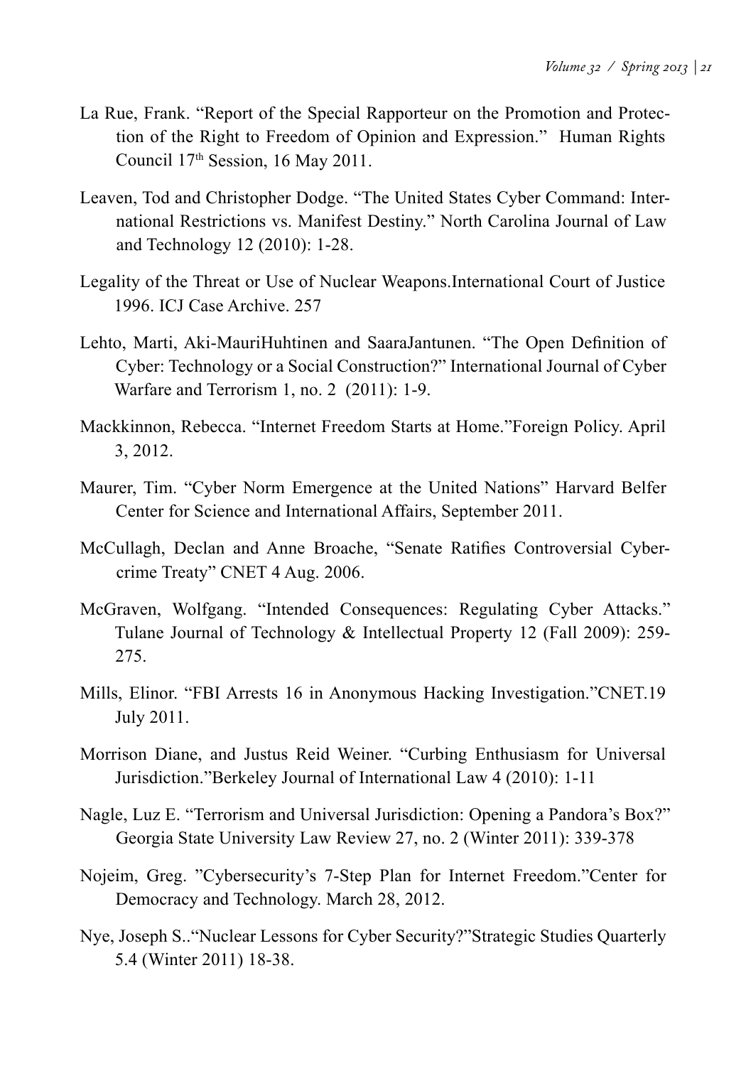La Rue, Frank. "Report of the Special Rapporteur on the Promotion and Protection of the Right to Freedom of Opinion and Expression." Human Rights Council 17th Session, 16 May 2011.

Leaven, Tod and Christopher Dodge. "The United States Cyber Command: International Restrictions vs. Manifest Destiny." North Carolina Journal of Law and Technology 12 (2010): 1-28.

Legality of the Threat or Use of Nuclear Weapons.International Court of Justice 1996. ICJ Case Archive. 257

Lehto, Marti, Aki-MauriHuhtinen and SaaraJantunen. "The Open Definition of Cyber: Technology or a Social Construction?" International Journal of Cyber Warfare and Terrorism 1, no. 2 (2011): 1-9.

Mackkinnon, Rebecca. "Internet Freedom Starts at Home."Foreign Policy. April 3, 2012.

Maurer, Tim. "Cyber Norm Emergence at the United Nations" Harvard Belfer Center for Science and International Affairs, September 2011.

McCullagh, Declan and Anne Broache, "Senate Ratifies Controversial Cybercrime Treaty" CNET 4 Aug. 2006.

McGraven, Wolfgang. "Intended Consequences: Regulating Cyber Attacks." Tulane Journal of Technology & Intellectual Property 12 (Fall 2009): 259-275.

Mills, Elinor. "FBI Arrests 16 in Anonymous Hacking Investigation."CNET.19 July 2011.

Morrison Diane, and Justus Reid Weiner. "Curbing Enthusiasm for Universal Jurisdiction."Berkeley Journal of International Law 4 (2010): 1-11

Nagle, Luz E. "Terrorism and Universal Jurisdiction: Opening a Pandora's Box?" Georgia State University Law Review 27, no. 2 (Winter 2011): 339-378

Nojeim, Greg. "Cybersecurity's 7-Step Plan for Internet Freedom."Center for Democracy and Technology. March 28, 2012.

Nye, Joseph S.."Nuclear Lessons for Cyber Security?"Strategic Studies Quarterly 5.4 (Winter 2011) 18-38.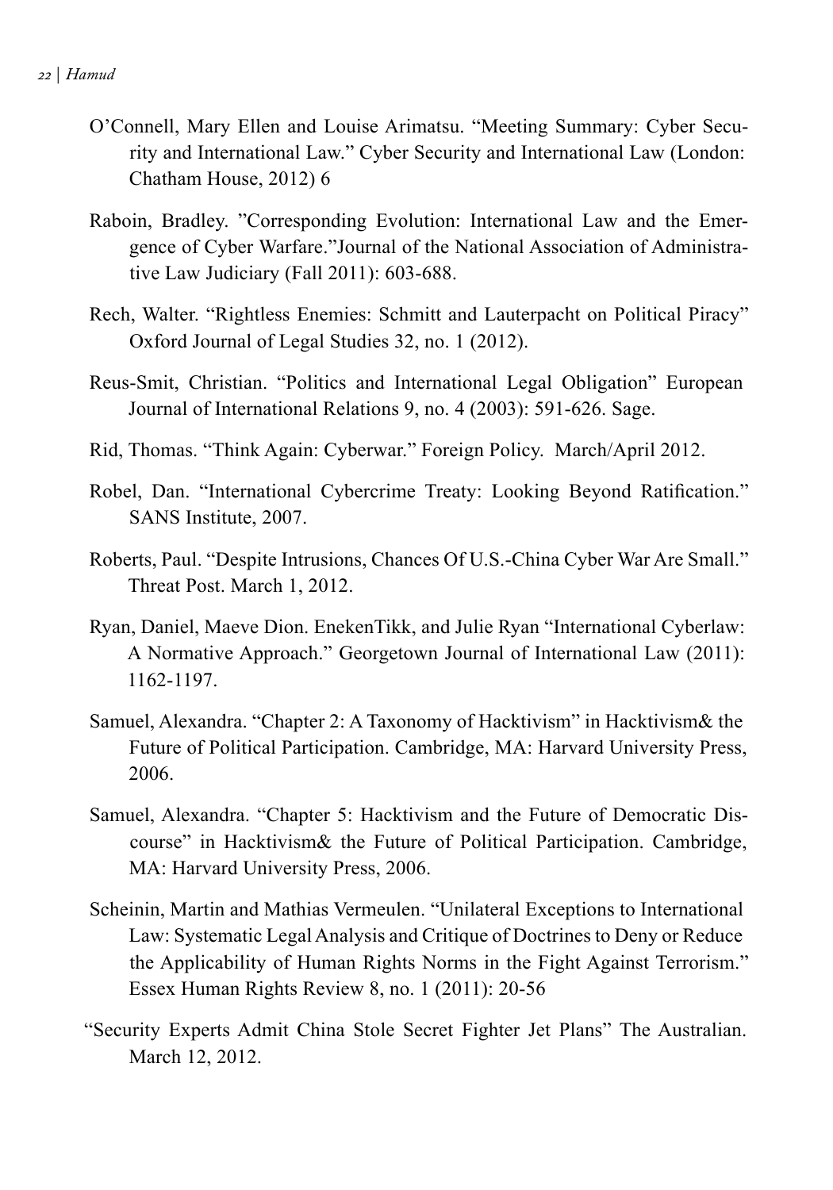O'Connell, Mary Ellen and Louise Arimatsu. "Meeting Summary: Cyber Security and International Law." Cyber Security and International Law (London: Chatham House, 2012) 6

Raboin, Bradley. "Corresponding Evolution: International Law and the Emergence of Cyber Warfare."Journal of the National Association of Administrative Law Judiciary (Fall 2011): 603-688.

Rech, Walter. "Rightless Enemies: Schmitt and Lauterpacht on Political Piracy" Oxford Journal of Legal Studies 32, no. 1 (2012).

Reus-Smit, Christian. "Politics and International Legal Obligation" European Journal of International Relations 9, no. 4 (2003): 591-626. Sage.

Rid, Thomas. "Think Again: Cyberwar." Foreign Policy. March/April 2012.

Robel, Dan. "International Cybercrime Treaty: Looking Beyond Ratification." SANS Institute, 2007.

Roberts, Paul. "Despite Intrusions, Chances Of U.S.-China Cyber War Are Small." Threat Post. March 1, 2012.

Ryan, Daniel, Maeve Dion. EnekenTikk, and Julie Ryan "International Cyberlaw: A Normative Approach." Georgetown Journal of International Law (2011): 1162-1197.

Samuel, Alexandra. "Chapter 2: A Taxonomy of Hacktivism" in Hacktivism& the Future of Political Participation. Cambridge, MA: Harvard University Press, 2006.

Samuel, Alexandra. "Chapter 5: Hacktivism and the Future of Democratic Discourse" in Hacktivism& the Future of Political Participation. Cambridge, MA: Harvard University Press, 2006.

Scheinin, Martin and Mathias Vermeulen. "Unilateral Exceptions to International Law: Systematic Legal Analysis and Critique of Doctrines to Deny or Reduce the Applicability of Human Rights Norms in the Fight Against Terrorism." Essex Human Rights Review 8, no. 1 (2011): 20-56

"Security Experts Admit China Stole Secret Fighter Jet Plans" The Australian. March 12, 2012.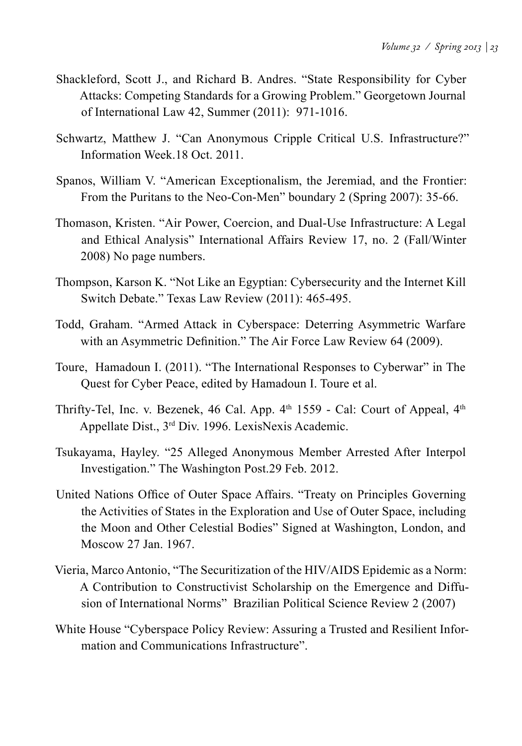Shackleford, Scott J., and Richard B. Andres. "State Responsibility for Cyber Attacks: Competing Standards for a Growing Problem." Georgetown Journal of International Law 42, Summer (2011): 971-1016.

Schwartz, Matthew J. "Can Anonymous Cripple Critical U.S. Infrastructure?" Information Week.18 Oct. 2011.

Spanos, William V. "American Exceptionalism, the Jeremiad, and the Frontier: From the Puritans to the Neo-Con-Men" boundary 2 (Spring 2007): 35-66.

Thomason, Kristen. "Air Power, Coercion, and Dual-Use Infrastructure: A Legal and Ethical Analysis" International Affairs Review 17, no. 2 (Fall/Winter 2008) No page numbers.

Thompson, Karson K. "Not Like an Egyptian: Cybersecurity and the Internet Kill Switch Debate." Texas Law Review (2011): 465-495.

Todd, Graham. "Armed Attack in Cyberspace: Deterring Asymmetric Warfare with an Asymmetric Definition." The Air Force Law Review 64 (2009).

Toure, Hamadoun I. (2011). "The International Responses to Cyberwar" in The Quest for Cyber Peace, edited by Hamadoun I. Toure et al.

Thrifty-Tel, Inc. v. Bezenek, 46 Cal. App. 4th 1559 - Cal: Court of Appeal, 4th Appellate Dist., 3rd Div. 1996. LexisNexis Academic.

Tsukayama, Hayley. "25 Alleged Anonymous Member Arrested After Interpol Investigation." The Washington Post.29 Feb. 2012.

United Nations Office of Outer Space Affairs. "Treaty on Principles Governing the Activities of States in the Exploration and Use of Outer Space, including the Moon and Other Celestial Bodies" Signed at Washington, London, and Moscow 27 Jan. 1967.

Vieria, Marco Antonio, "The Securitization of the HIV/AIDS Epidemic as a Norm: A Contribution to Constructivist Scholarship on the Emergence and Diffusion of International Norms" Brazilian Political Science Review 2 (2007)

White House "Cyberspace Policy Review: Assuring a Trusted and Resilient Information and Communications Infrastructure".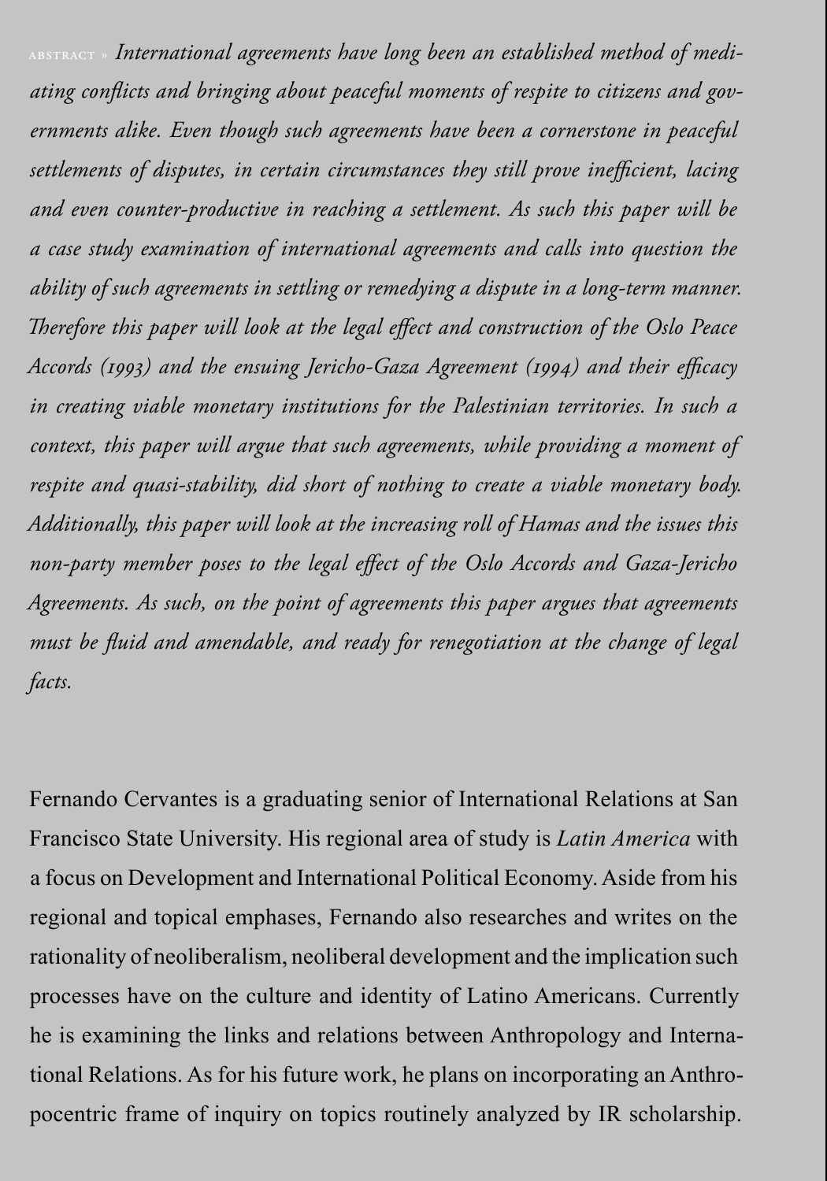ABSTRACT » *International agreements have long been an established method of mediating conflicts and bringing about peaceful moments of respite to citizens and governments alike. Even though such agreements have been a cornerstone in peaceful settlements of disputes, in certain circumstances they still prove inefficient, lacing and even counter-productive in reaching a settlement. As such this paper will be a case study examination of international agreements and calls into question the ability of such agreements in settling or remedying a dispute in a long-term manner. Therefore this paper will look at the legal effect and construction of the Oslo Peace Accords (1993) and the ensuing Jericho-Gaza Agreement (1994) and their efficacy in creating viable monetary institutions for the Palestinian territories. In such a context, this paper will argue that such agreements, while providing a moment of respite and quasi-stability, did short of nothing to create a viable monetary body. Additionally, this paper will look at the increasing roll of Hamas and the issues this non-party member poses to the legal effect of the Oslo Accords and Gaza-Jericho Agreements. As such, on the point of agreements this paper argues that agreements must be fluid and amendable, and ready for renegotiation at the change of legal facts.*

Fernando Cervantes is a graduating senior of International Relations at San Francisco State University. His regional area of study is *Latin America* with a focus on Development and International Political Economy. Aside from his regional and topical emphases, Fernando also researches and writes on the rationality of neoliberalism, neoliberal development and the implication such processes have on the culture and identity of Latino Americans. Currently he is examining the links and relations between Anthropology and International Relations. As for his future work, he plans on incorporating an Anthropocentric frame of inquiry on topics routinely analyzed by IR scholarship.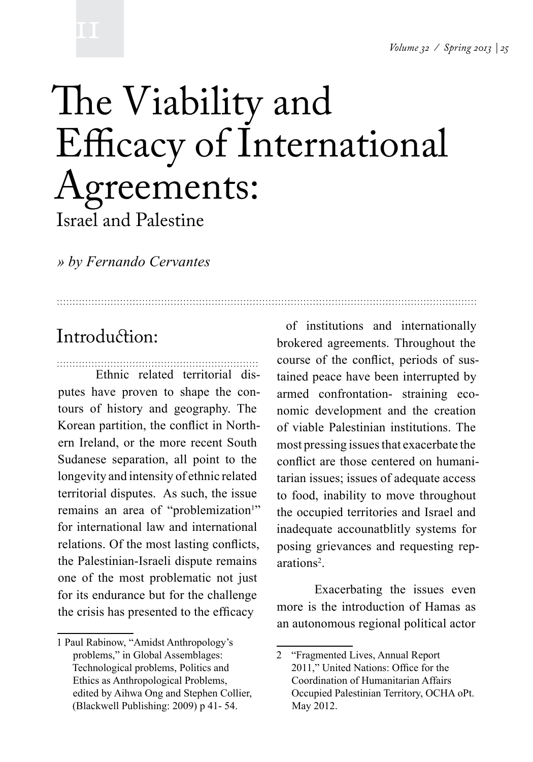# The Viability and Efficacy of International Agreements:

## Israel and Palestine

*» by Fernando Cervantes*

## Introduction:

Ethnic related territorial disputes have proven to shape the contours of history and geography. The Korean partition, the conflict in Northern Ireland, or the more recent South Sudanese separation, all point to the longevity and intensity of ethnic related territorial disputes. As such, the issue remains an area of "problemization[1]" for international law and international relations. Of the most lasting conflicts, the Palestinian-Israeli dispute remains one of the most problematic not just for its endurance but for the challenge the crisis has presented to the efficacy of institutions and internationally brokered agreements. Throughout the course of the conflict, periods of sustained peace have been interrupted by armed confrontation- straining economic development and the creation of viable Palestinian institutions. The most pressing issues that exacerbate the conflict are those centered on humanitarian issues; issues of adequate access to food, inability to move throughout the occupied territories and Israel and inadequate accounatblitly systems for posing grievances and requesting reparations[2].

Exacerbating the issues even more is the introduction of Hamas as an autonomous regional political actor

1 Paul Rabinow, "Amidst Anthropology's problems," in Global Assemblages: Technological problems, Politics and Ethics as Anthropological Problems, edited by Aihwa Ong and Stephen Collier, (Blackwell Publishing: 2009) p 41- 54.

2 "Fragmented Lives, Annual Report 2011," United Nations: Office for the Coordination of Humanitarian Affairs Occupied Palestinian Territory, OCHA oPt. May 2012.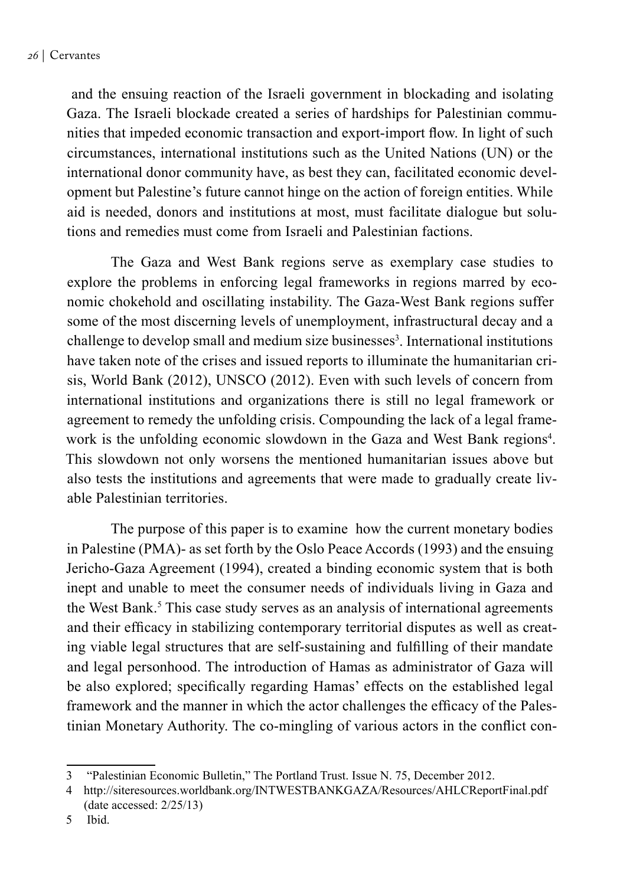and the ensuing reaction of the Israeli government in blockading and isolating Gaza. The Israeli blockade created a series of hardships for Palestinian communities that impeded economic transaction and export-import flow. In light of such circumstances, international institutions such as the United Nations (UN) or the international donor community have, as best they can, facilitated economic development but Palestine's future cannot hinge on the action of foreign entities. While aid is needed, donors and institutions at most, must facilitate dialogue but solutions and remedies must come from Israeli and Palestinian factions.

The Gaza and West Bank regions serve as exemplary case studies to explore the problems in enforcing legal frameworks in regions marred by economic chokehold and oscillating instability. The Gaza-West Bank regions suffer some of the most discerning levels of unemployment, infrastructural decay and a challenge to develop small and medium size businesses[3]. International institutions have taken note of the crises and issued reports to illuminate the humanitarian crisis, World Bank (2012), UNSCO (2012). Even with such levels of concern from international institutions and organizations there is still no legal framework or agreement to remedy the unfolding crisis. Compounding the lack of a legal framework is the unfolding economic slowdown in the Gaza and West Bank regions[4]. This slowdown not only worsens the mentioned humanitarian issues above but also tests the institutions and agreements that were made to gradually create livable Palestinian territories.

The purpose of this paper is to examine how the current monetary bodies in Palestine (PMA)- as set forth by the Oslo Peace Accords (1993) and the ensuing Jericho-Gaza Agreement (1994), created a binding economic system that is both inept and unable to meet the consumer needs of individuals living in Gaza and the West Bank.[5] This case study serves as an analysis of international agreements and their efficacy in stabilizing contemporary territorial disputes as well as creating viable legal structures that are self-sustaining and fulfilling of their mandate and legal personhood. The introduction of Hamas as administrator of Gaza will be also explored; specifically regarding Hamas' effects on the established legal framework and the manner in which the actor challenges the efficacy of the Palestinian Monetary Authority. The co-mingling of various actors in the conflict con-

---

3 "Palestinian Economic Bulletin," The Portland Trust. Issue N. 75, December 2012.

4 http://siteresources.worldbank.org/INTWESTBANKGAZA/Resources/AHLCReportFinal.pdf (date accessed: 2/25/13)

5 Ibid.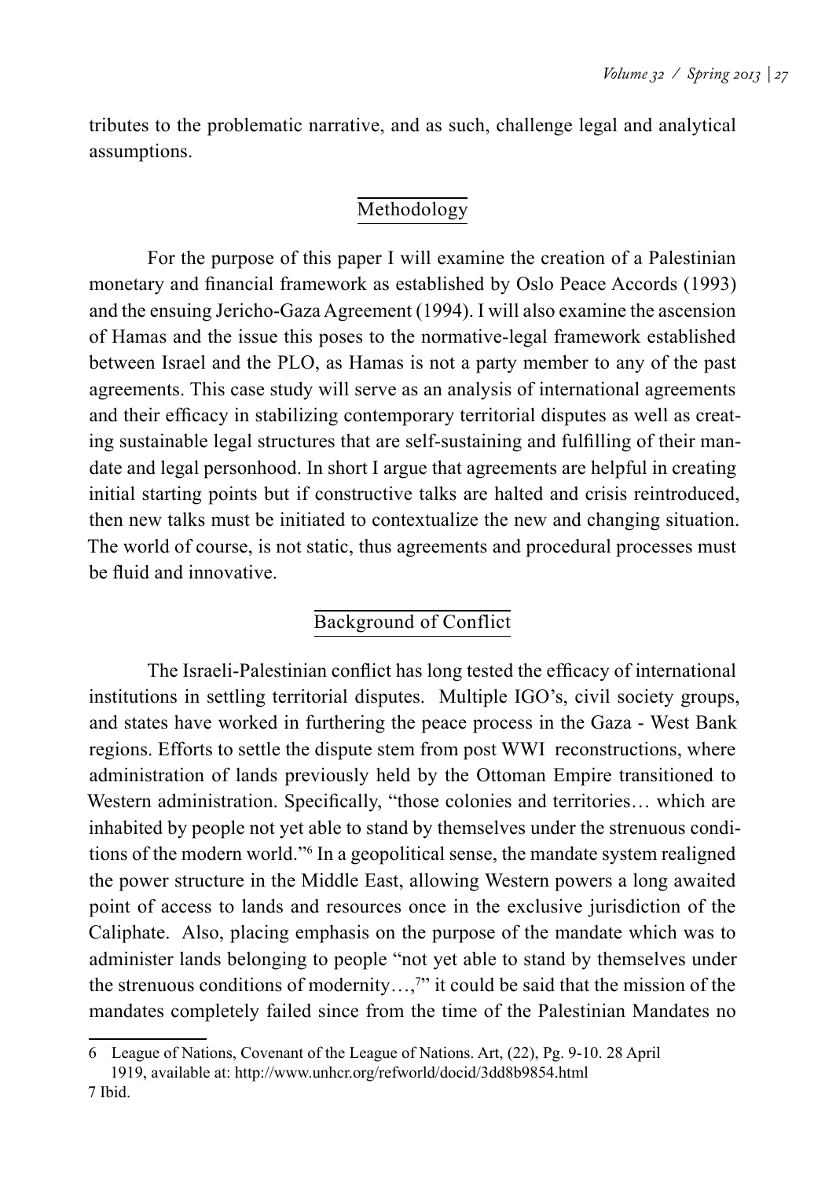tributes to the problematic narrative, and as such, challenge legal and analytical assumptions.

## Methodology

For the purpose of this paper I will examine the creation of a Palestinian monetary and financial framework as established by Oslo Peace Accords (1993) and the ensuing Jericho-Gaza Agreement (1994). I will also examine the ascension of Hamas and the issue this poses to the normative-legal framework established between Israel and the PLO, as Hamas is not a party member to any of the past agreements. This case study will serve as an analysis of international agreements and their efficacy in stabilizing contemporary territorial disputes as well as creating sustainable legal structures that are self-sustaining and fulfilling of their mandate and legal personhood. In short I argue that agreements are helpful in creating initial starting points but if constructive talks are halted and crisis reintroduced, then new talks must be initiated to contextualize the new and changing situation. The world of course, is not static, thus agreements and procedural processes must be fluid and innovative.

## Background of Conflict

The Israeli-Palestinian conflict has long tested the efficacy of international institutions in settling territorial disputes. Multiple IGO's, civil society groups, and states have worked in furthering the peace process in the Gaza - West Bank regions. Efforts to settle the dispute stem from post WWI reconstructions, where administration of lands previously held by the Ottoman Empire transitioned to Western administration. Specifically, "those colonies and territories… which are inhabited by people not yet able to stand by themselves under the strenuous conditions of the modern world."[6] In a geopolitical sense, the mandate system realigned the power structure in the Middle East, allowing Western powers a long awaited point of access to lands and resources once in the exclusive jurisdiction of the Caliphate. Also, placing emphasis on the purpose of the mandate which was to administer lands belonging to people "not yet able to stand by themselves under the strenuous conditions of modernity…,[7]" it could be said that the mission of the mandates completely failed since from the time of the Palestinian Mandates no

---

6 League of Nations, Covenant of the League of Nations. Art, (22), Pg. 9-10. 28 April 1919, available at: http://www.unhcr.org/refworld/docid/3dd8b9854.html

7 Ibid.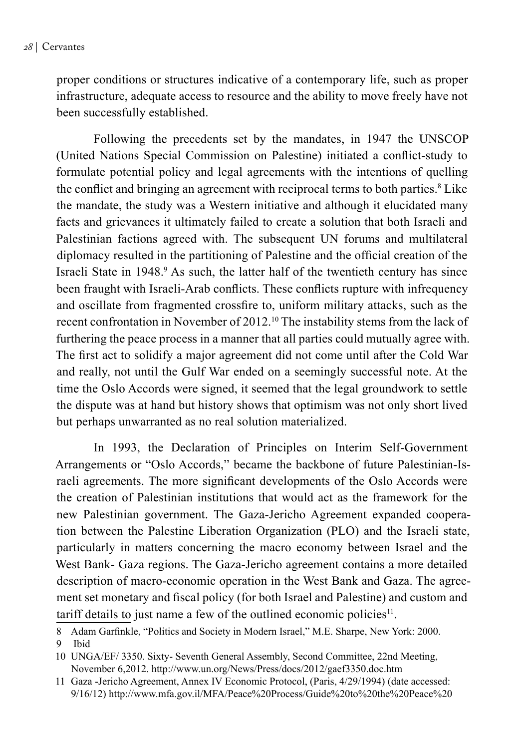proper conditions or structures indicative of a contemporary life, such as proper infrastructure, adequate access to resource and the ability to move freely have not been successfully established.

Following the precedents set by the mandates, in 1947 the UNSCOP (United Nations Special Commission on Palestine) initiated a conflict-study to formulate potential policy and legal agreements with the intentions of quelling the conflict and bringing an agreement with reciprocal terms to both parties.[8] Like the mandate, the study was a Western initiative and although it elucidated many facts and grievances it ultimately failed to create a solution that both Israeli and Palestinian factions agreed with. The subsequent UN forums and multilateral diplomacy resulted in the partitioning of Palestine and the official creation of the Israeli State in 1948.[9] As such, the latter half of the twentieth century has since been fraught with Israeli-Arab conflicts. These conflicts rupture with infrequency and oscillate from fragmented crossfire to, uniform military attacks, such as the recent confrontation in November of 2012.[10] The instability stems from the lack of furthering the peace process in a manner that all parties could mutually agree with. The first act to solidify a major agreement did not come until after the Cold War and really, not until the Gulf War ended on a seemingly successful note. At the time the Oslo Accords were signed, it seemed that the legal groundwork to settle the dispute was at hand but history shows that optimism was not only short lived but perhaps unwarranted as no real solution materialized.

In 1993, the Declaration of Principles on Interim Self-Government Arrangements or "Oslo Accords," became the backbone of future Palestinian-Israeli agreements. The more significant developments of the Oslo Accords were the creation of Palestinian institutions that would act as the framework for the new Palestinian government. The Gaza-Jericho Agreement expanded cooperation between the Palestine Liberation Organization (PLO) and the Israeli state, particularly in matters concerning the macro economy between Israel and the West Bank- Gaza regions. The Gaza-Jericho agreement contains a more detailed description of macro-economic operation in the West Bank and Gaza. The agreement set monetary and fiscal policy (for both Israel and Palestine) and custom and tariff details to just name a few of the outlined economic policies[11].

8 Adam Garfinkle, "Politics and Society in Modern Israel," M.E. Sharpe, New York: 2000.

9 Ibid

10 UNGA/EF/ 3350. Sixty- Seventh General Assembly, Second Committee, 22nd Meeting, November 6,2012. http://www.un.org/News/Press/docs/2012/gaef3350.doc.htm

11 Gaza -Jericho Agreement, Annex IV Economic Protocol, (Paris, 4/29/1994) (date accessed: 9/16/12) http://www.mfa.gov.il/MFA/Peace%20Process/Guide%20to%20the%20Peace%20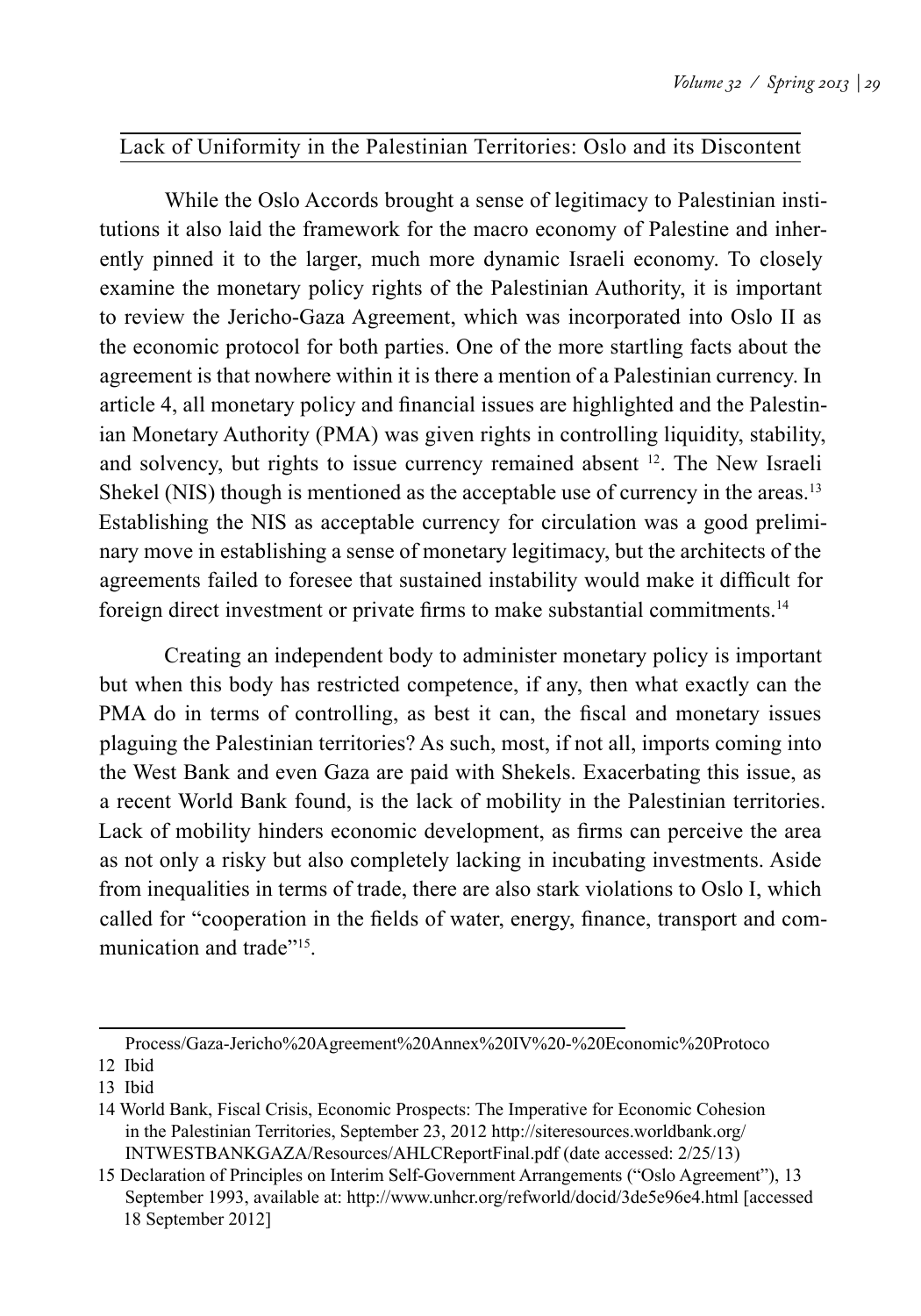## Lack of Uniformity in the Palestinian Territories: Oslo and its Discontent

While the Oslo Accords brought a sense of legitimacy to Palestinian institutions it also laid the framework for the macro economy of Palestine and inherently pinned it to the larger, much more dynamic Israeli economy. To closely examine the monetary policy rights of the Palestinian Authority, it is important to review the Jericho-Gaza Agreement, which was incorporated into Oslo II as the economic protocol for both parties. One of the more startling facts about the agreement is that nowhere within it is there a mention of a Palestinian currency. In article 4, all monetary policy and financial issues are highlighted and the Palestinian Monetary Authority (PMA) was given rights in controlling liquidity, stability, and solvency, but rights to issue currency remained absent [12]. The New Israeli Shekel (NIS) though is mentioned as the acceptable use of currency in the areas.[13] Establishing the NIS as acceptable currency for circulation was a good preliminary move in establishing a sense of monetary legitimacy, but the architects of the agreements failed to foresee that sustained instability would make it difficult for foreign direct investment or private firms to make substantial commitments.[14]

Creating an independent body to administer monetary policy is important but when this body has restricted competence, if any, then what exactly can the PMA do in terms of controlling, as best it can, the fiscal and monetary issues plaguing the Palestinian territories? As such, most, if not all, imports coming into the West Bank and even Gaza are paid with Shekels. Exacerbating this issue, as a recent World Bank found, is the lack of mobility in the Palestinian territories. Lack of mobility hinders economic development, as firms can perceive the area as not only a risky but also completely lacking in incubating investments. Aside from inequalities in terms of trade, there are also stark violations to Oslo I, which called for "cooperation in the fields of water, energy, finance, transport and communication and trade"[15].

---

Process/Gaza-Jericho%20Agreement%20Annex%20IV%20-%20Economic%20Protoco

12 Ibid

13 Ibid

14 World Bank, Fiscal Crisis, Economic Prospects: The Imperative for Economic Cohesion in the Palestinian Territories, September 23, 2012 http://siteresources.worldbank.org/INTWESTBANKGAZA/Resources/AHLCReportFinal.pdf (date accessed: 2/25/13)

15 Declaration of Principles on Interim Self-Government Arrangements ("Oslo Agreement"), 13 September 1993, available at: http://www.unhcr.org/refworld/docid/3de5e96e4.html [accessed 18 September 2012]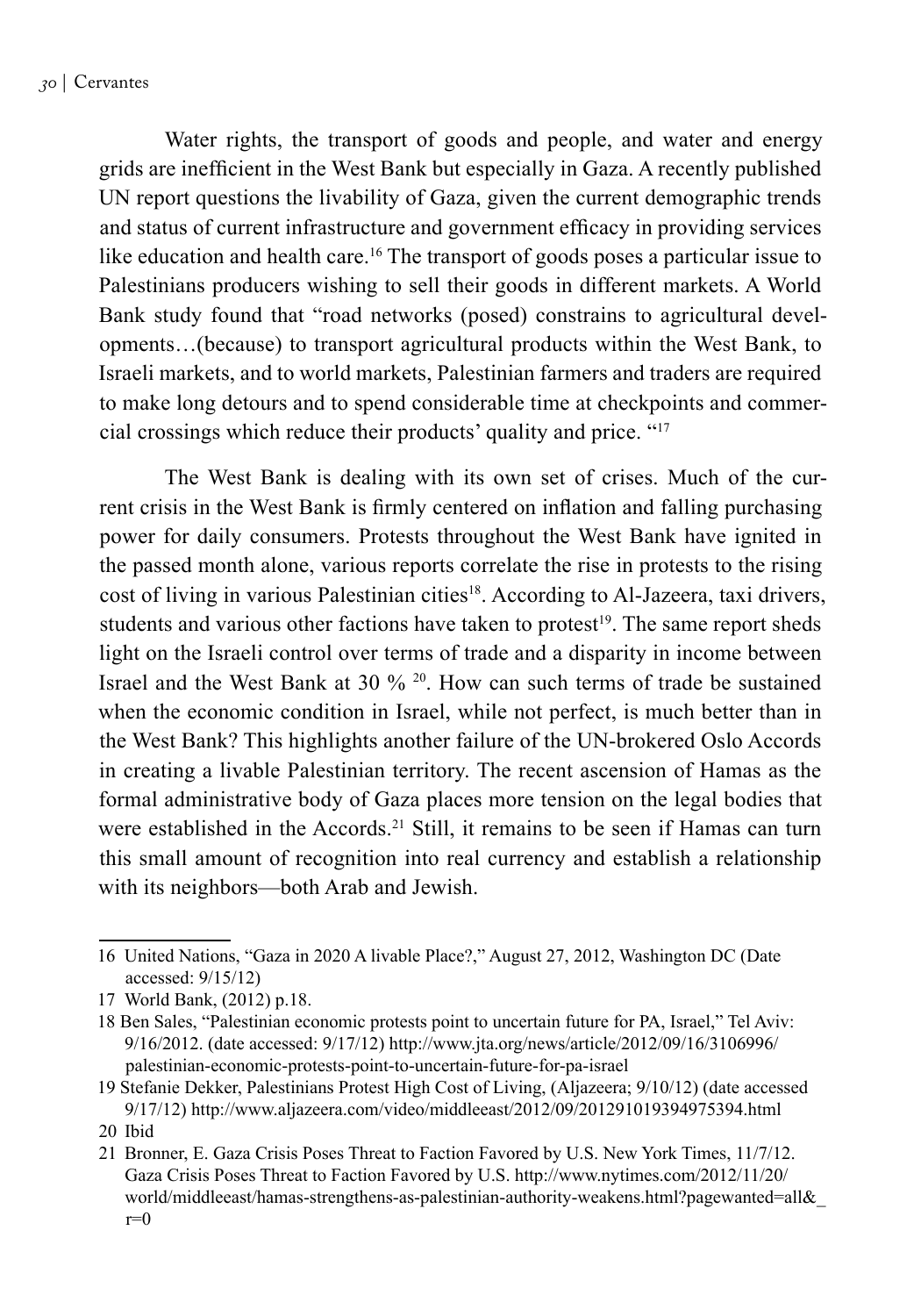Water rights, the transport of goods and people, and water and energy grids are inefficient in the West Bank but especially in Gaza. A recently published UN report questions the livability of Gaza, given the current demographic trends and status of current infrastructure and government efficacy in providing services like education and health care.[16] The transport of goods poses a particular issue to Palestinians producers wishing to sell their goods in different markets. A World Bank study found that "road networks (posed) constrains to agricultural developments…(because) to transport agricultural products within the West Bank, to Israeli markets, and to world markets, Palestinian farmers and traders are required to make long detours and to spend considerable time at checkpoints and commercial crossings which reduce their products' quality and price. "[17]

The West Bank is dealing with its own set of crises. Much of the current crisis in the West Bank is firmly centered on inflation and falling purchasing power for daily consumers. Protests throughout the West Bank have ignited in the passed month alone, various reports correlate the rise in protests to the rising cost of living in various Palestinian cities[18]. According to Al-Jazeera, taxi drivers, students and various other factions have taken to protest[19]. The same report sheds light on the Israeli control over terms of trade and a disparity in income between Israel and the West Bank at 30 % [20]. How can such terms of trade be sustained when the economic condition in Israel, while not perfect, is much better than in the West Bank? This highlights another failure of the UN-brokered Oslo Accords in creating a livable Palestinian territory. The recent ascension of Hamas as the formal administrative body of Gaza places more tension on the legal bodies that were established in the Accords.[21] Still, it remains to be seen if Hamas can turn this small amount of recognition into real currency and establish a relationship with its neighbors—both Arab and Jewish.

---

16 United Nations, "Gaza in 2020 A livable Place?," August 27, 2012, Washington DC (Date accessed: 9/15/12)

17 World Bank, (2012) p.18.

18 Ben Sales, "Palestinian economic protests point to uncertain future for PA, Israel," Tel Aviv: 9/16/2012. (date accessed: 9/17/12) http://www.jta.org/news/article/2012/09/16/3106996/palestinian-economic-protests-point-to-uncertain-future-for-pa-israel

19 Stefanie Dekker, Palestinians Protest High Cost of Living, (Aljazeera; 9/10/12) (date accessed 9/17/12) http://www.aljazeera.com/video/middleeast/2012/09/201291019394975394.html

20 Ibid

21 Bronner, E. Gaza Crisis Poses Threat to Faction Favored by U.S. New York Times, 11/7/12. Gaza Crisis Poses Threat to Faction Favored by U.S. http://www.nytimes.com/2012/11/20/world/middleeast/hamas-strengthens-as-palestinian-authority-weakens.html?pagewanted=all&_r=0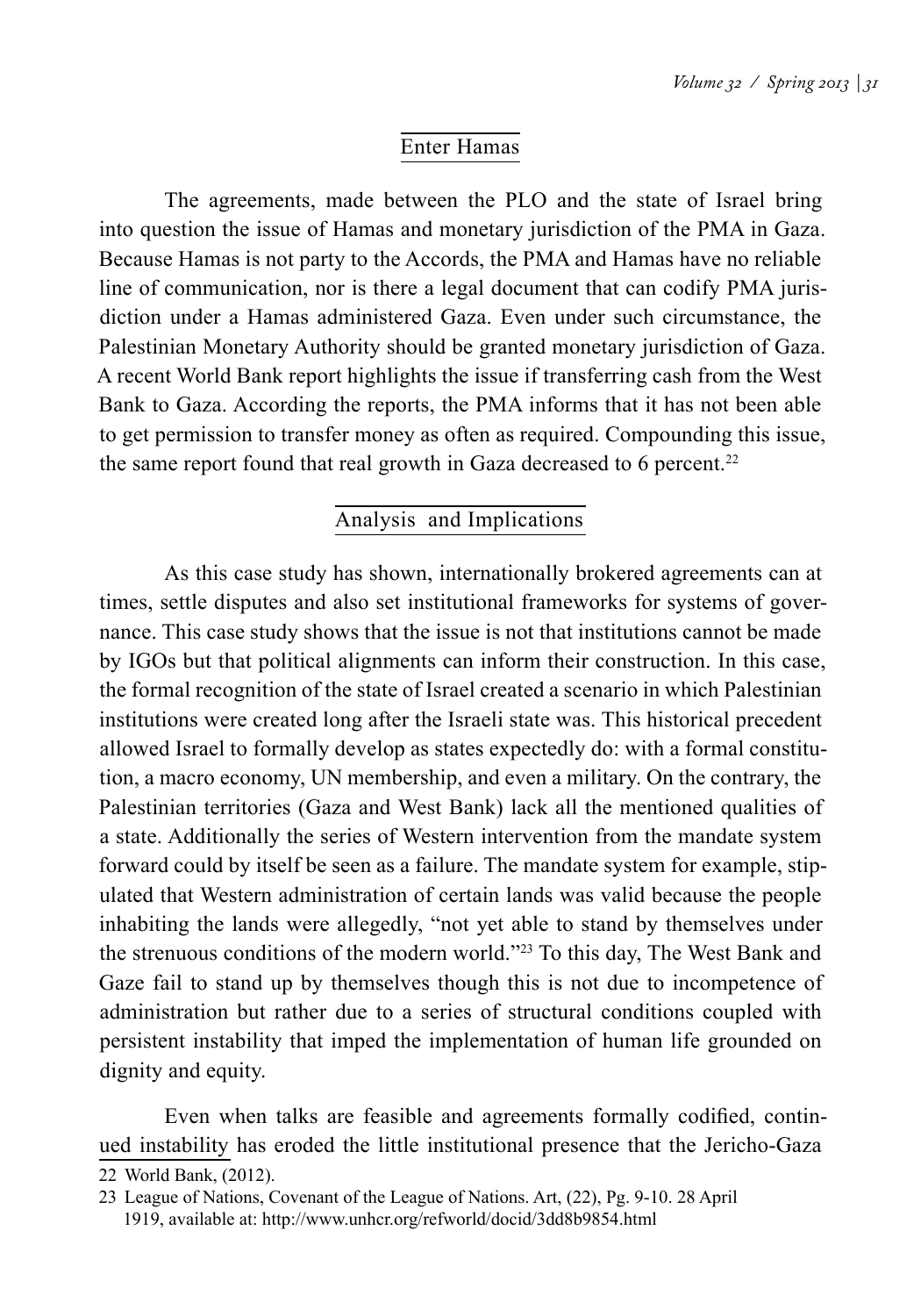## Enter Hamas

The agreements, made between the PLO and the state of Israel bring into question the issue of Hamas and monetary jurisdiction of the PMA in Gaza. Because Hamas is not party to the Accords, the PMA and Hamas have no reliable line of communication, nor is there a legal document that can codify PMA jurisdiction under a Hamas administered Gaza. Even under such circumstance, the Palestinian Monetary Authority should be granted monetary jurisdiction of Gaza. A recent World Bank report highlights the issue if transferring cash from the West Bank to Gaza. According the reports, the PMA informs that it has not been able to get permission to transfer money as often as required. Compounding this issue, the same report found that real growth in Gaza decreased to 6 percent.[22]

## Analysis and Implications

As this case study has shown, internationally brokered agreements can at times, settle disputes and also set institutional frameworks for systems of governance. This case study shows that the issue is not that institutions cannot be made by IGOs but that political alignments can inform their construction. In this case, the formal recognition of the state of Israel created a scenario in which Palestinian institutions were created long after the Israeli state was. This historical precedent allowed Israel to formally develop as states expectedly do: with a formal constitution, a macro economy, UN membership, and even a military. On the contrary, the Palestinian territories (Gaza and West Bank) lack all the mentioned qualities of a state. Additionally the series of Western intervention from the mandate system forward could by itself be seen as a failure. The mandate system for example, stipulated that Western administration of certain lands was valid because the people inhabiting the lands were allegedly, "not yet able to stand by themselves under the strenuous conditions of the modern world."[23] To this day, The West Bank and Gaze fail to stand up by themselves though this is not due to incompetence of administration but rather due to a series of structural conditions coupled with persistent instability that imped the implementation of human life grounded on dignity and equity.

Even when talks are feasible and agreements formally codified, continued instability has eroded the little institutional presence that the Jericho-Gaza

22 World Bank, (2012).

23 League of Nations, Covenant of the League of Nations. Art, (22), Pg. 9-10. 28 April 1919, available at: http://www.unhcr.org/refworld/docid/3dd8b9854.html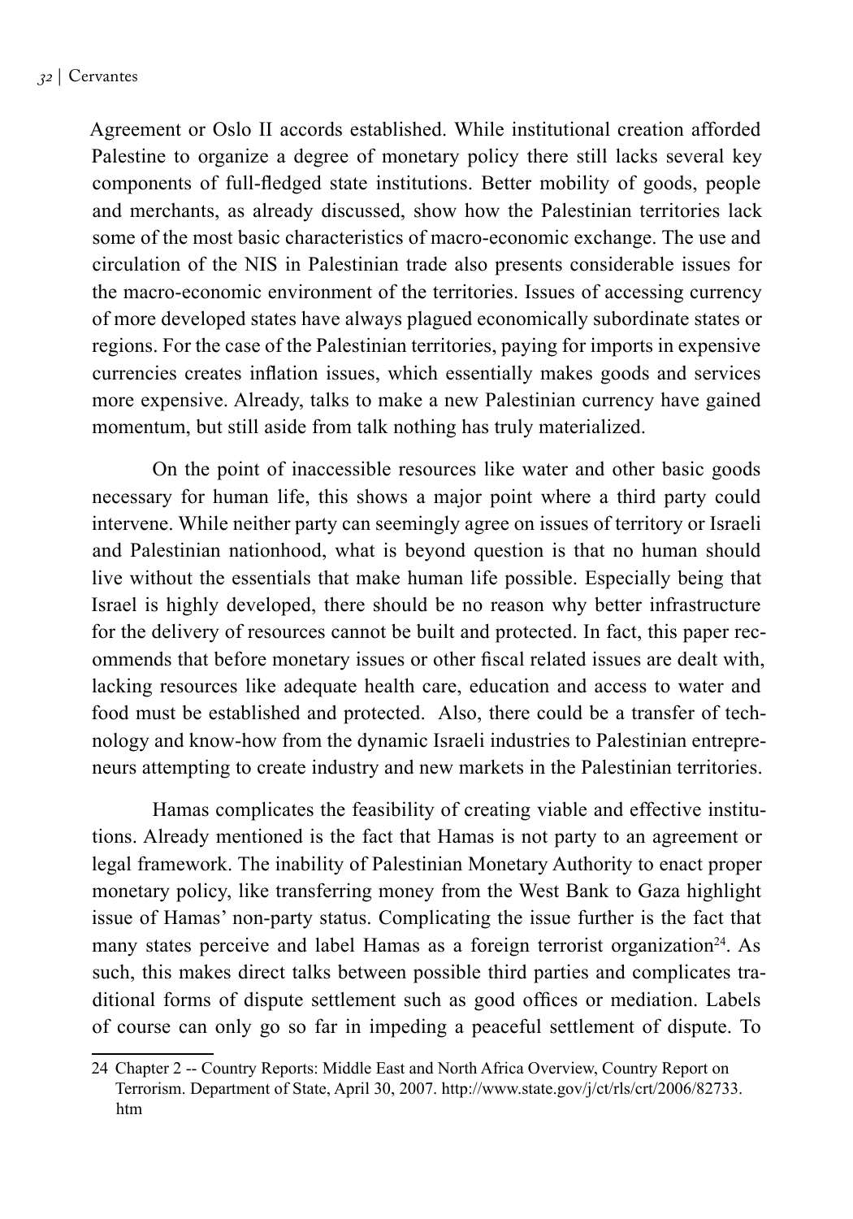Agreement or Oslo II accords established. While institutional creation afforded Palestine to organize a degree of monetary policy there still lacks several key components of full-fledged state institutions. Better mobility of goods, people and merchants, as already discussed, show how the Palestinian territories lack some of the most basic characteristics of macro-economic exchange. The use and circulation of the NIS in Palestinian trade also presents considerable issues for the macro-economic environment of the territories. Issues of accessing currency of more developed states have always plagued economically subordinate states or regions. For the case of the Palestinian territories, paying for imports in expensive currencies creates inflation issues, which essentially makes goods and services more expensive. Already, talks to make a new Palestinian currency have gained momentum, but still aside from talk nothing has truly materialized.

On the point of inaccessible resources like water and other basic goods necessary for human life, this shows a major point where a third party could intervene. While neither party can seemingly agree on issues of territory or Israeli and Palestinian nationhood, what is beyond question is that no human should live without the essentials that make human life possible. Especially being that Israel is highly developed, there should be no reason why better infrastructure for the delivery of resources cannot be built and protected. In fact, this paper recommends that before monetary issues or other fiscal related issues are dealt with, lacking resources like adequate health care, education and access to water and food must be established and protected. Also, there could be a transfer of technology and know-how from the dynamic Israeli industries to Palestinian entrepreneurs attempting to create industry and new markets in the Palestinian territories.

Hamas complicates the feasibility of creating viable and effective institutions. Already mentioned is the fact that Hamas is not party to an agreement or legal framework. The inability of Palestinian Monetary Authority to enact proper monetary policy, like transferring money from the West Bank to Gaza highlight issue of Hamas' non-party status. Complicating the issue further is the fact that many states perceive and label Hamas as a foreign terrorist organization[24]. As such, this makes direct talks between possible third parties and complicates traditional forms of dispute settlement such as good offices or mediation. Labels of course can only go so far in impeding a peaceful settlement of dispute. To

24 Chapter 2 -- Country Reports: Middle East and North Africa Overview, Country Report on Terrorism. Department of State, April 30, 2007. http://www.state.gov/j/ct/rls/crt/2006/82733.htm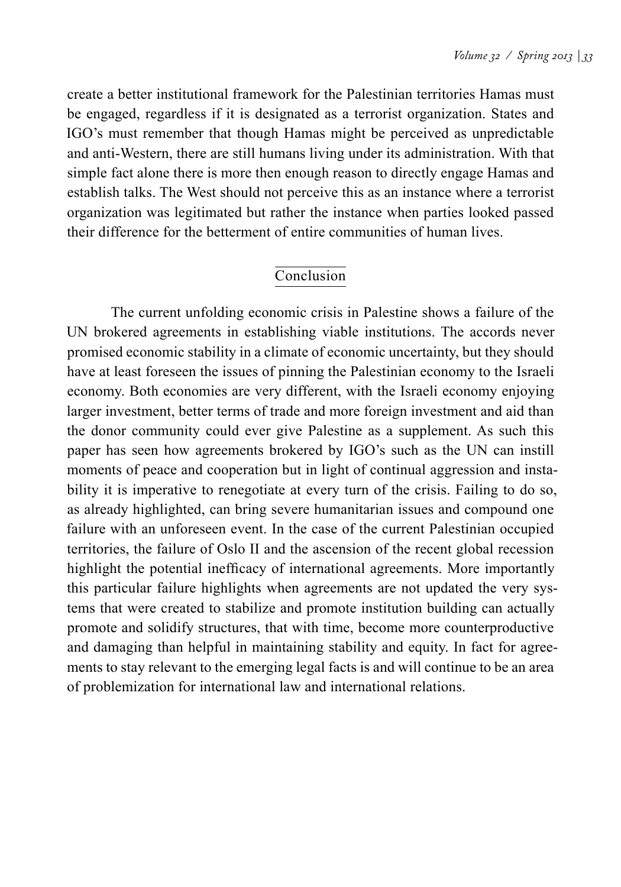create a better institutional framework for the Palestinian territories Hamas must be engaged, regardless if it is designated as a terrorist organization. States and IGO's must remember that though Hamas might be perceived as unpredictable and anti-Western, there are still humans living under its administration. With that simple fact alone there is more then enough reason to directly engage Hamas and establish talks. The West should not perceive this as an instance where a terrorist organization was legitimated but rather the instance when parties looked passed their difference for the betterment of entire communities of human lives.

## Conclusion

The current unfolding economic crisis in Palestine shows a failure of the UN brokered agreements in establishing viable institutions. The accords never promised economic stability in a climate of economic uncertainty, but they should have at least foreseen the issues of pinning the Palestinian economy to the Israeli economy. Both economies are very different, with the Israeli economy enjoying larger investment, better terms of trade and more foreign investment and aid than the donor community could ever give Palestine as a supplement. As such this paper has seen how agreements brokered by IGO's such as the UN can instill moments of peace and cooperation but in light of continual aggression and instability it is imperative to renegotiate at every turn of the crisis. Failing to do so, as already highlighted, can bring severe humanitarian issues and compound one failure with an unforeseen event. In the case of the current Palestinian occupied territories, the failure of Oslo II and the ascension of the recent global recession highlight the potential inefficacy of international agreements. More importantly this particular failure highlights when agreements are not updated the very systems that were created to stabilize and promote institution building can actually promote and solidify structures, that with time, become more counterproductive and damaging than helpful in maintaining stability and equity. In fact for agreements to stay relevant to the emerging legal facts is and will continue to be an area of problemization for international law and international relations.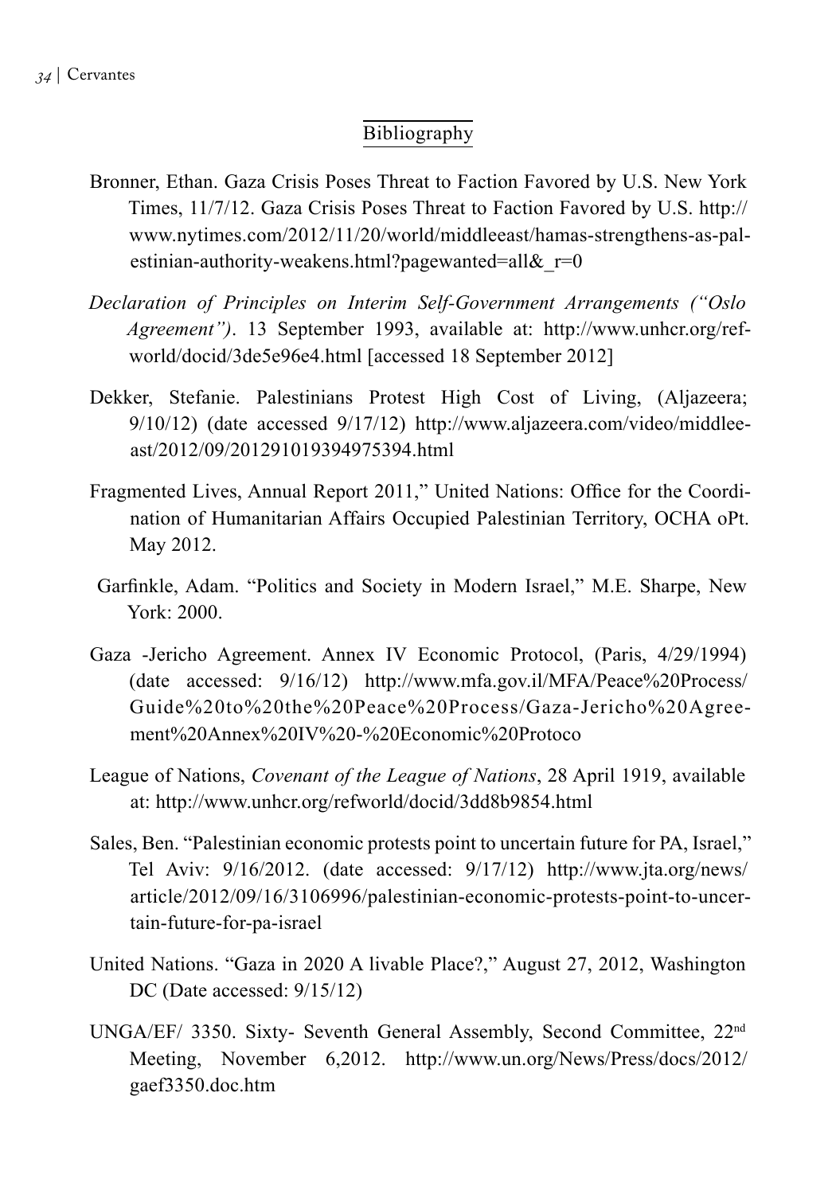## Bibliography

Bronner, Ethan. Gaza Crisis Poses Threat to Faction Favored by U.S. New York Times, 11/7/12. Gaza Crisis Poses Threat to Faction Favored by U.S. http://www.nytimes.com/2012/11/20/world/middleeast/hamas-strengthens-as-palestinian-authority-weakens.html?pagewanted=all&_r=0

*Declaration of Principles on Interim Self-Government Arrangements ("Oslo Agreement")*. 13 September 1993, available at: http://www.unhcr.org/refworld/docid/3de5e96e4.html [accessed 18 September 2012]

Dekker, Stefanie. Palestinians Protest High Cost of Living, (Aljazeera; 9/10/12) (date accessed 9/17/12) http://www.aljazeera.com/video/middleeast/2012/09/201291019394975394.html

Fragmented Lives, Annual Report 2011," United Nations: Office for the Coordination of Humanitarian Affairs Occupied Palestinian Territory, OCHA oPt. May 2012.

Garfinkle, Adam. "Politics and Society in Modern Israel," M.E. Sharpe, New York: 2000.

Gaza -Jericho Agreement. Annex IV Economic Protocol, (Paris, 4/29/1994) (date accessed: 9/16/12) http://www.mfa.gov.il/MFA/Peace%20Process/Guide%20to%20the%20Peace%20Process/Gaza-Jericho%20Agreement%20Annex%20IV%20-%20Economic%20Protoco

League of Nations, *Covenant of the League of Nations*, 28 April 1919, available at: http://www.unhcr.org/refworld/docid/3dd8b9854.html

Sales, Ben. "Palestinian economic protests point to uncertain future for PA, Israel," Tel Aviv: 9/16/2012. (date accessed: 9/17/12) http://www.jta.org/news/article/2012/09/16/3106996/palestinian-economic-protests-point-to-uncertain-future-for-pa-israel

United Nations. "Gaza in 2020 A livable Place?," August 27, 2012, Washington DC (Date accessed: 9/15/12)

UNGA/EF/ 3350. Sixty- Seventh General Assembly, Second Committee, 22nd Meeting, November 6,2012. http://www.un.org/News/Press/docs/2012/gaef3350.doc.htm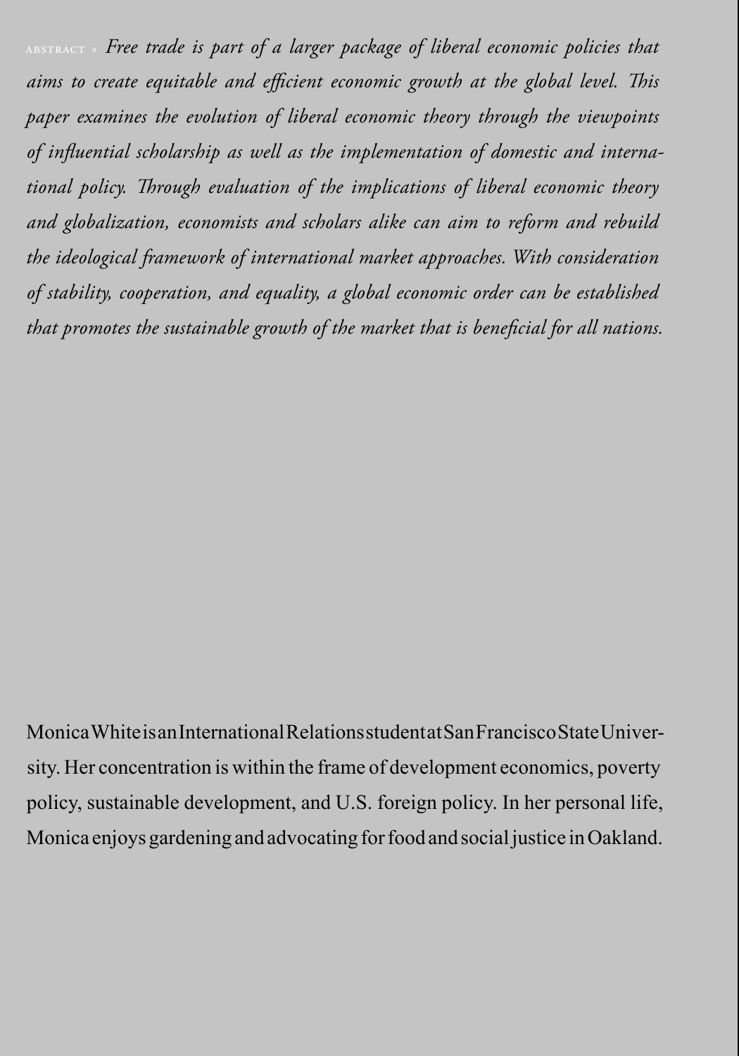ABSTRACT » *Free trade is part of a larger package of liberal economic policies that aims to create equitable and efficient economic growth at the global level. This paper examines the evolution of liberal economic theory through the viewpoints of influential scholarship as well as the implementation of domestic and international policy. Through evaluation of the implications of liberal economic theory and globalization, economists and scholars alike can aim to reform and rebuild the ideological framework of international market approaches. With consideration of stability, cooperation, and equality, a global economic order can be established that promotes the sustainable growth of the market that is beneficial for all nations.*

Monica White is an International Relations student at San Francisco State University. Her concentration is within the frame of development economics, poverty policy, sustainable development, and U.S. foreign policy. In her personal life, Monica enjoys gardening and advocating for food and social justice in Oakland.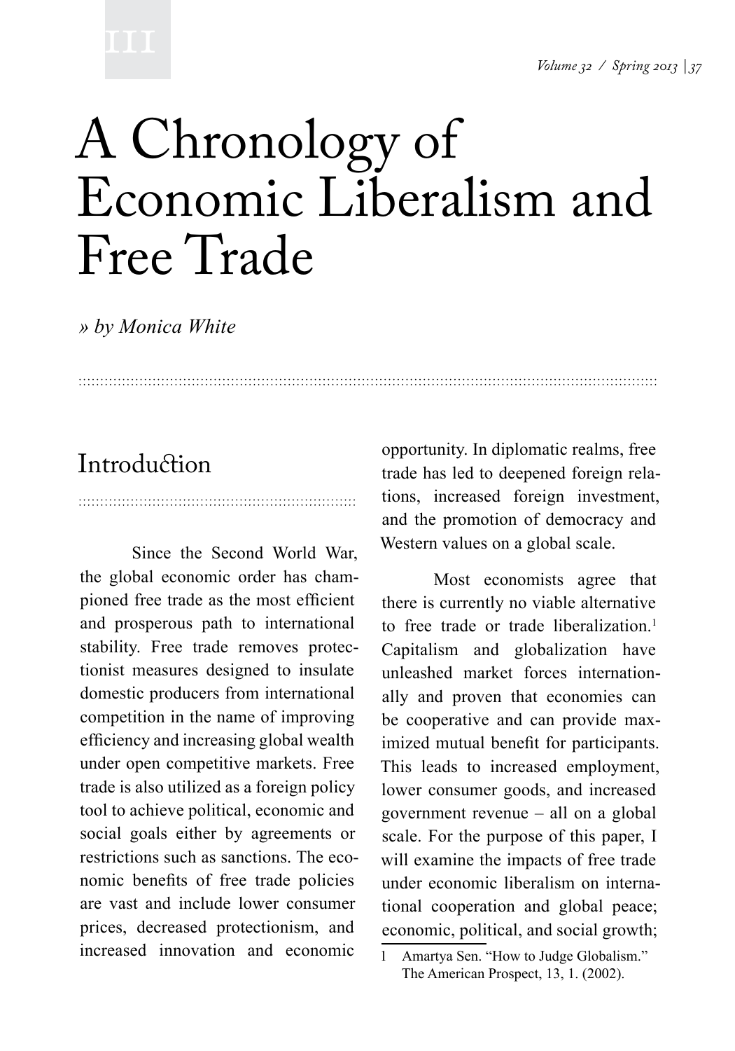# A Chronology of Economic Liberalism and Free Trade

*» by Monica White*

## Introduction

Since the Second World War, the global economic order has championed free trade as the most efficient and prosperous path to international stability. Free trade removes protectionist measures designed to insulate domestic producers from international competition in the name of improving efficiency and increasing global wealth under open competitive markets. Free trade is also utilized as a foreign policy tool to achieve political, economic and social goals either by agreements or restrictions such as sanctions. The economic benefits of free trade policies are vast and include lower consumer prices, decreased protectionism, and increased innovation and economic opportunity. In diplomatic realms, free trade has led to deepened foreign relations, increased foreign investment, and the promotion of democracy and Western values on a global scale.

Most economists agree that there is currently no viable alternative to free trade or trade liberalization.[1] Capitalism and globalization have unleashed market forces internationally and proven that economies can be cooperative and can provide maximized mutual benefit for participants. This leads to increased employment, lower consumer goods, and increased government revenue – all on a global scale. For the purpose of this paper, I will examine the impacts of free trade under economic liberalism on international cooperation and global peace; economic, political, and social growth;

1 Amartya Sen. "How to Judge Globalism." The American Prospect, 13, 1. (2002).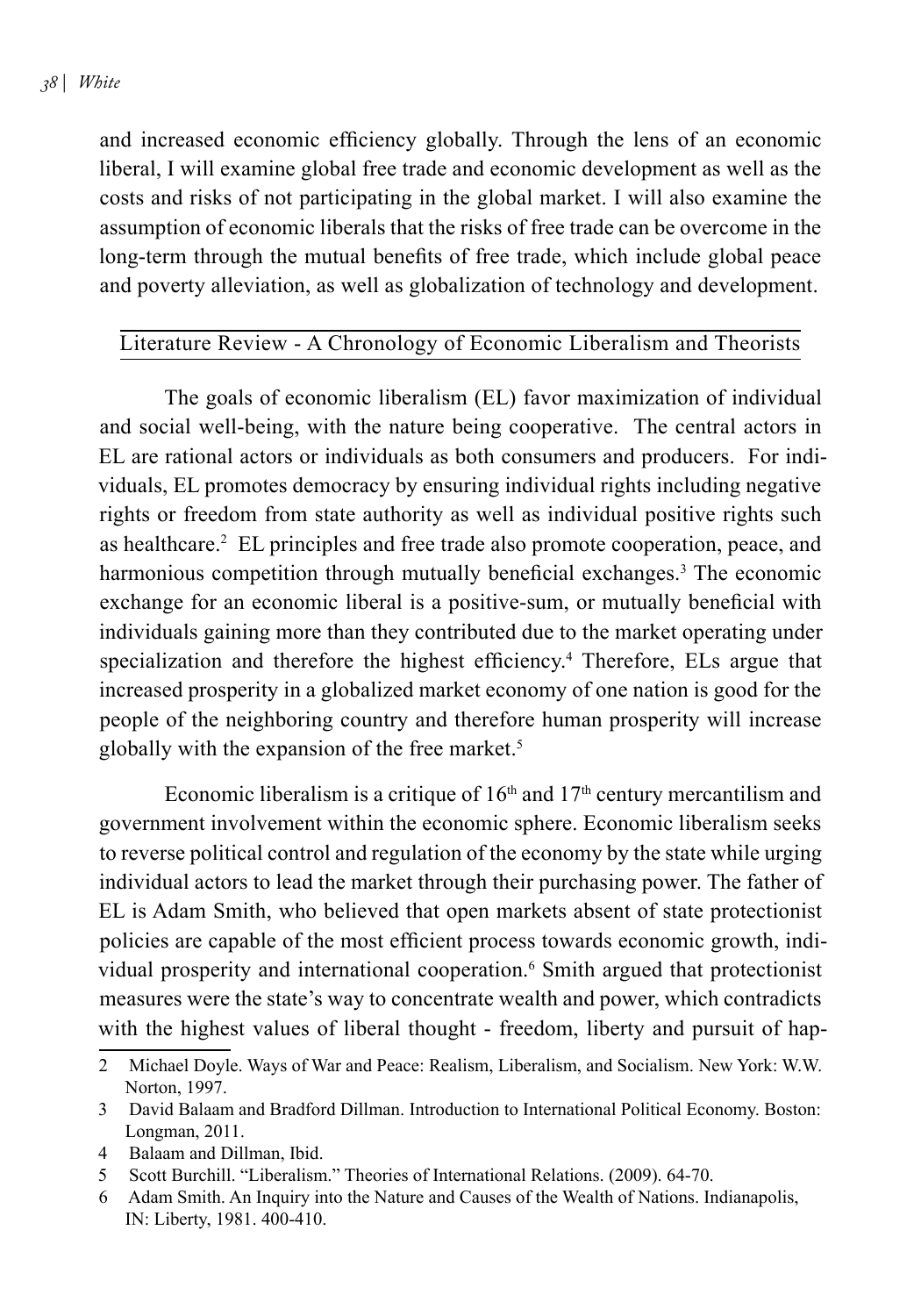and increased economic efficiency globally. Through the lens of an economic liberal, I will examine global free trade and economic development as well as the costs and risks of not participating in the global market. I will also examine the assumption of economic liberals that the risks of free trade can be overcome in the long-term through the mutual benefits of free trade, which include global peace and poverty alleviation, as well as globalization of technology and development.

## Literature Review - A Chronology of Economic Liberalism and Theorists

The goals of economic liberalism (EL) favor maximization of individual and social well-being, with the nature being cooperative. The central actors in EL are rational actors or individuals as both consumers and producers. For individuals, EL promotes democracy by ensuring individual rights including negative rights or freedom from state authority as well as individual positive rights such as healthcare.[2] EL principles and free trade also promote cooperation, peace, and harmonious competition through mutually beneficial exchanges.[3] The economic exchange for an economic liberal is a positive-sum, or mutually beneficial with individuals gaining more than they contributed due to the market operating under specialization and therefore the highest efficiency.[4] Therefore, ELs argue that increased prosperity in a globalized market economy of one nation is good for the people of the neighboring country and therefore human prosperity will increase globally with the expansion of the free market.[5]

Economic liberalism is a critique of 16th and 17th century mercantilism and government involvement within the economic sphere. Economic liberalism seeks to reverse political control and regulation of the economy by the state while urging individual actors to lead the market through their purchasing power. The father of EL is Adam Smith, who believed that open markets absent of state protectionist policies are capable of the most efficient process towards economic growth, individual prosperity and international cooperation.[6] Smith argued that protectionist measures were the state's way to concentrate wealth and power, which contradicts with the highest values of liberal thought - freedom, liberty and pursuit of hap-

---

2 Michael Doyle. Ways of War and Peace: Realism, Liberalism, and Socialism. New York: W.W. Norton, 1997.

3 David Balaam and Bradford Dillman. Introduction to International Political Economy. Boston: Longman, 2011.

4 Balaam and Dillman, Ibid.

5 Scott Burchill. "Liberalism." Theories of International Relations. (2009). 64-70.

6 Adam Smith. An Inquiry into the Nature and Causes of the Wealth of Nations. Indianapolis, IN: Liberty, 1981. 400-410.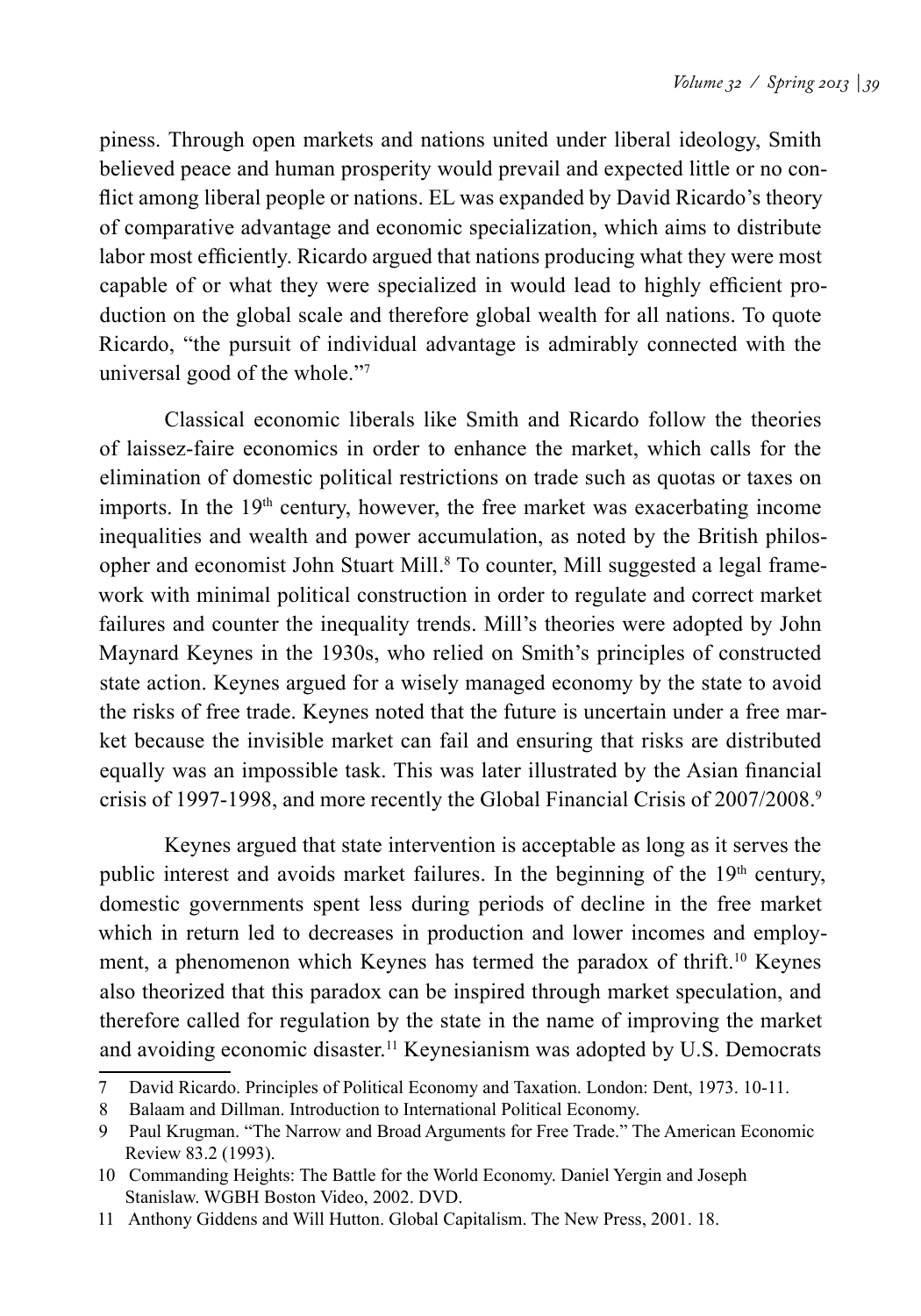piness. Through open markets and nations united under liberal ideology, Smith believed peace and human prosperity would prevail and expected little or no conflict among liberal people or nations. EL was expanded by David Ricardo's theory of comparative advantage and economic specialization, which aims to distribute labor most efficiently. Ricardo argued that nations producing what they were most capable of or what they were specialized in would lead to highly efficient production on the global scale and therefore global wealth for all nations. To quote Ricardo, "the pursuit of individual advantage is admirably connected with the universal good of the whole."[7]

Classical economic liberals like Smith and Ricardo follow the theories of laissez-faire economics in order to enhance the market, which calls for the elimination of domestic political restrictions on trade such as quotas or taxes on imports. In the 19th century, however, the free market was exacerbating income inequalities and wealth and power accumulation, as noted by the British philosopher and economist John Stuart Mill.[8] To counter, Mill suggested a legal framework with minimal political construction in order to regulate and correct market failures and counter the inequality trends. Mill's theories were adopted by John Maynard Keynes in the 1930s, who relied on Smith's principles of constructed state action. Keynes argued for a wisely managed economy by the state to avoid the risks of free trade. Keynes noted that the future is uncertain under a free market because the invisible market can fail and ensuring that risks are distributed equally was an impossible task. This was later illustrated by the Asian financial crisis of 1997-1998, and more recently the Global Financial Crisis of 2007/2008.[9]

Keynes argued that state intervention is acceptable as long as it serves the public interest and avoids market failures. In the beginning of the 19th century, domestic governments spent less during periods of decline in the free market which in return led to decreases in production and lower incomes and employment, a phenomenon which Keynes has termed the paradox of thrift.[10] Keynes also theorized that this paradox can be inspired through market speculation, and therefore called for regulation by the state in the name of improving the market and avoiding economic disaster.[11] Keynesianism was adopted by U.S. Democrats

7 David Ricardo. Principles of Political Economy and Taxation. London: Dent, 1973. 10-11.

8 Balaam and Dillman. Introduction to International Political Economy.

9 Paul Krugman. "The Narrow and Broad Arguments for Free Trade." The American Economic Review 83.2 (1993).

10 Commanding Heights: The Battle for the World Economy. Daniel Yergin and Joseph Stanislaw. WGBH Boston Video, 2002. DVD.

11 Anthony Giddens and Will Hutton. Global Capitalism. The New Press, 2001. 18.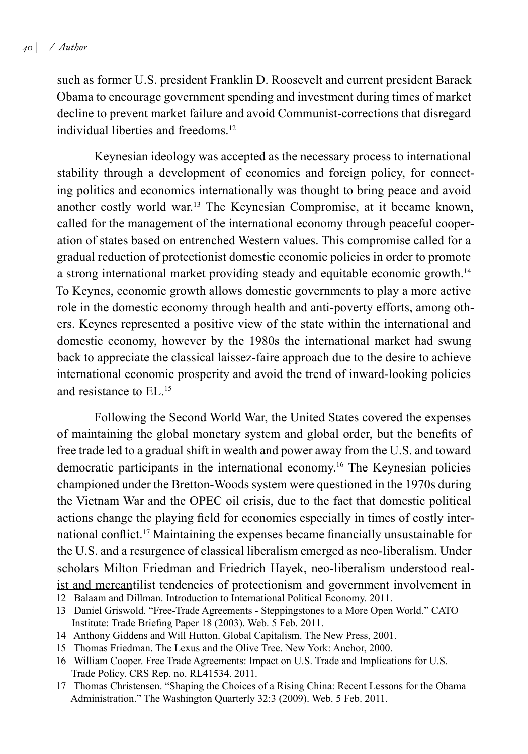such as former U.S. president Franklin D. Roosevelt and current president Barack Obama to encourage government spending and investment during times of market decline to prevent market failure and avoid Communist-corrections that disregard individual liberties and freedoms.[12]

Keynesian ideology was accepted as the necessary process to international stability through a development of economics and foreign policy, for connecting politics and economics internationally was thought to bring peace and avoid another costly world war.[13] The Keynesian Compromise, at it became known, called for the management of the international economy through peaceful cooperation of states based on entrenched Western values. This compromise called for a gradual reduction of protectionist domestic economic policies in order to promote a strong international market providing steady and equitable economic growth.[14] To Keynes, economic growth allows domestic governments to play a more active role in the domestic economy through health and anti-poverty efforts, among others. Keynes represented a positive view of the state within the international and domestic economy, however by the 1980s the international market had swung back to appreciate the classical laissez-faire approach due to the desire to achieve international economic prosperity and avoid the trend of inward-looking policies and resistance to EL.[15]

Following the Second World War, the United States covered the expenses of maintaining the global monetary system and global order, but the benefits of free trade led to a gradual shift in wealth and power away from the U.S. and toward democratic participants in the international economy.[16] The Keynesian policies championed under the Bretton-Woods system were questioned in the 1970s during the Vietnam War and the OPEC oil crisis, due to the fact that domestic political actions change the playing field for economics especially in times of costly international conflict.[17] Maintaining the expenses became financially unsustainable for the U.S. and a resurgence of classical liberalism emerged as neo-liberalism. Under scholars Milton Friedman and Friedrich Hayek, neo-liberalism understood realist and mercantilist tendencies of protectionism and government involvement in

12 Balaam and Dillman. Introduction to International Political Economy. 2011.

13 Daniel Griswold. "Free-Trade Agreements - Steppingstones to a More Open World." CATO Institute: Trade Briefing Paper 18 (2003). Web. 5 Feb. 2011.

14 Anthony Giddens and Will Hutton. Global Capitalism. The New Press, 2001.

15 Thomas Friedman. The Lexus and the Olive Tree. New York: Anchor, 2000.

16 William Cooper. Free Trade Agreements: Impact on U.S. Trade and Implications for U.S. Trade Policy. CRS Rep. no. RL41534. 2011.

17 Thomas Christensen. "Shaping the Choices of a Rising China: Recent Lessons for the Obama Administration." The Washington Quarterly 32:3 (2009). Web. 5 Feb. 2011.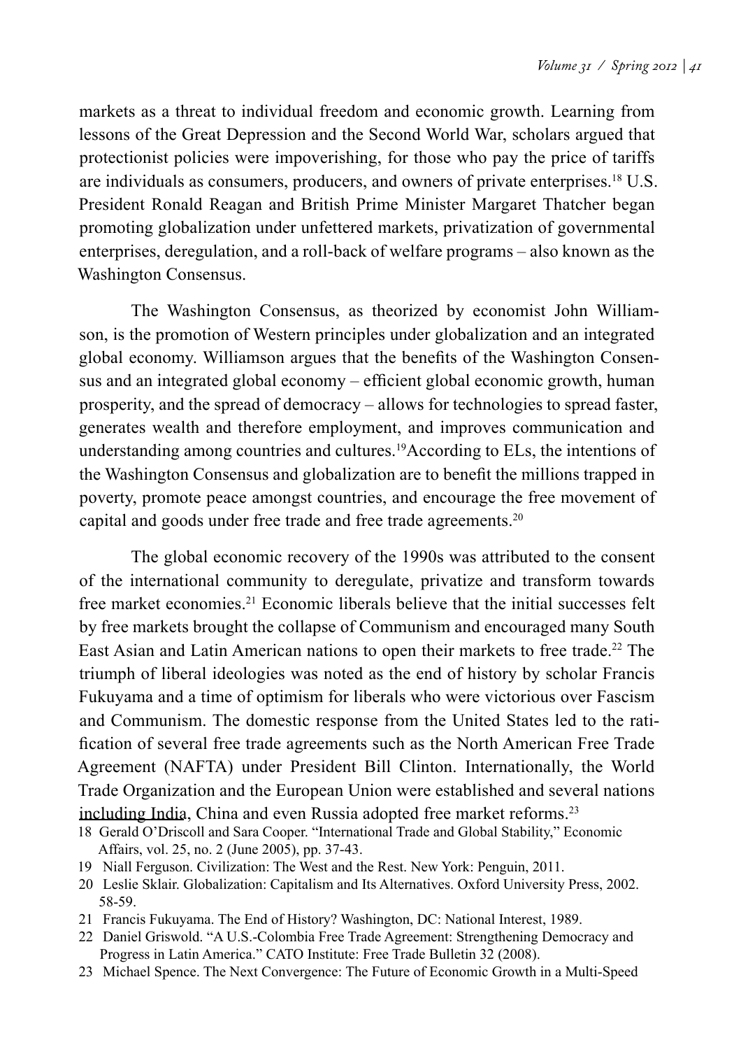markets as a threat to individual freedom and economic growth. Learning from lessons of the Great Depression and the Second World War, scholars argued that protectionist policies were impoverishing, for those who pay the price of tariffs are individuals as consumers, producers, and owners of private enterprises.[18] U.S. President Ronald Reagan and British Prime Minister Margaret Thatcher began promoting globalization under unfettered markets, privatization of governmental enterprises, deregulation, and a roll-back of welfare programs – also known as the Washington Consensus.

The Washington Consensus, as theorized by economist John Williamson, is the promotion of Western principles under globalization and an integrated global economy. Williamson argues that the benefits of the Washington Consensus and an integrated global economy – efficient global economic growth, human prosperity, and the spread of democracy – allows for technologies to spread faster, generates wealth and therefore employment, and improves communication and understanding among countries and cultures.[19]According to ELs, the intentions of the Washington Consensus and globalization are to benefit the millions trapped in poverty, promote peace amongst countries, and encourage the free movement of capital and goods under free trade and free trade agreements.[20]

The global economic recovery of the 1990s was attributed to the consent of the international community to deregulate, privatize and transform towards free market economies.[21] Economic liberals believe that the initial successes felt by free markets brought the collapse of Communism and encouraged many South East Asian and Latin American nations to open their markets to free trade.[22] The triumph of liberal ideologies was noted as the end of history by scholar Francis Fukuyama and a time of optimism for liberals who were victorious over Fascism and Communism. The domestic response from the United States led to the ratification of several free trade agreements such as the North American Free Trade Agreement (NAFTA) under President Bill Clinton. Internationally, the World Trade Organization and the European Union were established and several nations including India, China and even Russia adopted free market reforms.[23]

18 Gerald O'Driscoll and Sara Cooper. "International Trade and Global Stability," Economic Affairs, vol. 25, no. 2 (June 2005), pp. 37-43.

19 Niall Ferguson. Civilization: The West and the Rest. New York: Penguin, 2011.

20 Leslie Sklair. Globalization: Capitalism and Its Alternatives. Oxford University Press, 2002. 58-59.

21 Francis Fukuyama. The End of History? Washington, DC: National Interest, 1989.

22 Daniel Griswold. "A U.S.-Colombia Free Trade Agreement: Strengthening Democracy and Progress in Latin America." CATO Institute: Free Trade Bulletin 32 (2008).

23 Michael Spence. The Next Convergence: The Future of Economic Growth in a Multi-Speed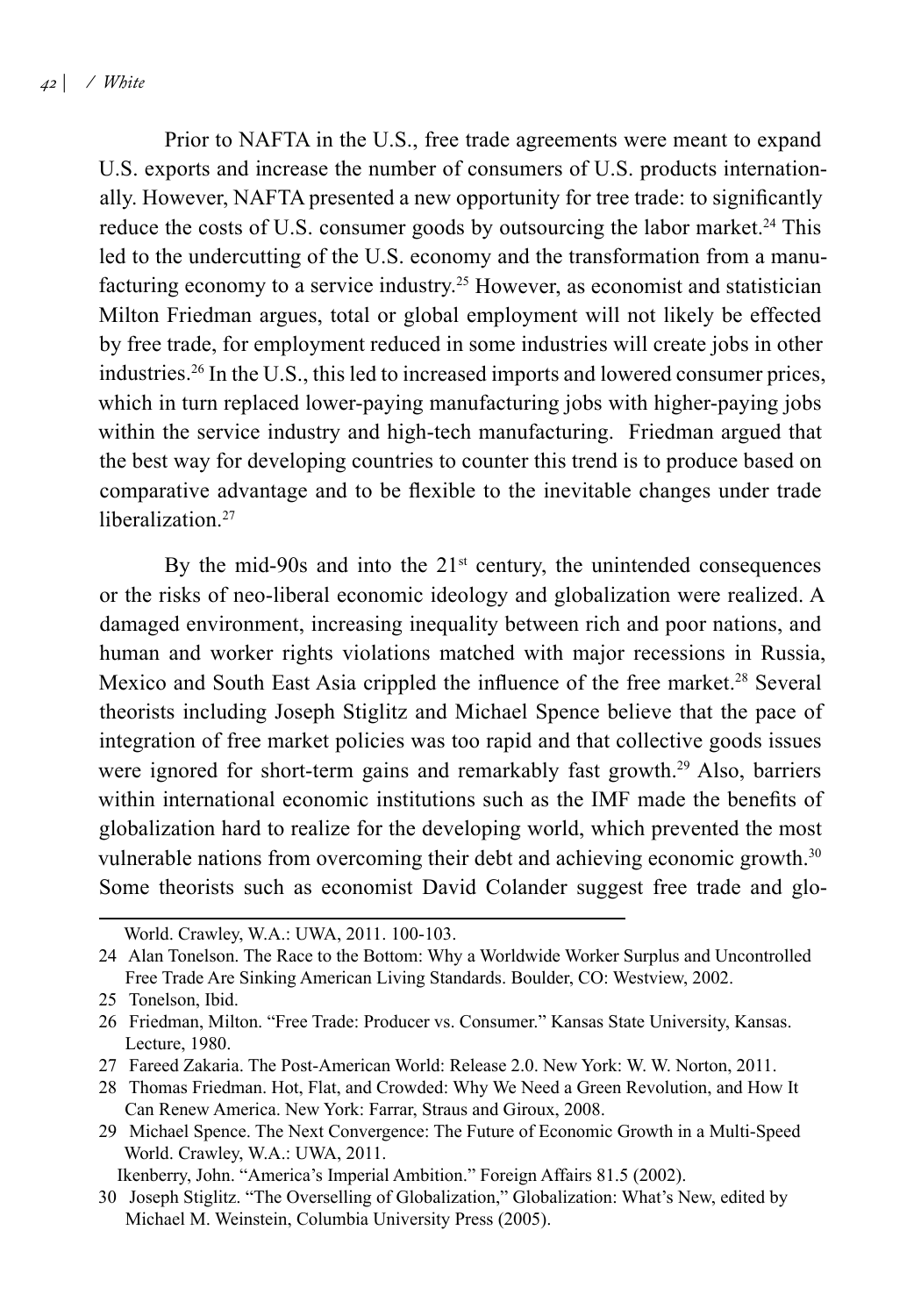Prior to NAFTA in the U.S., free trade agreements were meant to expand U.S. exports and increase the number of consumers of U.S. products internationally. However, NAFTA presented a new opportunity for tree trade: to significantly reduce the costs of U.S. consumer goods by outsourcing the labor market.[24] This led to the undercutting of the U.S. economy and the transformation from a manufacturing economy to a service industry.[25] However, as economist and statistician Milton Friedman argues, total or global employment will not likely be effected by free trade, for employment reduced in some industries will create jobs in other industries.[26] In the U.S., this led to increased imports and lowered consumer prices, which in turn replaced lower-paying manufacturing jobs with higher-paying jobs within the service industry and high-tech manufacturing. Friedman argued that the best way for developing countries to counter this trend is to produce based on comparative advantage and to be flexible to the inevitable changes under trade liberalization.[27]

By the mid-90s and into the 21st century, the unintended consequences or the risks of neo-liberal economic ideology and globalization were realized. A damaged environment, increasing inequality between rich and poor nations, and human and worker rights violations matched with major recessions in Russia, Mexico and South East Asia crippled the influence of the free market.[28] Several theorists including Joseph Stiglitz and Michael Spence believe that the pace of integration of free market policies was too rapid and that collective goods issues were ignored for short-term gains and remarkably fast growth.[29] Also, barriers within international economic institutions such as the IMF made the benefits of globalization hard to realize for the developing world, which prevented the most vulnerable nations from overcoming their debt and achieving economic growth.[30] Some theorists such as economist David Colander suggest free trade and glo-

---

World. Crawley, W.A.: UWA, 2011. 100-103.

24 Alan Tonelson. The Race to the Bottom: Why a Worldwide Worker Surplus and Uncontrolled Free Trade Are Sinking American Living Standards. Boulder, CO: Westview, 2002.

25 Tonelson, Ibid.

26 Friedman, Milton. "Free Trade: Producer vs. Consumer." Kansas State University, Kansas. Lecture, 1980.

27 Fareed Zakaria. The Post-American World: Release 2.0. New York: W. W. Norton, 2011.

28 Thomas Friedman. Hot, Flat, and Crowded: Why We Need a Green Revolution, and How It Can Renew America. New York: Farrar, Straus and Giroux, 2008.

29 Michael Spence. The Next Convergence: The Future of Economic Growth in a Multi-Speed World. Crawley, W.A.: UWA, 2011.

Ikenberry, John. "America's Imperial Ambition." Foreign Affairs 81.5 (2002).

30 Joseph Stiglitz. "The Overselling of Globalization," Globalization: What's New, edited by Michael M. Weinstein, Columbia University Press (2005).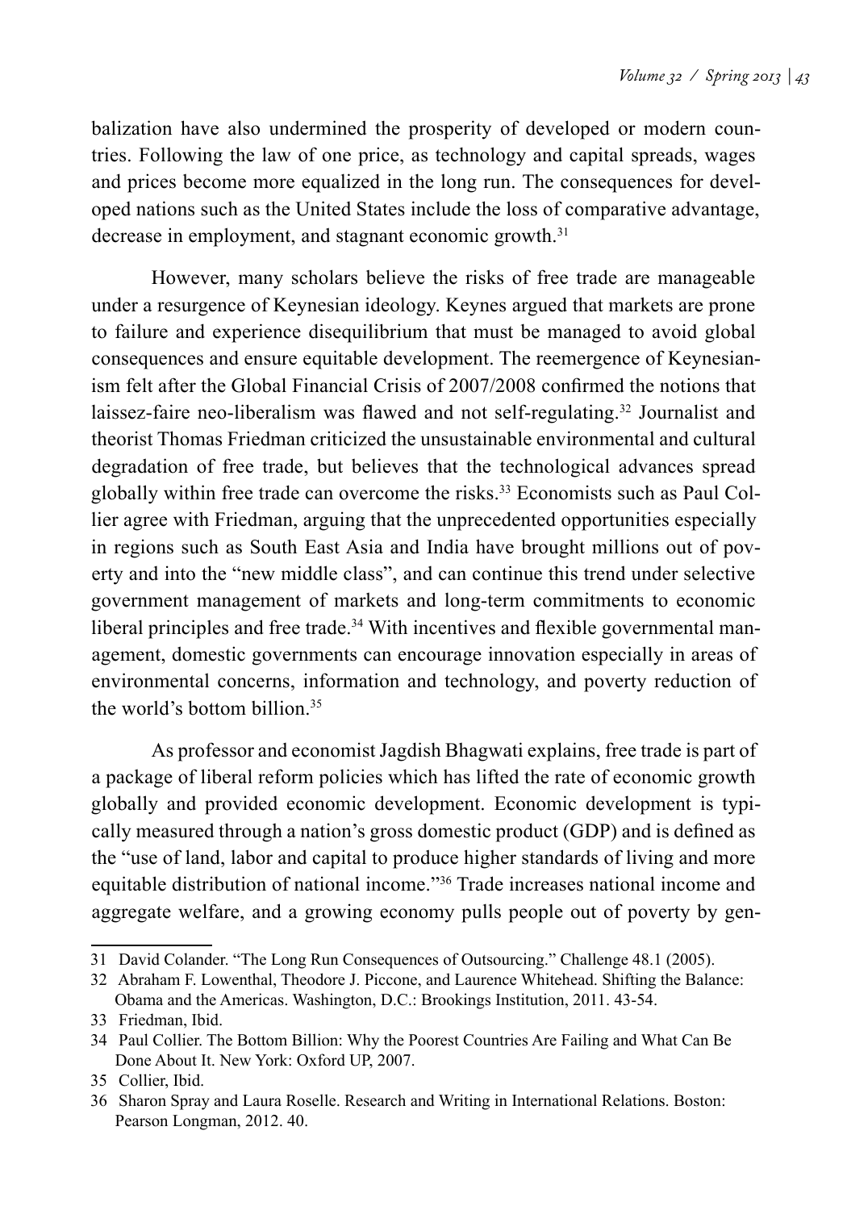balization have also undermined the prosperity of developed or modern countries. Following the law of one price, as technology and capital spreads, wages and prices become more equalized in the long run. The consequences for developed nations such as the United States include the loss of comparative advantage, decrease in employment, and stagnant economic growth.[31]

However, many scholars believe the risks of free trade are manageable under a resurgence of Keynesian ideology. Keynes argued that markets are prone to failure and experience disequilibrium that must be managed to avoid global consequences and ensure equitable development. The reemergence of Keynesianism felt after the Global Financial Crisis of 2007/2008 confirmed the notions that laissez-faire neo-liberalism was flawed and not self-regulating.[32] Journalist and theorist Thomas Friedman criticized the unsustainable environmental and cultural degradation of free trade, but believes that the technological advances spread globally within free trade can overcome the risks.[33] Economists such as Paul Collier agree with Friedman, arguing that the unprecedented opportunities especially in regions such as South East Asia and India have brought millions out of poverty and into the "new middle class", and can continue this trend under selective government management of markets and long-term commitments to economic liberal principles and free trade.[34] With incentives and flexible governmental management, domestic governments can encourage innovation especially in areas of environmental concerns, information and technology, and poverty reduction of the world's bottom billion.[35]

As professor and economist Jagdish Bhagwati explains, free trade is part of a package of liberal reform policies which has lifted the rate of economic growth globally and provided economic development. Economic development is typically measured through a nation's gross domestic product (GDP) and is defined as the "use of land, labor and capital to produce higher standards of living and more equitable distribution of national income."[36] Trade increases national income and aggregate welfare, and a growing economy pulls people out of poverty by gen-

---

31 David Colander. "The Long Run Consequences of Outsourcing." Challenge 48.1 (2005).

32 Abraham F. Lowenthal, Theodore J. Piccone, and Laurence Whitehead. Shifting the Balance: Obama and the Americas. Washington, D.C.: Brookings Institution, 2011. 43-54.

33 Friedman, Ibid.

34 Paul Collier. The Bottom Billion: Why the Poorest Countries Are Failing and What Can Be Done About It. New York: Oxford UP, 2007.

35 Collier, Ibid.

36 Sharon Spray and Laura Roselle. Research and Writing in International Relations. Boston: Pearson Longman, 2012. 40.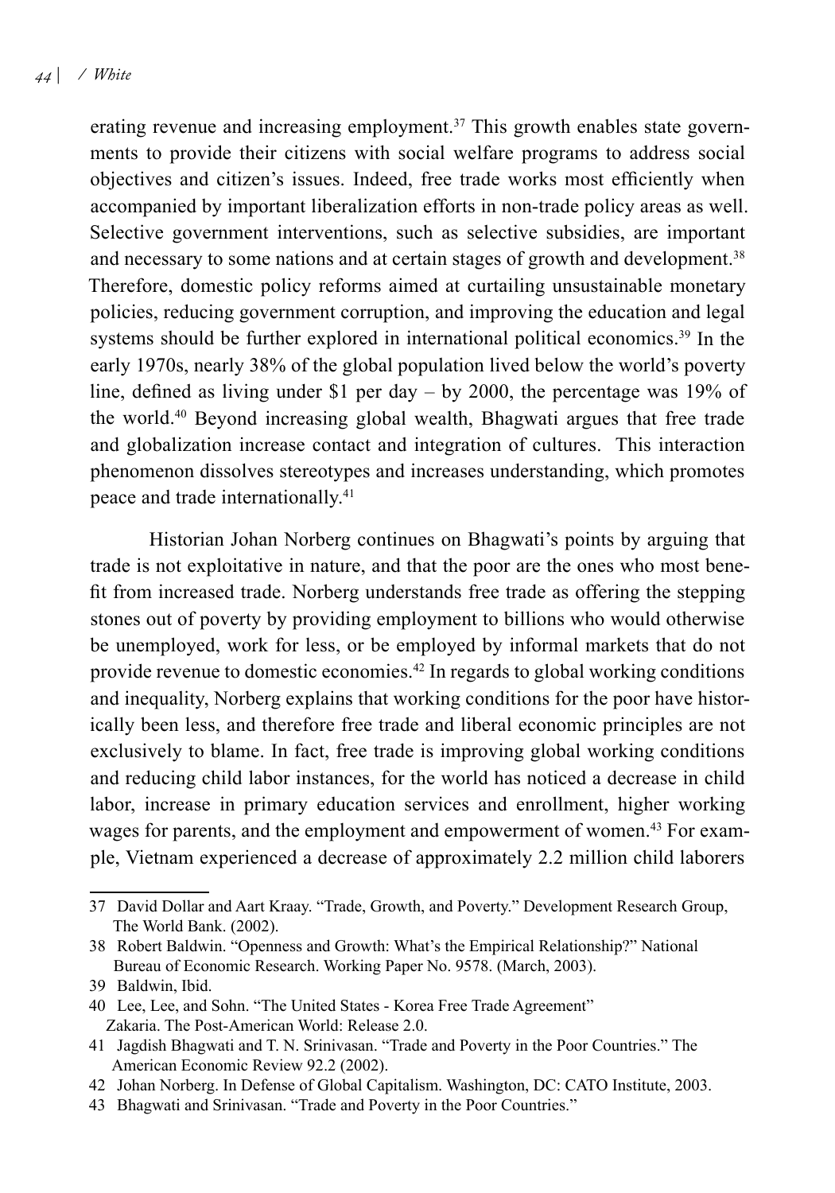erating revenue and increasing employment.[37] This growth enables state governments to provide their citizens with social welfare programs to address social objectives and citizen's issues. Indeed, free trade works most efficiently when accompanied by important liberalization efforts in non-trade policy areas as well. Selective government interventions, such as selective subsidies, are important and necessary to some nations and at certain stages of growth and development.[38] Therefore, domestic policy reforms aimed at curtailing unsustainable monetary policies, reducing government corruption, and improving the education and legal systems should be further explored in international political economics.[39] In the early 1970s, nearly 38% of the global population lived below the world's poverty line, defined as living under $1 per day – by 2000, the percentage was 19% of the world.[40] Beyond increasing global wealth, Bhagwati argues that free trade and globalization increase contact and integration of cultures. This interaction phenomenon dissolves stereotypes and increases understanding, which promotes peace and trade internationally.[41]

Historian Johan Norberg continues on Bhagwati's points by arguing that trade is not exploitative in nature, and that the poor are the ones who most benefit from increased trade. Norberg understands free trade as offering the stepping stones out of poverty by providing employment to billions who would otherwise be unemployed, work for less, or be employed by informal markets that do not provide revenue to domestic economies.[42] In regards to global working conditions and inequality, Norberg explains that working conditions for the poor have historically been less, and therefore free trade and liberal economic principles are not exclusively to blame. In fact, free trade is improving global working conditions and reducing child labor instances, for the world has noticed a decrease in child labor, increase in primary education services and enrollment, higher working wages for parents, and the employment and empowerment of women.[43] For example, Vietnam experienced a decrease of approximately 2.2 million child laborers

---

37 David Dollar and Aart Kraay. "Trade, Growth, and Poverty." Development Research Group, The World Bank. (2002).

38 Robert Baldwin. "Openness and Growth: What's the Empirical Relationship?" National Bureau of Economic Research. Working Paper No. 9578. (March, 2003).

39 Baldwin, Ibid.

40 Lee, Lee, and Sohn. "The United States - Korea Free Trade Agreement" Zakaria. The Post-American World: Release 2.0.

41 Jagdish Bhagwati and T. N. Srinivasan. "Trade and Poverty in the Poor Countries." The American Economic Review 92.2 (2002).

42 Johan Norberg. In Defense of Global Capitalism. Washington, DC: CATO Institute, 2003.

43 Bhagwati and Srinivasan. "Trade and Poverty in the Poor Countries."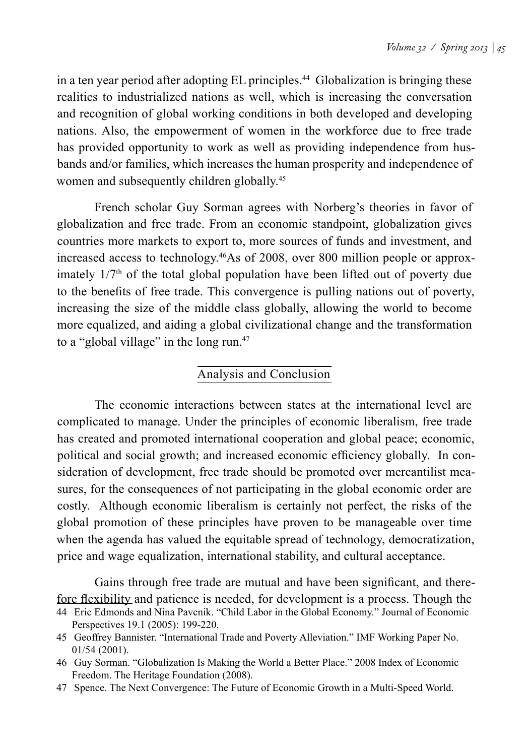in a ten year period after adopting EL principles.[44] Globalization is bringing these realities to industrialized nations as well, which is increasing the conversation and recognition of global working conditions in both developed and developing nations. Also, the empowerment of women in the workforce due to free trade has provided opportunity to work as well as providing independence from husbands and/or families, which increases the human prosperity and independence of women and subsequently children globally.[45]

French scholar Guy Sorman agrees with Norberg's theories in favor of globalization and free trade. From an economic standpoint, globalization gives countries more markets to export to, more sources of funds and investment, and increased access to technology.[46] As of 2008, over 800 million people or approximately 1/7th of the total global population have been lifted out of poverty due to the benefits of free trade. This convergence is pulling nations out of poverty, increasing the size of the middle class globally, allowing the world to become more equalized, and aiding a global civilizational change and the transformation to a "global village" in the long run.[47]

## Analysis and Conclusion

The economic interactions between states at the international level are complicated to manage. Under the principles of economic liberalism, free trade has created and promoted international cooperation and global peace; economic, political and social growth; and increased economic efficiency globally. In consideration of development, free trade should be promoted over mercantilist measures, for the consequences of not participating in the global economic order are costly. Although economic liberalism is certainly not perfect, the risks of the global promotion of these principles have proven to be manageable over time when the agenda has valued the equitable spread of technology, democratization, price and wage equalization, international stability, and cultural acceptance.

Gains through free trade are mutual and have been significant, and therefore flexibility and patience is needed, for development is a process. Though the

44 Eric Edmonds and Nina Pavcnik. "Child Labor in the Global Economy." Journal of Economic Perspectives 19.1 (2005): 199-220.

45 Geoffrey Bannister. "International Trade and Poverty Alleviation." IMF Working Paper No. 01/54 (2001).

46 Guy Sorman. "Globalization Is Making the World a Better Place." 2008 Index of Economic Freedom. The Heritage Foundation (2008).

47 Spence. The Next Convergence: The Future of Economic Growth in a Multi-Speed World.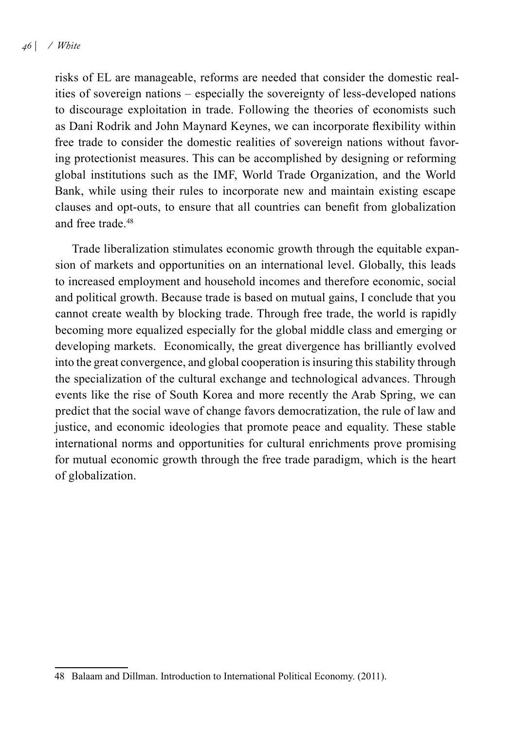risks of EL are manageable, reforms are needed that consider the domestic realities of sovereign nations – especially the sovereignty of less-developed nations to discourage exploitation in trade. Following the theories of economists such as Dani Rodrik and John Maynard Keynes, we can incorporate flexibility within free trade to consider the domestic realities of sovereign nations without favoring protectionist measures. This can be accomplished by designing or reforming global institutions such as the IMF, World Trade Organization, and the World Bank, while using their rules to incorporate new and maintain existing escape clauses and opt-outs, to ensure that all countries can benefit from globalization and free trade.[48]

Trade liberalization stimulates economic growth through the equitable expansion of markets and opportunities on an international level. Globally, this leads to increased employment and household incomes and therefore economic, social and political growth. Because trade is based on mutual gains, I conclude that you cannot create wealth by blocking trade. Through free trade, the world is rapidly becoming more equalized especially for the global middle class and emerging or developing markets. Economically, the great divergence has brilliantly evolved into the great convergence, and global cooperation is insuring this stability through the specialization of the cultural exchange and technological advances. Through events like the rise of South Korea and more recently the Arab Spring, we can predict that the social wave of change favors democratization, the rule of law and justice, and economic ideologies that promote peace and equality. These stable international norms and opportunities for cultural enrichments prove promising for mutual economic growth through the free trade paradigm, which is the heart of globalization.

---

48 Balaam and Dillman. Introduction to International Political Economy. (2011).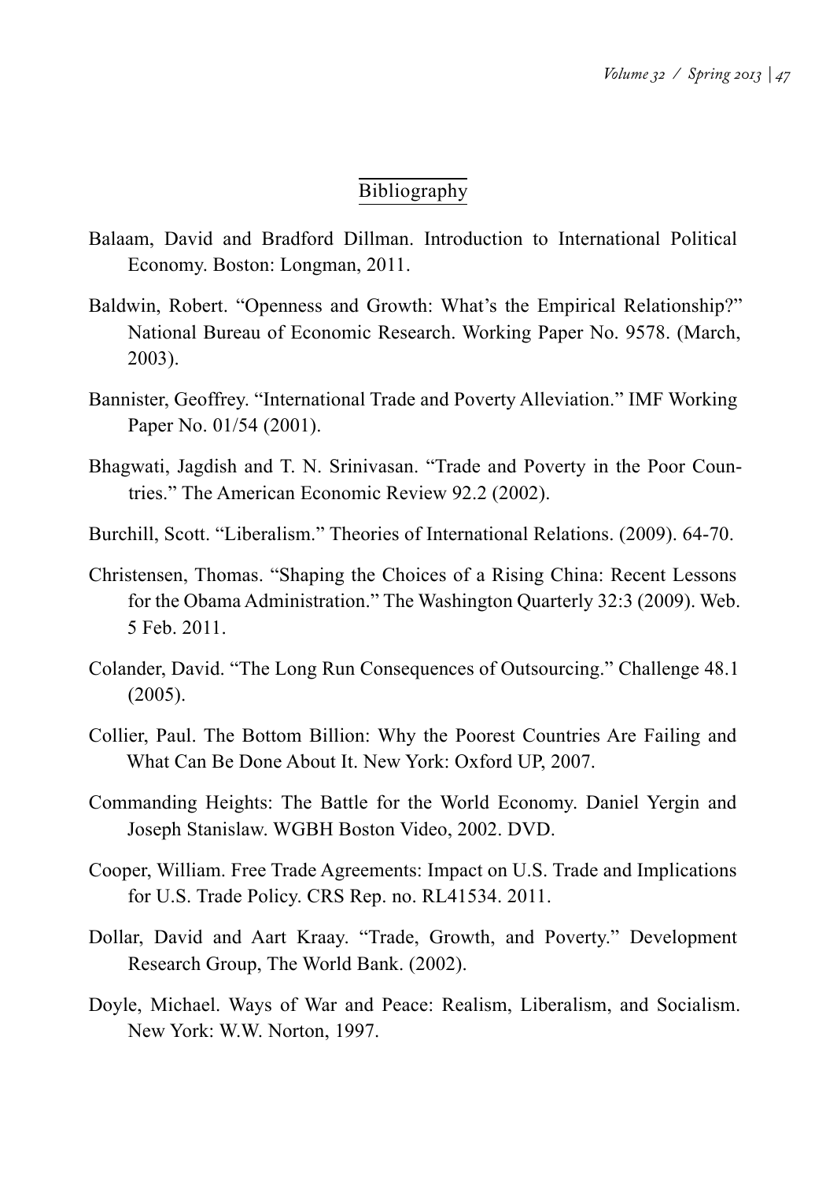## Bibliography

Balaam, David and Bradford Dillman. Introduction to International Political Economy. Boston: Longman, 2011.

Baldwin, Robert. "Openness and Growth: What's the Empirical Relationship?" National Bureau of Economic Research. Working Paper No. 9578. (March, 2003).

Bannister, Geoffrey. "International Trade and Poverty Alleviation." IMF Working Paper No. 01/54 (2001).

Bhagwati, Jagdish and T. N. Srinivasan. "Trade and Poverty in the Poor Countries." The American Economic Review 92.2 (2002).

Burchill, Scott. "Liberalism." Theories of International Relations. (2009). 64-70.

Christensen, Thomas. "Shaping the Choices of a Rising China: Recent Lessons for the Obama Administration." The Washington Quarterly 32:3 (2009). Web. 5 Feb. 2011.

Colander, David. "The Long Run Consequences of Outsourcing." Challenge 48.1 (2005).

Collier, Paul. The Bottom Billion: Why the Poorest Countries Are Failing and What Can Be Done About It. New York: Oxford UP, 2007.

Commanding Heights: The Battle for the World Economy. Daniel Yergin and Joseph Stanislaw. WGBH Boston Video, 2002. DVD.

Cooper, William. Free Trade Agreements: Impact on U.S. Trade and Implications for U.S. Trade Policy. CRS Rep. no. RL41534. 2011.

Dollar, David and Aart Kraay. "Trade, Growth, and Poverty." Development Research Group, The World Bank. (2002).

Doyle, Michael. Ways of War and Peace: Realism, Liberalism, and Socialism. New York: W.W. Norton, 1997.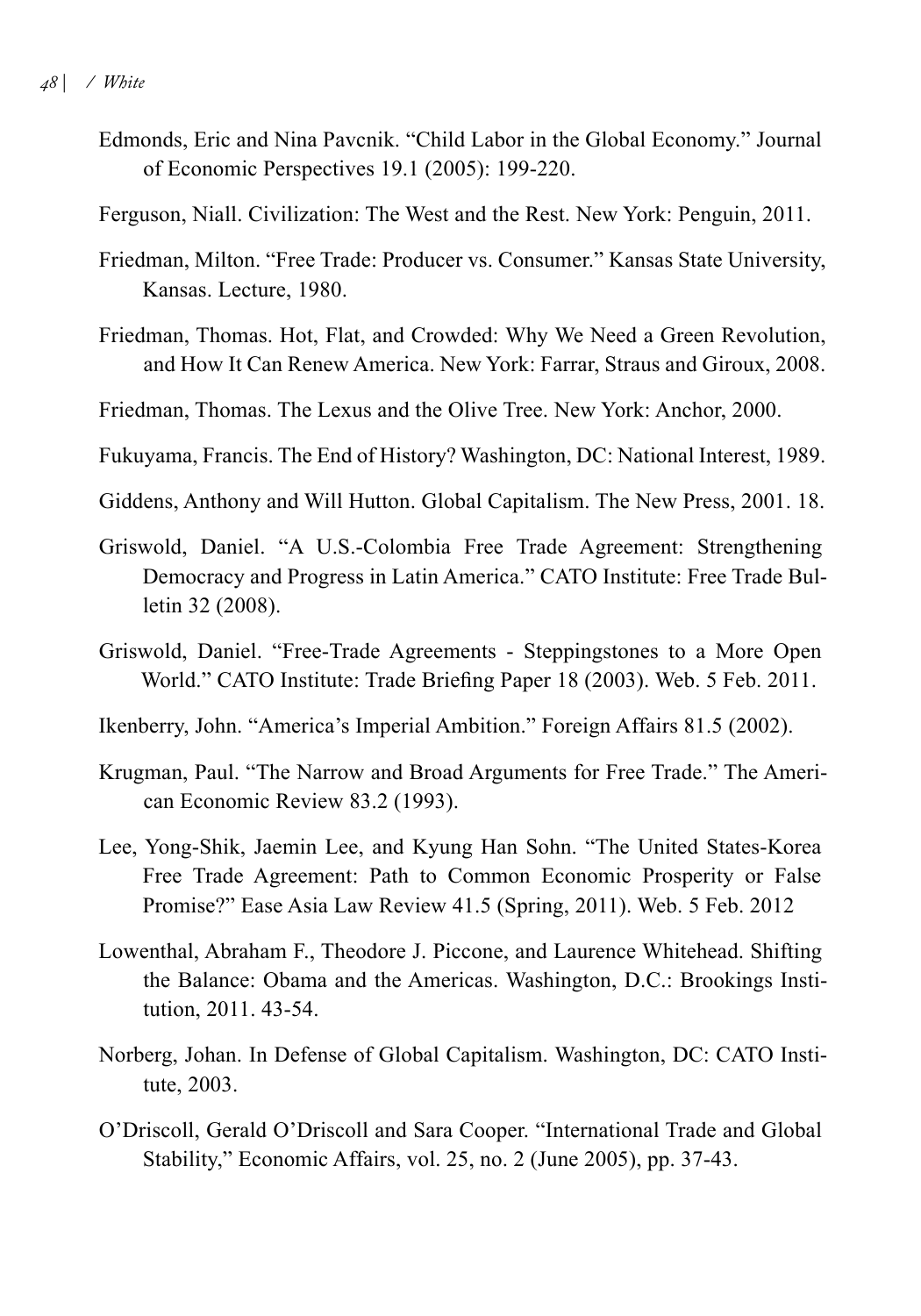Edmonds, Eric and Nina Pavcnik. "Child Labor in the Global Economy." Journal of Economic Perspectives 19.1 (2005): 199-220.

Ferguson, Niall. Civilization: The West and the Rest. New York: Penguin, 2011.

Friedman, Milton. "Free Trade: Producer vs. Consumer." Kansas State University, Kansas. Lecture, 1980.

Friedman, Thomas. Hot, Flat, and Crowded: Why We Need a Green Revolution, and How It Can Renew America. New York: Farrar, Straus and Giroux, 2008.

Friedman, Thomas. The Lexus and the Olive Tree. New York: Anchor, 2000.

Fukuyama, Francis. The End of History? Washington, DC: National Interest, 1989.

Giddens, Anthony and Will Hutton. Global Capitalism. The New Press, 2001. 18.

Griswold, Daniel. "A U.S.-Colombia Free Trade Agreement: Strengthening Democracy and Progress in Latin America." CATO Institute: Free Trade Bulletin 32 (2008).

Griswold, Daniel. "Free-Trade Agreements - Steppingstones to a More Open World." CATO Institute: Trade Briefing Paper 18 (2003). Web. 5 Feb. 2011.

Ikenberry, John. "America's Imperial Ambition." Foreign Affairs 81.5 (2002).

Krugman, Paul. "The Narrow and Broad Arguments for Free Trade." The American Economic Review 83.2 (1993).

Lee, Yong-Shik, Jaemin Lee, and Kyung Han Sohn. "The United States-Korea Free Trade Agreement: Path to Common Economic Prosperity or False Promise?" Ease Asia Law Review 41.5 (Spring, 2011). Web. 5 Feb. 2012

Lowenthal, Abraham F., Theodore J. Piccone, and Laurence Whitehead. Shifting the Balance: Obama and the Americas. Washington, D.C.: Brookings Institution, 2011. 43-54.

Norberg, Johan. In Defense of Global Capitalism. Washington, DC: CATO Institute, 2003.

O'Driscoll, Gerald O'Driscoll and Sara Cooper. "International Trade and Global Stability," Economic Affairs, vol. 25, no. 2 (June 2005), pp. 37-43.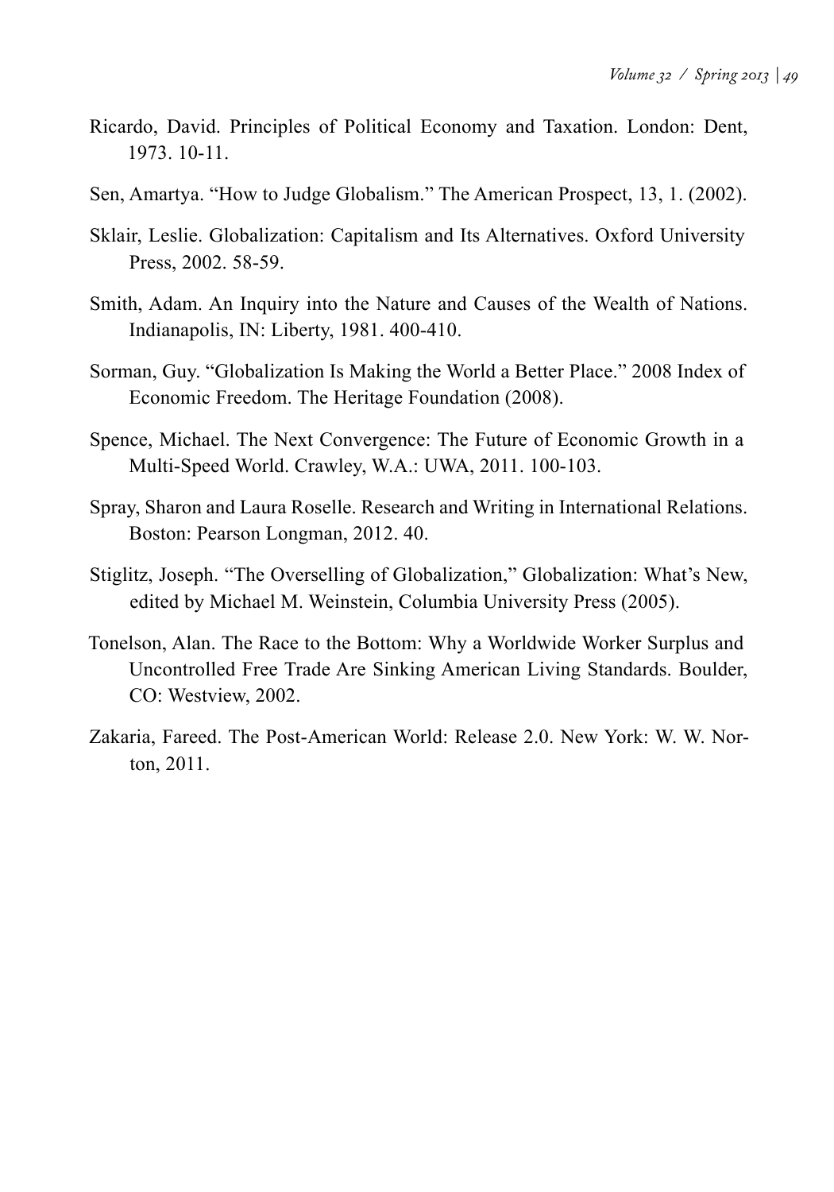Ricardo, David. Principles of Political Economy and Taxation. London: Dent, 1973. 10-11.

Sen, Amartya. "How to Judge Globalism." The American Prospect, 13, 1. (2002).

Sklair, Leslie. Globalization: Capitalism and Its Alternatives. Oxford University Press, 2002. 58-59.

Smith, Adam. An Inquiry into the Nature and Causes of the Wealth of Nations. Indianapolis, IN: Liberty, 1981. 400-410.

Sorman, Guy. "Globalization Is Making the World a Better Place." 2008 Index of Economic Freedom. The Heritage Foundation (2008).

Spence, Michael. The Next Convergence: The Future of Economic Growth in a Multi-Speed World. Crawley, W.A.: UWA, 2011. 100-103.

Spray, Sharon and Laura Roselle. Research and Writing in International Relations. Boston: Pearson Longman, 2012. 40.

Stiglitz, Joseph. "The Overselling of Globalization," Globalization: What's New, edited by Michael M. Weinstein, Columbia University Press (2005).

Tonelson, Alan. The Race to the Bottom: Why a Worldwide Worker Surplus and Uncontrolled Free Trade Are Sinking American Living Standards. Boulder, CO: Westview, 2002.

Zakaria, Fareed. The Post-American World: Release 2.0. New York: W. W. Norton, 2011.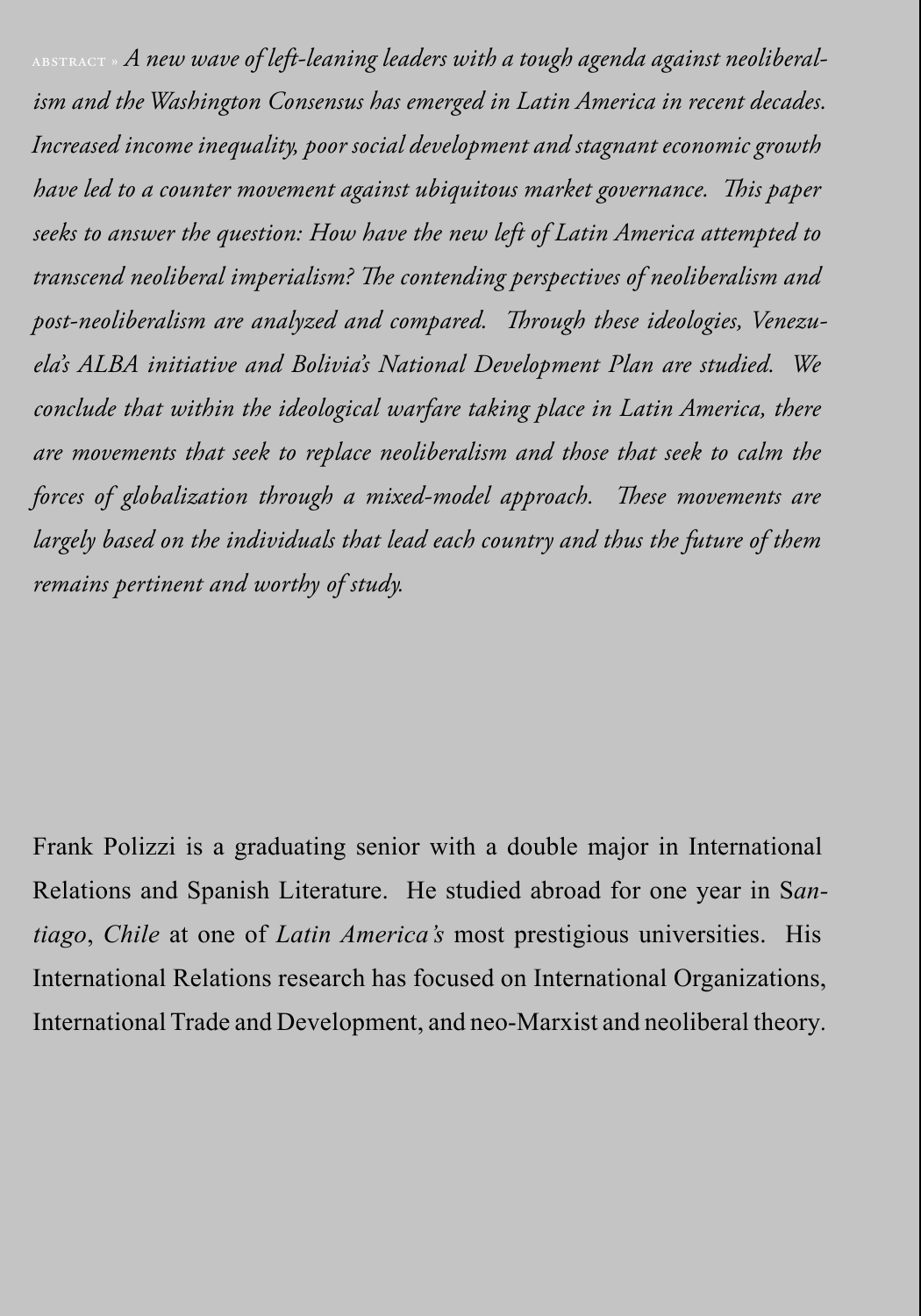ABSTRACT » *A new wave of left-leaning leaders with a tough agenda against neoliberalism and the Washington Consensus has emerged in Latin America in recent decades. Increased income inequality, poor social development and stagnant economic growth have led to a counter movement against ubiquitous market governance. This paper seeks to answer the question: How have the new left of Latin America attempted to transcend neoliberal imperialism? The contending perspectives of neoliberalism and post-neoliberalism are analyzed and compared. Through these ideologies, Venezuela's ALBA initiative and Bolivia's National Development Plan are studied. We conclude that within the ideological warfare taking place in Latin America, there are movements that seek to replace neoliberalism and those that seek to calm the forces of globalization through a mixed-model approach. These movements are largely based on the individuals that lead each country and thus the future of them remains pertinent and worthy of study.*

Frank Polizzi is a graduating senior with a double major in International Relations and Spanish Literature. He studied abroad for one year in S*antiago*, *Chile* at one of *Latin America's* most prestigious universities. His International Relations research has focused on International Organizations, International Trade and Development, and neo-Marxist and neoliberal theory.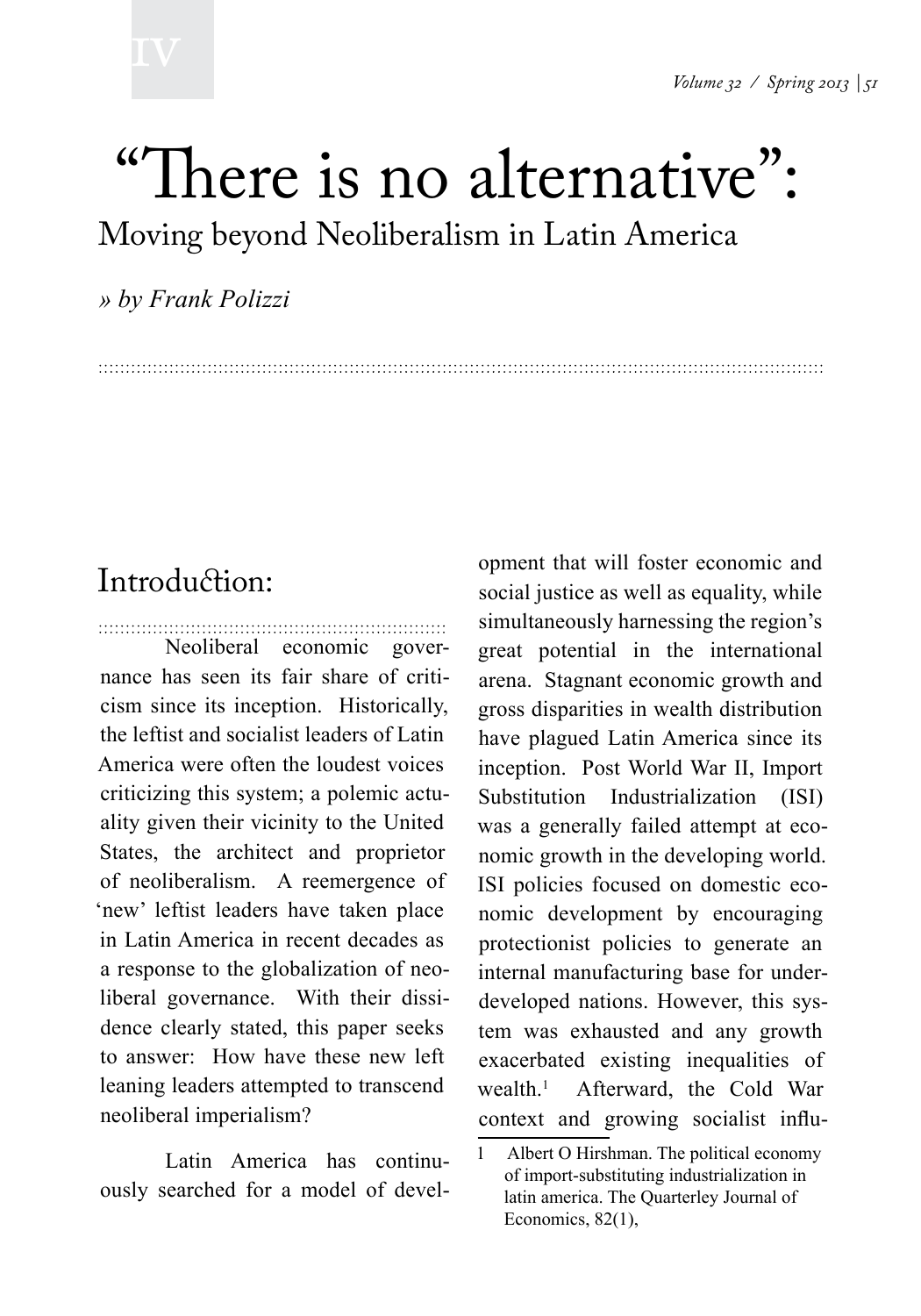# "There is no alternative":

## Moving beyond Neoliberalism in Latin America

*» by Frank Polizzi*

### Introduction:

Neoliberal economic governance has seen its fair share of criticism since its inception. Historically, the leftist and socialist leaders of Latin America were often the loudest voices criticizing this system; a polemic actuality given their vicinity to the United States, the architect and proprietor of neoliberalism. A reemergence of 'new' leftist leaders have taken place in Latin America in recent decades as a response to the globalization of neoliberal governance. With their dissidence clearly stated, this paper seeks to answer: How have these new left leaning leaders attempted to transcend neoliberal imperialism?

Latin America has continuously searched for a model of development that will foster economic and social justice as well as equality, while simultaneously harnessing the region's great potential in the international arena. Stagnant economic growth and gross disparities in wealth distribution have plagued Latin America since its inception. Post World War II, Import Substitution Industrialization (ISI) was a generally failed attempt at economic growth in the developing world. ISI policies focused on domestic economic development by encouraging protectionist policies to generate an internal manufacturing base for underdeveloped nations. However, this system was exhausted and any growth exacerbated existing inequalities of wealth.[1] Afterward, the Cold War context and growing socialist influ-

1 Albert O Hirshman. The political economy of import-substituting industrialization in latin america. The Quarterley Journal of Economics, 82(1),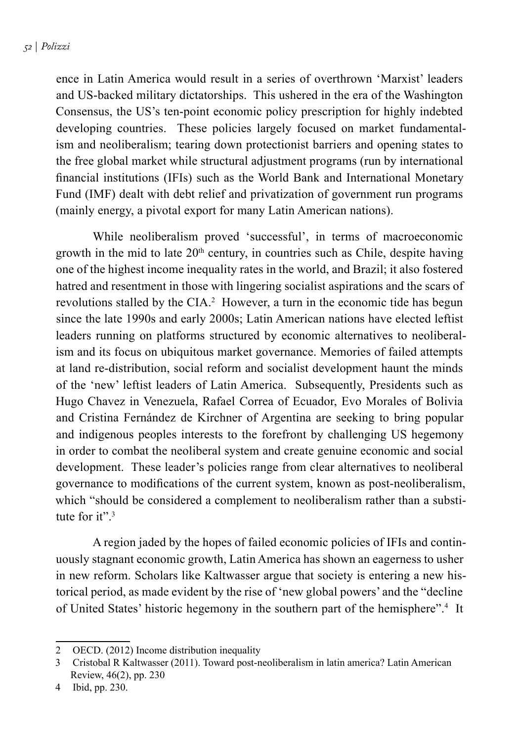ence in Latin America would result in a series of overthrown 'Marxist' leaders and US-backed military dictatorships. This ushered in the era of the Washington Consensus, the US's ten-point economic policy prescription for highly indebted developing countries. These policies largely focused on market fundamentalism and neoliberalism; tearing down protectionist barriers and opening states to the free global market while structural adjustment programs (run by international financial institutions (IFIs) such as the World Bank and International Monetary Fund (IMF) dealt with debt relief and privatization of government run programs (mainly energy, a pivotal export for many Latin American nations).

While neoliberalism proved 'successful', in terms of macroeconomic growth in the mid to late 20th century, in countries such as Chile, despite having one of the highest income inequality rates in the world, and Brazil; it also fostered hatred and resentment in those with lingering socialist aspirations and the scars of revolutions stalled by the CIA.[2] However, a turn in the economic tide has begun since the late 1990s and early 2000s; Latin American nations have elected leftist leaders running on platforms structured by economic alternatives to neoliberalism and its focus on ubiquitous market governance. Memories of failed attempts at land re-distribution, social reform and socialist development haunt the minds of the 'new' leftist leaders of Latin America. Subsequently, Presidents such as Hugo Chavez in Venezuela, Rafael Correa of Ecuador, Evo Morales of Bolivia and Cristina Fernández de Kirchner of Argentina are seeking to bring popular and indigenous peoples interests to the forefront by challenging US hegemony in order to combat the neoliberal system and create genuine economic and social development. These leader's policies range from clear alternatives to neoliberal governance to modifications of the current system, known as post-neoliberalism, which "should be considered a complement to neoliberalism rather than a substitute for it".[3]

A region jaded by the hopes of failed economic policies of IFIs and continuously stagnant economic growth, Latin America has shown an eagerness to usher in new reform. Scholars like Kaltwasser argue that society is entering a new historical period, as made evident by the rise of 'new global powers' and the "decline of United States' historic hegemony in the southern part of the hemisphere".[4] It

---

2 OECD. (2012) Income distribution inequality

3 Cristobal R Kaltwasser (2011). Toward post-neoliberalism in latin america? Latin American Review, 46(2), pp. 230

4 Ibid, pp. 230.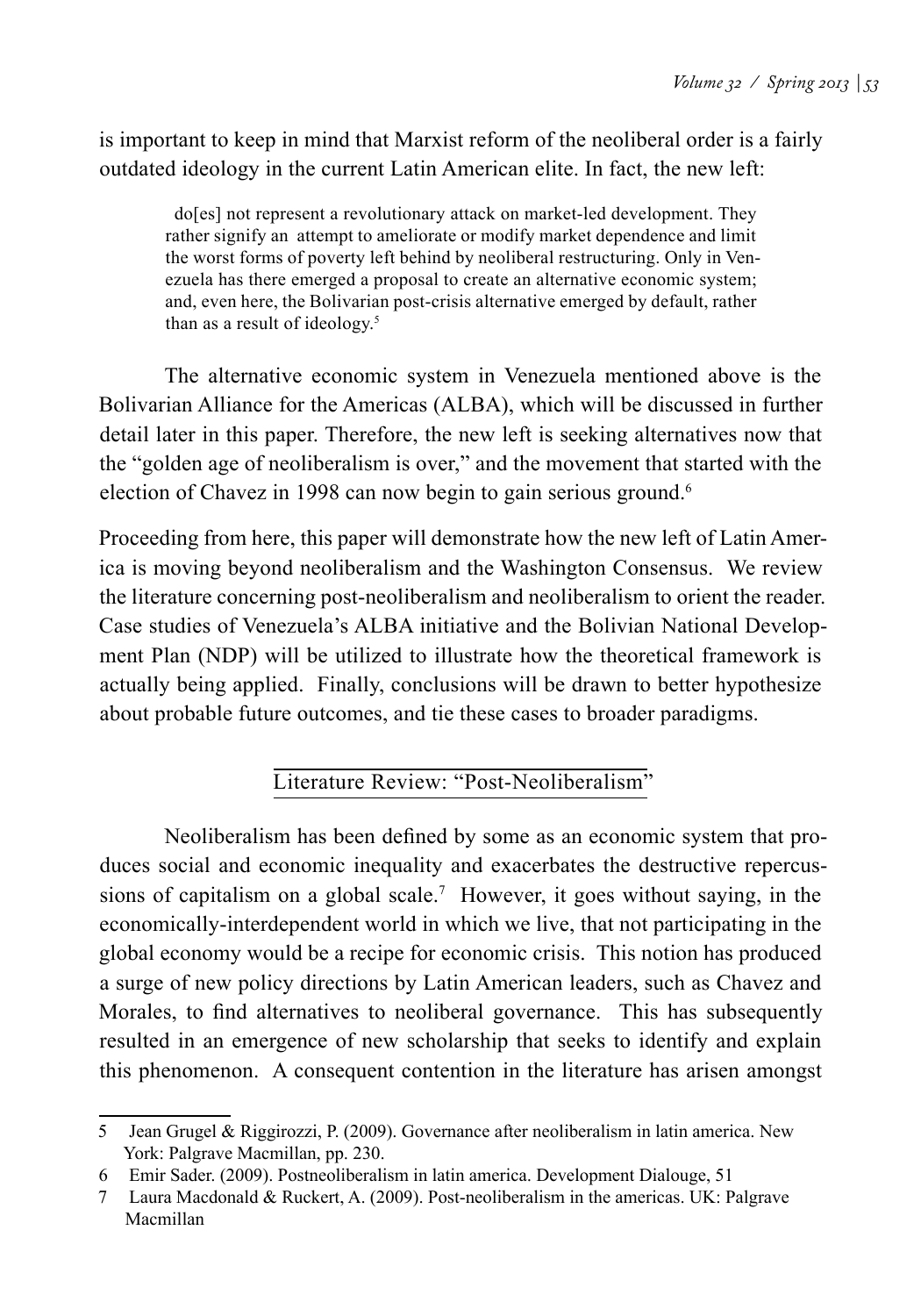is important to keep in mind that Marxist reform of the neoliberal order is a fairly outdated ideology in the current Latin American elite. In fact, the new left:

> do[es] not represent a revolutionary attack on market-led development. They rather signify an attempt to ameliorate or modify market dependence and limit the worst forms of poverty left behind by neoliberal restructuring. Only in Venezuela has there emerged a proposal to create an alternative economic system; and, even here, the Bolivarian post-crisis alternative emerged by default, rather than as a result of ideology.[5]

The alternative economic system in Venezuela mentioned above is the Bolivarian Alliance for the Americas (ALBA), which will be discussed in further detail later in this paper. Therefore, the new left is seeking alternatives now that the "golden age of neoliberalism is over," and the movement that started with the election of Chavez in 1998 can now begin to gain serious ground.[6]

Proceeding from here, this paper will demonstrate how the new left of Latin America is moving beyond neoliberalism and the Washington Consensus. We review the literature concerning post-neoliberalism and neoliberalism to orient the reader. Case studies of Venezuela's ALBA initiative and the Bolivian National Development Plan (NDP) will be utilized to illustrate how the theoretical framework is actually being applied. Finally, conclusions will be drawn to better hypothesize about probable future outcomes, and tie these cases to broader paradigms.

## Literature Review: "Post-Neoliberalism"

Neoliberalism has been defined by some as an economic system that produces social and economic inequality and exacerbates the destructive repercussions of capitalism on a global scale.[7] However, it goes without saying, in the economically-interdependent world in which we live, that not participating in the global economy would be a recipe for economic crisis. This notion has produced a surge of new policy directions by Latin American leaders, such as Chavez and Morales, to find alternatives to neoliberal governance. This has subsequently resulted in an emergence of new scholarship that seeks to identify and explain this phenomenon. A consequent contention in the literature has arisen amongst

---

5 Jean Grugel & Riggirozzi, P. (2009). Governance after neoliberalism in latin america. New York: Palgrave Macmillan, pp. 230.

6 Emir Sader. (2009). Postneoliberalism in latin america. Development Dialouge, 51

7 Laura Macdonald & Ruckert, A. (2009). Post-neoliberalism in the americas. UK: Palgrave Macmillan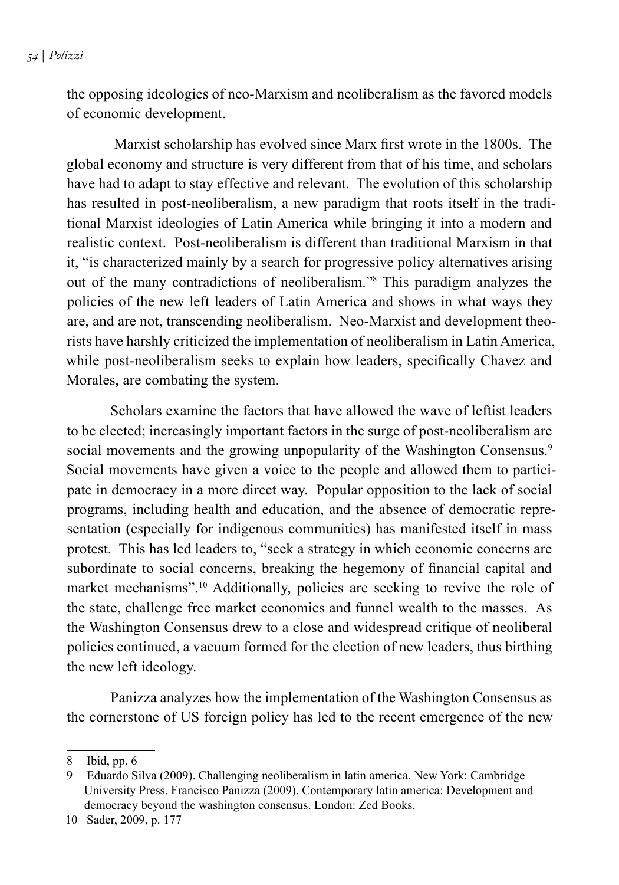the opposing ideologies of neo-Marxism and neoliberalism as the favored models of economic development.

Marxist scholarship has evolved since Marx first wrote in the 1800s. The global economy and structure is very different from that of his time, and scholars have had to adapt to stay effective and relevant. The evolution of this scholarship has resulted in post-neoliberalism, a new paradigm that roots itself in the traditional Marxist ideologies of Latin America while bringing it into a modern and realistic context. Post-neoliberalism is different than traditional Marxism in that it, "is characterized mainly by a search for progressive policy alternatives arising out of the many contradictions of neoliberalism."[8] This paradigm analyzes the policies of the new left leaders of Latin America and shows in what ways they are, and are not, transcending neoliberalism. Neo-Marxist and development theorists have harshly criticized the implementation of neoliberalism in Latin America, while post-neoliberalism seeks to explain how leaders, specifically Chavez and Morales, are combating the system.

Scholars examine the factors that have allowed the wave of leftist leaders to be elected; increasingly important factors in the surge of post-neoliberalism are social movements and the growing unpopularity of the Washington Consensus.[9] Social movements have given a voice to the people and allowed them to participate in democracy in a more direct way. Popular opposition to the lack of social programs, including health and education, and the absence of democratic representation (especially for indigenous communities) has manifested itself in mass protest. This has led leaders to, "seek a strategy in which economic concerns are subordinate to social concerns, breaking the hegemony of financial capital and market mechanisms".[10] Additionally, policies are seeking to revive the role of the state, challenge free market economics and funnel wealth to the masses. As the Washington Consensus drew to a close and widespread critique of neoliberal policies continued, a vacuum formed for the election of new leaders, thus birthing the new left ideology.

Panizza analyzes how the implementation of the Washington Consensus as the cornerstone of US foreign policy has led to the recent emergence of the new

---

8 Ibid, pp. 6

9 Eduardo Silva (2009). Challenging neoliberalism in latin america. New York: Cambridge University Press. Francisco Panizza (2009). Contemporary latin america: Development and democracy beyond the washington consensus. London: Zed Books.

10 Sader, 2009, p. 177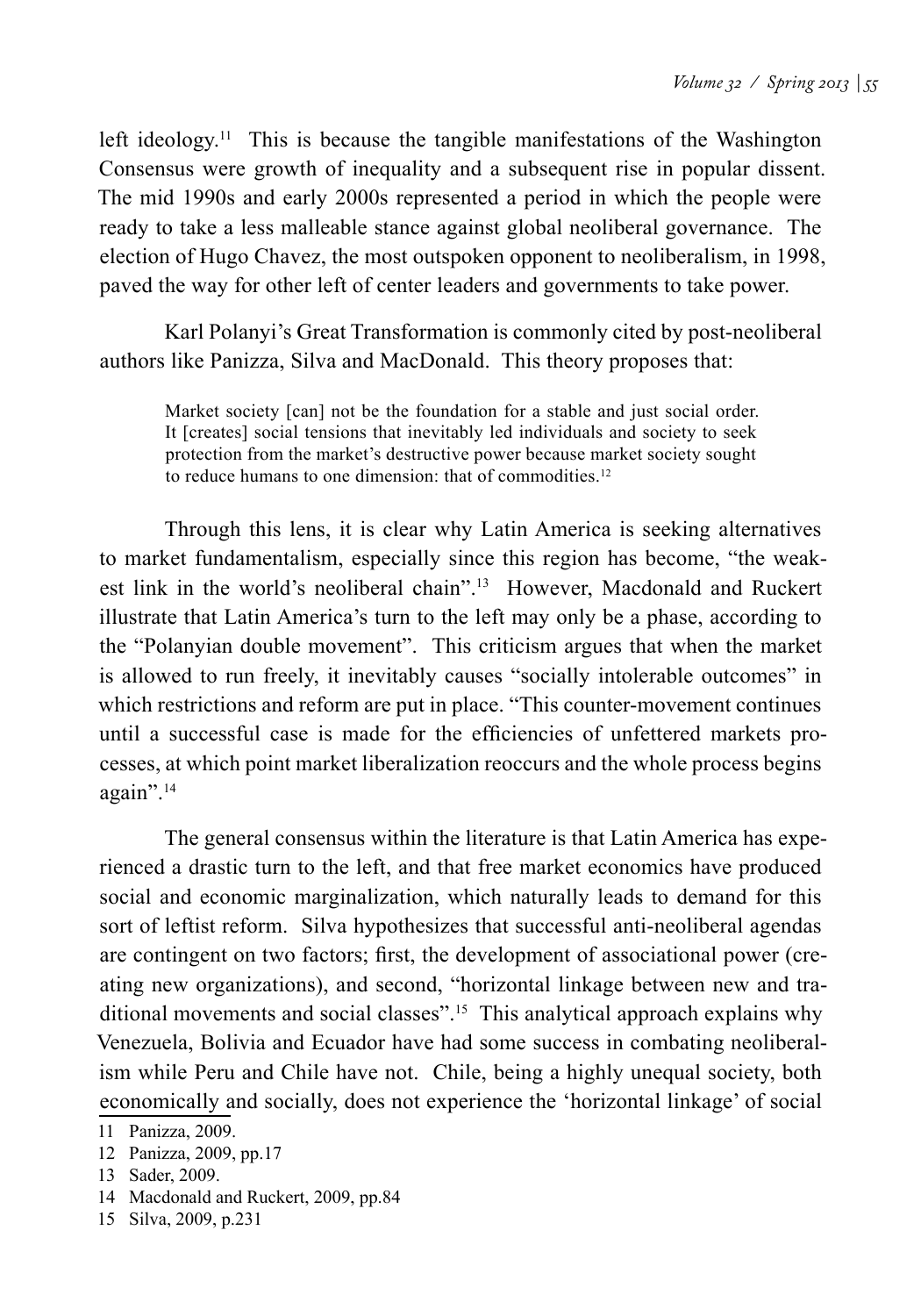left ideology.[11] This is because the tangible manifestations of the Washington Consensus were growth of inequality and a subsequent rise in popular dissent. The mid 1990s and early 2000s represented a period in which the people were ready to take a less malleable stance against global neoliberal governance. The election of Hugo Chavez, the most outspoken opponent to neoliberalism, in 1998, paved the way for other left of center leaders and governments to take power.

Karl Polanyi's Great Transformation is commonly cited by post-neoliberal authors like Panizza, Silva and MacDonald. This theory proposes that:

> Market society [can] not be the foundation for a stable and just social order. It [creates] social tensions that inevitably led individuals and society to seek protection from the market's destructive power because market society sought to reduce humans to one dimension: that of commodities.[12]

Through this lens, it is clear why Latin America is seeking alternatives to market fundamentalism, especially since this region has become, "the weakest link in the world's neoliberal chain".[13] However, Macdonald and Ruckert illustrate that Latin America's turn to the left may only be a phase, according to the "Polanyian double movement". This criticism argues that when the market is allowed to run freely, it inevitably causes "socially intolerable outcomes" in which restrictions and reform are put in place. "This counter-movement continues until a successful case is made for the efficiencies of unfettered markets processes, at which point market liberalization reoccurs and the whole process begins again".[14]

The general consensus within the literature is that Latin America has experienced a drastic turn to the left, and that free market economics have produced social and economic marginalization, which naturally leads to demand for this sort of leftist reform. Silva hypothesizes that successful anti-neoliberal agendas are contingent on two factors; first, the development of associational power (creating new organizations), and second, "horizontal linkage between new and traditional movements and social classes".[15] This analytical approach explains why Venezuela, Bolivia and Ecuador have had some success in combating neoliberalism while Peru and Chile have not. Chile, being a highly unequal society, both economically and socially, does not experience the 'horizontal linkage' of social

---

11 Panizza, 2009.

12 Panizza, 2009, pp.17

13 Sader, 2009.

14 Macdonald and Ruckert, 2009, pp.84

15 Silva, 2009, p.231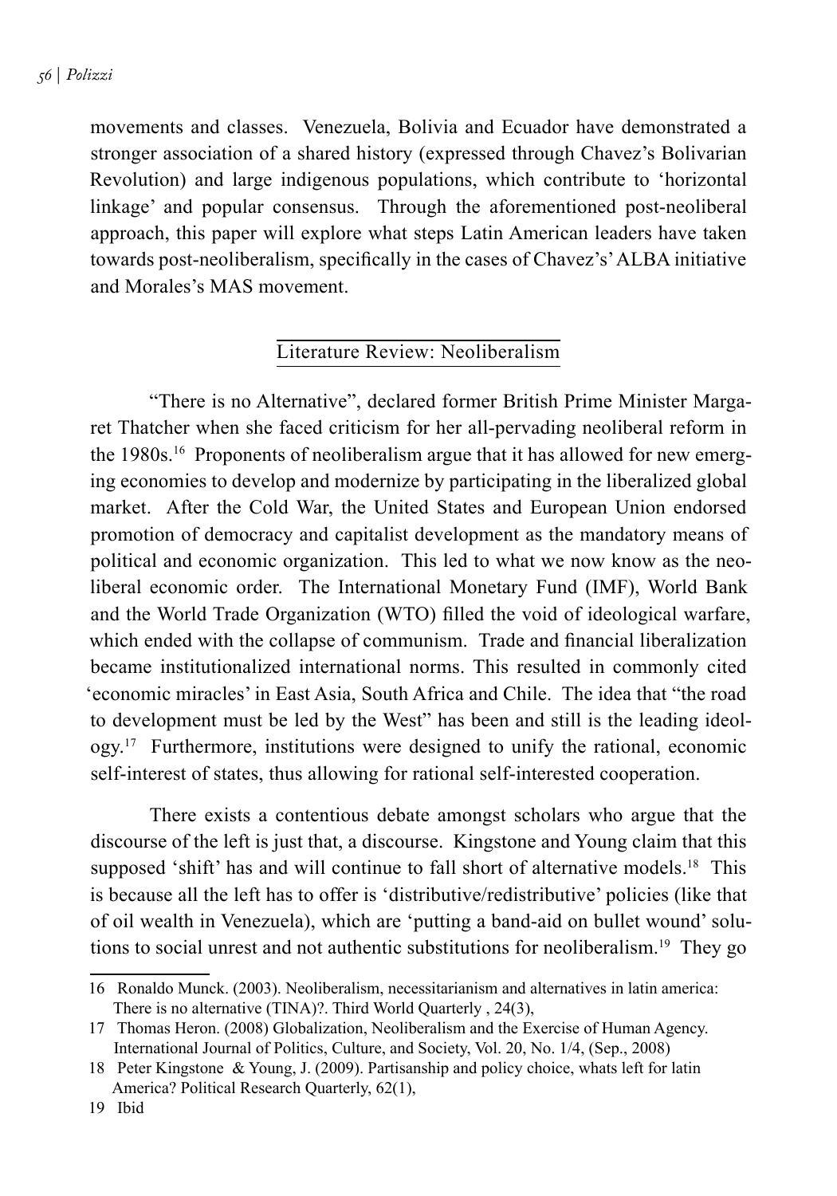movements and classes. Venezuela, Bolivia and Ecuador have demonstrated a stronger association of a shared history (expressed through Chavez's Bolivarian Revolution) and large indigenous populations, which contribute to 'horizontal linkage' and popular consensus. Through the aforementioned post-neoliberal approach, this paper will explore what steps Latin American leaders have taken towards post-neoliberalism, specifically in the cases of Chavez's' ALBA initiative and Morales's MAS movement.

## Literature Review: Neoliberalism

"There is no Alternative", declared former British Prime Minister Margaret Thatcher when she faced criticism for her all-pervading neoliberal reform in the 1980s.[16] Proponents of neoliberalism argue that it has allowed for new emerging economies to develop and modernize by participating in the liberalized global market. After the Cold War, the United States and European Union endorsed promotion of democracy and capitalist development as the mandatory means of political and economic organization. This led to what we now know as the neoliberal economic order. The International Monetary Fund (IMF), World Bank and the World Trade Organization (WTO) filled the void of ideological warfare, which ended with the collapse of communism. Trade and financial liberalization became institutionalized international norms. This resulted in commonly cited 'economic miracles' in East Asia, South Africa and Chile. The idea that "the road to development must be led by the West" has been and still is the leading ideology.[17] Furthermore, institutions were designed to unify the rational, economic self-interest of states, thus allowing for rational self-interested cooperation.

There exists a contentious debate amongst scholars who argue that the discourse of the left is just that, a discourse. Kingstone and Young claim that this supposed 'shift' has and will continue to fall short of alternative models.[18] This is because all the left has to offer is 'distributive/redistributive' policies (like that of oil wealth in Venezuela), which are 'putting a band-aid on bullet wound' solutions to social unrest and not authentic substitutions for neoliberalism.[19] They go

---

16 Ronaldo Munck. (2003). Neoliberalism, necessitarianism and alternatives in latin america: There is no alternative (TINA)?. Third World Quarterly , 24(3),

17 Thomas Heron. (2008) Globalization, Neoliberalism and the Exercise of Human Agency. International Journal of Politics, Culture, and Society, Vol. 20, No. 1/4, (Sep., 2008)

18 Peter Kingstone & Young, J. (2009). Partisanship and policy choice, whats left for latin America? Political Research Quarterly, 62(1),

19 Ibid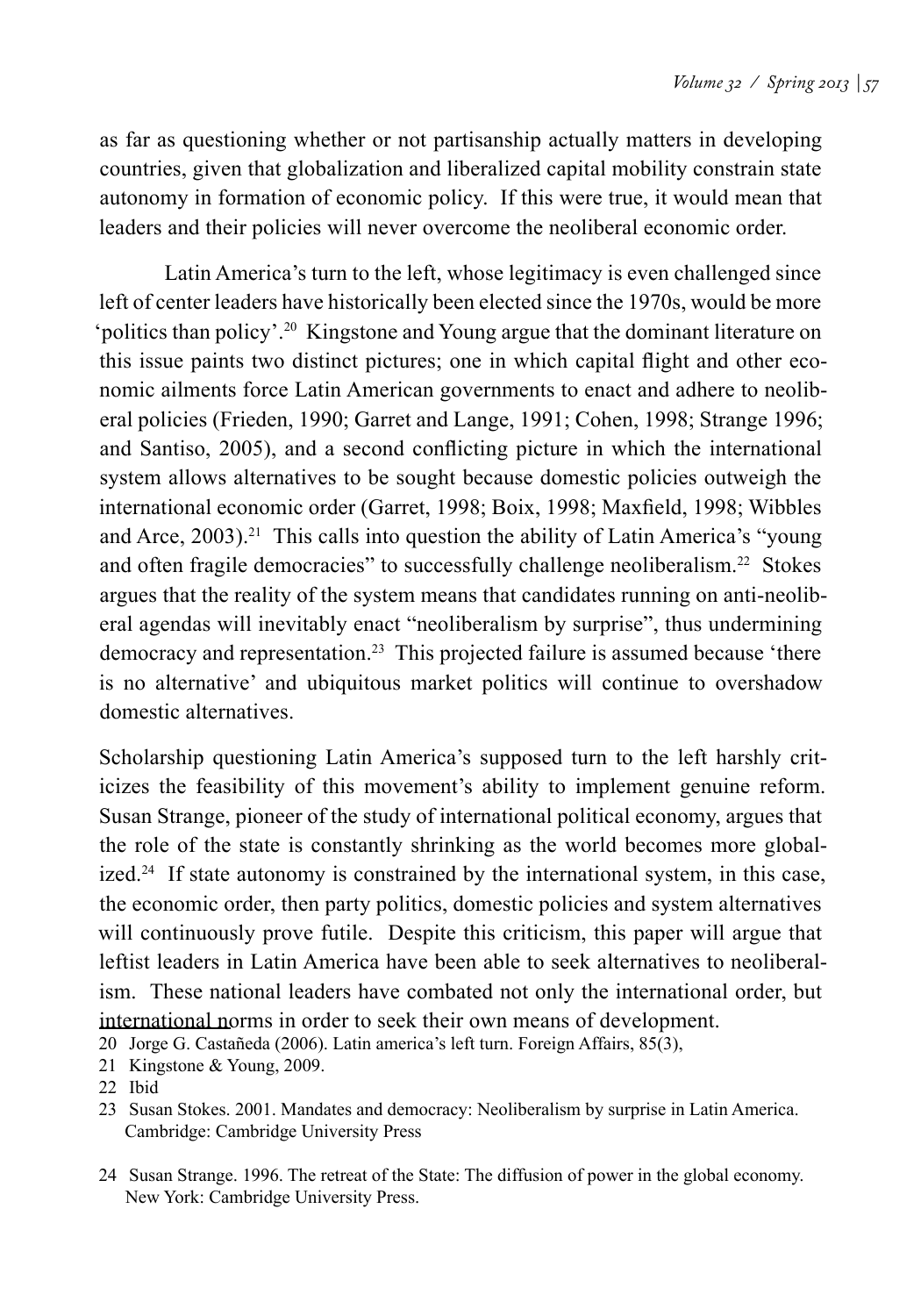as far as questioning whether or not partisanship actually matters in developing countries, given that globalization and liberalized capital mobility constrain state autonomy in formation of economic policy. If this were true, it would mean that leaders and their policies will never overcome the neoliberal economic order.

Latin America's turn to the left, whose legitimacy is even challenged since left of center leaders have historically been elected since the 1970s, would be more 'politics than policy'.[20] Kingstone and Young argue that the dominant literature on this issue paints two distinct pictures; one in which capital flight and other economic ailments force Latin American governments to enact and adhere to neoliberal policies (Frieden, 1990; Garret and Lange, 1991; Cohen, 1998; Strange 1996; and Santiso, 2005), and a second conflicting picture in which the international system allows alternatives to be sought because domestic policies outweigh the international economic order (Garret, 1998; Boix, 1998; Maxfield, 1998; Wibbles and Arce, 2003).[21] This calls into question the ability of Latin America's "young and often fragile democracies" to successfully challenge neoliberalism.[22] Stokes argues that the reality of the system means that candidates running on anti-neoliberal agendas will inevitably enact "neoliberalism by surprise", thus undermining democracy and representation.[23] This projected failure is assumed because 'there is no alternative' and ubiquitous market politics will continue to overshadow domestic alternatives.

Scholarship questioning Latin America's supposed turn to the left harshly criticizes the feasibility of this movement's ability to implement genuine reform. Susan Strange, pioneer of the study of international political economy, argues that the role of the state is constantly shrinking as the world becomes more globalized.[24] If state autonomy is constrained by the international system, in this case, the economic order, then party politics, domestic policies and system alternatives will continuously prove futile. Despite this criticism, this paper will argue that leftist leaders in Latin America have been able to seek alternatives to neoliberalism. These national leaders have combated not only the international order, but international norms in order to seek their own means of development.

20 Jorge G. Castañeda (2006). Latin america's left turn. Foreign Affairs, 85(3),

21 Kingstone & Young, 2009.

22 Ibid

23 Susan Stokes. 2001. Mandates and democracy: Neoliberalism by surprise in Latin America. Cambridge: Cambridge University Press

24 Susan Strange. 1996. The retreat of the State: The diffusion of power in the global economy. New York: Cambridge University Press.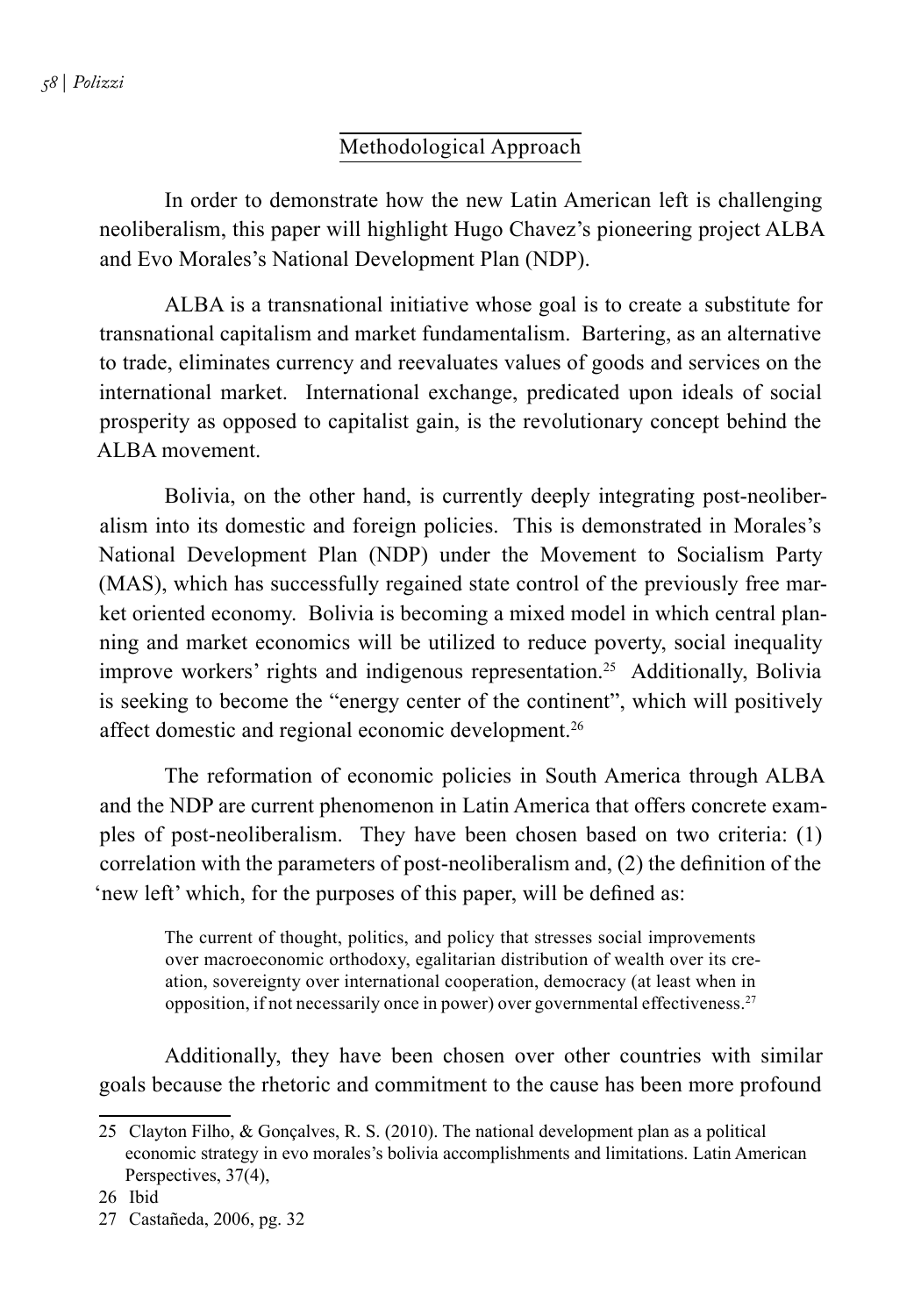## Methodological Approach

In order to demonstrate how the new Latin American left is challenging neoliberalism, this paper will highlight Hugo Chavez's pioneering project ALBA and Evo Morales's National Development Plan (NDP).

ALBA is a transnational initiative whose goal is to create a substitute for transnational capitalism and market fundamentalism. Bartering, as an alternative to trade, eliminates currency and reevaluates values of goods and services on the international market. International exchange, predicated upon ideals of social prosperity as opposed to capitalist gain, is the revolutionary concept behind the ALBA movement.

Bolivia, on the other hand, is currently deeply integrating post-neoliberalism into its domestic and foreign policies. This is demonstrated in Morales's National Development Plan (NDP) under the Movement to Socialism Party (MAS), which has successfully regained state control of the previously free market oriented economy. Bolivia is becoming a mixed model in which central planning and market economics will be utilized to reduce poverty, social inequality improve workers' rights and indigenous representation.[25] Additionally, Bolivia is seeking to become the "energy center of the continent", which will positively affect domestic and regional economic development.[26]

The reformation of economic policies in South America through ALBA and the NDP are current phenomenon in Latin America that offers concrete examples of post-neoliberalism. They have been chosen based on two criteria: (1) correlation with the parameters of post-neoliberalism and, (2) the definition of the 'new left' which, for the purposes of this paper, will be defined as:

> The current of thought, politics, and policy that stresses social improvements over macroeconomic orthodoxy, egalitarian distribution of wealth over its creation, sovereignty over international cooperation, democracy (at least when in opposition, if not necessarily once in power) over governmental effectiveness.[27]

Additionally, they have been chosen over other countries with similar goals because the rhetoric and commitment to the cause has been more profound

---

25 Clayton Filho, & Gonçalves, R. S. (2010). The national development plan as a political economic strategy in evo morales's bolivia accomplishments and limitations. Latin American Perspectives, 37(4),

26 Ibid

27 Castañeda, 2006, pg. 32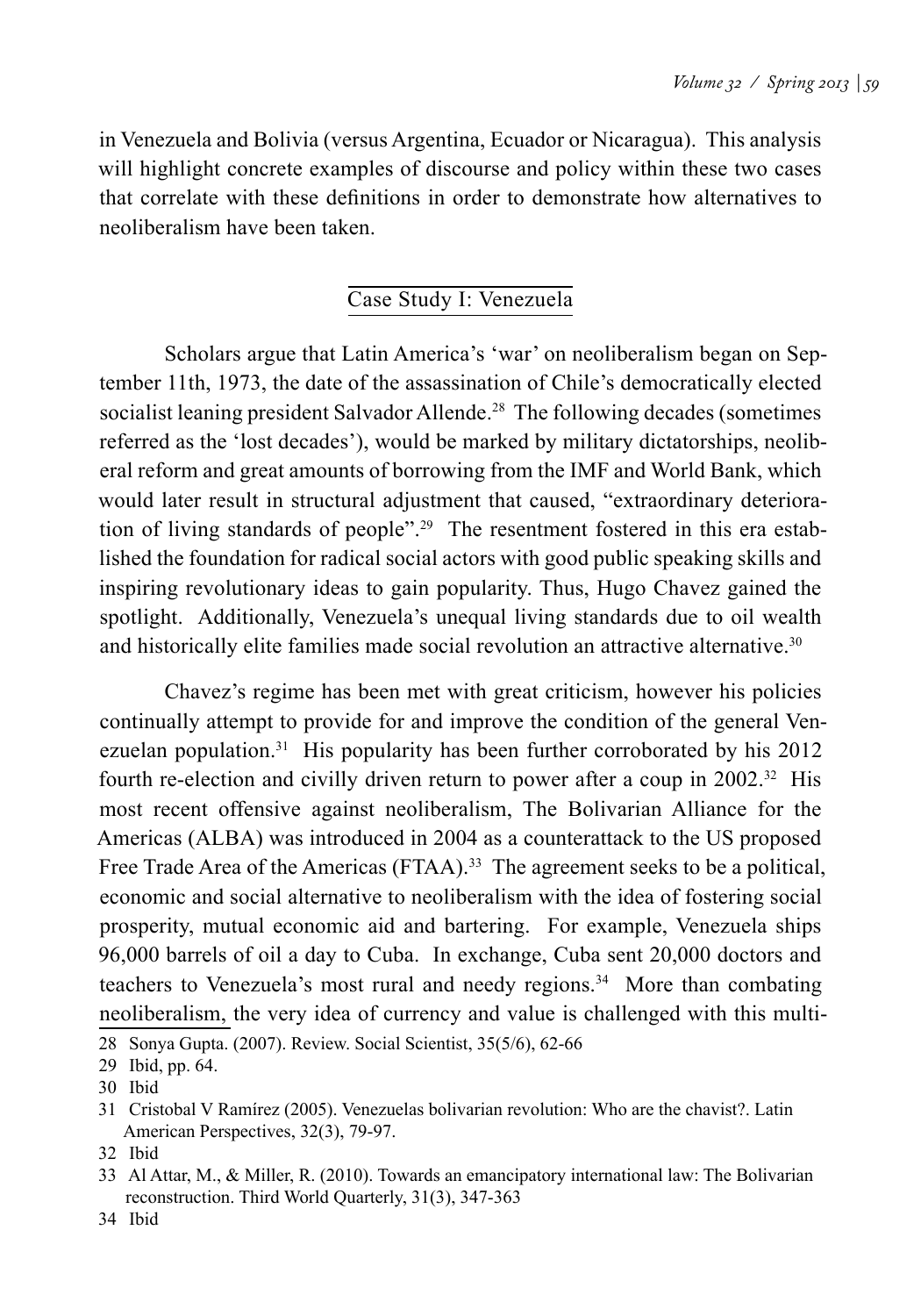in Venezuela and Bolivia (versus Argentina, Ecuador or Nicaragua). This analysis will highlight concrete examples of discourse and policy within these two cases that correlate with these definitions in order to demonstrate how alternatives to neoliberalism have been taken.

## Case Study I: Venezuela

Scholars argue that Latin America's 'war' on neoliberalism began on September 11th, 1973, the date of the assassination of Chile's democratically elected socialist leaning president Salvador Allende.[28] The following decades (sometimes referred as the 'lost decades'), would be marked by military dictatorships, neoliberal reform and great amounts of borrowing from the IMF and World Bank, which would later result in structural adjustment that caused, "extraordinary deterioration of living standards of people".[29] The resentment fostered in this era established the foundation for radical social actors with good public speaking skills and inspiring revolutionary ideas to gain popularity. Thus, Hugo Chavez gained the spotlight. Additionally, Venezuela's unequal living standards due to oil wealth and historically elite families made social revolution an attractive alternative.[30]

Chavez's regime has been met with great criticism, however his policies continually attempt to provide for and improve the condition of the general Venezuelan population.[31] His popularity has been further corroborated by his 2012 fourth re-election and civilly driven return to power after a coup in 2002.[32] His most recent offensive against neoliberalism, The Bolivarian Alliance for the Americas (ALBA) was introduced in 2004 as a counterattack to the US proposed Free Trade Area of the Americas (FTAA).[33] The agreement seeks to be a political, economic and social alternative to neoliberalism with the idea of fostering social prosperity, mutual economic aid and bartering. For example, Venezuela ships 96,000 barrels of oil a day to Cuba. In exchange, Cuba sent 20,000 doctors and teachers to Venezuela's most rural and needy regions.[34] More than combating neoliberalism, the very idea of currency and value is challenged with this multi-

---

28 Sonya Gupta. (2007). Review. Social Scientist, 35(5/6), 62-66

29 Ibid, pp. 64.

30 Ibid

31 Cristobal V Ramírez (2005). Venezuelas bolivarian revolution: Who are the chavist?. Latin American Perspectives, 32(3), 79-97.

32 Ibid

33 Al Attar, M., & Miller, R. (2010). Towards an emancipatory international law: The Bolivarian reconstruction. Third World Quarterly, 31(3), 347-363

34 Ibid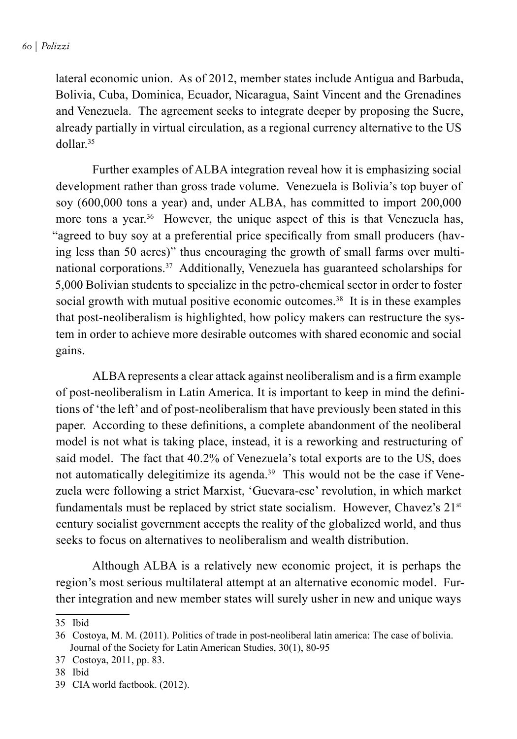lateral economic union. As of 2012, member states include Antigua and Barbuda, Bolivia, Cuba, Dominica, Ecuador, Nicaragua, Saint Vincent and the Grenadines and Venezuela. The agreement seeks to integrate deeper by proposing the Sucre, already partially in virtual circulation, as a regional currency alternative to the US dollar.[35]

Further examples of ALBA integration reveal how it is emphasizing social development rather than gross trade volume. Venezuela is Bolivia's top buyer of soy (600,000 tons a year) and, under ALBA, has committed to import 200,000 more tons a year.[36] However, the unique aspect of this is that Venezuela has, "agreed to buy soy at a preferential price specifically from small producers (having less than 50 acres)" thus encouraging the growth of small farms over multinational corporations.[37] Additionally, Venezuela has guaranteed scholarships for 5,000 Bolivian students to specialize in the petro-chemical sector in order to foster social growth with mutual positive economic outcomes.[38] It is in these examples that post-neoliberalism is highlighted, how policy makers can restructure the system in order to achieve more desirable outcomes with shared economic and social gains.

ALBA represents a clear attack against neoliberalism and is a firm example of post-neoliberalism in Latin America. It is important to keep in mind the definitions of 'the left' and of post-neoliberalism that have previously been stated in this paper. According to these definitions, a complete abandonment of the neoliberal model is not what is taking place, instead, it is a reworking and restructuring of said model. The fact that 40.2% of Venezuela's total exports are to the US, does not automatically delegitimize its agenda.[39] This would not be the case if Venezuela were following a strict Marxist, 'Guevara-esc' revolution, in which market fundamentals must be replaced by strict state socialism. However, Chavez's 21st century socialist government accepts the reality of the globalized world, and thus seeks to focus on alternatives to neoliberalism and wealth distribution.

Although ALBA is a relatively new economic project, it is perhaps the region's most serious multilateral attempt at an alternative economic model. Further integration and new member states will surely usher in new and unique ways

35 Ibid

36 Costoya, M. M. (2011). Politics of trade in post-neoliberal latin america: The case of bolivia. Journal of the Society for Latin American Studies, 30(1), 80-95

37 Costoya, 2011, pp. 83.

38 Ibid

39 CIA world factbook. (2012).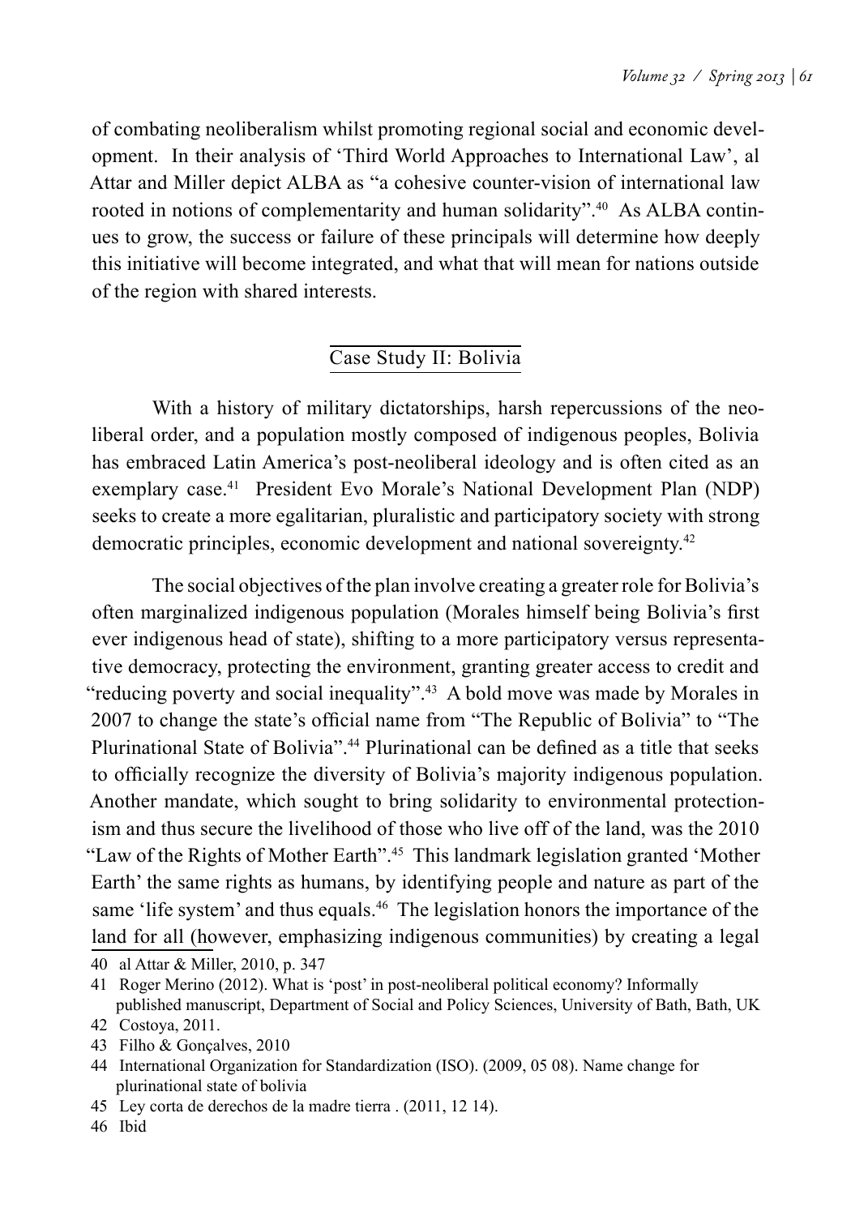of combating neoliberalism whilst promoting regional social and economic development. In their analysis of 'Third World Approaches to International Law', al Attar and Miller depict ALBA as "a cohesive counter-vision of international law rooted in notions of complementarity and human solidarity".[40] As ALBA continues to grow, the success or failure of these principals will determine how deeply this initiative will become integrated, and what that will mean for nations outside of the region with shared interests.

## Case Study II: Bolivia

With a history of military dictatorships, harsh repercussions of the neoliberal order, and a population mostly composed of indigenous peoples, Bolivia has embraced Latin America's post-neoliberal ideology and is often cited as an exemplary case.[41] President Evo Morale's National Development Plan (NDP) seeks to create a more egalitarian, pluralistic and participatory society with strong democratic principles, economic development and national sovereignty.[42]

The social objectives of the plan involve creating a greater role for Bolivia's often marginalized indigenous population (Morales himself being Bolivia's first ever indigenous head of state), shifting to a more participatory versus representative democracy, protecting the environment, granting greater access to credit and "reducing poverty and social inequality".[43] A bold move was made by Morales in 2007 to change the state's official name from "The Republic of Bolivia" to "The Plurinational State of Bolivia".[44] Plurinational can be defined as a title that seeks to officially recognize the diversity of Bolivia's majority indigenous population. Another mandate, which sought to bring solidarity to environmental protectionism and thus secure the livelihood of those who live off of the land, was the 2010 "Law of the Rights of Mother Earth".[45] This landmark legislation granted 'Mother Earth' the same rights as humans, by identifying people and nature as part of the same 'life system' and thus equals.[46] The legislation honors the importance of the land for all (however, emphasizing indigenous communities) by creating a legal

---

40 al Attar & Miller, 2010, p. 347

41 Roger Merino (2012). What is 'post' in post-neoliberal political economy? Informally published manuscript, Department of Social and Policy Sciences, University of Bath, Bath, UK

42 Costoya, 2011.

43 Filho & Gonçalves, 2010

44 International Organization for Standardization (ISO). (2009, 05 08). Name change for plurinational state of bolivia

45 Ley corta de derechos de la madre tierra . (2011, 12 14).

46 Ibid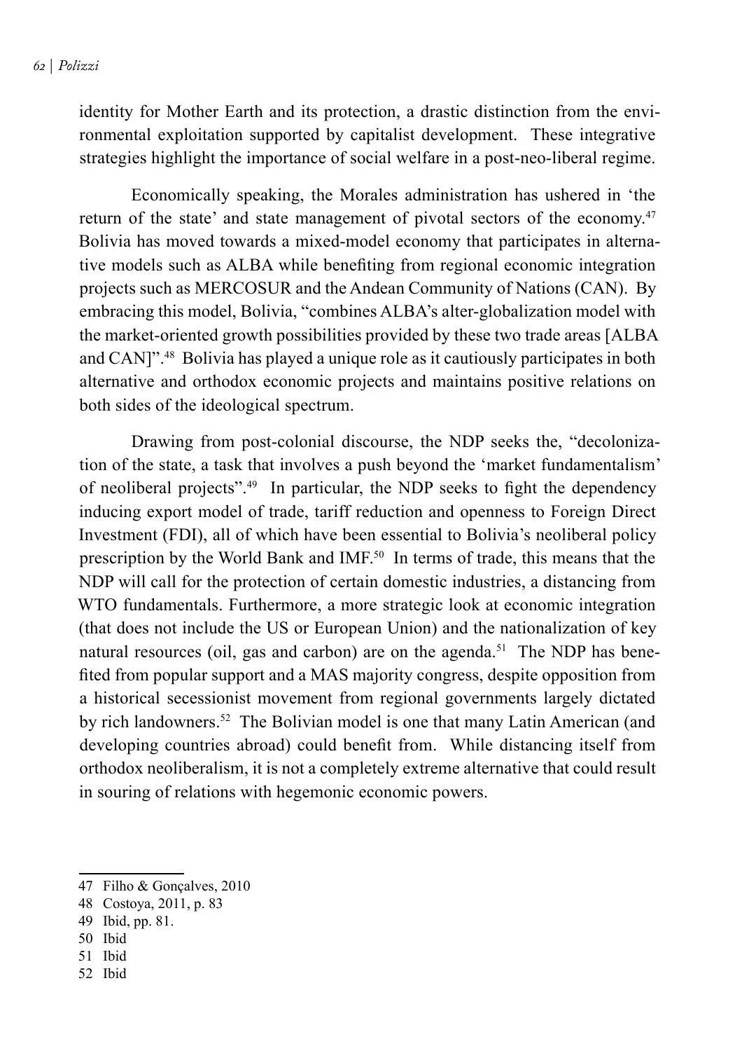identity for Mother Earth and its protection, a drastic distinction from the environmental exploitation supported by capitalist development. These integrative strategies highlight the importance of social welfare in a post-neo-liberal regime.

Economically speaking, the Morales administration has ushered in 'the return of the state' and state management of pivotal sectors of the economy.[47] Bolivia has moved towards a mixed-model economy that participates in alternative models such as ALBA while benefiting from regional economic integration projects such as MERCOSUR and the Andean Community of Nations (CAN). By embracing this model, Bolivia, "combines ALBA's alter-globalization model with the market-oriented growth possibilities provided by these two trade areas [ALBA and CAN]".[48] Bolivia has played a unique role as it cautiously participates in both alternative and orthodox economic projects and maintains positive relations on both sides of the ideological spectrum.

Drawing from post-colonial discourse, the NDP seeks the, "decolonization of the state, a task that involves a push beyond the 'market fundamentalism' of neoliberal projects".[49] In particular, the NDP seeks to fight the dependency inducing export model of trade, tariff reduction and openness to Foreign Direct Investment (FDI), all of which have been essential to Bolivia's neoliberal policy prescription by the World Bank and IMF.[50] In terms of trade, this means that the NDP will call for the protection of certain domestic industries, a distancing from WTO fundamentals. Furthermore, a more strategic look at economic integration (that does not include the US or European Union) and the nationalization of key natural resources (oil, gas and carbon) are on the agenda.[51] The NDP has benefited from popular support and a MAS majority congress, despite opposition from a historical secessionist movement from regional governments largely dictated by rich landowners.[52] The Bolivian model is one that many Latin American (and developing countries abroad) could benefit from. While distancing itself from orthodox neoliberalism, it is not a completely extreme alternative that could result in souring of relations with hegemonic economic powers.

---

47 Filho & Gonçalves, 2010

48 Costoya, 2011, p. 83

49 Ibid, pp. 81.

50 Ibid

51 Ibid

52 Ibid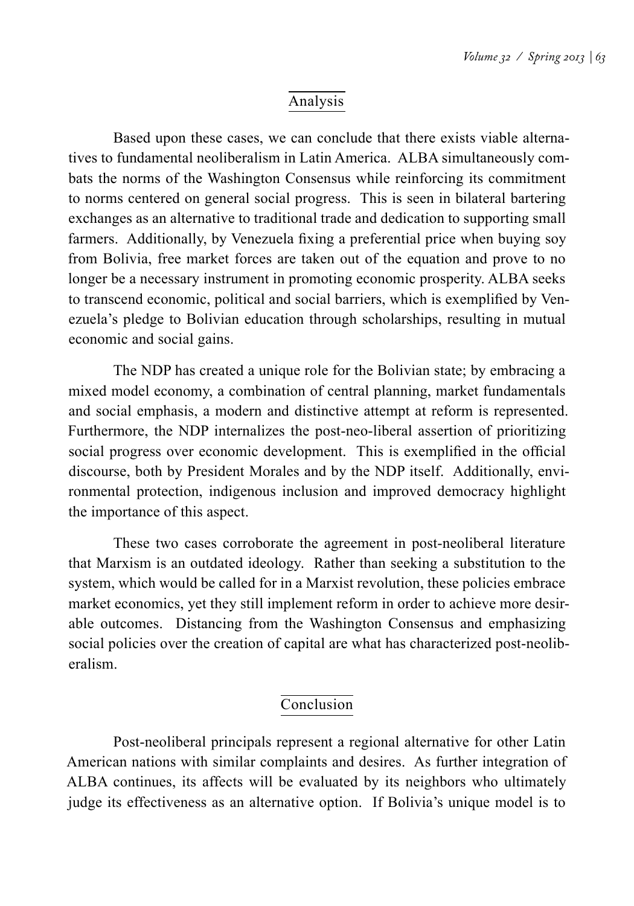## Analysis

Based upon these cases, we can conclude that there exists viable alternatives to fundamental neoliberalism in Latin America. ALBA simultaneously combats the norms of the Washington Consensus while reinforcing its commitment to norms centered on general social progress. This is seen in bilateral bartering exchanges as an alternative to traditional trade and dedication to supporting small farmers. Additionally, by Venezuela fixing a preferential price when buying soy from Bolivia, free market forces are taken out of the equation and prove to no longer be a necessary instrument in promoting economic prosperity. ALBA seeks to transcend economic, political and social barriers, which is exemplified by Venezuela's pledge to Bolivian education through scholarships, resulting in mutual economic and social gains.

The NDP has created a unique role for the Bolivian state; by embracing a mixed model economy, a combination of central planning, market fundamentals and social emphasis, a modern and distinctive attempt at reform is represented. Furthermore, the NDP internalizes the post-neo-liberal assertion of prioritizing social progress over economic development. This is exemplified in the official discourse, both by President Morales and by the NDP itself. Additionally, environmental protection, indigenous inclusion and improved democracy highlight the importance of this aspect.

These two cases corroborate the agreement in post-neoliberal literature that Marxism is an outdated ideology. Rather than seeking a substitution to the system, which would be called for in a Marxist revolution, these policies embrace market economics, yet they still implement reform in order to achieve more desirable outcomes. Distancing from the Washington Consensus and emphasizing social policies over the creation of capital are what has characterized post-neoliberalism.

## Conclusion

Post-neoliberal principals represent a regional alternative for other Latin American nations with similar complaints and desires. As further integration of ALBA continues, its affects will be evaluated by its neighbors who ultimately judge its effectiveness as an alternative option. If Bolivia's unique model is to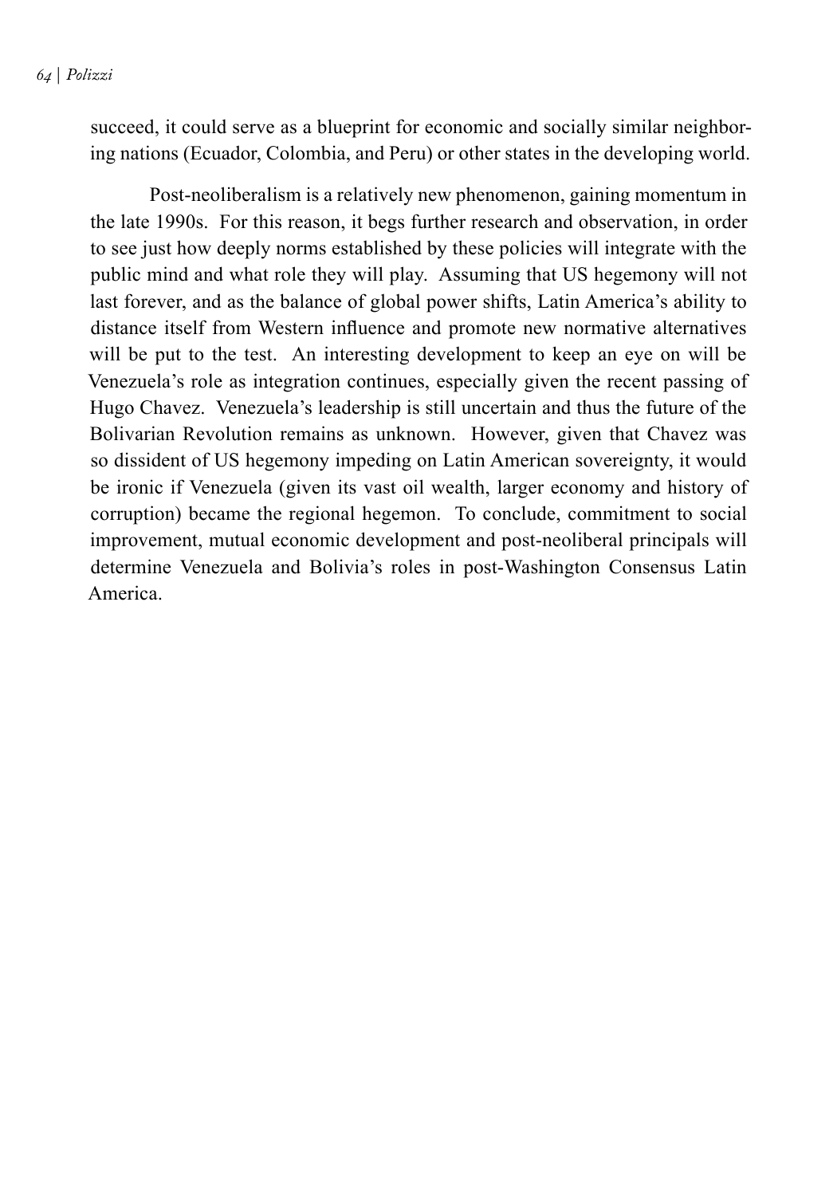succeed, it could serve as a blueprint for economic and socially similar neighboring nations (Ecuador, Colombia, and Peru) or other states in the developing world.

Post-neoliberalism is a relatively new phenomenon, gaining momentum in the late 1990s. For this reason, it begs further research and observation, in order to see just how deeply norms established by these policies will integrate with the public mind and what role they will play. Assuming that US hegemony will not last forever, and as the balance of global power shifts, Latin America's ability to distance itself from Western influence and promote new normative alternatives will be put to the test. An interesting development to keep an eye on will be Venezuela's role as integration continues, especially given the recent passing of Hugo Chavez. Venezuela's leadership is still uncertain and thus the future of the Bolivarian Revolution remains as unknown. However, given that Chavez was so dissident of US hegemony impeding on Latin American sovereignty, it would be ironic if Venezuela (given its vast oil wealth, larger economy and history of corruption) became the regional hegemon. To conclude, commitment to social improvement, mutual economic development and post-neoliberal principals will determine Venezuela and Bolivia's roles in post-Washington Consensus Latin America.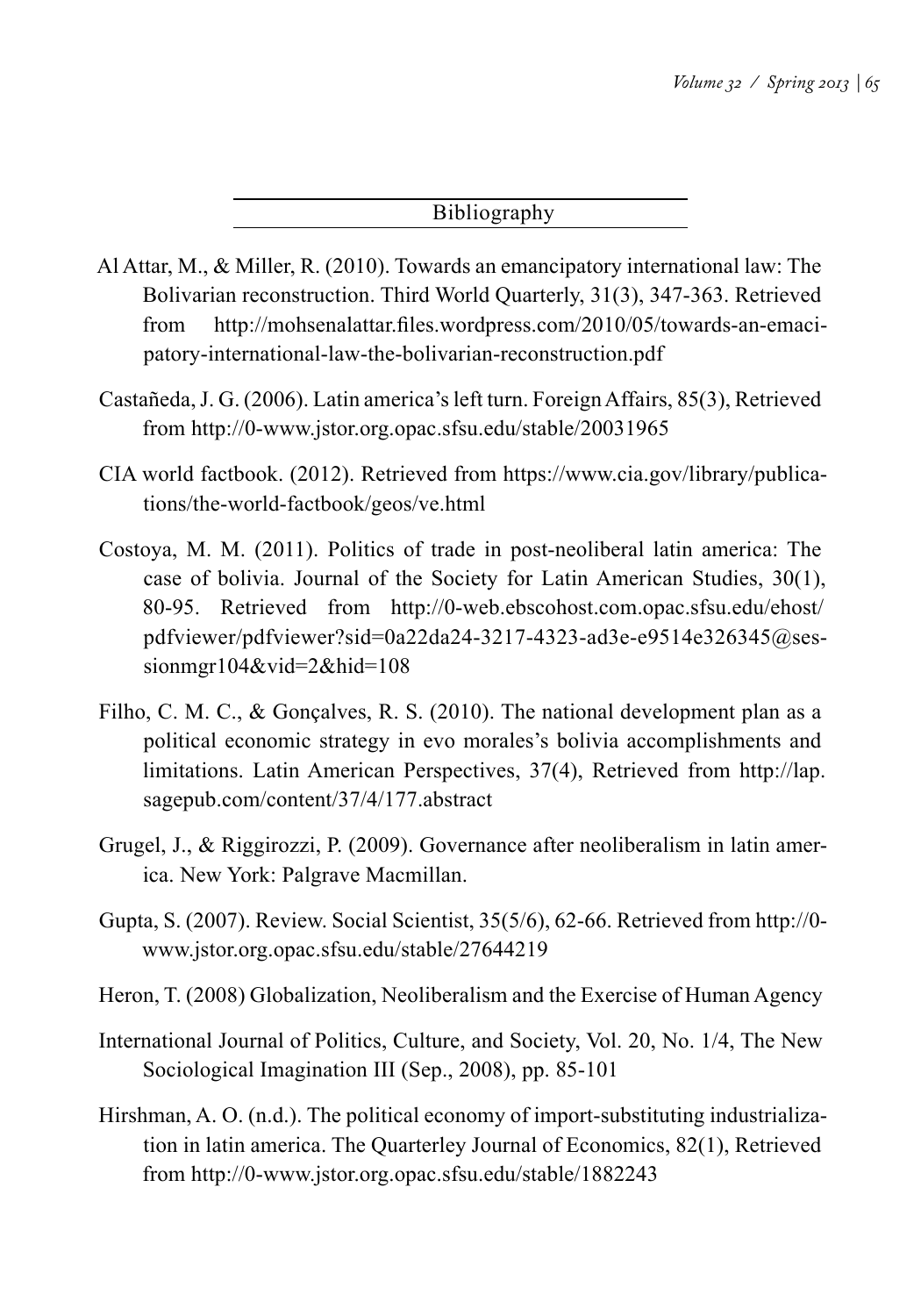## Bibliography

Al Attar, M., & Miller, R. (2010). Towards an emancipatory international law: The Bolivarian reconstruction. Third World Quarterly, 31(3), 347-363. Retrieved from http://mohsenalattar.files.wordpress.com/2010/05/towards-an-emacipatory-international-law-the-bolivarian-reconstruction.pdf

Castañeda, J. G. (2006). Latin america's left turn. Foreign Affairs, 85(3), Retrieved from http://0-www.jstor.org.opac.sfsu.edu/stable/20031965

CIA world factbook. (2012). Retrieved from https://www.cia.gov/library/publications/the-world-factbook/geos/ve.html

Costoya, M. M. (2011). Politics of trade in post-neoliberal latin america: The case of bolivia. Journal of the Society for Latin American Studies, 30(1), 80-95. Retrieved from http://0-web.ebscohost.com.opac.sfsu.edu/ehost/pdfviewer/pdfviewer?sid=0a22da24-3217-4323-ad3e-e9514e326345@sessionmgr104&vid=2&hid=108

Filho, C. M. C., & Gonçalves, R. S. (2010). The national development plan as a political economic strategy in evo morales's bolivia accomplishments and limitations. Latin American Perspectives, 37(4), Retrieved from http://lap.sagepub.com/content/37/4/177.abstract

Grugel, J., & Riggirozzi, P. (2009). Governance after neoliberalism in latin america. New York: Palgrave Macmillan.

Gupta, S. (2007). Review. Social Scientist, 35(5/6), 62-66. Retrieved from http://0-www.jstor.org.opac.sfsu.edu/stable/27644219

Heron, T. (2008) Globalization, Neoliberalism and the Exercise of Human Agency

International Journal of Politics, Culture, and Society, Vol. 20, No. 1/4, The New Sociological Imagination III (Sep., 2008), pp. 85-101

Hirshman, A. O. (n.d.). The political economy of import-substituting industrialization in latin america. The Quarterley Journal of Economics, 82(1), Retrieved from http://0-www.jstor.org.opac.sfsu.edu/stable/1882243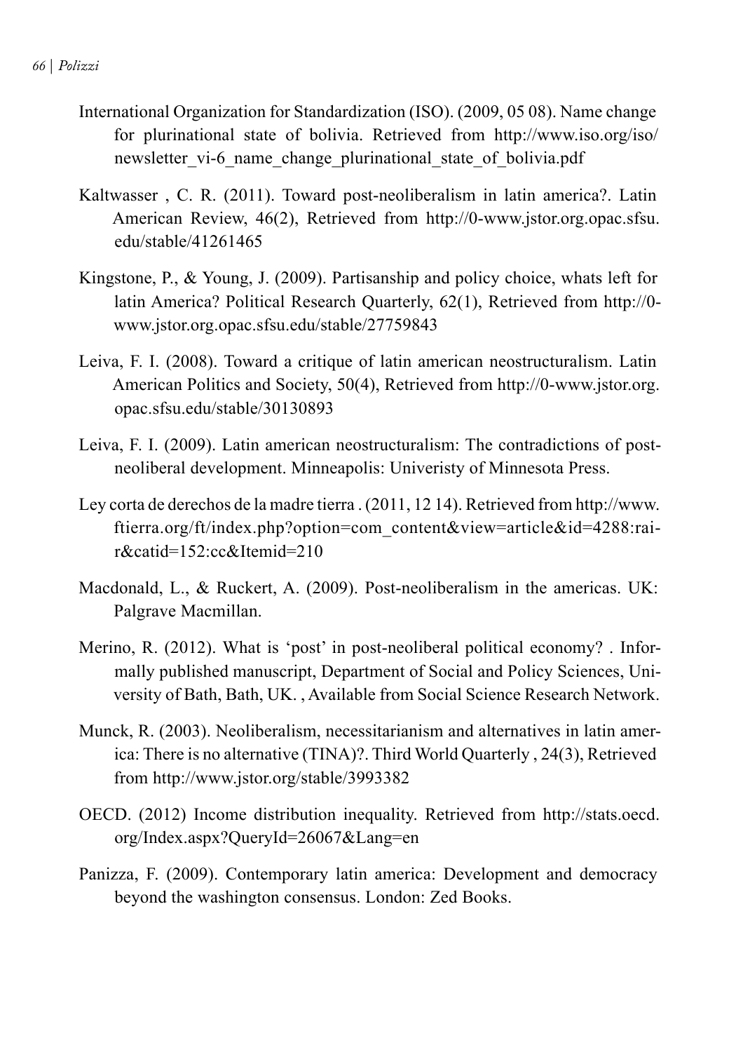International Organization for Standardization (ISO). (2009, 05 08). Name change for plurinational state of bolivia. Retrieved from http://www.iso.org/iso/newsletter_vi-6_name_change_plurinational_state_of_bolivia.pdf

Kaltwasser , C. R. (2011). Toward post-neoliberalism in latin america?. Latin American Review, 46(2), Retrieved from http://0-www.jstor.org.opac.sfsu.edu/stable/41261465

Kingstone, P., & Young, J. (2009). Partisanship and policy choice, whats left for latin America? Political Research Quarterly, 62(1), Retrieved from http://0-www.jstor.org.opac.sfsu.edu/stable/27759843

Leiva, F. I. (2008). Toward a critique of latin american neostructuralism. Latin American Politics and Society, 50(4), Retrieved from http://0-www.jstor.org.opac.sfsu.edu/stable/30130893

Leiva, F. I. (2009). Latin american neostructuralism: The contradictions of post-neoliberal development. Minneapolis: Univeristy of Minnesota Press.

Ley corta de derechos de la madre tierra . (2011, 12 14). Retrieved from http://www.ftierra.org/ft/index.php?option=com_content&view=article&id=4288:rai-r&catid=152:cc&Itemid=210

Macdonald, L., & Ruckert, A. (2009). Post-neoliberalism in the americas. UK: Palgrave Macmillan.

Merino, R. (2012). What is 'post' in post-neoliberal political economy? . Informally published manuscript, Department of Social and Policy Sciences, University of Bath, Bath, UK. , Available from Social Science Research Network.

Munck, R. (2003). Neoliberalism, necessitarianism and alternatives in latin america: There is no alternative (TINA)?. Third World Quarterly , 24(3), Retrieved from http://www.jstor.org/stable/3993382

OECD. (2012) Income distribution inequality. Retrieved from http://stats.oecd.org/Index.aspx?QueryId=26067&Lang=en

Panizza, F. (2009). Contemporary latin america: Development and democracy beyond the washington consensus. London: Zed Books.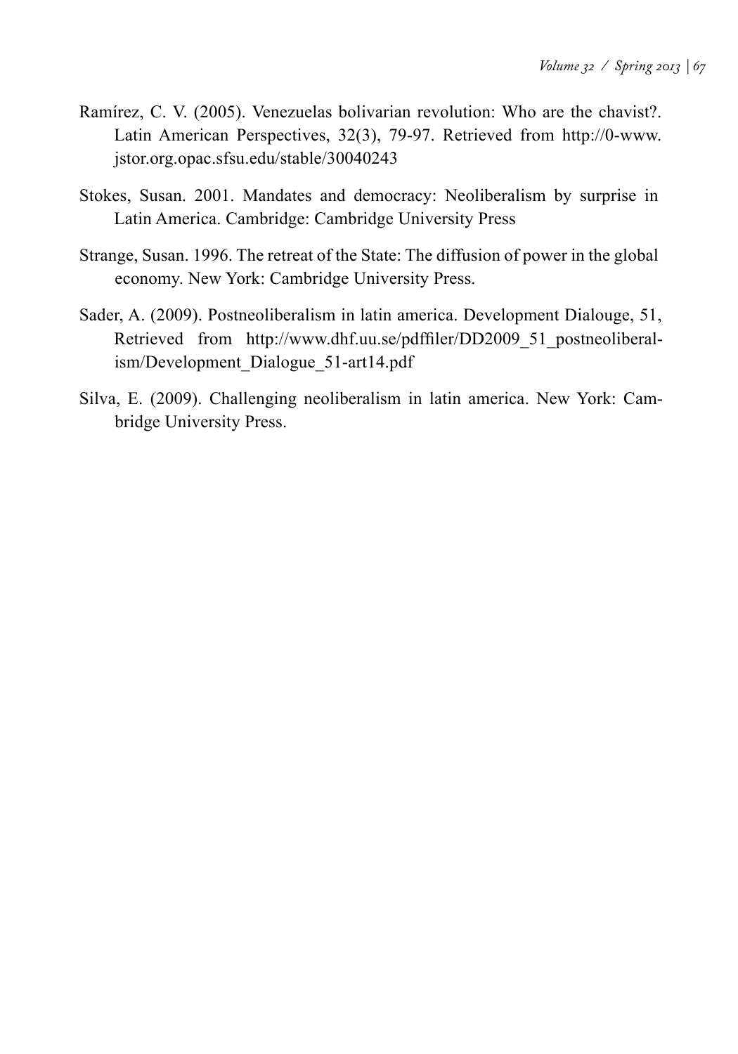Ramírez, C. V. (2005). Venezuelas bolivarian revolution: Who are the chavist?. Latin American Perspectives, 32(3), 79-97. Retrieved from http://0-www.jstor.org.opac.sfsu.edu/stable/30040243

Stokes, Susan. 2001. Mandates and democracy: Neoliberalism by surprise in Latin America. Cambridge: Cambridge University Press

Strange, Susan. 1996. The retreat of the State: The diffusion of power in the global economy. New York: Cambridge University Press.

Sader, A. (2009). Postneoliberalism in latin america. Development Dialouge, 51, Retrieved from http://www.dhf.uu.se/pdffiler/DD2009_51_postneoliberalism/Development_Dialogue_51-art14.pdf

Silva, E. (2009). Challenging neoliberalism in latin america. New York: Cambridge University Press.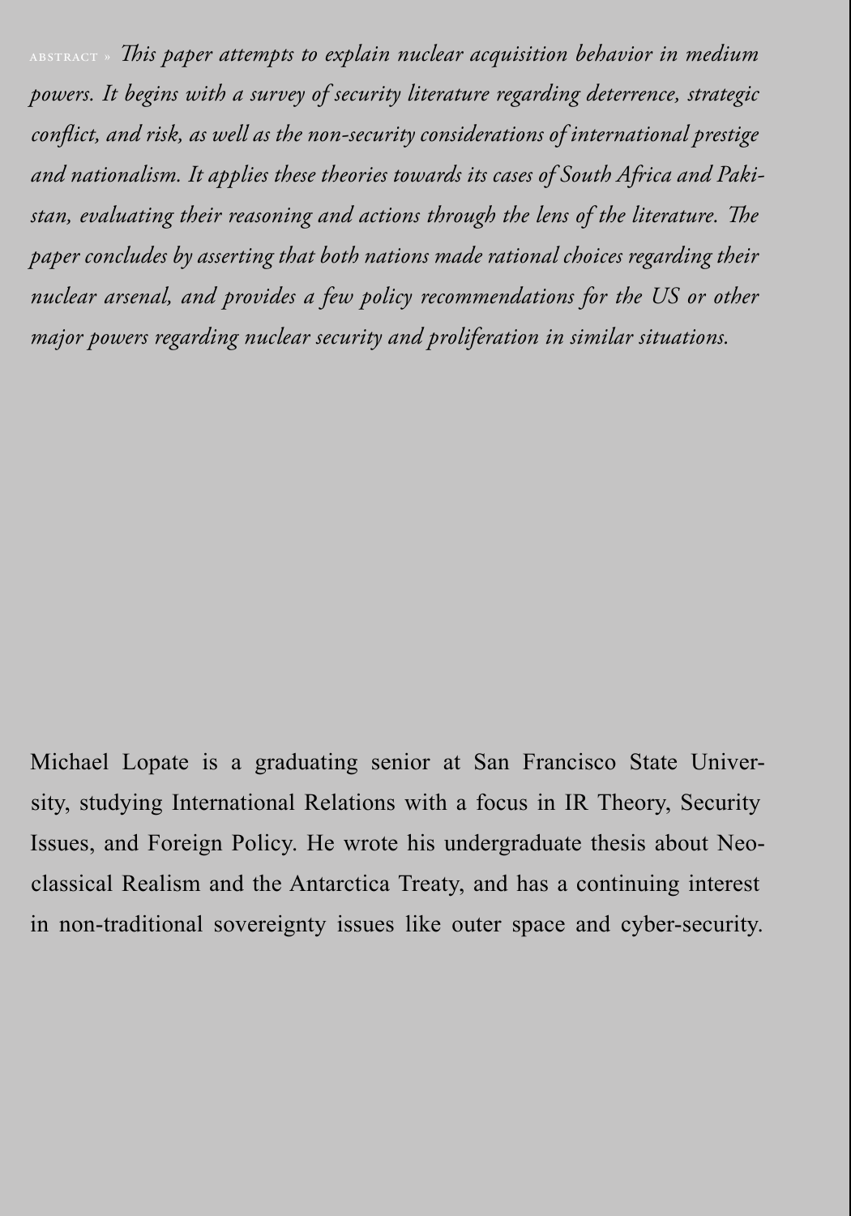ABSTRACT » *This paper attempts to explain nuclear acquisition behavior in medium powers. It begins with a survey of security literature regarding deterrence, strategic conflict, and risk, as well as the non-security considerations of international prestige and nationalism. It applies these theories towards its cases of South Africa and Pakistan, evaluating their reasoning and actions through the lens of the literature. The paper concludes by asserting that both nations made rational choices regarding their nuclear arsenal, and provides a few policy recommendations for the US or other major powers regarding nuclear security and proliferation in similar situations.*

Michael Lopate is a graduating senior at San Francisco State University, studying International Relations with a focus in IR Theory, Security Issues, and Foreign Policy. He wrote his undergraduate thesis about Neoclassical Realism and the Antarctica Treaty, and has a continuing interest in non-traditional sovereignty issues like outer space and cyber-security.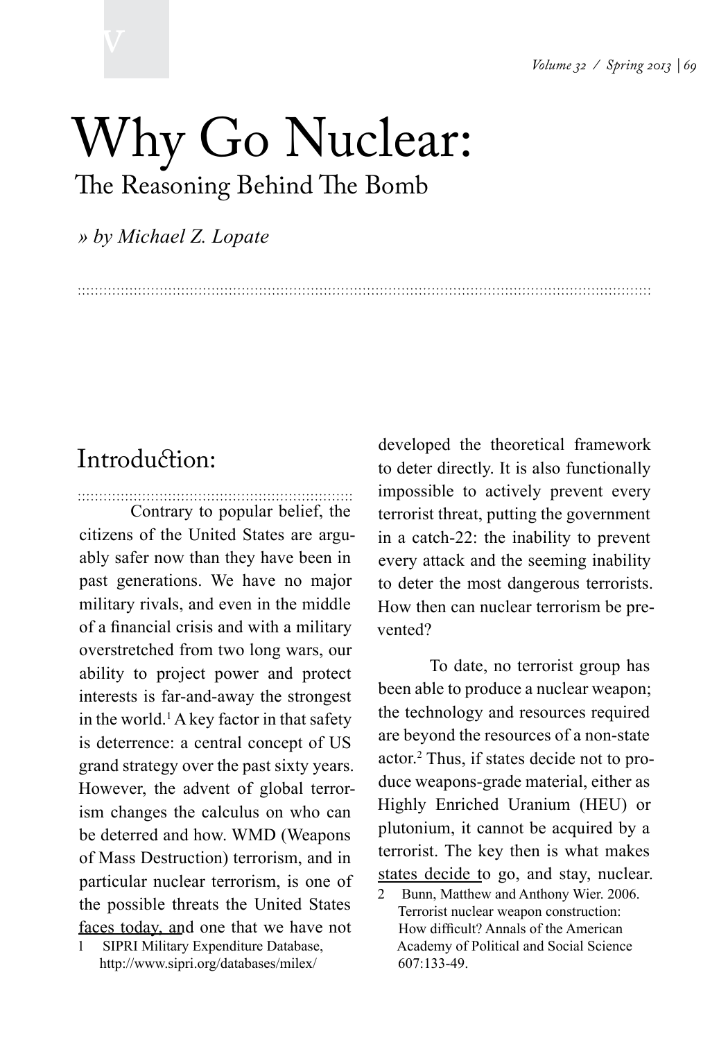# Why Go Nuclear:

## The Reasoning Behind The Bomb

*» by Michael Z. Lopate*

## Introduction:

Contrary to popular belief, the citizens of the United States are arguably safer now than they have been in past generations. We have no major military rivals, and even in the middle of a financial crisis and with a military overstretched from two long wars, our ability to project power and protect interests is far-and-away the strongest in the world.[1] A key factor in that safety is deterrence: a central concept of US grand strategy over the past sixty years. However, the advent of global terrorism changes the calculus on who can be deterred and how. WMD (Weapons of Mass Destruction) terrorism, and in particular nuclear terrorism, is one of the possible threats the United States faces today, and one that we have not developed the theoretical framework to deter directly. It is also functionally impossible to actively prevent every terrorist threat, putting the government in a catch-22: the inability to prevent every attack and the seeming inability to deter the most dangerous terrorists. How then can nuclear terrorism be prevented?

To date, no terrorist group has been able to produce a nuclear weapon; the technology and resources required are beyond the resources of a non-state actor.[2] Thus, if states decide not to produce weapons-grade material, either as Highly Enriched Uranium (HEU) or plutonium, it cannot be acquired by a terrorist. The key then is what makes states decide to go, and stay, nuclear.

1 SIPRI Military Expenditure Database, http://www.sipri.org/databases/milex/

2 Bunn, Matthew and Anthony Wier. 2006. Terrorist nuclear weapon construction: How difficult? Annals of the American Academy of Political and Social Science 607:133-49.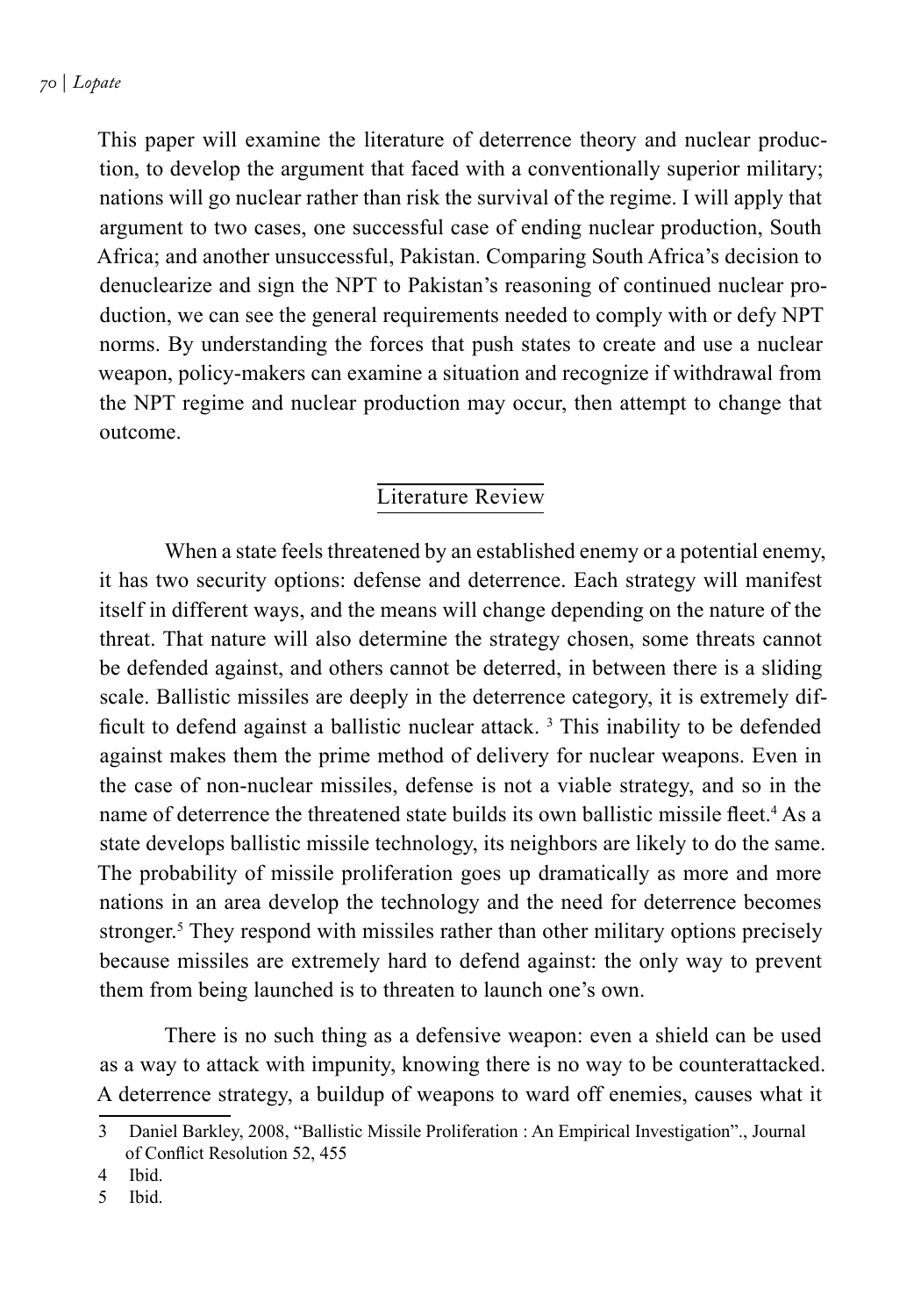This paper will examine the literature of deterrence theory and nuclear production, to develop the argument that faced with a conventionally superior military; nations will go nuclear rather than risk the survival of the regime. I will apply that argument to two cases, one successful case of ending nuclear production, South Africa; and another unsuccessful, Pakistan. Comparing South Africa's decision to denuclearize and sign the NPT to Pakistan's reasoning of continued nuclear production, we can see the general requirements needed to comply with or defy NPT norms. By understanding the forces that push states to create and use a nuclear weapon, policy-makers can examine a situation and recognize if withdrawal from the NPT regime and nuclear production may occur, then attempt to change that outcome.

## Literature Review

When a state feels threatened by an established enemy or a potential enemy, it has two security options: defense and deterrence. Each strategy will manifest itself in different ways, and the means will change depending on the nature of the threat. That nature will also determine the strategy chosen, some threats cannot be defended against, and others cannot be deterred, in between there is a sliding scale. Ballistic missiles are deeply in the deterrence category, it is extremely difficult to defend against a ballistic nuclear attack. [3] This inability to be defended against makes them the prime method of delivery for nuclear weapons. Even in the case of non-nuclear missiles, defense is not a viable strategy, and so in the name of deterrence the threatened state builds its own ballistic missile fleet.[4] As a state develops ballistic missile technology, its neighbors are likely to do the same. The probability of missile proliferation goes up dramatically as more and more nations in an area develop the technology and the need for deterrence becomes stronger.[5] They respond with missiles rather than other military options precisely because missiles are extremely hard to defend against: the only way to prevent them from being launched is to threaten to launch one's own.

There is no such thing as a defensive weapon: even a shield can be used as a way to attack with impunity, knowing there is no way to be counterattacked. A deterrence strategy, a buildup of weapons to ward off enemies, causes what it

3 Daniel Barkley, 2008, "Ballistic Missile Proliferation : An Empirical Investigation"., Journal of Conflict Resolution 52, 455

4 Ibid.

5 Ibid.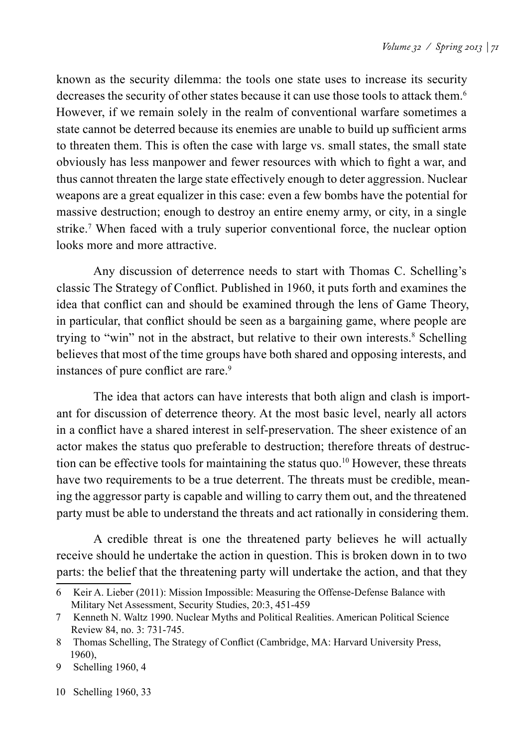known as the security dilemma: the tools one state uses to increase its security decreases the security of other states because it can use those tools to attack them.[6] However, if we remain solely in the realm of conventional warfare sometimes a state cannot be deterred because its enemies are unable to build up sufficient arms to threaten them. This is often the case with large vs. small states, the small state obviously has less manpower and fewer resources with which to fight a war, and thus cannot threaten the large state effectively enough to deter aggression. Nuclear weapons are a great equalizer in this case: even a few bombs have the potential for massive destruction; enough to destroy an entire enemy army, or city, in a single strike.[7] When faced with a truly superior conventional force, the nuclear option looks more and more attractive.

Any discussion of deterrence needs to start with Thomas C. Schelling's classic The Strategy of Conflict. Published in 1960, it puts forth and examines the idea that conflict can and should be examined through the lens of Game Theory, in particular, that conflict should be seen as a bargaining game, where people are trying to "win" not in the abstract, but relative to their own interests.[8] Schelling believes that most of the time groups have both shared and opposing interests, and instances of pure conflict are rare.[9]

The idea that actors can have interests that both align and clash is important for discussion of deterrence theory. At the most basic level, nearly all actors in a conflict have a shared interest in self-preservation. The sheer existence of an actor makes the status quo preferable to destruction; therefore threats of destruction can be effective tools for maintaining the status quo.[10] However, these threats have two requirements to be a true deterrent. The threats must be credible, meaning the aggressor party is capable and willing to carry them out, and the threatened party must be able to understand the threats and act rationally in considering them.

A credible threat is one the threatened party believes he will actually receive should he undertake the action in question. This is broken down in to two parts: the belief that the threatening party will undertake the action, and that they

---

6 Keir A. Lieber (2011): Mission Impossible: Measuring the Offense-Defense Balance with Military Net Assessment, Security Studies, 20:3, 451-459

7 Kenneth N. Waltz 1990. Nuclear Myths and Political Realities. American Political Science Review 84, no. 3: 731-745.

8 Thomas Schelling, The Strategy of Conflict (Cambridge, MA: Harvard University Press, 1960),

9 Schelling 1960, 4

10 Schelling 1960, 33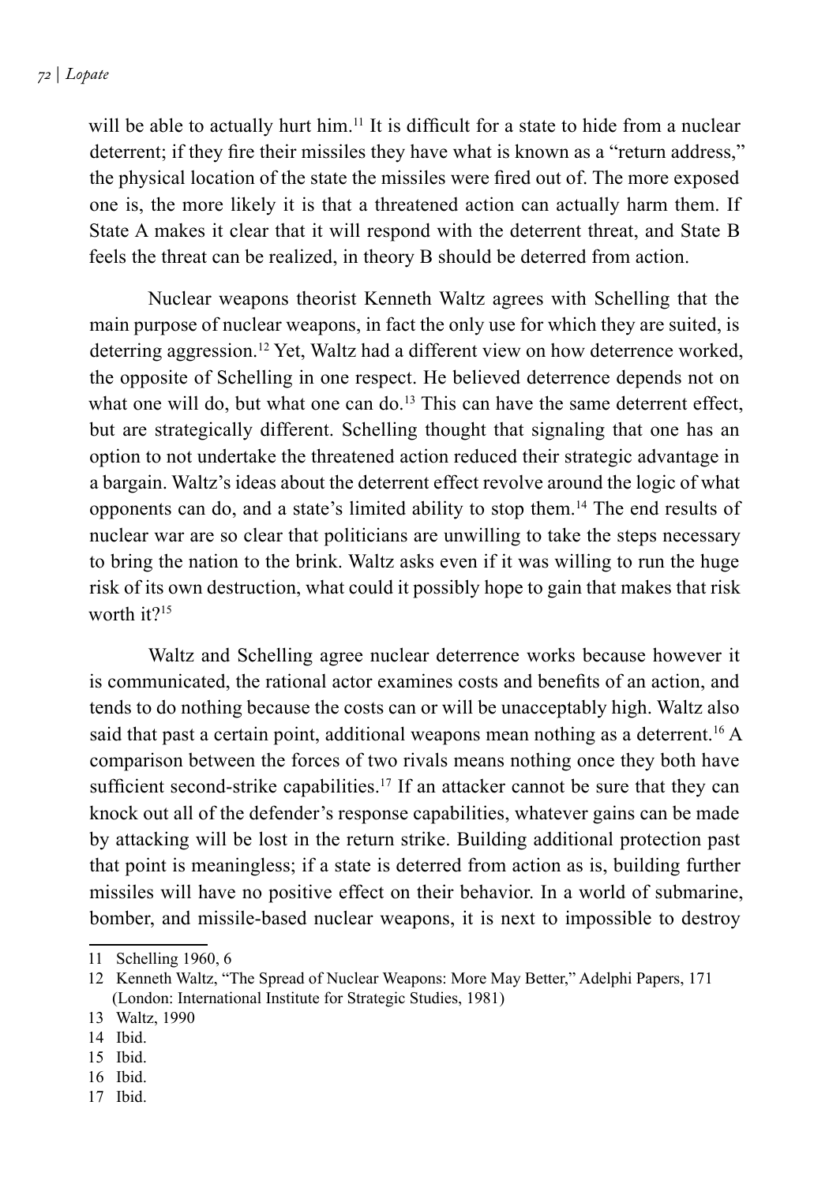will be able to actually hurt him.[11] It is difficult for a state to hide from a nuclear deterrent; if they fire their missiles they have what is known as a "return address," the physical location of the state the missiles were fired out of. The more exposed one is, the more likely it is that a threatened action can actually harm them. If State A makes it clear that it will respond with the deterrent threat, and State B feels the threat can be realized, in theory B should be deterred from action.

Nuclear weapons theorist Kenneth Waltz agrees with Schelling that the main purpose of nuclear weapons, in fact the only use for which they are suited, is deterring aggression.[12] Yet, Waltz had a different view on how deterrence worked, the opposite of Schelling in one respect. He believed deterrence depends not on what one will do, but what one can do.[13] This can have the same deterrent effect, but are strategically different. Schelling thought that signaling that one has an option to not undertake the threatened action reduced their strategic advantage in a bargain. Waltz's ideas about the deterrent effect revolve around the logic of what opponents can do, and a state's limited ability to stop them.[14] The end results of nuclear war are so clear that politicians are unwilling to take the steps necessary to bring the nation to the brink. Waltz asks even if it was willing to run the huge risk of its own destruction, what could it possibly hope to gain that makes that risk worth it?[15]

Waltz and Schelling agree nuclear deterrence works because however it is communicated, the rational actor examines costs and benefits of an action, and tends to do nothing because the costs can or will be unacceptably high. Waltz also said that past a certain point, additional weapons mean nothing as a deterrent.[16] A comparison between the forces of two rivals means nothing once they both have sufficient second-strike capabilities.[17] If an attacker cannot be sure that they can knock out all of the defender's response capabilities, whatever gains can be made by attacking will be lost in the return strike. Building additional protection past that point is meaningless; if a state is deterred from action as is, building further missiles will have no positive effect on their behavior. In a world of submarine, bomber, and missile-based nuclear weapons, it is next to impossible to destroy

---

11 Schelling 1960, 6

12 Kenneth Waltz, "The Spread of Nuclear Weapons: More May Better," Adelphi Papers, 171 (London: International Institute for Strategic Studies, 1981)

13 Waltz, 1990

14 Ibid.

15 Ibid.

16 Ibid.

17 Ibid.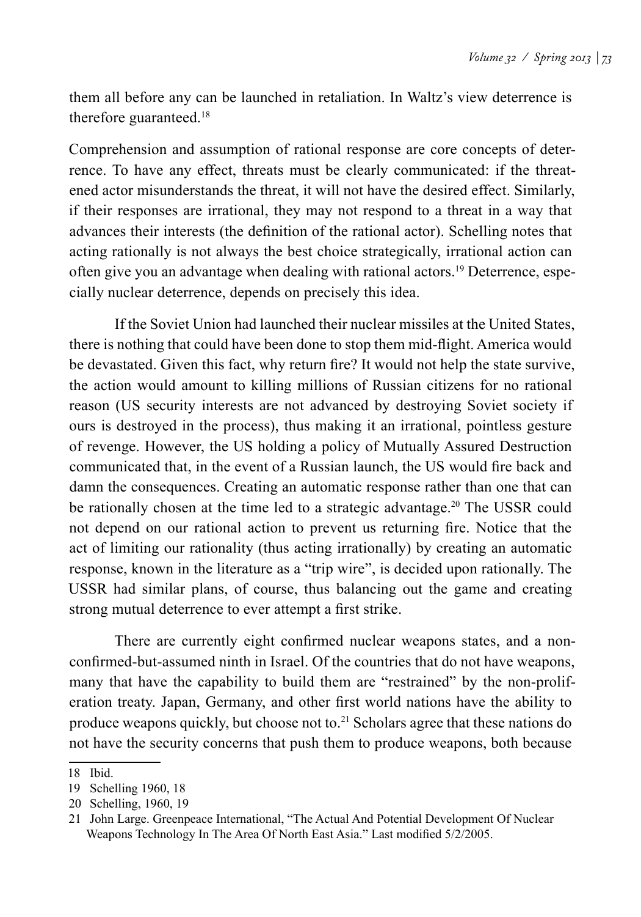them all before any can be launched in retaliation. In Waltz's view deterrence is therefore guaranteed.[18]

Comprehension and assumption of rational response are core concepts of deterrence. To have any effect, threats must be clearly communicated: if the threatened actor misunderstands the threat, it will not have the desired effect. Similarly, if their responses are irrational, they may not respond to a threat in a way that advances their interests (the definition of the rational actor). Schelling notes that acting rationally is not always the best choice strategically, irrational action can often give you an advantage when dealing with rational actors.[19] Deterrence, especially nuclear deterrence, depends on precisely this idea.

If the Soviet Union had launched their nuclear missiles at the United States, there is nothing that could have been done to stop them mid-flight. America would be devastated. Given this fact, why return fire? It would not help the state survive, the action would amount to killing millions of Russian citizens for no rational reason (US security interests are not advanced by destroying Soviet society if ours is destroyed in the process), thus making it an irrational, pointless gesture of revenge. However, the US holding a policy of Mutually Assured Destruction communicated that, in the event of a Russian launch, the US would fire back and damn the consequences. Creating an automatic response rather than one that can be rationally chosen at the time led to a strategic advantage.[20] The USSR could not depend on our rational action to prevent us returning fire. Notice that the act of limiting our rationality (thus acting irrationally) by creating an automatic response, known in the literature as a "trip wire", is decided upon rationally. The USSR had similar plans, of course, thus balancing out the game and creating strong mutual deterrence to ever attempt a first strike.

There are currently eight confirmed nuclear weapons states, and a non-confirmed-but-assumed ninth in Israel. Of the countries that do not have weapons, many that have the capability to build them are "restrained" by the non-proliferation treaty. Japan, Germany, and other first world nations have the ability to produce weapons quickly, but choose not to.[21] Scholars agree that these nations do not have the security concerns that push them to produce weapons, both because

---

18 Ibid.

19 Schelling 1960, 18

20 Schelling, 1960, 19

21 John Large. Greenpeace International, "The Actual And Potential Development Of Nuclear Weapons Technology In The Area Of North East Asia." Last modified 5/2/2005.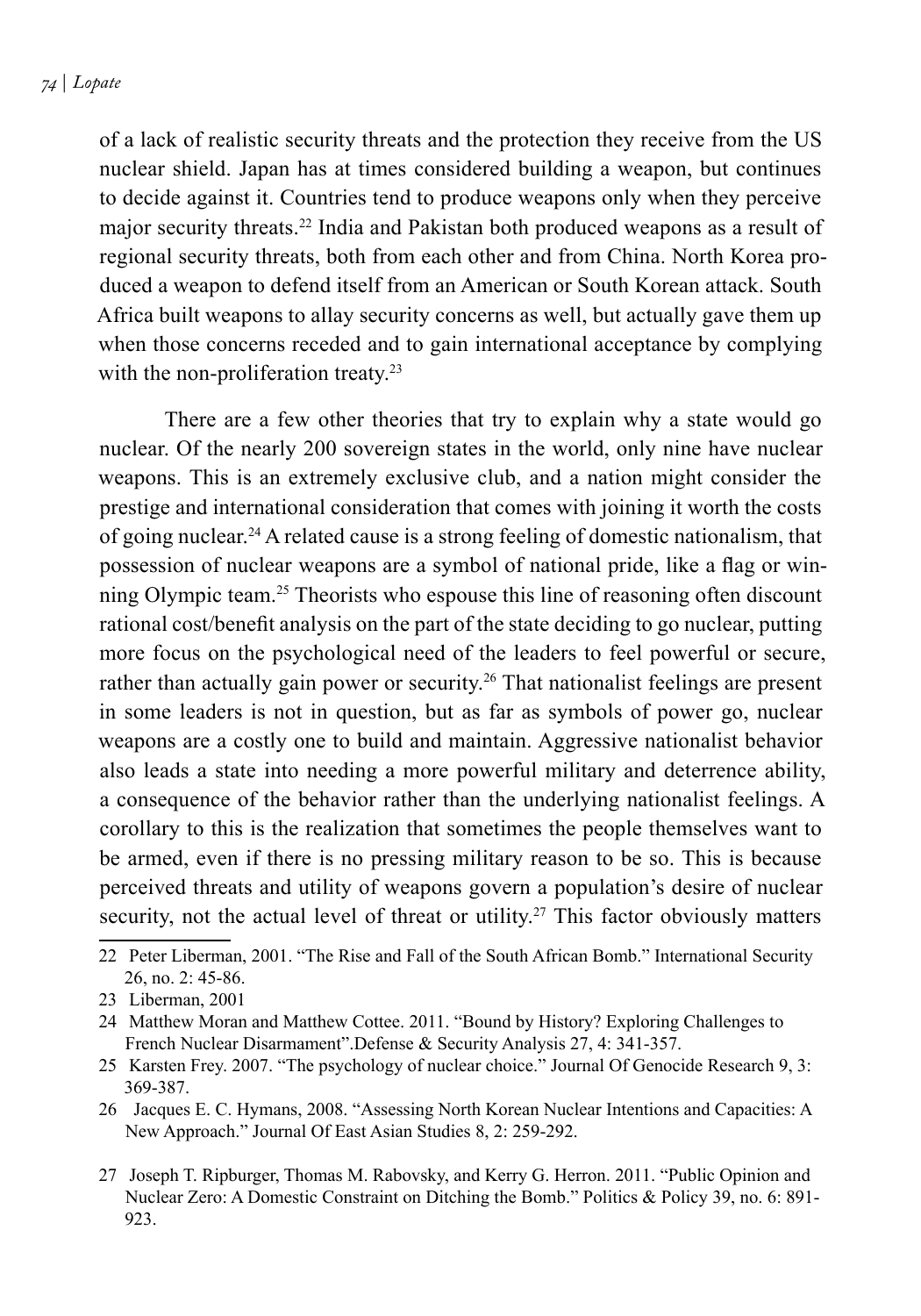of a lack of realistic security threats and the protection they receive from the US nuclear shield. Japan has at times considered building a weapon, but continues to decide against it. Countries tend to produce weapons only when they perceive major security threats.[22] India and Pakistan both produced weapons as a result of regional security threats, both from each other and from China. North Korea produced a weapon to defend itself from an American or South Korean attack. South Africa built weapons to allay security concerns as well, but actually gave them up when those concerns receded and to gain international acceptance by complying with the non-proliferation treaty.[23]

There are a few other theories that try to explain why a state would go nuclear. Of the nearly 200 sovereign states in the world, only nine have nuclear weapons. This is an extremely exclusive club, and a nation might consider the prestige and international consideration that comes with joining it worth the costs of going nuclear.[24] A related cause is a strong feeling of domestic nationalism, that possession of nuclear weapons are a symbol of national pride, like a flag or winning Olympic team.[25] Theorists who espouse this line of reasoning often discount rational cost/benefit analysis on the part of the state deciding to go nuclear, putting more focus on the psychological need of the leaders to feel powerful or secure, rather than actually gain power or security.[26] That nationalist feelings are present in some leaders is not in question, but as far as symbols of power go, nuclear weapons are a costly one to build and maintain. Aggressive nationalist behavior also leads a state into needing a more powerful military and deterrence ability, a consequence of the behavior rather than the underlying nationalist feelings. A corollary to this is the realization that sometimes the people themselves want to be armed, even if there is no pressing military reason to be so. This is because perceived threats and utility of weapons govern a population's desire of nuclear security, not the actual level of threat or utility.[27] This factor obviously matters

---

22 Peter Liberman, 2001. "The Rise and Fall of the South African Bomb." International Security 26, no. 2: 45-86.

23 Liberman, 2001

24 Matthew Moran and Matthew Cottee. 2011. "Bound by History? Exploring Challenges to French Nuclear Disarmament".Defense & Security Analysis 27, 4: 341-357.

25 Karsten Frey. 2007. "The psychology of nuclear choice." Journal Of Genocide Research 9, 3: 369-387.

26 Jacques E. C. Hymans, 2008. "Assessing North Korean Nuclear Intentions and Capacities: A New Approach." Journal Of East Asian Studies 8, 2: 259-292.

27 Joseph T. Ripburger, Thomas M. Rabovsky, and Kerry G. Herron. 2011. "Public Opinion and Nuclear Zero: A Domestic Constraint on Ditching the Bomb." Politics & Policy 39, no. 6: 891-923.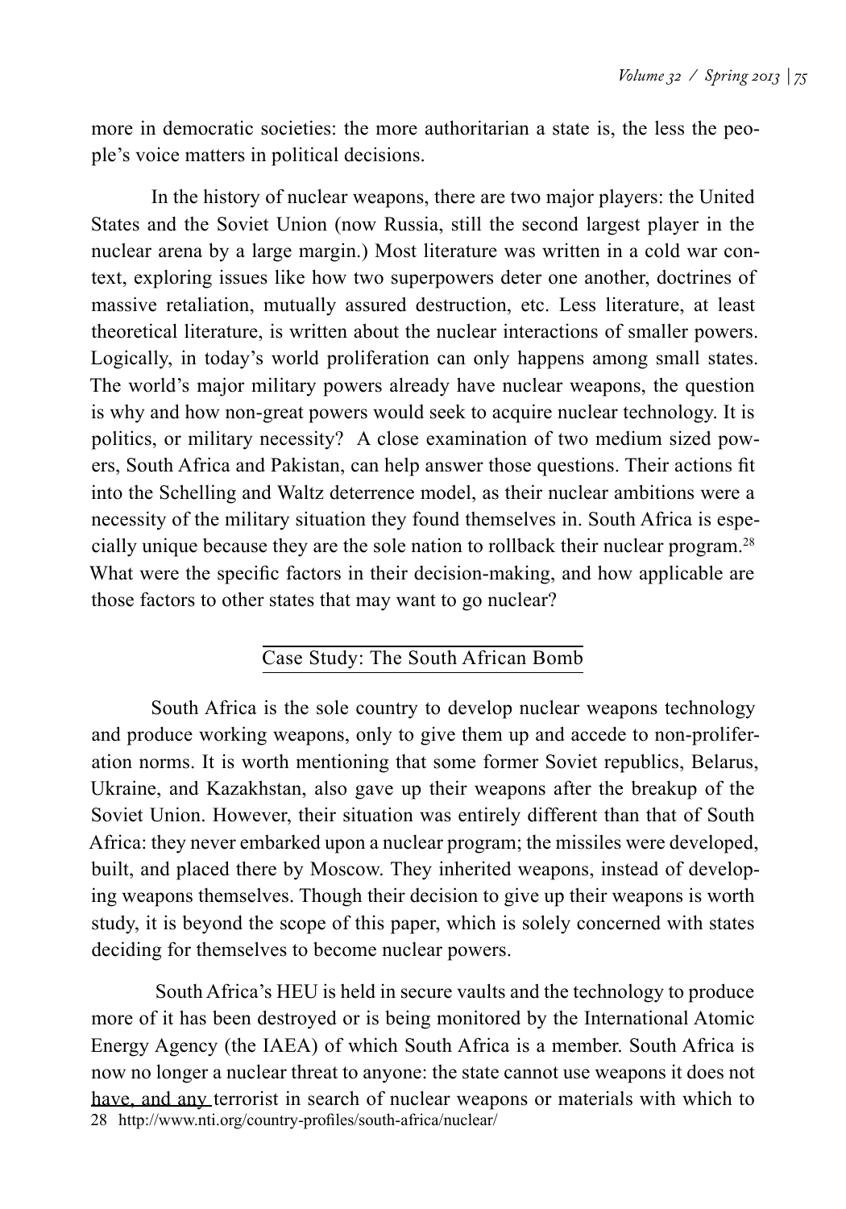more in democratic societies: the more authoritarian a state is, the less the people's voice matters in political decisions.

In the history of nuclear weapons, there are two major players: the United States and the Soviet Union (now Russia, still the second largest player in the nuclear arena by a large margin.) Most literature was written in a cold war context, exploring issues like how two superpowers deter one another, doctrines of massive retaliation, mutually assured destruction, etc. Less literature, at least theoretical literature, is written about the nuclear interactions of smaller powers. Logically, in today's world proliferation can only happens among small states. The world's major military powers already have nuclear weapons, the question is why and how non-great powers would seek to acquire nuclear technology. It is politics, or military necessity? A close examination of two medium sized powers, South Africa and Pakistan, can help answer those questions. Their actions fit into the Schelling and Waltz deterrence model, as their nuclear ambitions were a necessity of the military situation they found themselves in. South Africa is especially unique because they are the sole nation to rollback their nuclear program.[28] What were the specific factors in their decision-making, and how applicable are those factors to other states that may want to go nuclear?

## Case Study: The South African Bomb

South Africa is the sole country to develop nuclear weapons technology and produce working weapons, only to give them up and accede to non-proliferation norms. It is worth mentioning that some former Soviet republics, Belarus, Ukraine, and Kazakhstan, also gave up their weapons after the breakup of the Soviet Union. However, their situation was entirely different than that of South Africa: they never embarked upon a nuclear program; the missiles were developed, built, and placed there by Moscow. They inherited weapons, instead of developing weapons themselves. Though their decision to give up their weapons is worth study, it is beyond the scope of this paper, which is solely concerned with states deciding for themselves to become nuclear powers.

South Africa's HEU is held in secure vaults and the technology to produce more of it has been destroyed or is being monitored by the International Atomic Energy Agency (the IAEA) of which South Africa is a member. South Africa is now no longer a nuclear threat to anyone: the state cannot use weapons it does not have, and any terrorist in search of nuclear weapons or materials with which to

28 http://www.nti.org/country-profiles/south-africa/nuclear/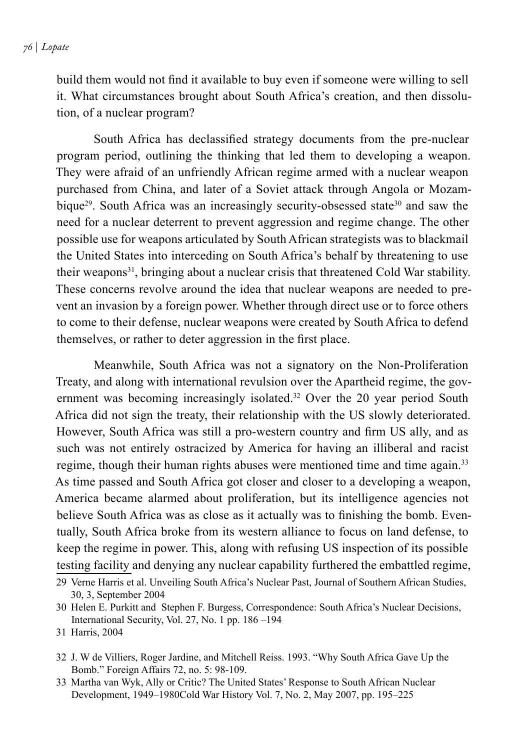build them would not find it available to buy even if someone were willing to sell it. What circumstances brought about South Africa's creation, and then dissolution, of a nuclear program?

South Africa has declassified strategy documents from the pre-nuclear program period, outlining the thinking that led them to developing a weapon. They were afraid of an unfriendly African regime armed with a nuclear weapon purchased from China, and later of a Soviet attack through Angola or Mozambique[29]. South Africa was an increasingly security-obsessed state[30] and saw the need for a nuclear deterrent to prevent aggression and regime change. The other possible use for weapons articulated by South African strategists was to blackmail the United States into interceding on South Africa's behalf by threatening to use their weapons[31], bringing about a nuclear crisis that threatened Cold War stability. These concerns revolve around the idea that nuclear weapons are needed to prevent an invasion by a foreign power. Whether through direct use or to force others to come to their defense, nuclear weapons were created by South Africa to defend themselves, or rather to deter aggression in the first place.

Meanwhile, South Africa was not a signatory on the Non-Proliferation Treaty, and along with international revulsion over the Apartheid regime, the government was becoming increasingly isolated.[32] Over the 20 year period South Africa did not sign the treaty, their relationship with the US slowly deteriorated. However, South Africa was still a pro-western country and firm US ally, and as such was not entirely ostracized by America for having an illiberal and racist regime, though their human rights abuses were mentioned time and time again.[33] As time passed and South Africa got closer and closer to a developing a weapon, America became alarmed about proliferation, but its intelligence agencies not believe South Africa was as close as it actually was to finishing the bomb. Eventually, South Africa broke from its western alliance to focus on land defense, to keep the regime in power. This, along with refusing US inspection of its possible testing facility and denying any nuclear capability furthered the embattled regime,

29 Verne Harris et al. Unveiling South Africa's Nuclear Past, Journal of Southern African Studies, 30, 3, September 2004

30 Helen E. Purkitt and Stephen F. Burgess, Correspondence: South Africa's Nuclear Decisions, International Security, Vol. 27, No. 1 pp. 186 –194

31 Harris, 2004

32 J. W de Villiers, Roger Jardine, and Mitchell Reiss. 1993. "Why South Africa Gave Up the Bomb." Foreign Affairs 72, no. 5: 98-109.

33 Martha van Wyk, Ally or Critic? The United States' Response to South African Nuclear Development, 1949–1980Cold War History Vol. 7, No. 2, May 2007, pp. 195–225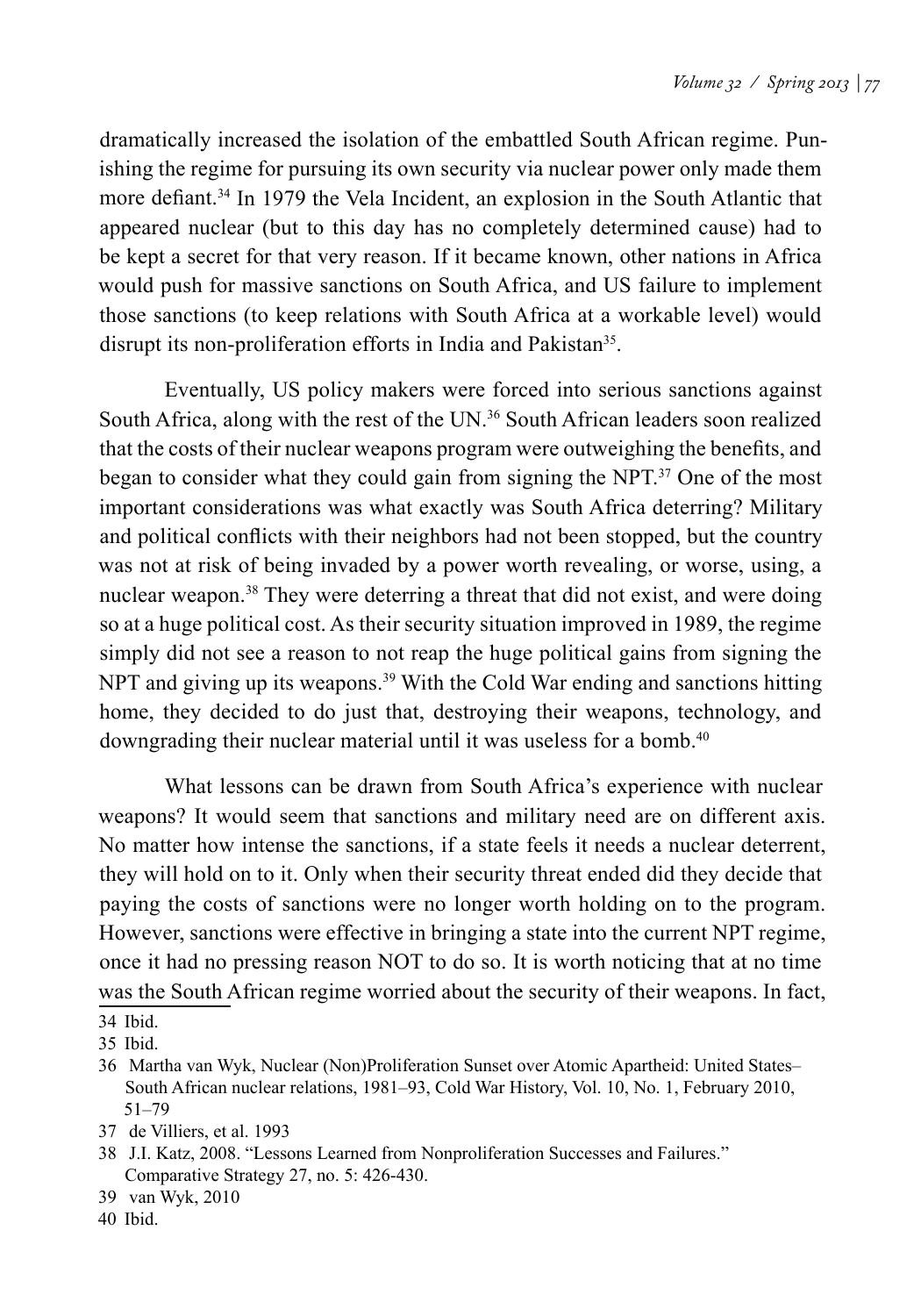dramatically increased the isolation of the embattled South African regime. Punishing the regime for pursuing its own security via nuclear power only made them more defiant.[34] In 1979 the Vela Incident, an explosion in the South Atlantic that appeared nuclear (but to this day has no completely determined cause) had to be kept a secret for that very reason. If it became known, other nations in Africa would push for massive sanctions on South Africa, and US failure to implement those sanctions (to keep relations with South Africa at a workable level) would disrupt its non-proliferation efforts in India and Pakistan[35].

Eventually, US policy makers were forced into serious sanctions against South Africa, along with the rest of the UN.[36] South African leaders soon realized that the costs of their nuclear weapons program were outweighing the benefits, and began to consider what they could gain from signing the NPT.[37] One of the most important considerations was what exactly was South Africa deterring? Military and political conflicts with their neighbors had not been stopped, but the country was not at risk of being invaded by a power worth revealing, or worse, using, a nuclear weapon.[38] They were deterring a threat that did not exist, and were doing so at a huge political cost. As their security situation improved in 1989, the regime simply did not see a reason to not reap the huge political gains from signing the NPT and giving up its weapons.[39] With the Cold War ending and sanctions hitting home, they decided to do just that, destroying their weapons, technology, and downgrading their nuclear material until it was useless for a bomb.[40]

What lessons can be drawn from South Africa's experience with nuclear weapons? It would seem that sanctions and military need are on different axis. No matter how intense the sanctions, if a state feels it needs a nuclear deterrent, they will hold on to it. Only when their security threat ended did they decide that paying the costs of sanctions were no longer worth holding on to the program. However, sanctions were effective in bringing a state into the current NPT regime, once it had no pressing reason NOT to do so. It is worth noticing that at no time was the South African regime worried about the security of their weapons. In fact,

---

34 Ibid.

35 Ibid.

36 Martha van Wyk, Nuclear (Non)Proliferation Sunset over Atomic Apartheid: United States–South African nuclear relations, 1981–93, Cold War History, Vol. 10, No. 1, February 2010, 51–79

37 de Villiers, et al. 1993

38 J.I. Katz, 2008. "Lessons Learned from Nonproliferation Successes and Failures." Comparative Strategy 27, no. 5: 426-430.

39 van Wyk, 2010

40 Ibid.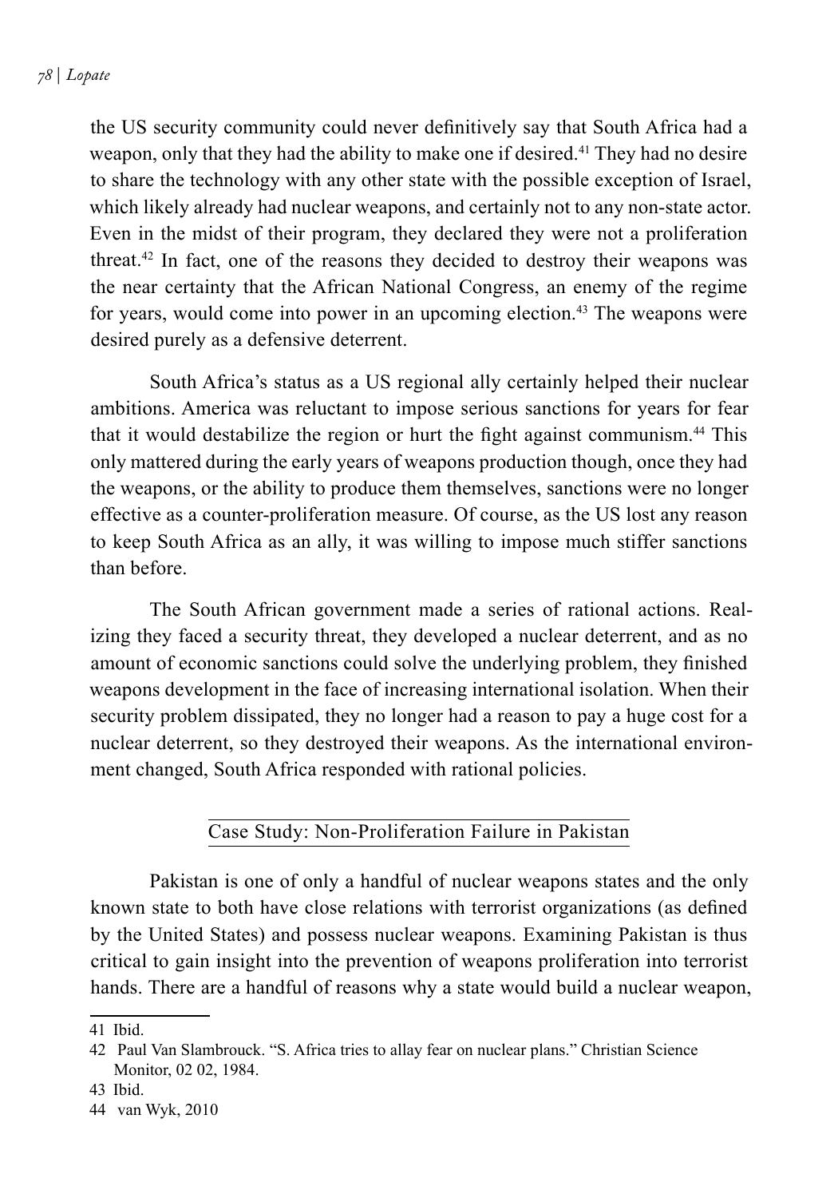the US security community could never definitively say that South Africa had a weapon, only that they had the ability to make one if desired.[41] They had no desire to share the technology with any other state with the possible exception of Israel, which likely already had nuclear weapons, and certainly not to any non-state actor. Even in the midst of their program, they declared they were not a proliferation threat.[42] In fact, one of the reasons they decided to destroy their weapons was the near certainty that the African National Congress, an enemy of the regime for years, would come into power in an upcoming election.[43] The weapons were desired purely as a defensive deterrent.

South Africa's status as a US regional ally certainly helped their nuclear ambitions. America was reluctant to impose serious sanctions for years for fear that it would destabilize the region or hurt the fight against communism.[44] This only mattered during the early years of weapons production though, once they had the weapons, or the ability to produce them themselves, sanctions were no longer effective as a counter-proliferation measure. Of course, as the US lost any reason to keep South Africa as an ally, it was willing to impose much stiffer sanctions than before.

The South African government made a series of rational actions. Realizing they faced a security threat, they developed a nuclear deterrent, and as no amount of economic sanctions could solve the underlying problem, they finished weapons development in the face of increasing international isolation. When their security problem dissipated, they no longer had a reason to pay a huge cost for a nuclear deterrent, so they destroyed their weapons. As the international environment changed, South Africa responded with rational policies.

## Case Study: Non-Proliferation Failure in Pakistan

Pakistan is one of only a handful of nuclear weapons states and the only known state to both have close relations with terrorist organizations (as defined by the United States) and possess nuclear weapons. Examining Pakistan is thus critical to gain insight into the prevention of weapons proliferation into terrorist hands. There are a handful of reasons why a state would build a nuclear weapon,

---

41 Ibid.

42 Paul Van Slambrouck. "S. Africa tries to allay fear on nuclear plans." Christian Science Monitor, 02 02, 1984.

43 Ibid.

44 van Wyk, 2010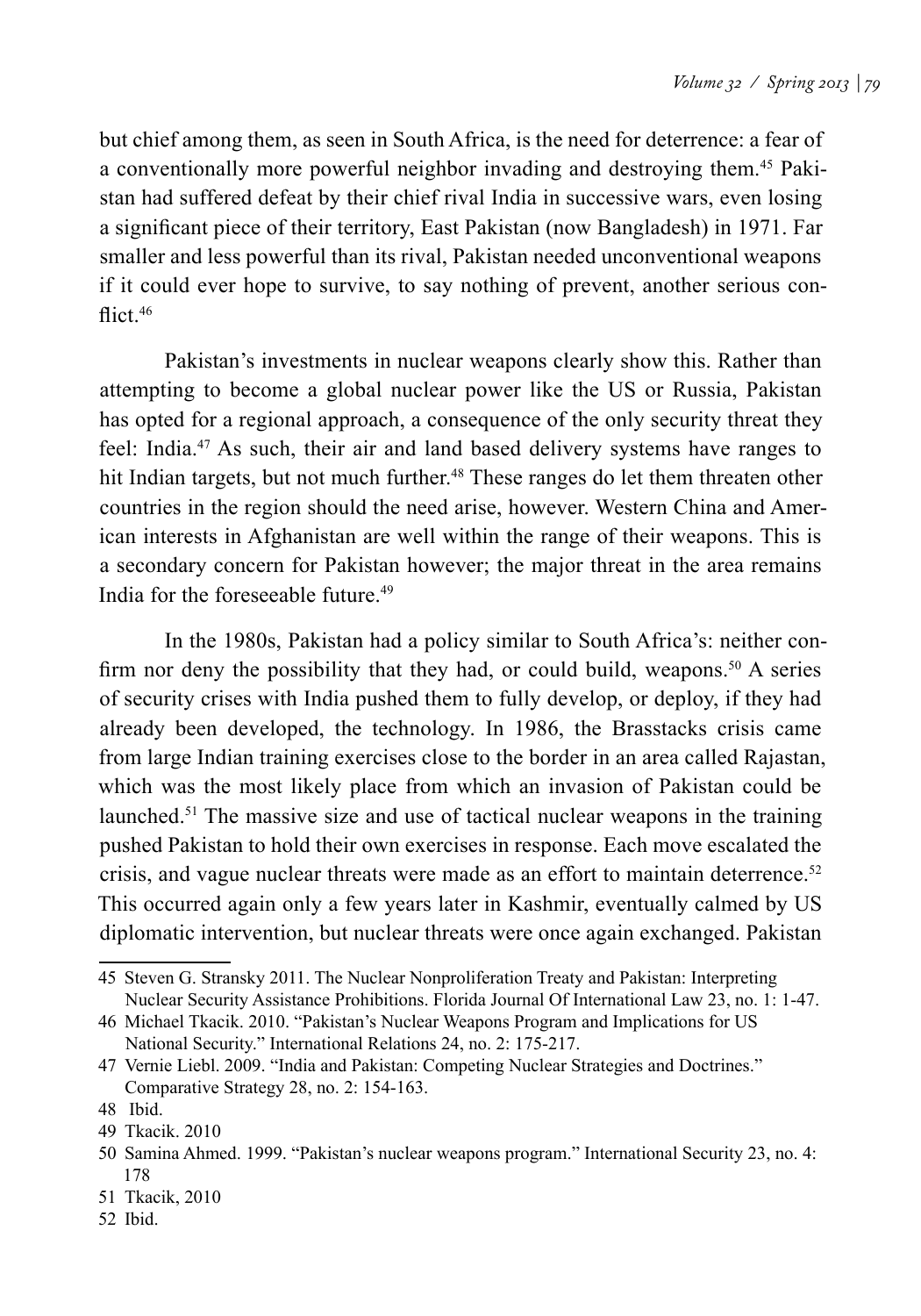but chief among them, as seen in South Africa, is the need for deterrence: a fear of a conventionally more powerful neighbor invading and destroying them.[45] Pakistan had suffered defeat by their chief rival India in successive wars, even losing a significant piece of their territory, East Pakistan (now Bangladesh) in 1971. Far smaller and less powerful than its rival, Pakistan needed unconventional weapons if it could ever hope to survive, to say nothing of prevent, another serious conflict.[46]

Pakistan's investments in nuclear weapons clearly show this. Rather than attempting to become a global nuclear power like the US or Russia, Pakistan has opted for a regional approach, a consequence of the only security threat they feel: India.[47] As such, their air and land based delivery systems have ranges to hit Indian targets, but not much further.[48] These ranges do let them threaten other countries in the region should the need arise, however. Western China and American interests in Afghanistan are well within the range of their weapons. This is a secondary concern for Pakistan however; the major threat in the area remains India for the foreseeable future.[49]

In the 1980s, Pakistan had a policy similar to South Africa's: neither confirm nor deny the possibility that they had, or could build, weapons.[50] A series of security crises with India pushed them to fully develop, or deploy, if they had already been developed, the technology. In 1986, the Brasstacks crisis came from large Indian training exercises close to the border in an area called Rajastan, which was the most likely place from which an invasion of Pakistan could be launched.[51] The massive size and use of tactical nuclear weapons in the training pushed Pakistan to hold their own exercises in response. Each move escalated the crisis, and vague nuclear threats were made as an effort to maintain deterrence.[52] This occurred again only a few years later in Kashmir, eventually calmed by US diplomatic intervention, but nuclear threats were once again exchanged. Pakistan

45 Steven G. Stransky 2011. The Nuclear Nonproliferation Treaty and Pakistan: Interpreting Nuclear Security Assistance Prohibitions. Florida Journal Of International Law 23, no. 1: 1-47.

46 Michael Tkacik. 2010. "Pakistan's Nuclear Weapons Program and Implications for US National Security." International Relations 24, no. 2: 175-217.

47 Vernie Liebl. 2009. "India and Pakistan: Competing Nuclear Strategies and Doctrines." Comparative Strategy 28, no. 2: 154-163.

48 Ibid.

49 Tkacik. 2010

50 Samina Ahmed. 1999. "Pakistan's nuclear weapons program." International Security 23, no. 4: 178

51 Tkacik, 2010

52 Ibid.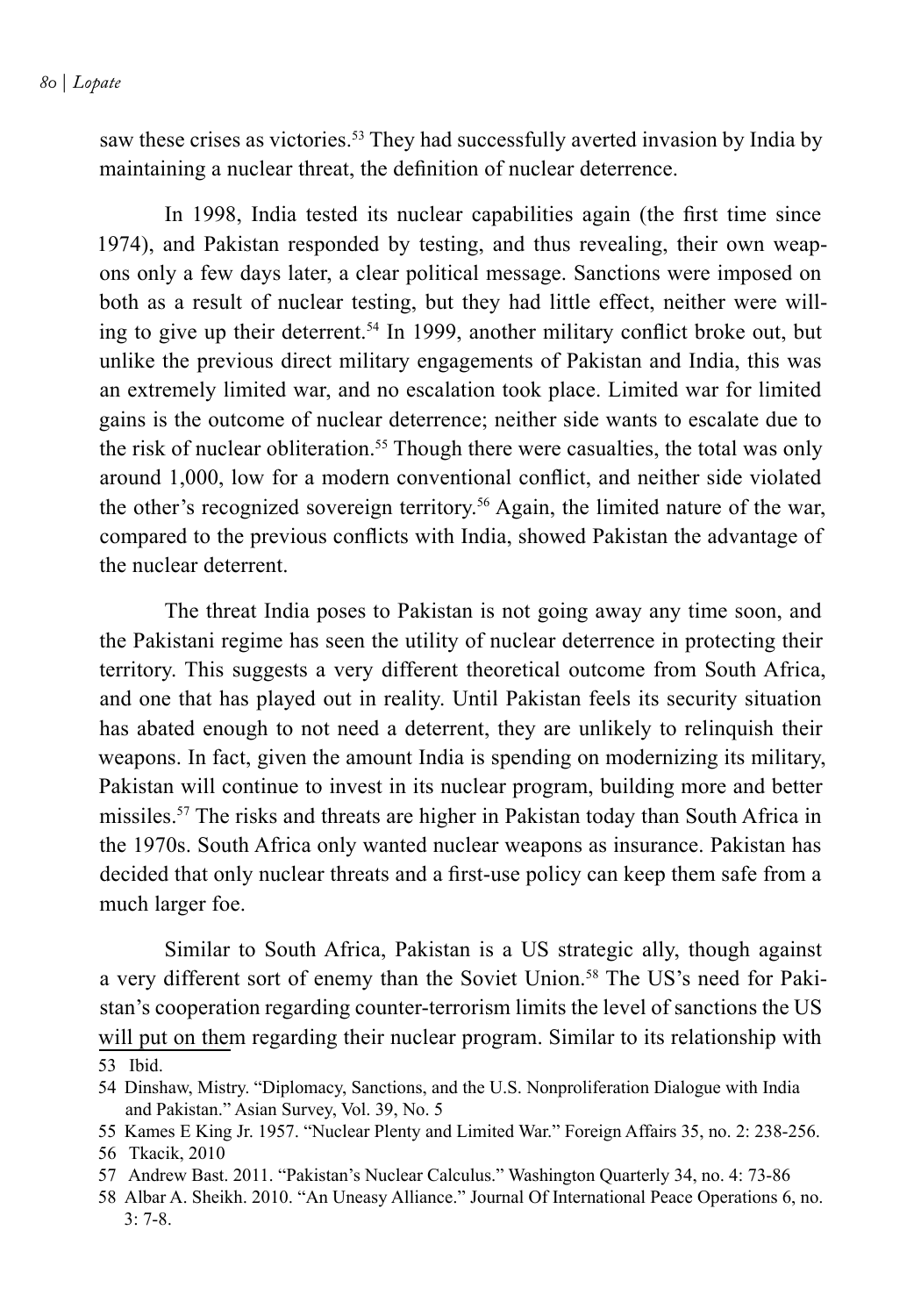saw these crises as victories.[53] They had successfully averted invasion by India by maintaining a nuclear threat, the definition of nuclear deterrence.

In 1998, India tested its nuclear capabilities again (the first time since 1974), and Pakistan responded by testing, and thus revealing, their own weapons only a few days later, a clear political message. Sanctions were imposed on both as a result of nuclear testing, but they had little effect, neither were willing to give up their deterrent.[54] In 1999, another military conflict broke out, but unlike the previous direct military engagements of Pakistan and India, this was an extremely limited war, and no escalation took place. Limited war for limited gains is the outcome of nuclear deterrence; neither side wants to escalate due to the risk of nuclear obliteration.[55] Though there were casualties, the total was only around 1,000, low for a modern conventional conflict, and neither side violated the other's recognized sovereign territory.[56] Again, the limited nature of the war, compared to the previous conflicts with India, showed Pakistan the advantage of the nuclear deterrent.

The threat India poses to Pakistan is not going away any time soon, and the Pakistani regime has seen the utility of nuclear deterrence in protecting their territory. This suggests a very different theoretical outcome from South Africa, and one that has played out in reality. Until Pakistan feels its security situation has abated enough to not need a deterrent, they are unlikely to relinquish their weapons. In fact, given the amount India is spending on modernizing its military, Pakistan will continue to invest in its nuclear program, building more and better missiles.[57] The risks and threats are higher in Pakistan today than South Africa in the 1970s. South Africa only wanted nuclear weapons as insurance. Pakistan has decided that only nuclear threats and a first-use policy can keep them safe from a much larger foe.

Similar to South Africa, Pakistan is a US strategic ally, though against a very different sort of enemy than the Soviet Union.[58] The US's need for Pakistan's cooperation regarding counter-terrorism limits the level of sanctions the US will put on them regarding their nuclear program. Similar to its relationship with

53 Ibid.

54 Dinshaw, Mistry. "Diplomacy, Sanctions, and the U.S. Nonproliferation Dialogue with India and Pakistan." Asian Survey, Vol. 39, No. 5

55 Kames E King Jr. 1957. "Nuclear Plenty and Limited War." Foreign Affairs 35, no. 2: 238-256.

56 Tkacik, 2010

57 Andrew Bast. 2011. "Pakistan's Nuclear Calculus." Washington Quarterly 34, no. 4: 73-86

58 Albar A. Sheikh. 2010. "An Uneasy Alliance." Journal Of International Peace Operations 6, no. 3: 7-8.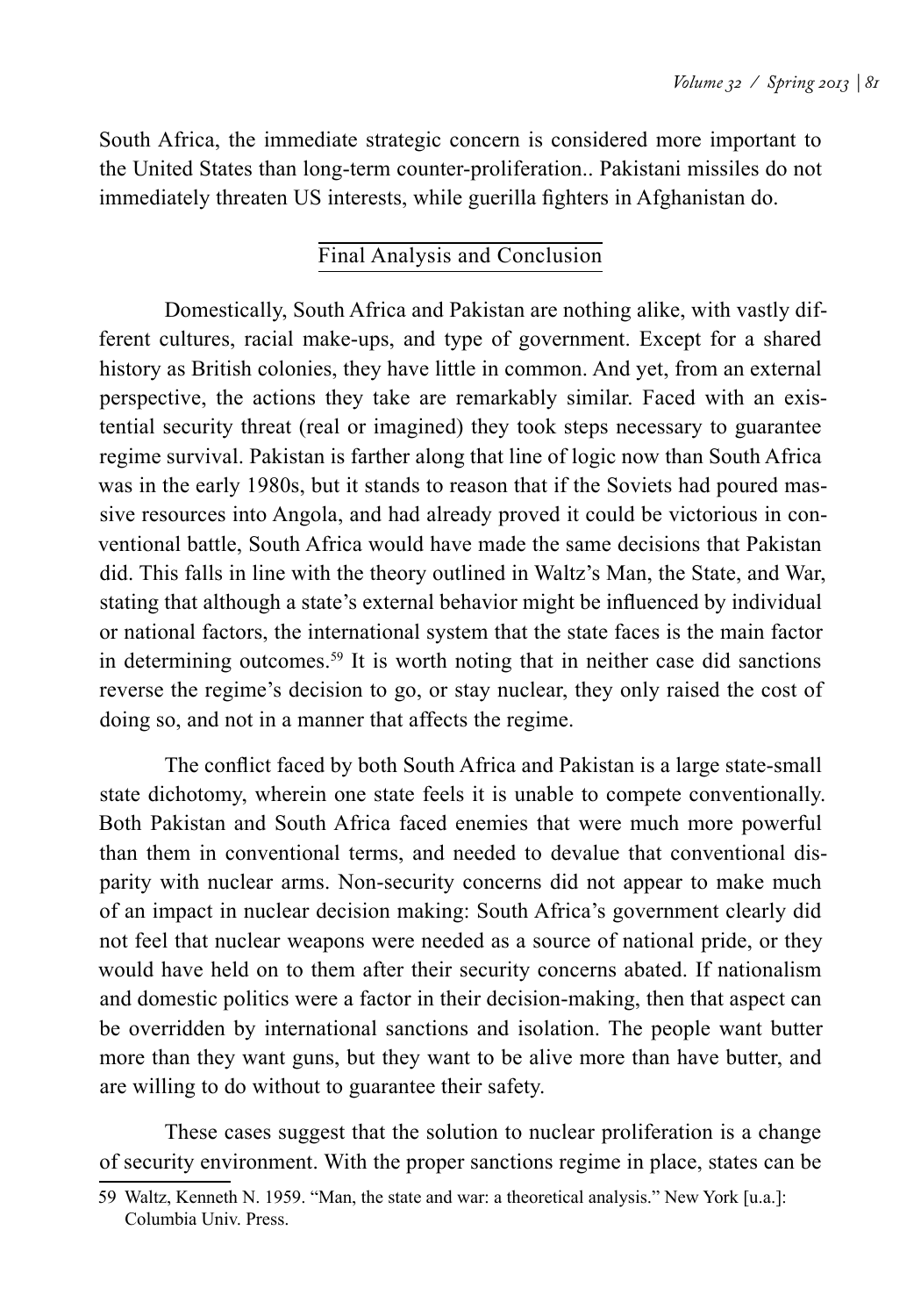South Africa, the immediate strategic concern is considered more important to the United States than long-term counter-proliferation.. Pakistani missiles do not immediately threaten US interests, while guerilla fighters in Afghanistan do.

## Final Analysis and Conclusion

Domestically, South Africa and Pakistan are nothing alike, with vastly different cultures, racial make-ups, and type of government. Except for a shared history as British colonies, they have little in common. And yet, from an external perspective, the actions they take are remarkably similar. Faced with an existential security threat (real or imagined) they took steps necessary to guarantee regime survival. Pakistan is farther along that line of logic now than South Africa was in the early 1980s, but it stands to reason that if the Soviets had poured massive resources into Angola, and had already proved it could be victorious in conventional battle, South Africa would have made the same decisions that Pakistan did. This falls in line with the theory outlined in Waltz's Man, the State, and War, stating that although a state's external behavior might be influenced by individual or national factors, the international system that the state faces is the main factor in determining outcomes.[59] It is worth noting that in neither case did sanctions reverse the regime's decision to go, or stay nuclear, they only raised the cost of doing so, and not in a manner that affects the regime.

The conflict faced by both South Africa and Pakistan is a large state-small state dichotomy, wherein one state feels it is unable to compete conventionally. Both Pakistan and South Africa faced enemies that were much more powerful than them in conventional terms, and needed to devalue that conventional disparity with nuclear arms. Non-security concerns did not appear to make much of an impact in nuclear decision making: South Africa's government clearly did not feel that nuclear weapons were needed as a source of national pride, or they would have held on to them after their security concerns abated. If nationalism and domestic politics were a factor in their decision-making, then that aspect can be overridden by international sanctions and isolation. The people want butter more than they want guns, but they want to be alive more than have butter, and are willing to do without to guarantee their safety.

These cases suggest that the solution to nuclear proliferation is a change of security environment. With the proper sanctions regime in place, states can be

59 Waltz, Kenneth N. 1959. "Man, the state and war: a theoretical analysis." New York [u.a.]: Columbia Univ. Press.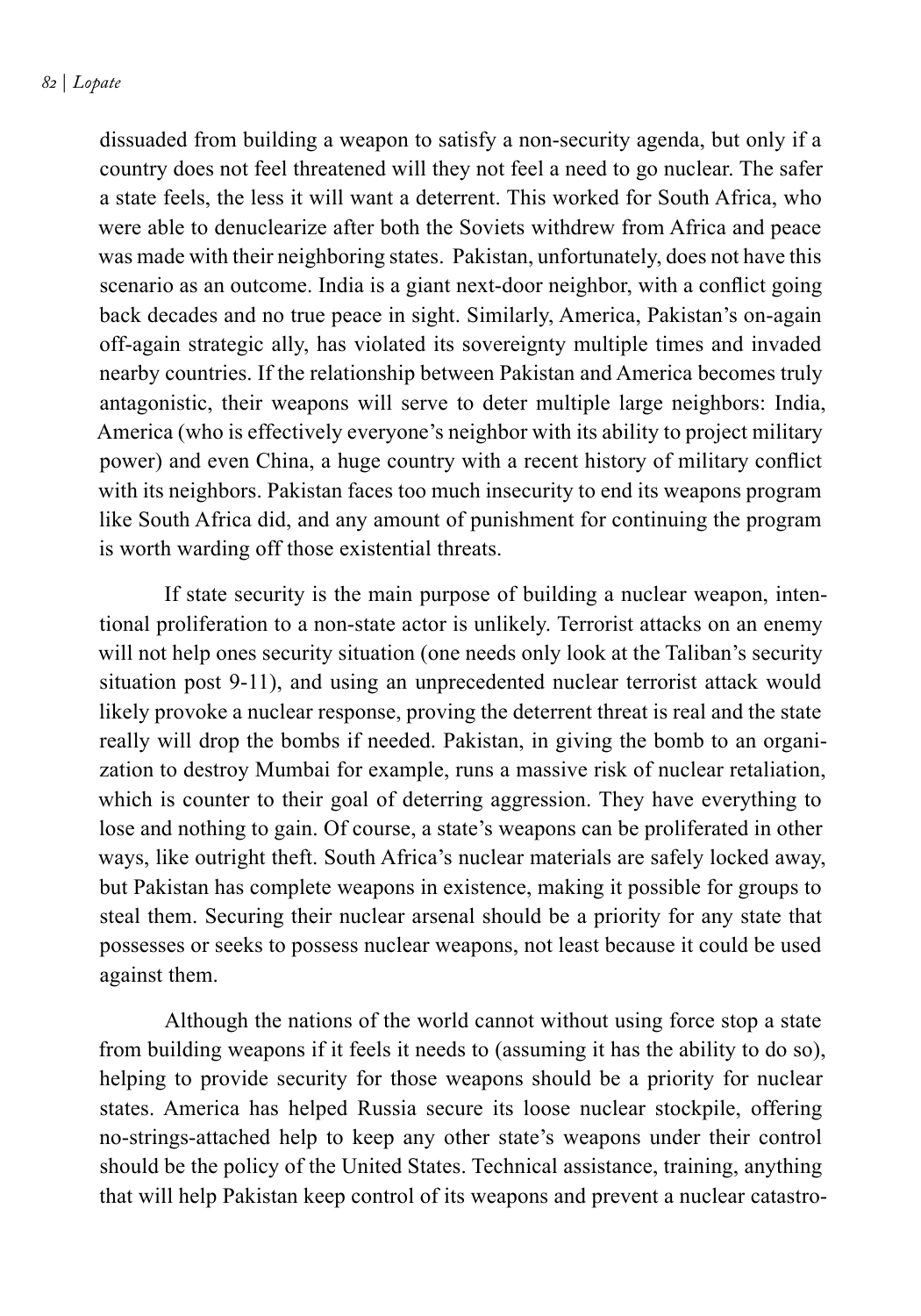dissuaded from building a weapon to satisfy a non-security agenda, but only if a country does not feel threatened will they not feel a need to go nuclear. The safer a state feels, the less it will want a deterrent. This worked for South Africa, who were able to denuclearize after both the Soviets withdrew from Africa and peace was made with their neighboring states. Pakistan, unfortunately, does not have this scenario as an outcome. India is a giant next-door neighbor, with a conflict going back decades and no true peace in sight. Similarly, America, Pakistan's on-again off-again strategic ally, has violated its sovereignty multiple times and invaded nearby countries. If the relationship between Pakistan and America becomes truly antagonistic, their weapons will serve to deter multiple large neighbors: India, America (who is effectively everyone's neighbor with its ability to project military power) and even China, a huge country with a recent history of military conflict with its neighbors. Pakistan faces too much insecurity to end its weapons program like South Africa did, and any amount of punishment for continuing the program is worth warding off those existential threats.

If state security is the main purpose of building a nuclear weapon, intentional proliferation to a non-state actor is unlikely. Terrorist attacks on an enemy will not help ones security situation (one needs only look at the Taliban's security situation post 9-11), and using an unprecedented nuclear terrorist attack would likely provoke a nuclear response, proving the deterrent threat is real and the state really will drop the bombs if needed. Pakistan, in giving the bomb to an organization to destroy Mumbai for example, runs a massive risk of nuclear retaliation, which is counter to their goal of deterring aggression. They have everything to lose and nothing to gain. Of course, a state's weapons can be proliferated in other ways, like outright theft. South Africa's nuclear materials are safely locked away, but Pakistan has complete weapons in existence, making it possible for groups to steal them. Securing their nuclear arsenal should be a priority for any state that possesses or seeks to possess nuclear weapons, not least because it could be used against them.

Although the nations of the world cannot without using force stop a state from building weapons if it feels it needs to (assuming it has the ability to do so), helping to provide security for those weapons should be a priority for nuclear states. America has helped Russia secure its loose nuclear stockpile, offering no-strings-attached help to keep any other state's weapons under their control should be the policy of the United States. Technical assistance, training, anything that will help Pakistan keep control of its weapons and prevent a nuclear catastro-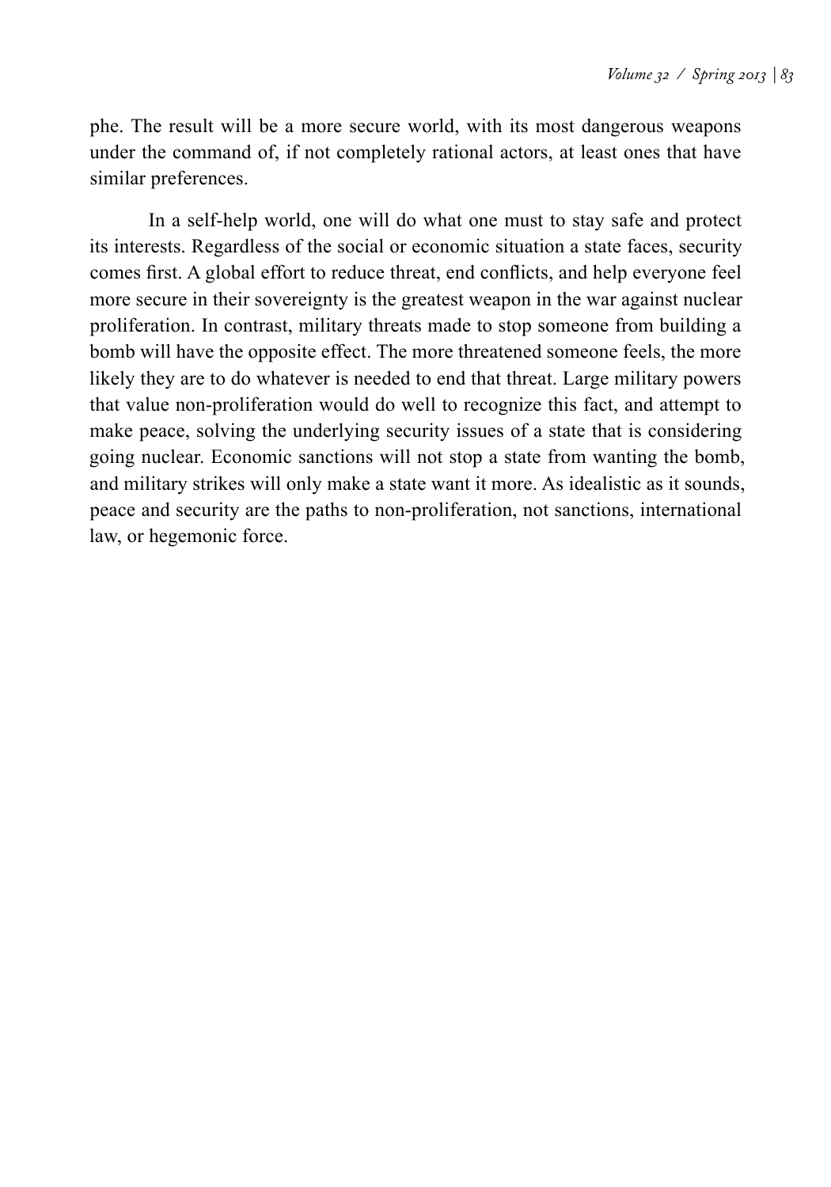phe. The result will be a more secure world, with its most dangerous weapons under the command of, if not completely rational actors, at least ones that have similar preferences.

In a self-help world, one will do what one must to stay safe and protect its interests. Regardless of the social or economic situation a state faces, security comes first. A global effort to reduce threat, end conflicts, and help everyone feel more secure in their sovereignty is the greatest weapon in the war against nuclear proliferation. In contrast, military threats made to stop someone from building a bomb will have the opposite effect. The more threatened someone feels, the more likely they are to do whatever is needed to end that threat. Large military powers that value non-proliferation would do well to recognize this fact, and attempt to make peace, solving the underlying security issues of a state that is considering going nuclear. Economic sanctions will not stop a state from wanting the bomb, and military strikes will only make a state want it more. As idealistic as it sounds, peace and security are the paths to non-proliferation, not sanctions, international law, or hegemonic force.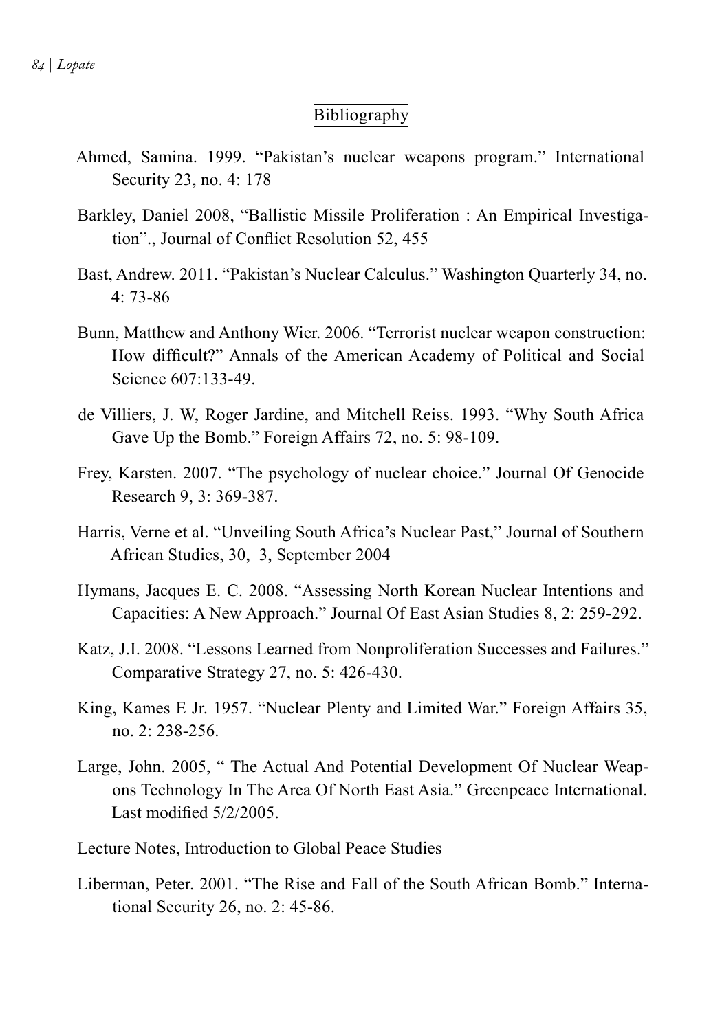## Bibliography

Ahmed, Samina. 1999. "Pakistan's nuclear weapons program." International Security 23, no. 4: 178

Barkley, Daniel 2008, "Ballistic Missile Proliferation : An Empirical Investigation"., Journal of Conflict Resolution 52, 455

Bast, Andrew. 2011. "Pakistan's Nuclear Calculus." Washington Quarterly 34, no. 4: 73-86

Bunn, Matthew and Anthony Wier. 2006. "Terrorist nuclear weapon construction: How difficult?" Annals of the American Academy of Political and Social Science 607:133-49.

de Villiers, J. W, Roger Jardine, and Mitchell Reiss. 1993. "Why South Africa Gave Up the Bomb." Foreign Affairs 72, no. 5: 98-109.

Frey, Karsten. 2007. "The psychology of nuclear choice." Journal Of Genocide Research 9, 3: 369-387.

Harris, Verne et al. "Unveiling South Africa's Nuclear Past," Journal of Southern African Studies, 30, 3, September 2004

Hymans, Jacques E. C. 2008. "Assessing North Korean Nuclear Intentions and Capacities: A New Approach." Journal Of East Asian Studies 8, 2: 259-292.

Katz, J.I. 2008. "Lessons Learned from Nonproliferation Successes and Failures." Comparative Strategy 27, no. 5: 426-430.

King, Kames E Jr. 1957. "Nuclear Plenty and Limited War." Foreign Affairs 35, no. 2: 238-256.

Large, John. 2005, " The Actual And Potential Development Of Nuclear Weapons Technology In The Area Of North East Asia." Greenpeace International. Last modified 5/2/2005.

Lecture Notes, Introduction to Global Peace Studies

Liberman, Peter. 2001. "The Rise and Fall of the South African Bomb." International Security 26, no. 2: 45-86.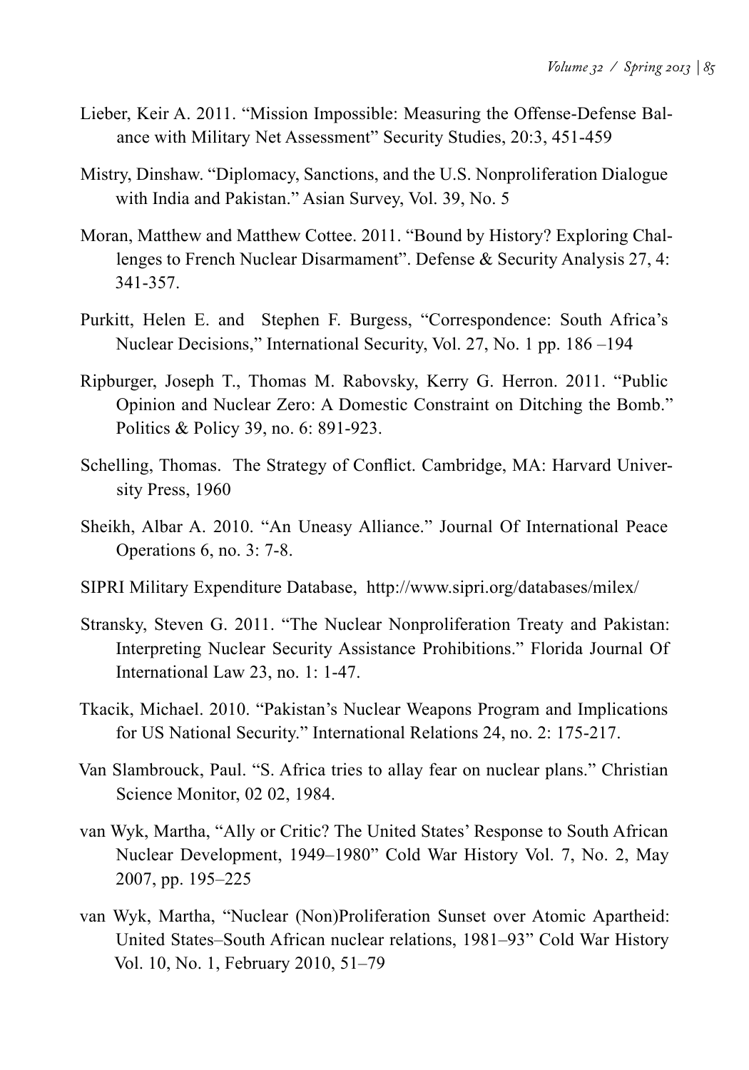Lieber, Keir A. 2011. "Mission Impossible: Measuring the Offense-Defense Balance with Military Net Assessment" Security Studies, 20:3, 451-459

Mistry, Dinshaw. "Diplomacy, Sanctions, and the U.S. Nonproliferation Dialogue with India and Pakistan." Asian Survey, Vol. 39, No. 5

Moran, Matthew and Matthew Cottee. 2011. "Bound by History? Exploring Challenges to French Nuclear Disarmament". Defense & Security Analysis 27, 4: 341-357.

Purkitt, Helen E. and Stephen F. Burgess, "Correspondence: South Africa's Nuclear Decisions," International Security, Vol. 27, No. 1 pp. 186 –194

Ripburger, Joseph T., Thomas M. Rabovsky, Kerry G. Herron. 2011. "Public Opinion and Nuclear Zero: A Domestic Constraint on Ditching the Bomb." Politics & Policy 39, no. 6: 891-923.

Schelling, Thomas. The Strategy of Conflict. Cambridge, MA: Harvard University Press, 1960

Sheikh, Albar A. 2010. "An Uneasy Alliance." Journal Of International Peace Operations 6, no. 3: 7-8.

SIPRI Military Expenditure Database, http://www.sipri.org/databases/milex/

Stransky, Steven G. 2011. "The Nuclear Nonproliferation Treaty and Pakistan: Interpreting Nuclear Security Assistance Prohibitions." Florida Journal Of International Law 23, no. 1: 1-47.

Tkacik, Michael. 2010. "Pakistan's Nuclear Weapons Program and Implications for US National Security." International Relations 24, no. 2: 175-217.

Van Slambrouck, Paul. "S. Africa tries to allay fear on nuclear plans." Christian Science Monitor, 02 02, 1984.

van Wyk, Martha, "Ally or Critic? The United States' Response to South African Nuclear Development, 1949–1980" Cold War History Vol. 7, No. 2, May 2007, pp. 195–225

van Wyk, Martha, "Nuclear (Non)Proliferation Sunset over Atomic Apartheid: United States–South African nuclear relations, 1981–93" Cold War History Vol. 10, No. 1, February 2010, 51–79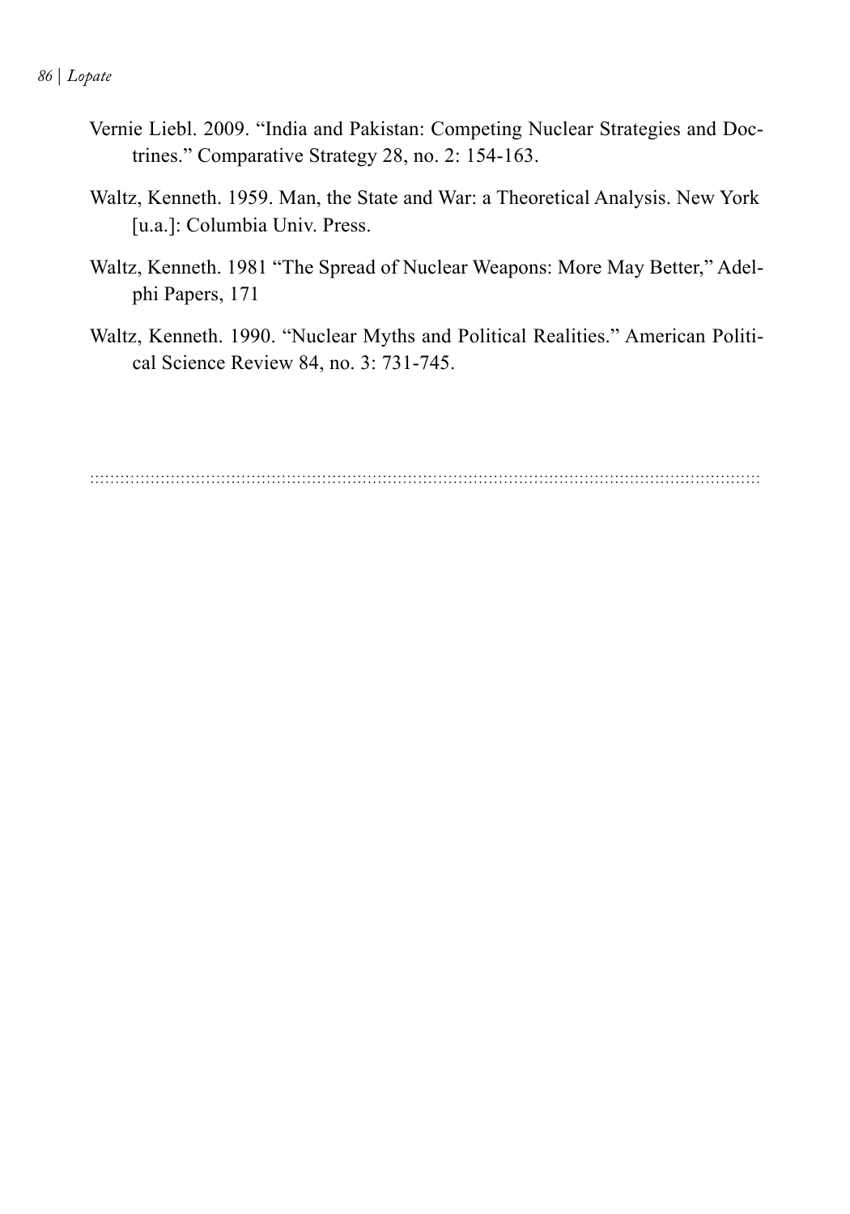Vernie Liebl. 2009. "India and Pakistan: Competing Nuclear Strategies and Doctrines." Comparative Strategy 28, no. 2: 154-163.

Waltz, Kenneth. 1959. Man, the State and War: a Theoretical Analysis. New York [u.a.]: Columbia Univ. Press.

Waltz, Kenneth. 1981 "The Spread of Nuclear Weapons: More May Better," Adelphi Papers, 171

Waltz, Kenneth. 1990. "Nuclear Myths and Political Realities." American Political Science Review 84, no. 3: 731-745.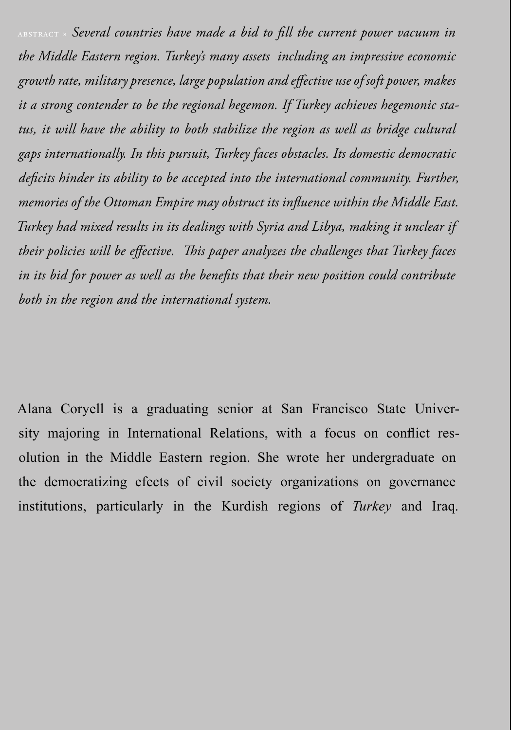ABSTRACT » *Several countries have made a bid to fill the current power vacuum in the Middle Eastern region. Turkey's many assets including an impressive economic growth rate, military presence, large population and effective use of soft power, makes it a strong contender to be the regional hegemon. If Turkey achieves hegemonic status, it will have the ability to both stabilize the region as well as bridge cultural gaps internationally. In this pursuit, Turkey faces obstacles. Its domestic democratic deficits hinder its ability to be accepted into the international community. Further, memories of the Ottoman Empire may obstruct its influence within the Middle East. Turkey had mixed results in its dealings with Syria and Libya, making it unclear if their policies will be effective. This paper analyzes the challenges that Turkey faces in its bid for power as well as the benefits that their new position could contribute both in the region and the international system.*

Alana Coryell is a graduating senior at San Francisco State University majoring in International Relations, with a focus on conflict resolution in the Middle Eastern region. She wrote her undergraduate on the democratizing efects of civil society organizations on governance institutions, particularly in the Kurdish regions of *Turkey* and Iraq.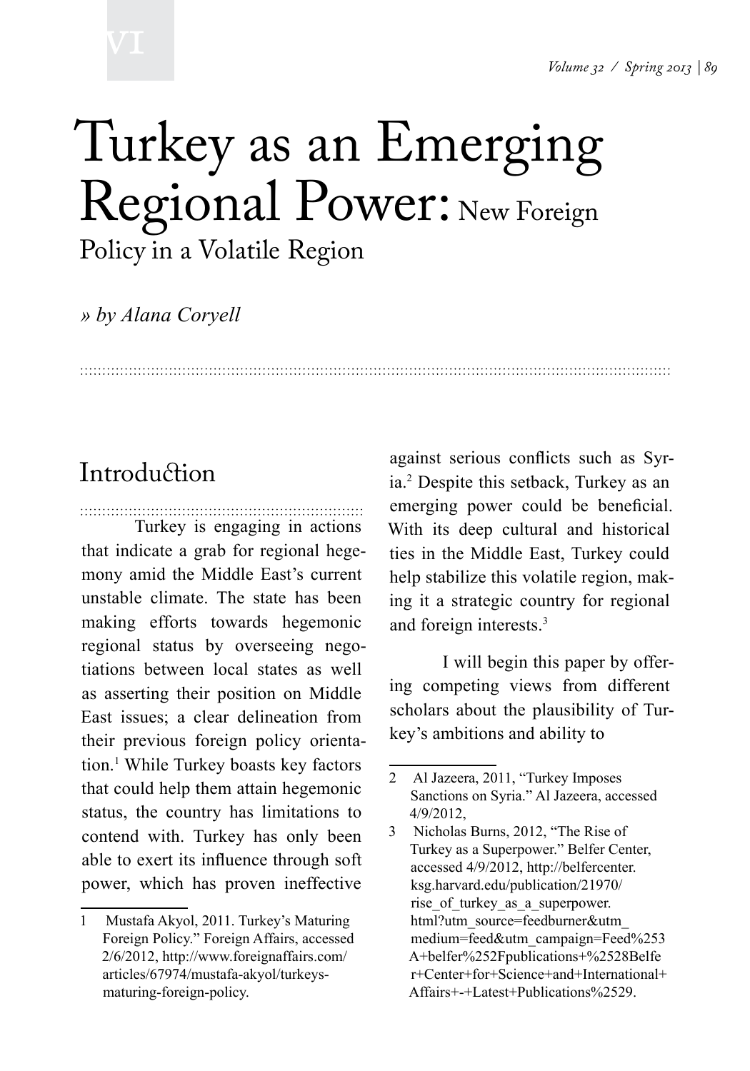# Turkey as an Emerging Regional Power: New Foreign Policy in a Volatile Region

*» by Alana Coryell*

## Introduction

Turkey is engaging in actions that indicate a grab for regional hegemony amid the Middle East's current unstable climate. The state has been making efforts towards hegemonic regional status by overseeing negotiations between local states as well as asserting their position on Middle East issues; a clear delineation from their previous foreign policy orientation.[1] While Turkey boasts key factors that could help them attain hegemonic status, the country has limitations to contend with. Turkey has only been able to exert its influence through soft power, which has proven ineffective against serious conflicts such as Syria.[2] Despite this setback, Turkey as an emerging power could be beneficial. With its deep cultural and historical ties in the Middle East, Turkey could help stabilize this volatile region, making it a strategic country for regional and foreign interests.[3]

I will begin this paper by offering competing views from different scholars about the plausibility of Turkey's ambitions and ability to

---

1 Mustafa Akyol, 2011. Turkey's Maturing Foreign Policy." Foreign Affairs, accessed 2/6/2012, http://www.foreignaffairs.com/articles/67974/mustafa-akyol/turkeys-maturing-foreign-policy.

2 Al Jazeera, 2011, "Turkey Imposes Sanctions on Syria." Al Jazeera, accessed 4/9/2012,

3 Nicholas Burns, 2012, "The Rise of Turkey as a Superpower." Belfer Center, accessed 4/9/2012, http://belfercenter.ksg.harvard.edu/publication/21970/rise_of_turkey_as_a_superpower.html?utm_source=feedburner&utm_medium=feed&utm_campaign=Feed%253A+belfer%252Fpublications+%2528Belfer+Center+for+Science+and+International+Affairs+-+Latest+Publications%2529.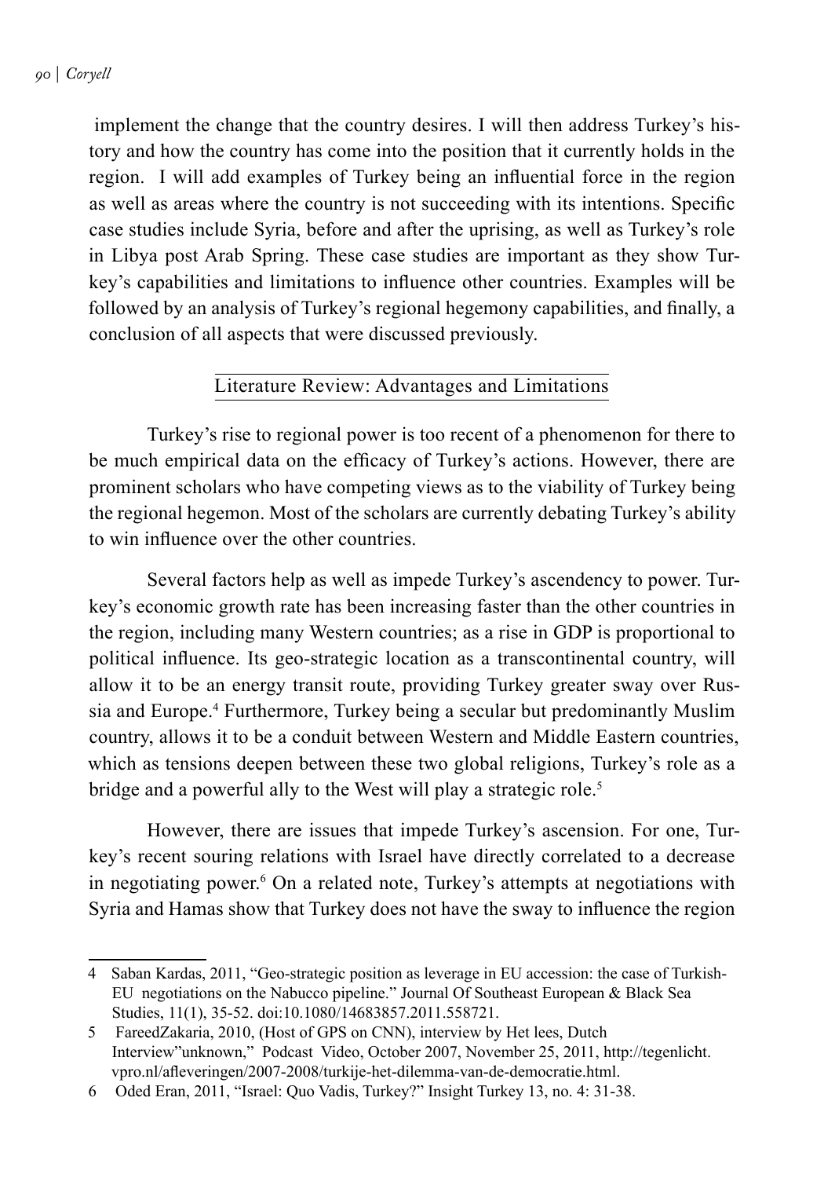implement the change that the country desires. I will then address Turkey's history and how the country has come into the position that it currently holds in the region. I will add examples of Turkey being an influential force in the region as well as areas where the country is not succeeding with its intentions. Specific case studies include Syria, before and after the uprising, as well as Turkey's role in Libya post Arab Spring. These case studies are important as they show Turkey's capabilities and limitations to influence other countries. Examples will be followed by an analysis of Turkey's regional hegemony capabilities, and finally, a conclusion of all aspects that were discussed previously.

## Literature Review: Advantages and Limitations

Turkey's rise to regional power is too recent of a phenomenon for there to be much empirical data on the efficacy of Turkey's actions. However, there are prominent scholars who have competing views as to the viability of Turkey being the regional hegemon. Most of the scholars are currently debating Turkey's ability to win influence over the other countries.

Several factors help as well as impede Turkey's ascendency to power. Turkey's economic growth rate has been increasing faster than the other countries in the region, including many Western countries; as a rise in GDP is proportional to political influence. Its geo-strategic location as a transcontinental country, will allow it to be an energy transit route, providing Turkey greater sway over Russia and Europe.[4] Furthermore, Turkey being a secular but predominantly Muslim country, allows it to be a conduit between Western and Middle Eastern countries, which as tensions deepen between these two global religions, Turkey's role as a bridge and a powerful ally to the West will play a strategic role.[5]

However, there are issues that impede Turkey's ascension. For one, Turkey's recent souring relations with Israel have directly correlated to a decrease in negotiating power.[6] On a related note, Turkey's attempts at negotiations with Syria and Hamas show that Turkey does not have the sway to influence the region

---

4 Saban Kardas, 2011, "Geo-strategic position as leverage in EU accession: the case of Turkish-EU negotiations on the Nabucco pipeline." Journal Of Southeast European & Black Sea Studies, 11(1), 35-52. doi:10.1080/14683857.2011.558721.

5 FareedZakaria, 2010, (Host of GPS on CNN), interview by Het lees, Dutch Interview"unknown," Podcast Video, October 2007, November 25, 2011, http://tegenlicht.vpro.nl/afleveringen/2007-2008/turkije-het-dilemma-van-de-democratie.html.

6 Oded Eran, 2011, "Israel: Quo Vadis, Turkey?" Insight Turkey 13, no. 4: 31-38.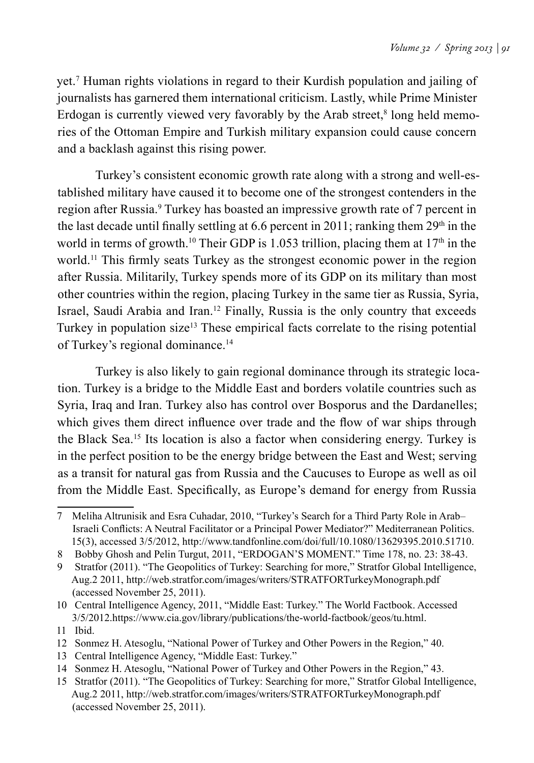yet.[7] Human rights violations in regard to their Kurdish population and jailing of journalists has garnered them international criticism. Lastly, while Prime Minister Erdogan is currently viewed very favorably by the Arab street,[8] long held memories of the Ottoman Empire and Turkish military expansion could cause concern and a backlash against this rising power.

Turkey's consistent economic growth rate along with a strong and well-established military have caused it to become one of the strongest contenders in the region after Russia.[9] Turkey has boasted an impressive growth rate of 7 percent in the last decade until finally settling at 6.6 percent in 2011; ranking them 29th in the world in terms of growth.[10] Their GDP is 1.053 trillion, placing them at 17th in the world.[11] This firmly seats Turkey as the strongest economic power in the region after Russia. Militarily, Turkey spends more of its GDP on its military than most other countries within the region, placing Turkey in the same tier as Russia, Syria, Israel, Saudi Arabia and Iran.[12] Finally, Russia is the only country that exceeds Turkey in population size[13] These empirical facts correlate to the rising potential of Turkey's regional dominance.[14]

Turkey is also likely to gain regional dominance through its strategic location. Turkey is a bridge to the Middle East and borders volatile countries such as Syria, Iraq and Iran. Turkey also has control over Bosporus and the Dardanelles; which gives them direct influence over trade and the flow of war ships through the Black Sea.[15] Its location is also a factor when considering energy. Turkey is in the perfect position to be the energy bridge between the East and West; serving as a transit for natural gas from Russia and the Caucuses to Europe as well as oil from the Middle East. Specifically, as Europe's demand for energy from Russia

---

7 Meliha Altrunisik and Esra Cuhadar, 2010, "Turkey's Search for a Third Party Role in Arab–Israeli Conflicts: A Neutral Facilitator or a Principal Power Mediator?" Mediterranean Politics. 15(3), accessed 3/5/2012, http://www.tandfonline.com/doi/full/10.1080/13629395.2010.51710.

8 Bobby Ghosh and Pelin Turgut, 2011, "ERDOGAN'S MOMENT." Time 178, no. 23: 38-43.

9 Stratfor (2011). "The Geopolitics of Turkey: Searching for more," Stratfor Global Intelligence, Aug.2 2011, http://web.stratfor.com/images/writers/STRATFORTurkeyMonograph.pdf (accessed November 25, 2011).

10 Central Intelligence Agency, 2011, "Middle East: Turkey." The World Factbook. Accessed 3/5/2012.https://www.cia.gov/library/publications/the-world-factbook/geos/tu.html.

11 Ibid.

12 Sonmez H. Atesoglu, "National Power of Turkey and Other Powers in the Region," 40.

13 Central Intelligence Agency, "Middle East: Turkey."

14 Sonmez H. Atesoglu, "National Power of Turkey and Other Powers in the Region," 43.

15 Stratfor (2011). "The Geopolitics of Turkey: Searching for more," Stratfor Global Intelligence, Aug.2 2011, http://web.stratfor.com/images/writers/STRATFORTurkeyMonograph.pdf (accessed November 25, 2011).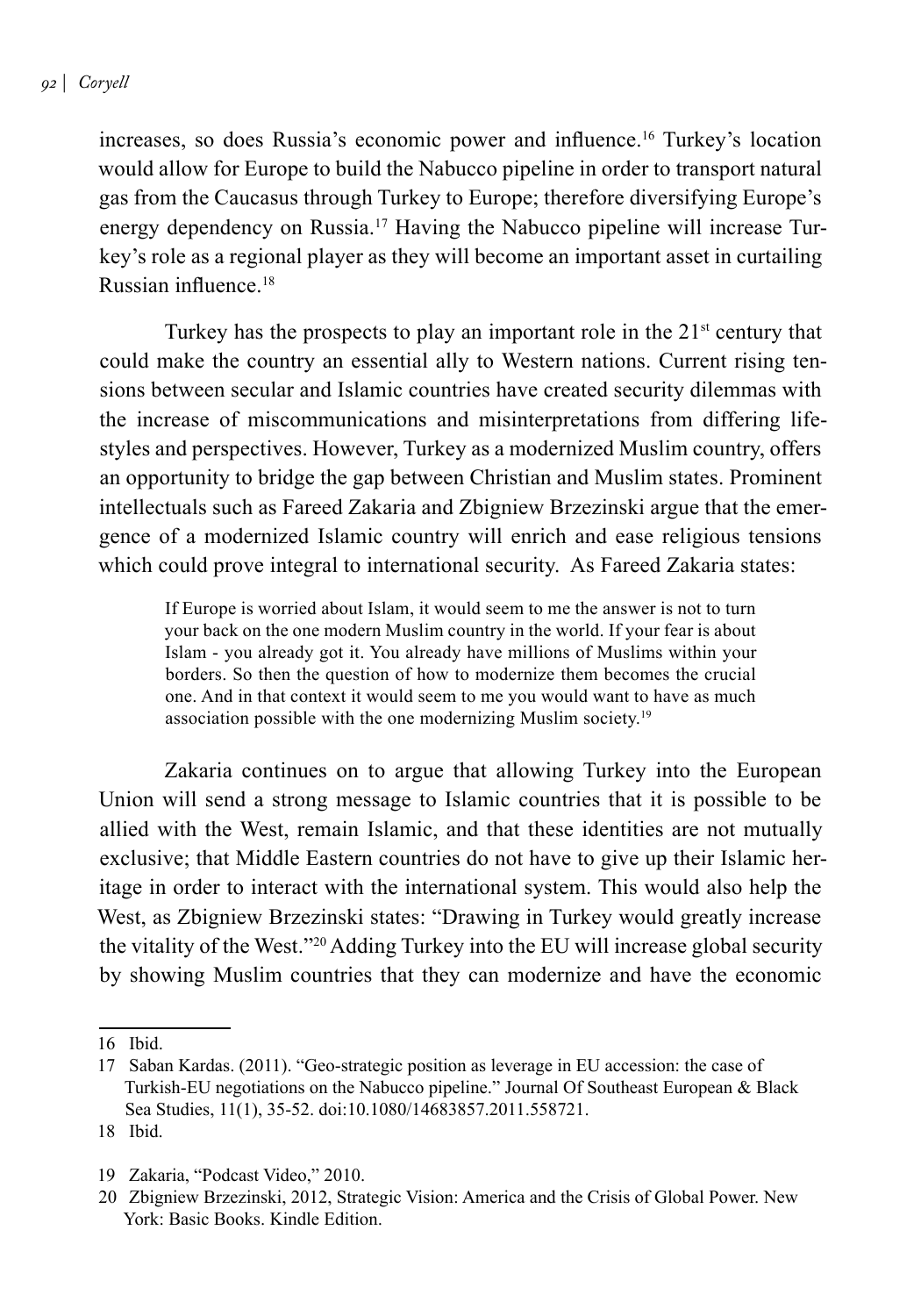increases, so does Russia's economic power and influence.[16] Turkey's location would allow for Europe to build the Nabucco pipeline in order to transport natural gas from the Caucasus through Turkey to Europe; therefore diversifying Europe's energy dependency on Russia.[17] Having the Nabucco pipeline will increase Turkey's role as a regional player as they will become an important asset in curtailing Russian influence.[18]

Turkey has the prospects to play an important role in the 21st century that could make the country an essential ally to Western nations. Current rising tensions between secular and Islamic countries have created security dilemmas with the increase of miscommunications and misinterpretations from differing lifestyles and perspectives. However, Turkey as a modernized Muslim country, offers an opportunity to bridge the gap between Christian and Muslim states. Prominent intellectuals such as Fareed Zakaria and Zbigniew Brzezinski argue that the emergence of a modernized Islamic country will enrich and ease religious tensions which could prove integral to international security. As Fareed Zakaria states:

> If Europe is worried about Islam, it would seem to me the answer is not to turn your back on the one modern Muslim country in the world. If your fear is about Islam - you already got it. You already have millions of Muslims within your borders. So then the question of how to modernize them becomes the crucial one. And in that context it would seem to me you would want to have as much association possible with the one modernizing Muslim society.[19]

Zakaria continues on to argue that allowing Turkey into the European Union will send a strong message to Islamic countries that it is possible to be allied with the West, remain Islamic, and that these identities are not mutually exclusive; that Middle Eastern countries do not have to give up their Islamic heritage in order to interact with the international system. This would also help the West, as Zbigniew Brzezinski states: "Drawing in Turkey would greatly increase the vitality of the West."[20] Adding Turkey into the EU will increase global security by showing Muslim countries that they can modernize and have the economic

---

16 Ibid.

17 Saban Kardas. (2011). "Geo-strategic position as leverage in EU accession: the case of Turkish-EU negotiations on the Nabucco pipeline." Journal Of Southeast European & Black Sea Studies, 11(1), 35-52. doi:10.1080/14683857.2011.558721.

18 Ibid.

19 Zakaria, "Podcast Video," 2010.

20 Zbigniew Brzezinski, 2012, Strategic Vision: America and the Crisis of Global Power. New York: Basic Books. Kindle Edition.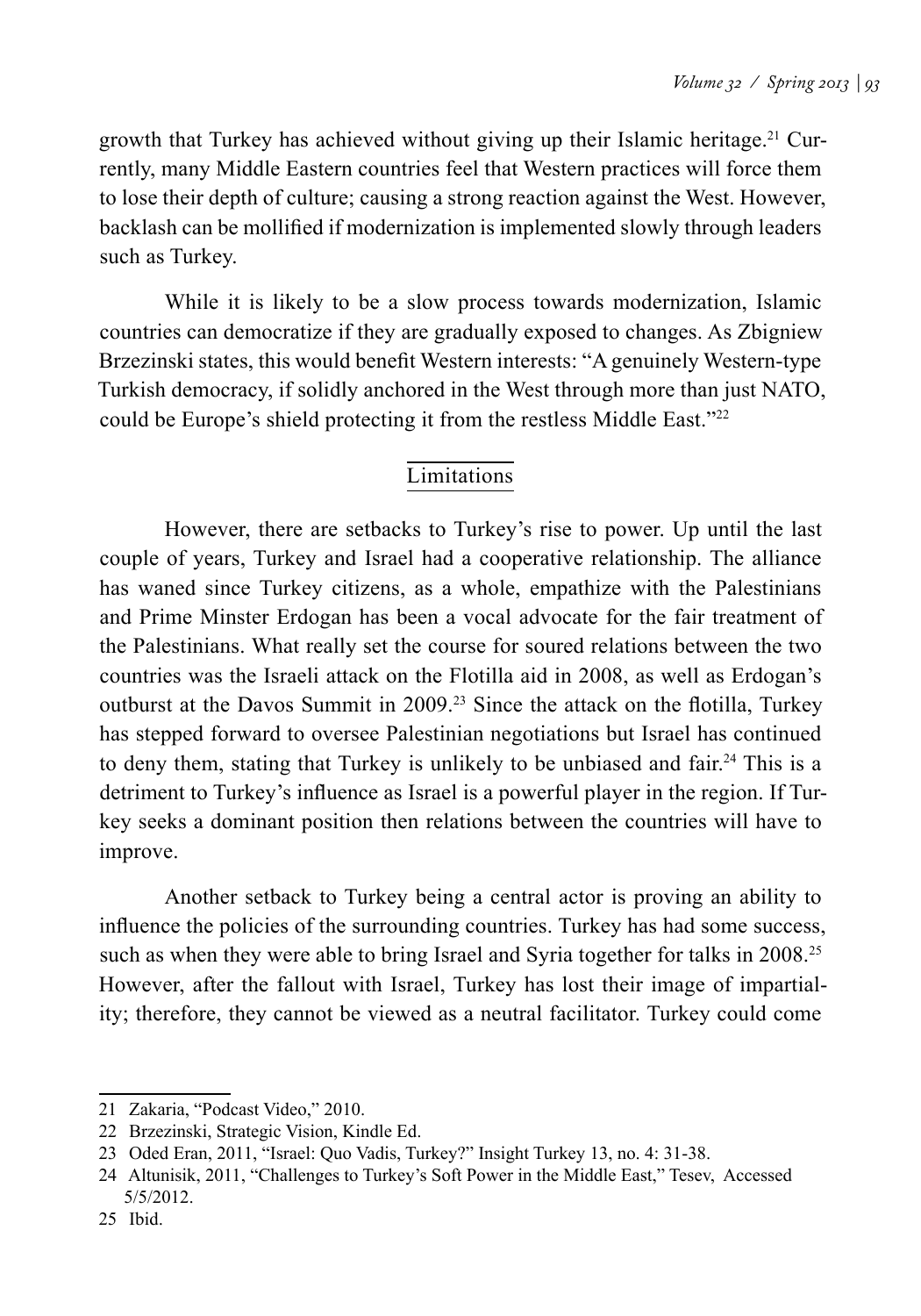growth that Turkey has achieved without giving up their Islamic heritage.[21] Currently, many Middle Eastern countries feel that Western practices will force them to lose their depth of culture; causing a strong reaction against the West. However, backlash can be mollified if modernization is implemented slowly through leaders such as Turkey.

While it is likely to be a slow process towards modernization, Islamic countries can democratize if they are gradually exposed to changes. As Zbigniew Brzezinski states, this would benefit Western interests: "A genuinely Western-type Turkish democracy, if solidly anchored in the West through more than just NATO, could be Europe's shield protecting it from the restless Middle East."[22]

## Limitations

However, there are setbacks to Turkey's rise to power. Up until the last couple of years, Turkey and Israel had a cooperative relationship. The alliance has waned since Turkey citizens, as a whole, empathize with the Palestinians and Prime Minster Erdogan has been a vocal advocate for the fair treatment of the Palestinians. What really set the course for soured relations between the two countries was the Israeli attack on the Flotilla aid in 2008, as well as Erdogan's outburst at the Davos Summit in 2009.[23] Since the attack on the flotilla, Turkey has stepped forward to oversee Palestinian negotiations but Israel has continued to deny them, stating that Turkey is unlikely to be unbiased and fair.[24] This is a detriment to Turkey's influence as Israel is a powerful player in the region. If Turkey seeks a dominant position then relations between the countries will have to improve.

Another setback to Turkey being a central actor is proving an ability to influence the policies of the surrounding countries. Turkey has had some success, such as when they were able to bring Israel and Syria together for talks in 2008.[25] However, after the fallout with Israel, Turkey has lost their image of impartiality; therefore, they cannot be viewed as a neutral facilitator. Turkey could come

---

21 Zakaria, "Podcast Video," 2010.

22 Brzezinski, Strategic Vision, Kindle Ed.

23 Oded Eran, 2011, "Israel: Quo Vadis, Turkey?" Insight Turkey 13, no. 4: 31-38.

24 Altunisik, 2011, "Challenges to Turkey's Soft Power in the Middle East," Tesev, Accessed 5/5/2012.

25 Ibid.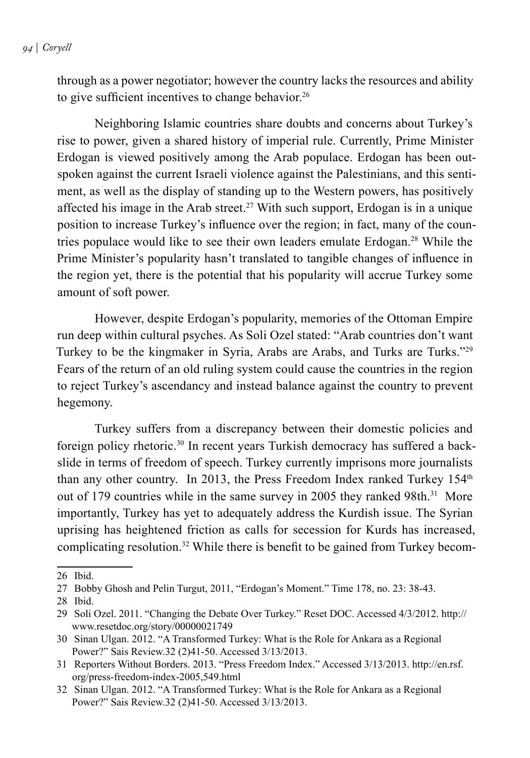through as a power negotiator; however the country lacks the resources and ability to give sufficient incentives to change behavior.[26]

Neighboring Islamic countries share doubts and concerns about Turkey's rise to power, given a shared history of imperial rule. Currently, Prime Minister Erdogan is viewed positively among the Arab populace. Erdogan has been outspoken against the current Israeli violence against the Palestinians, and this sentiment, as well as the display of standing up to the Western powers, has positively affected his image in the Arab street.[27] With such support, Erdogan is in a unique position to increase Turkey's influence over the region; in fact, many of the countries populace would like to see their own leaders emulate Erdogan.[28] While the Prime Minister's popularity hasn't translated to tangible changes of influence in the region yet, there is the potential that his popularity will accrue Turkey some amount of soft power.

However, despite Erdogan's popularity, memories of the Ottoman Empire run deep within cultural psyches. As Soli Ozel stated: "Arab countries don't want Turkey to be the kingmaker in Syria, Arabs are Arabs, and Turks are Turks."[29] Fears of the return of an old ruling system could cause the countries in the region to reject Turkey's ascendancy and instead balance against the country to prevent hegemony.

Turkey suffers from a discrepancy between their domestic policies and foreign policy rhetoric.[30] In recent years Turkish democracy has suffered a backslide in terms of freedom of speech. Turkey currently imprisons more journalists than any other country. In 2013, the Press Freedom Index ranked Turkey 154th out of 179 countries while in the same survey in 2005 they ranked 98th.[31] More importantly, Turkey has yet to adequately address the Kurdish issue. The Syrian uprising has heightened friction as calls for secession for Kurds has increased, complicating resolution.[32] While there is benefit to be gained from Turkey becom-

---

26 Ibid.

27 Bobby Ghosh and Pelin Turgut, 2011, "Erdogan's Moment." Time 178, no. 23: 38-43.

28 Ibid.

29 Soli Ozel. 2011. "Changing the Debate Over Turkey." Reset DOC. Accessed 4/3/2012. http://www.resetdoc.org/story/00000021749

30 Sinan Ulgan. 2012. "A Transformed Turkey: What is the Role for Ankara as a Regional Power?" Sais Review.32 (2)41-50. Accessed 3/13/2013.

31 Reporters Without Borders. 2013. "Press Freedom Index." Accessed 3/13/2013. http://en.rsf.org/press-freedom-index-2005,549.html

32 Sinan Ulgan. 2012. "A Transformed Turkey: What is the Role for Ankara as a Regional Power?" Sais Review.32 (2)41-50. Accessed 3/13/2013.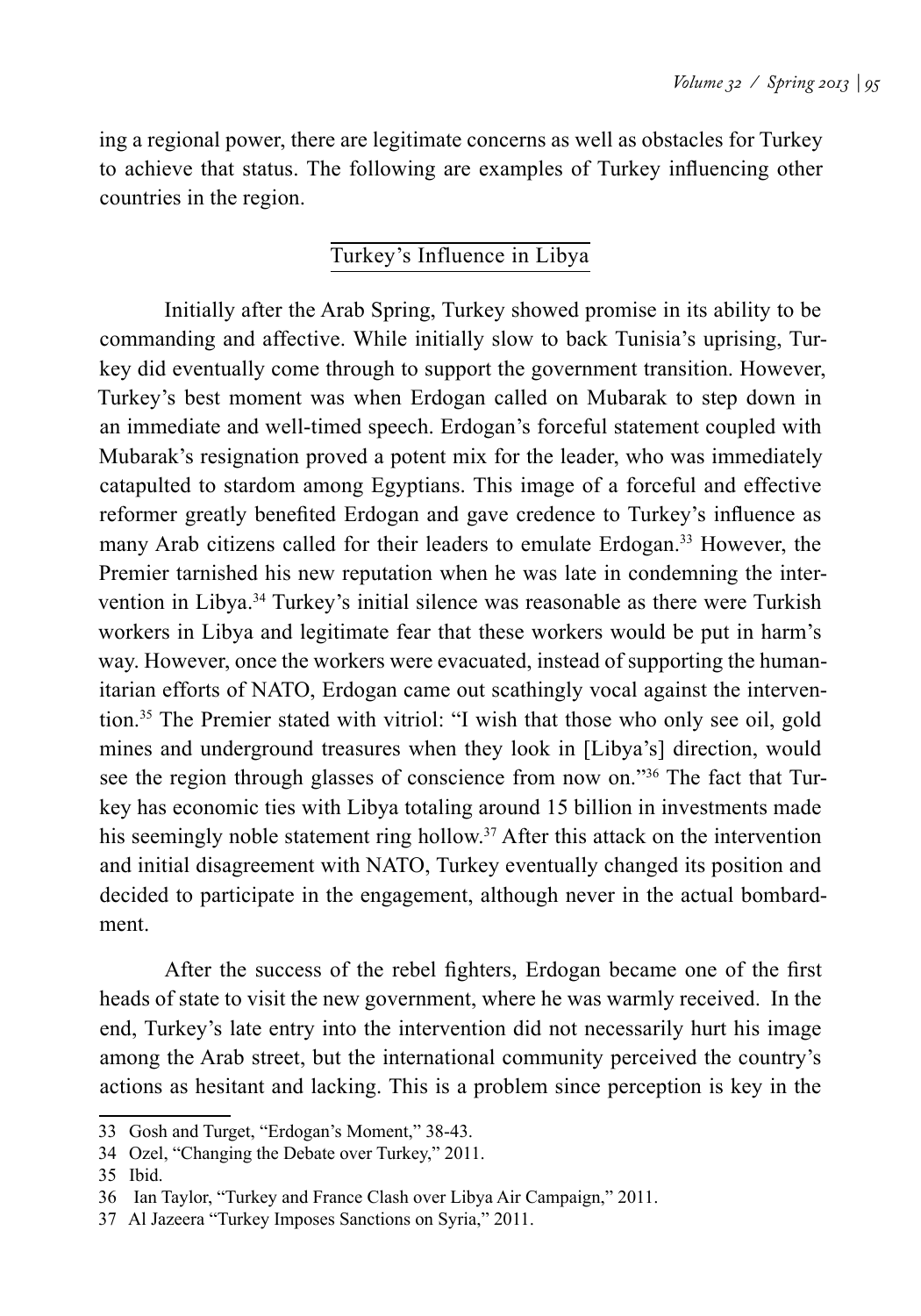ing a regional power, there are legitimate concerns as well as obstacles for Turkey to achieve that status. The following are examples of Turkey influencing other countries in the region.

## Turkey's Influence in Libya

Initially after the Arab Spring, Turkey showed promise in its ability to be commanding and affective. While initially slow to back Tunisia's uprising, Turkey did eventually come through to support the government transition. However, Turkey's best moment was when Erdogan called on Mubarak to step down in an immediate and well-timed speech. Erdogan's forceful statement coupled with Mubarak's resignation proved a potent mix for the leader, who was immediately catapulted to stardom among Egyptians. This image of a forceful and effective reformer greatly benefited Erdogan and gave credence to Turkey's influence as many Arab citizens called for their leaders to emulate Erdogan.[33] However, the Premier tarnished his new reputation when he was late in condemning the intervention in Libya.[34] Turkey's initial silence was reasonable as there were Turkish workers in Libya and legitimate fear that these workers would be put in harm's way. However, once the workers were evacuated, instead of supporting the humanitarian efforts of NATO, Erdogan came out scathingly vocal against the intervention.[35] The Premier stated with vitriol: "I wish that those who only see oil, gold mines and underground treasures when they look in [Libya's] direction, would see the region through glasses of conscience from now on."[36] The fact that Turkey has economic ties with Libya totaling around 15 billion in investments made his seemingly noble statement ring hollow.[37] After this attack on the intervention and initial disagreement with NATO, Turkey eventually changed its position and decided to participate in the engagement, although never in the actual bombardment.

After the success of the rebel fighters, Erdogan became one of the first heads of state to visit the new government, where he was warmly received. In the end, Turkey's late entry into the intervention did not necessarily hurt his image among the Arab street, but the international community perceived the country's actions as hesitant and lacking. This is a problem since perception is key in the

---

33 Gosh and Turget, "Erdogan's Moment," 38-43.

34 Ozel, "Changing the Debate over Turkey," 2011.

35 Ibid.

36 Ian Taylor, "Turkey and France Clash over Libya Air Campaign," 2011.

37 Al Jazeera "Turkey Imposes Sanctions on Syria," 2011.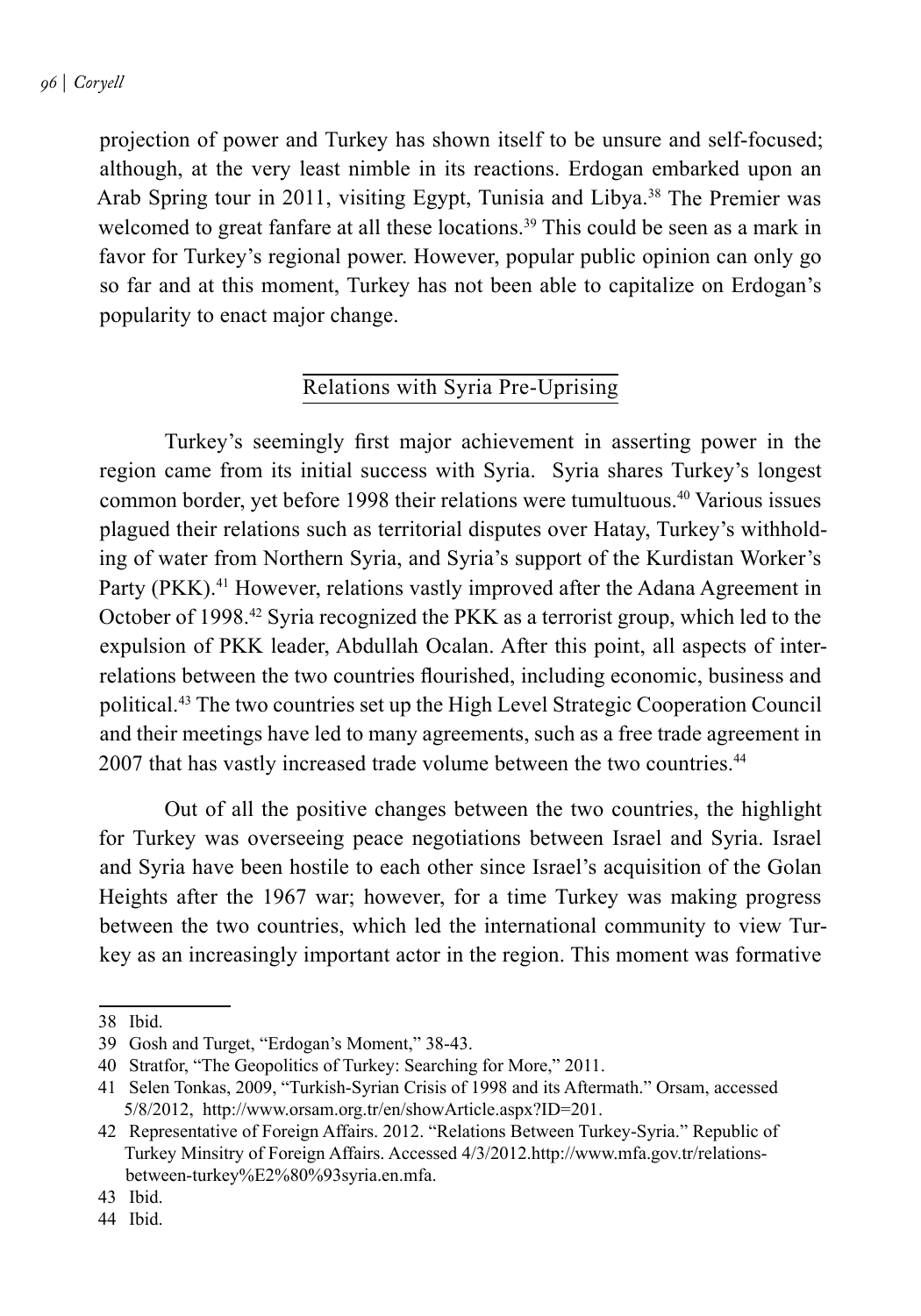projection of power and Turkey has shown itself to be unsure and self-focused; although, at the very least nimble in its reactions. Erdogan embarked upon an Arab Spring tour in 2011, visiting Egypt, Tunisia and Libya.[38] The Premier was welcomed to great fanfare at all these locations.[39] This could be seen as a mark in favor for Turkey's regional power. However, popular public opinion can only go so far and at this moment, Turkey has not been able to capitalize on Erdogan's popularity to enact major change.

## Relations with Syria Pre-Uprising

Turkey's seemingly first major achievement in asserting power in the region came from its initial success with Syria. Syria shares Turkey's longest common border, yet before 1998 their relations were tumultuous.[40] Various issues plagued their relations such as territorial disputes over Hatay, Turkey's withholding of water from Northern Syria, and Syria's support of the Kurdistan Worker's Party (PKK).[41] However, relations vastly improved after the Adana Agreement in October of 1998.[42] Syria recognized the PKK as a terrorist group, which led to the expulsion of PKK leader, Abdullah Ocalan. After this point, all aspects of interrelations between the two countries flourished, including economic, business and political.[43] The two countries set up the High Level Strategic Cooperation Council and their meetings have led to many agreements, such as a free trade agreement in 2007 that has vastly increased trade volume between the two countries.[44]

Out of all the positive changes between the two countries, the highlight for Turkey was overseeing peace negotiations between Israel and Syria. Israel and Syria have been hostile to each other since Israel's acquisition of the Golan Heights after the 1967 war; however, for a time Turkey was making progress between the two countries, which led the international community to view Turkey as an increasingly important actor in the region. This moment was formative

---

38 Ibid.

39 Gosh and Turget, "Erdogan's Moment," 38-43.

40 Stratfor, "The Geopolitics of Turkey: Searching for More," 2011.

41 Selen Tonkas, 2009, "Turkish-Syrian Crisis of 1998 and its Aftermath." Orsam, accessed 5/8/2012, http://www.orsam.org.tr/en/showArticle.aspx?ID=201.

42 Representative of Foreign Affairs. 2012. "Relations Between Turkey-Syria." Republic of Turkey Minsitry of Foreign Affairs. Accessed 4/3/2012.http://www.mfa.gov.tr/relations-between-turkey%E2%80%93syria.en.mfa.

43 Ibid.

44 Ibid.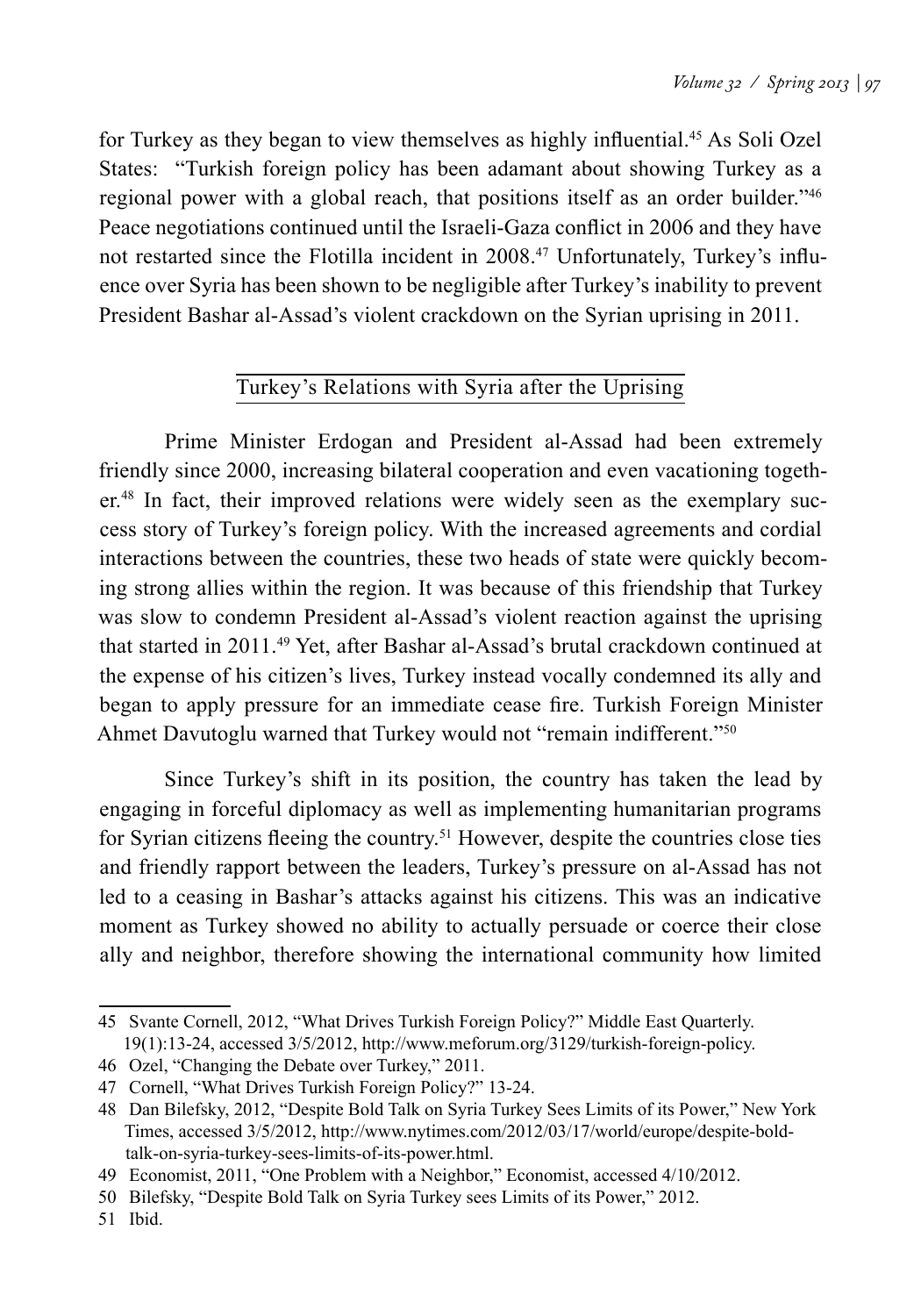for Turkey as they began to view themselves as highly influential.[45] As Soli Ozel States: "Turkish foreign policy has been adamant about showing Turkey as a regional power with a global reach, that positions itself as an order builder."[46] Peace negotiations continued until the Israeli-Gaza conflict in 2006 and they have not restarted since the Flotilla incident in 2008.[47] Unfortunately, Turkey's influence over Syria has been shown to be negligible after Turkey's inability to prevent President Bashar al-Assad's violent crackdown on the Syrian uprising in 2011.

## Turkey's Relations with Syria after the Uprising

Prime Minister Erdogan and President al-Assad had been extremely friendly since 2000, increasing bilateral cooperation and even vacationing together.[48] In fact, their improved relations were widely seen as the exemplary success story of Turkey's foreign policy. With the increased agreements and cordial interactions between the countries, these two heads of state were quickly becoming strong allies within the region. It was because of this friendship that Turkey was slow to condemn President al-Assad's violent reaction against the uprising that started in 2011.[49] Yet, after Bashar al-Assad's brutal crackdown continued at the expense of his citizen's lives, Turkey instead vocally condemned its ally and began to apply pressure for an immediate cease fire. Turkish Foreign Minister Ahmet Davutoglu warned that Turkey would not "remain indifferent."[50]

Since Turkey's shift in its position, the country has taken the lead by engaging in forceful diplomacy as well as implementing humanitarian programs for Syrian citizens fleeing the country.[51] However, despite the countries close ties and friendly rapport between the leaders, Turkey's pressure on al-Assad has not led to a ceasing in Bashar's attacks against his citizens. This was an indicative moment as Turkey showed no ability to actually persuade or coerce their close ally and neighbor, therefore showing the international community how limited

---

45 Svante Cornell, 2012, "What Drives Turkish Foreign Policy?" Middle East Quarterly. 19(1):13-24, accessed 3/5/2012, http://www.meforum.org/3129/turkish-foreign-policy.

46 Ozel, "Changing the Debate over Turkey," 2011.

47 Cornell, "What Drives Turkish Foreign Policy?" 13-24.

48 Dan Bilefsky, 2012, "Despite Bold Talk on Syria Turkey Sees Limits of its Power," New York Times, accessed 3/5/2012, http://www.nytimes.com/2012/03/17/world/europe/despite-bold-talk-on-syria-turkey-sees-limits-of-its-power.html.

49 Economist, 2011, "One Problem with a Neighbor," Economist, accessed 4/10/2012.

50 Bilefsky, "Despite Bold Talk on Syria Turkey sees Limits of its Power," 2012.

51 Ibid.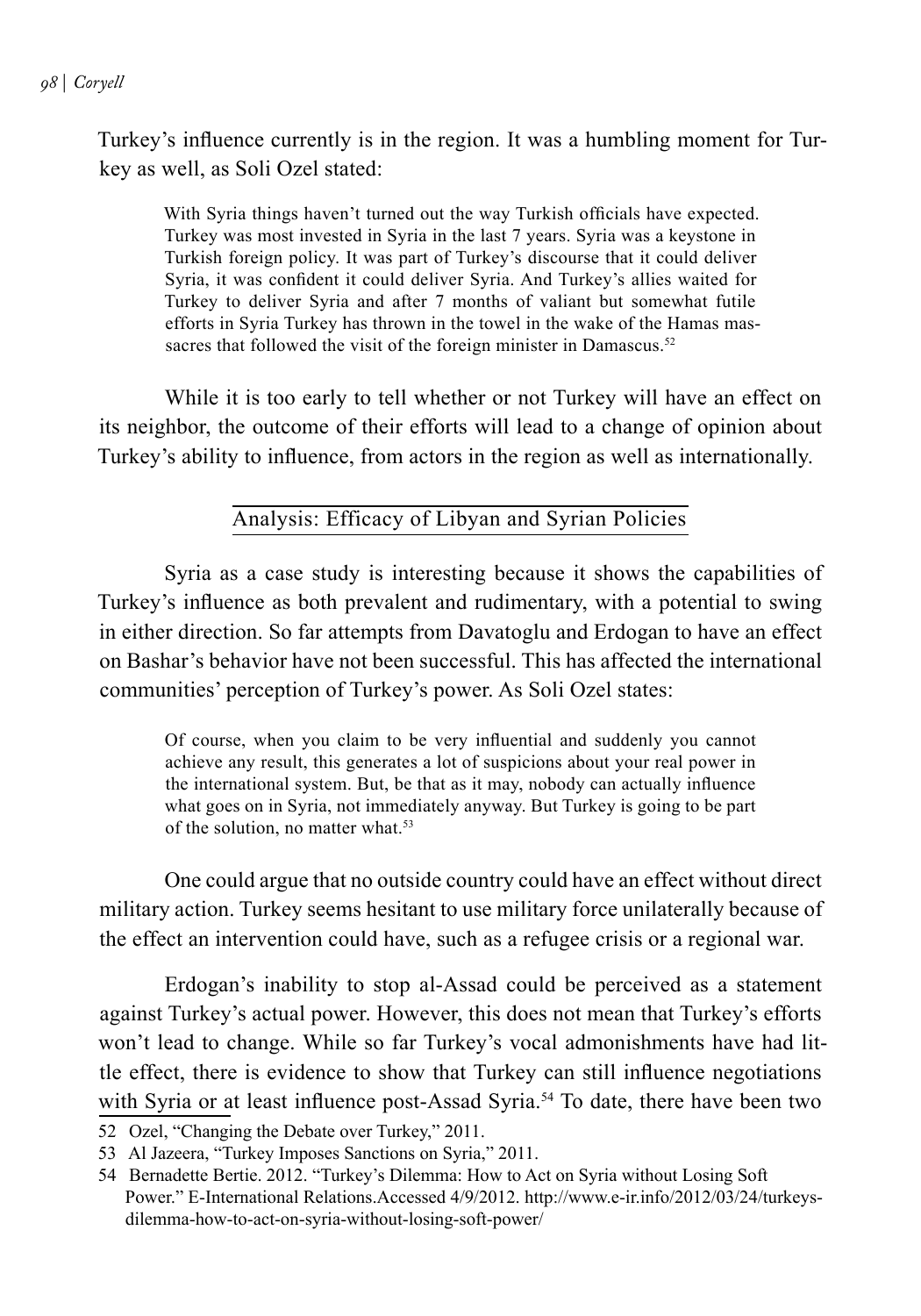Turkey's influence currently is in the region. It was a humbling moment for Turkey as well, as Soli Ozel stated:

> With Syria things haven't turned out the way Turkish officials have expected. Turkey was most invested in Syria in the last 7 years. Syria was a keystone in Turkish foreign policy. It was part of Turkey's discourse that it could deliver Syria, it was confident it could deliver Syria. And Turkey's allies waited for Turkey to deliver Syria and after 7 months of valiant but somewhat futile efforts in Syria Turkey has thrown in the towel in the wake of the Hamas massacres that followed the visit of the foreign minister in Damascus.[52]

While it is too early to tell whether or not Turkey will have an effect on its neighbor, the outcome of their efforts will lead to a change of opinion about Turkey's ability to influence, from actors in the region as well as internationally.

## Analysis: Efficacy of Libyan and Syrian Policies

Syria as a case study is interesting because it shows the capabilities of Turkey's influence as both prevalent and rudimentary, with a potential to swing in either direction. So far attempts from Davatoglu and Erdogan to have an effect on Bashar's behavior have not been successful. This has affected the international communities' perception of Turkey's power. As Soli Ozel states:

> Of course, when you claim to be very influential and suddenly you cannot achieve any result, this generates a lot of suspicions about your real power in the international system. But, be that as it may, nobody can actually influence what goes on in Syria, not immediately anyway. But Turkey is going to be part of the solution, no matter what.[53]

One could argue that no outside country could have an effect without direct military action. Turkey seems hesitant to use military force unilaterally because of the effect an intervention could have, such as a refugee crisis or a regional war.

Erdogan's inability to stop al-Assad could be perceived as a statement against Turkey's actual power. However, this does not mean that Turkey's efforts won't lead to change. While so far Turkey's vocal admonishments have had little effect, there is evidence to show that Turkey can still influence negotiations with Syria or at least influence post-Assad Syria.[54] To date, there have been two

---

52 Ozel, "Changing the Debate over Turkey," 2011.

53 Al Jazeera, "Turkey Imposes Sanctions on Syria," 2011.

54 Bernadette Bertie. 2012. "Turkey's Dilemma: How to Act on Syria without Losing Soft Power." E-International Relations.Accessed 4/9/2012. http://www.e-ir.info/2012/03/24/turkeys-dilemma-how-to-act-on-syria-without-losing-soft-power/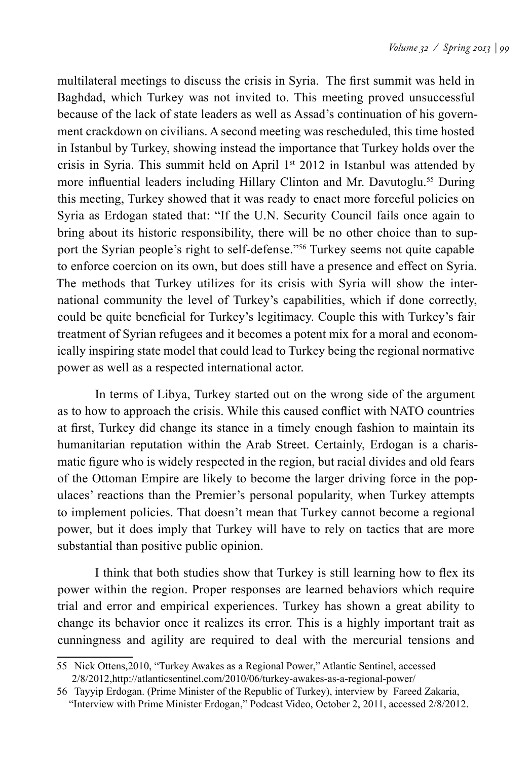multilateral meetings to discuss the crisis in Syria. The first summit was held in Baghdad, which Turkey was not invited to. This meeting proved unsuccessful because of the lack of state leaders as well as Assad's continuation of his government crackdown on civilians. A second meeting was rescheduled, this time hosted in Istanbul by Turkey, showing instead the importance that Turkey holds over the crisis in Syria. This summit held on April 1st 2012 in Istanbul was attended by more influential leaders including Hillary Clinton and Mr. Davutoglu.[55] During this meeting, Turkey showed that it was ready to enact more forceful policies on Syria as Erdogan stated that: "If the U.N. Security Council fails once again to bring about its historic responsibility, there will be no other choice than to support the Syrian people's right to self-defense."[56] Turkey seems not quite capable to enforce coercion on its own, but does still have a presence and effect on Syria. The methods that Turkey utilizes for its crisis with Syria will show the international community the level of Turkey's capabilities, which if done correctly, could be quite beneficial for Turkey's legitimacy. Couple this with Turkey's fair treatment of Syrian refugees and it becomes a potent mix for a moral and economically inspiring state model that could lead to Turkey being the regional normative power as well as a respected international actor.

In terms of Libya, Turkey started out on the wrong side of the argument as to how to approach the crisis. While this caused conflict with NATO countries at first, Turkey did change its stance in a timely enough fashion to maintain its humanitarian reputation within the Arab Street. Certainly, Erdogan is a charismatic figure who is widely respected in the region, but racial divides and old fears of the Ottoman Empire are likely to become the larger driving force in the populaces' reactions than the Premier's personal popularity, when Turkey attempts to implement policies. That doesn't mean that Turkey cannot become a regional power, but it does imply that Turkey will have to rely on tactics that are more substantial than positive public opinion.

I think that both studies show that Turkey is still learning how to flex its power within the region. Proper responses are learned behaviors which require trial and error and empirical experiences. Turkey has shown a great ability to change its behavior once it realizes its error. This is a highly important trait as cunningness and agility are required to deal with the mercurial tensions and

---

55 Nick Ottens,2010, "Turkey Awakes as a Regional Power," Atlantic Sentinel, accessed 2/8/2012,http://atlanticsentinel.com/2010/06/turkey-awakes-as-a-regional-power/

56 Tayyip Erdogan. (Prime Minister of the Republic of Turkey), interview by Fareed Zakaria, "Interview with Prime Minister Erdogan," Podcast Video, October 2, 2011, accessed 2/8/2012.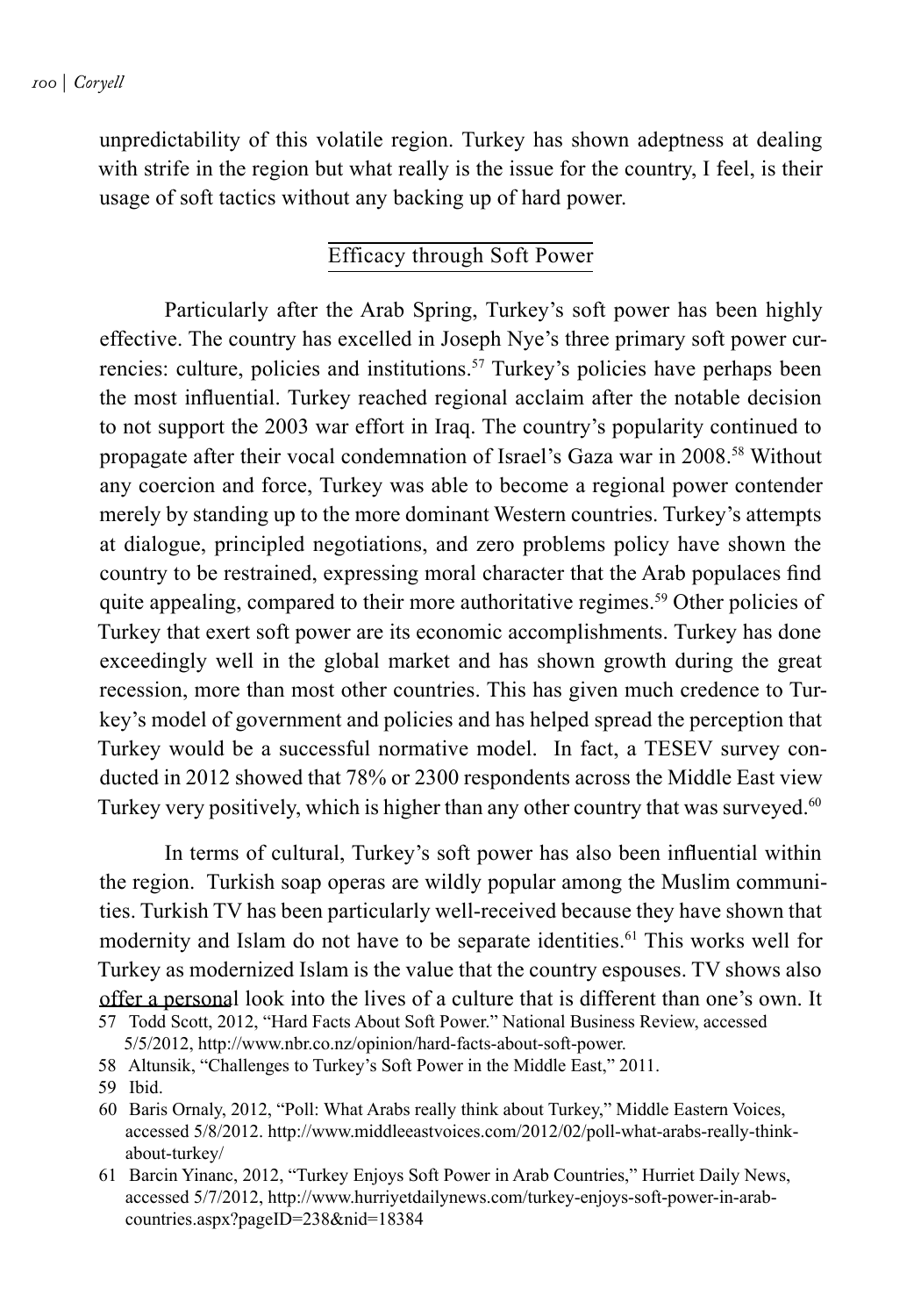unpredictability of this volatile region. Turkey has shown adeptness at dealing with strife in the region but what really is the issue for the country, I feel, is their usage of soft tactics without any backing up of hard power.

## Efficacy through Soft Power

Particularly after the Arab Spring, Turkey's soft power has been highly effective. The country has excelled in Joseph Nye's three primary soft power currencies: culture, policies and institutions.[57] Turkey's policies have perhaps been the most influential. Turkey reached regional acclaim after the notable decision to not support the 2003 war effort in Iraq. The country's popularity continued to propagate after their vocal condemnation of Israel's Gaza war in 2008.[58] Without any coercion and force, Turkey was able to become a regional power contender merely by standing up to the more dominant Western countries. Turkey's attempts at dialogue, principled negotiations, and zero problems policy have shown the country to be restrained, expressing moral character that the Arab populaces find quite appealing, compared to their more authoritative regimes.[59] Other policies of Turkey that exert soft power are its economic accomplishments. Turkey has done exceedingly well in the global market and has shown growth during the great recession, more than most other countries. This has given much credence to Turkey's model of government and policies and has helped spread the perception that Turkey would be a successful normative model. In fact, a TESEV survey conducted in 2012 showed that 78% or 2300 respondents across the Middle East view Turkey very positively, which is higher than any other country that was surveyed.[60]

In terms of cultural, Turkey's soft power has also been influential within the region. Turkish soap operas are wildly popular among the Muslim communities. Turkish TV has been particularly well-received because they have shown that modernity and Islam do not have to be separate identities.[61] This works well for Turkey as modernized Islam is the value that the country espouses. TV shows also offer a personal look into the lives of a culture that is different than one's own. It

57 Todd Scott, 2012, "Hard Facts About Soft Power." National Business Review, accessed 5/5/2012, http://www.nbr.co.nz/opinion/hard-facts-about-soft-power.

58 Altunsik, "Challenges to Turkey's Soft Power in the Middle East," 2011.

59 Ibid.

60 Baris Ornaly, 2012, "Poll: What Arabs really think about Turkey," Middle Eastern Voices, accessed 5/8/2012. http://www.middleeastvoices.com/2012/02/poll-what-arabs-really-think-about-turkey/

61 Barcin Yinanc, 2012, "Turkey Enjoys Soft Power in Arab Countries," Hurriet Daily News, accessed 5/7/2012, http://www.hurriyetdailynews.com/turkey-enjoys-soft-power-in-arab-countries.aspx?pageID=238&nid=18384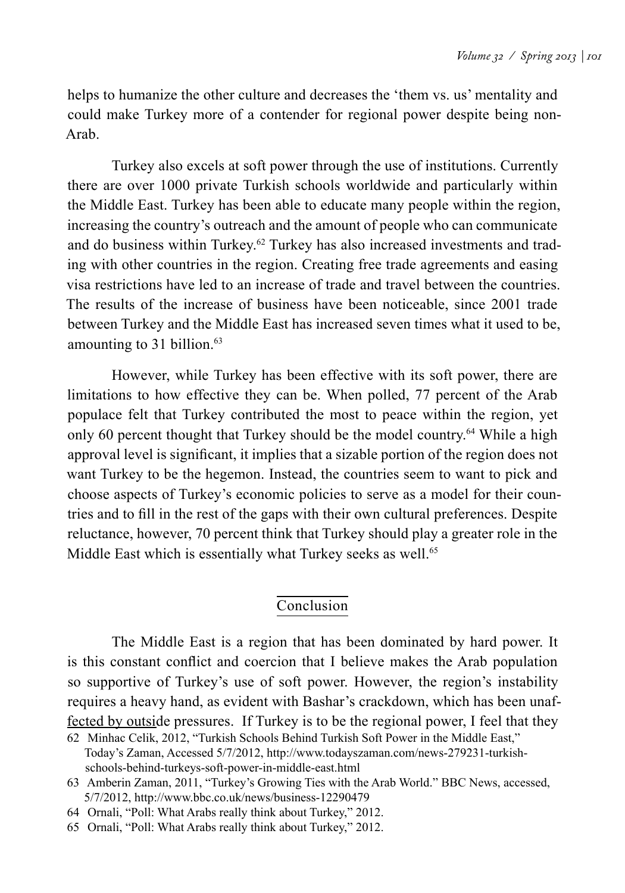helps to humanize the other culture and decreases the 'them vs. us' mentality and could make Turkey more of a contender for regional power despite being non-Arab.

Turkey also excels at soft power through the use of institutions. Currently there are over 1000 private Turkish schools worldwide and particularly within the Middle East. Turkey has been able to educate many people within the region, increasing the country's outreach and the amount of people who can communicate and do business within Turkey.[62] Turkey has also increased investments and trading with other countries in the region. Creating free trade agreements and easing visa restrictions have led to an increase of trade and travel between the countries. The results of the increase of business have been noticeable, since 2001 trade between Turkey and the Middle East has increased seven times what it used to be, amounting to 31 billion.[63]

However, while Turkey has been effective with its soft power, there are limitations to how effective they can be. When polled, 77 percent of the Arab populace felt that Turkey contributed the most to peace within the region, yet only 60 percent thought that Turkey should be the model country.[64] While a high approval level is significant, it implies that a sizable portion of the region does not want Turkey to be the hegemon. Instead, the countries seem to want to pick and choose aspects of Turkey's economic policies to serve as a model for their countries and to fill in the rest of the gaps with their own cultural preferences. Despite reluctance, however, 70 percent think that Turkey should play a greater role in the Middle East which is essentially what Turkey seeks as well.[65]

## Conclusion

The Middle East is a region that has been dominated by hard power. It is this constant conflict and coercion that I believe makes the Arab population so supportive of Turkey's use of soft power. However, the region's instability requires a heavy hand, as evident with Bashar's crackdown, which has been unaffected by outside pressures. If Turkey is to be the regional power, I feel that they

62 Minhac Celik, 2012, "Turkish Schools Behind Turkish Soft Power in the Middle East," Today's Zaman, Accessed 5/7/2012, http://www.todayszaman.com/news-279231-turkish-schools-behind-turkeys-soft-power-in-middle-east.html

63 Amberin Zaman, 2011, "Turkey's Growing Ties with the Arab World." BBC News, accessed, 5/7/2012, http://www.bbc.co.uk/news/business-12290479

64 Ornali, "Poll: What Arabs really think about Turkey," 2012.

65 Ornali, "Poll: What Arabs really think about Turkey," 2012.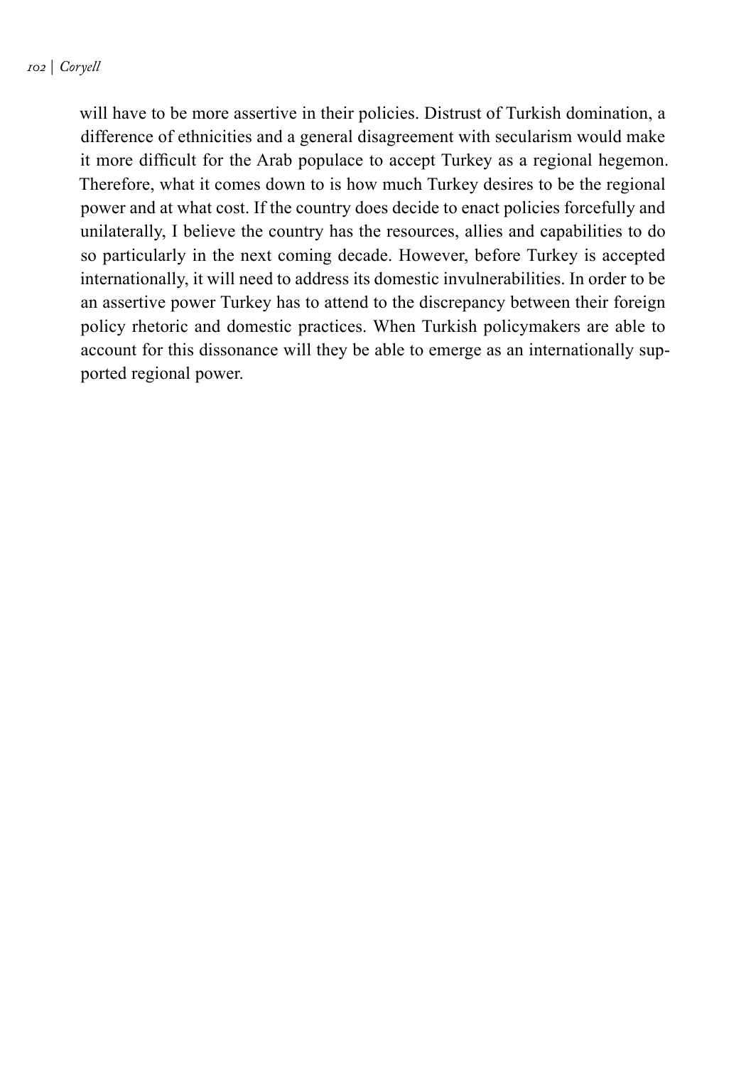will have to be more assertive in their policies. Distrust of Turkish domination, a difference of ethnicities and a general disagreement with secularism would make it more difficult for the Arab populace to accept Turkey as a regional hegemon. Therefore, what it comes down to is how much Turkey desires to be the regional power and at what cost. If the country does decide to enact policies forcefully and unilaterally, I believe the country has the resources, allies and capabilities to do so particularly in the next coming decade. However, before Turkey is accepted internationally, it will need to address its domestic invulnerabilities. In order to be an assertive power Turkey has to attend to the discrepancy between their foreign policy rhetoric and domestic practices. When Turkish policymakers are able to account for this dissonance will they be able to emerge as an internationally supported regional power.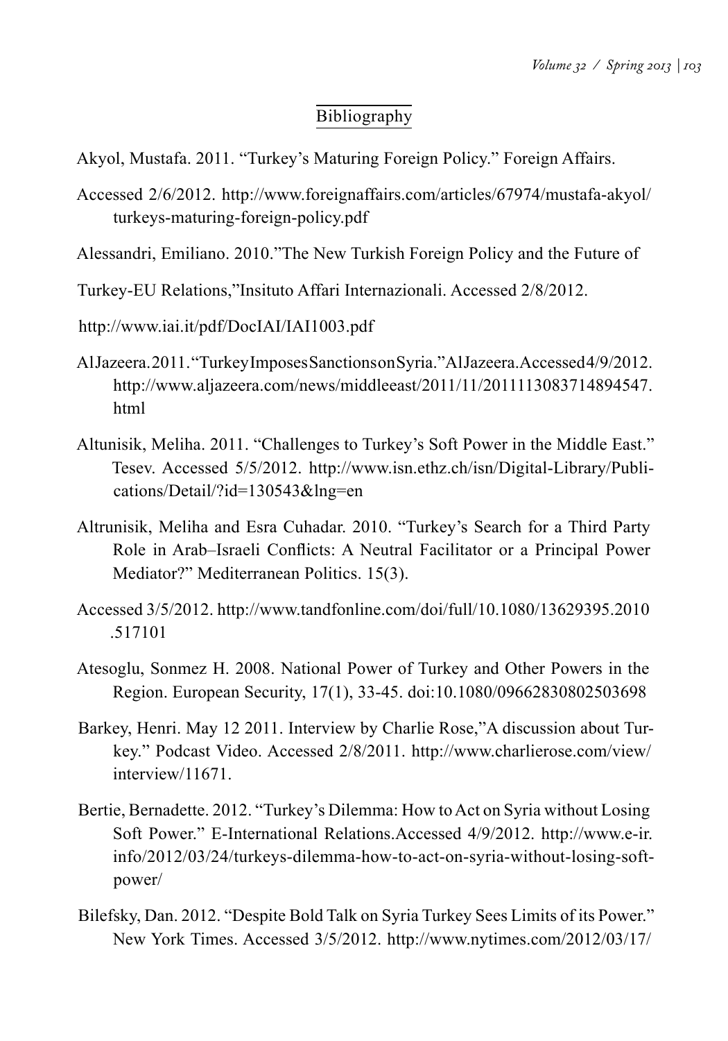## Bibliography

Akyol, Mustafa. 2011. "Turkey's Maturing Foreign Policy." Foreign Affairs.

Accessed 2/6/2012. http://www.foreignaffairs.com/articles/67974/mustafa-akyol/turkeys-maturing-foreign-policy.pdf

Alessandri, Emiliano. 2010."The New Turkish Foreign Policy and the Future of

Turkey-EU Relations,"Insituto Affari Internazionali. Accessed 2/8/2012.

http://www.iai.it/pdf/DocIAI/IAI1003.pdf

AlJazeera.2011."TurkeyImposesSanctionsonSyria."AlJazeera.Accessed4/9/2012. http://www.aljazeera.com/news/middleeast/2011/11/2011113083714894547.html

Altunisik, Meliha. 2011. "Challenges to Turkey's Soft Power in the Middle East." Tesev. Accessed 5/5/2012. http://www.isn.ethz.ch/isn/Digital-Library/Publications/Detail/?id=130543&lng=en

Altrunisik, Meliha and Esra Cuhadar. 2010. "Turkey's Search for a Third Party Role in Arab–Israeli Conflicts: A Neutral Facilitator or a Principal Power Mediator?" Mediterranean Politics. 15(3).

Accessed 3/5/2012. http://www.tandfonline.com/doi/full/10.1080/13629395.2010.517101

Atesoglu, Sonmez H. 2008. National Power of Turkey and Other Powers in the Region. European Security, 17(1), 33-45. doi:10.1080/09662830802503698

Barkey, Henri. May 12 2011. Interview by Charlie Rose,"A discussion about Turkey." Podcast Video. Accessed 2/8/2011. http://www.charlierose.com/view/interview/11671.

Bertie, Bernadette. 2012. "Turkey's Dilemma: How to Act on Syria without Losing Soft Power." E-International Relations.Accessed 4/9/2012. http://www.e-ir.info/2012/03/24/turkeys-dilemma-how-to-act-on-syria-without-losing-soft-power/

Bilefsky, Dan. 2012. "Despite Bold Talk on Syria Turkey Sees Limits of its Power." New York Times. Accessed 3/5/2012. http://www.nytimes.com/2012/03/17/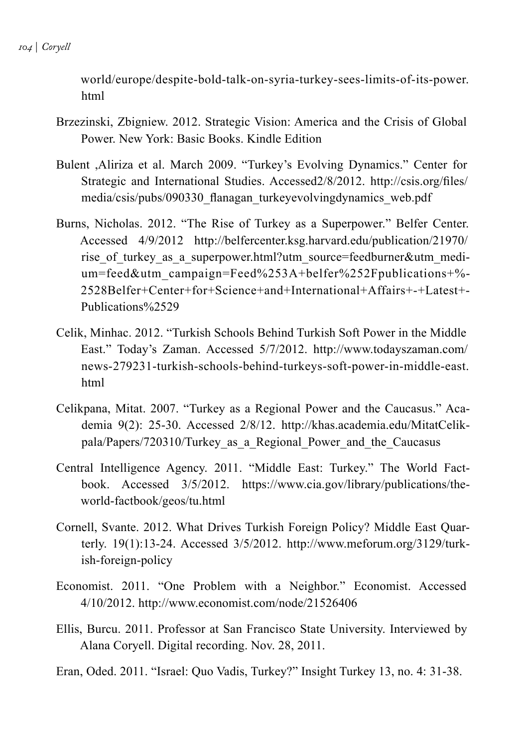world/europe/despite-bold-talk-on-syria-turkey-sees-limits-of-its-power.html

Brzezinski, Zbigniew. 2012. Strategic Vision: America and the Crisis of Global Power. New York: Basic Books. Kindle Edition

Bulent ,Aliriza et al. March 2009. "Turkey's Evolving Dynamics." Center for Strategic and International Studies. Accessed2/8/2012. http://csis.org/files/media/csis/pubs/090330_flanagan_turkeyevolvingdynamics_web.pdf

Burns, Nicholas. 2012. "The Rise of Turkey as a Superpower." Belfer Center. Accessed 4/9/2012 http://belfercenter.ksg.harvard.edu/publication/21970/rise_of_turkey_as_a_superpower.html?utm_source=feedburner&utm_medium=feed&utm_campaign=Feed%253A+belfer%252Fpublications+%2528Belfer+Center+for+Science+and+International+Affairs+-+Latest+Publications%2529

Celik, Minhac. 2012. "Turkish Schools Behind Turkish Soft Power in the Middle East." Today's Zaman. Accessed 5/7/2012. http://www.todayszaman.com/news-279231-turkish-schools-behind-turkeys-soft-power-in-middle-east.html

Celikpana, Mitat. 2007. "Turkey as a Regional Power and the Caucasus." Academia 9(2): 25-30. Accessed 2/8/12. http://khas.academia.edu/MitatCelikpala/Papers/720310/Turkey_as_a_Regional_Power_and_the_Caucasus

Central Intelligence Agency. 2011. "Middle East: Turkey." The World Factbook. Accessed 3/5/2012. https://www.cia.gov/library/publications/the-world-factbook/geos/tu.html

Cornell, Svante. 2012. What Drives Turkish Foreign Policy? Middle East Quarterly. 19(1):13-24. Accessed 3/5/2012. http://www.meforum.org/3129/turkish-foreign-policy

Economist. 2011. "One Problem with a Neighbor." Economist. Accessed 4/10/2012. http://www.economist.com/node/21526406

Ellis, Burcu. 2011. Professor at San Francisco State University. Interviewed by Alana Coryell. Digital recording. Nov. 28, 2011.

Eran, Oded. 2011. "Israel: Quo Vadis, Turkey?" Insight Turkey 13, no. 4: 31-38.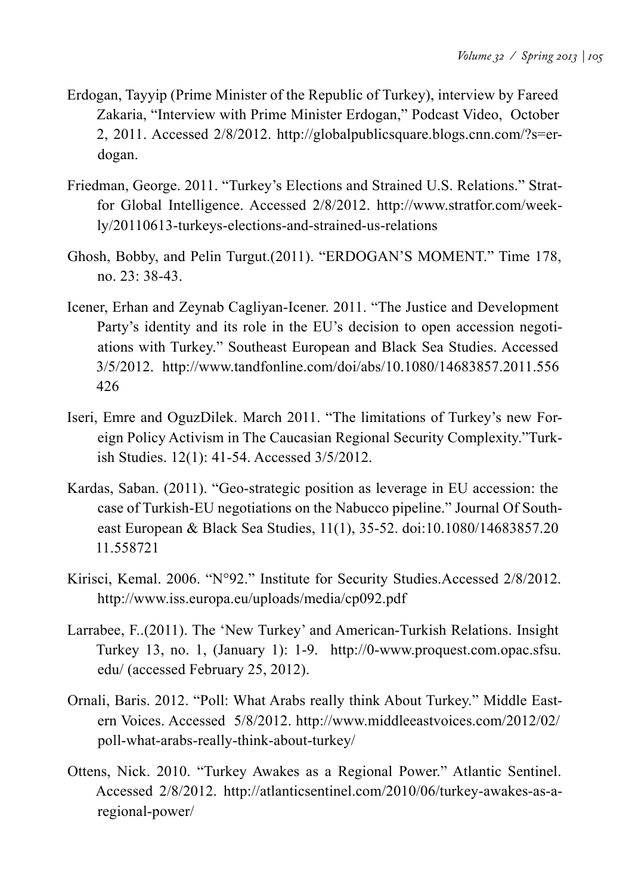Erdogan, Tayyip (Prime Minister of the Republic of Turkey), interview by Fareed Zakaria, "Interview with Prime Minister Erdogan," Podcast Video, October 2, 2011. Accessed 2/8/2012. http://globalpublicsquare.blogs.cnn.com/?s=erdogan.

Friedman, George. 2011. "Turkey's Elections and Strained U.S. Relations." Stratfor Global Intelligence. Accessed 2/8/2012. http://www.stratfor.com/weekly/20110613-turkeys-elections-and-strained-us-relations

Ghosh, Bobby, and Pelin Turgut.(2011). "ERDOGAN'S MOMENT." Time 178, no. 23: 38-43.

Icener, Erhan and Zeynab Cagliyan-Icener. 2011. "The Justice and Development Party's identity and its role in the EU's decision to open accession negotiations with Turkey." Southeast European and Black Sea Studies. Accessed 3/5/2012. http://www.tandfonline.com/doi/abs/10.1080/14683857.2011.556426

Iseri, Emre and OguzDilek. March 2011. "The limitations of Turkey's new Foreign Policy Activism in The Caucasian Regional Security Complexity."Turkish Studies. 12(1): 41-54. Accessed 3/5/2012.

Kardas, Saban. (2011). "Geo-strategic position as leverage in EU accession: the case of Turkish-EU negotiations on the Nabucco pipeline." Journal Of Southeast European & Black Sea Studies, 11(1), 35-52. doi:10.1080/14683857.2011.558721

Kirisci, Kemal. 2006. "N°92." Institute for Security Studies.Accessed 2/8/2012. http://www.iss.europa.eu/uploads/media/cp092.pdf

Larrabee, F..(2011). The 'New Turkey' and American-Turkish Relations. Insight Turkey 13, no. 1, (January 1): 1-9. http://0-www.proquest.com.opac.sfsu.edu/ (accessed February 25, 2012).

Ornali, Baris. 2012. "Poll: What Arabs really think About Turkey." Middle Eastern Voices. Accessed 5/8/2012. http://www.middleeastvoices.com/2012/02/poll-what-arabs-really-think-about-turkey/

Ottens, Nick. 2010. "Turkey Awakes as a Regional Power." Atlantic Sentinel. Accessed 2/8/2012. http://atlanticsentinel.com/2010/06/turkey-awakes-as-a-regional-power/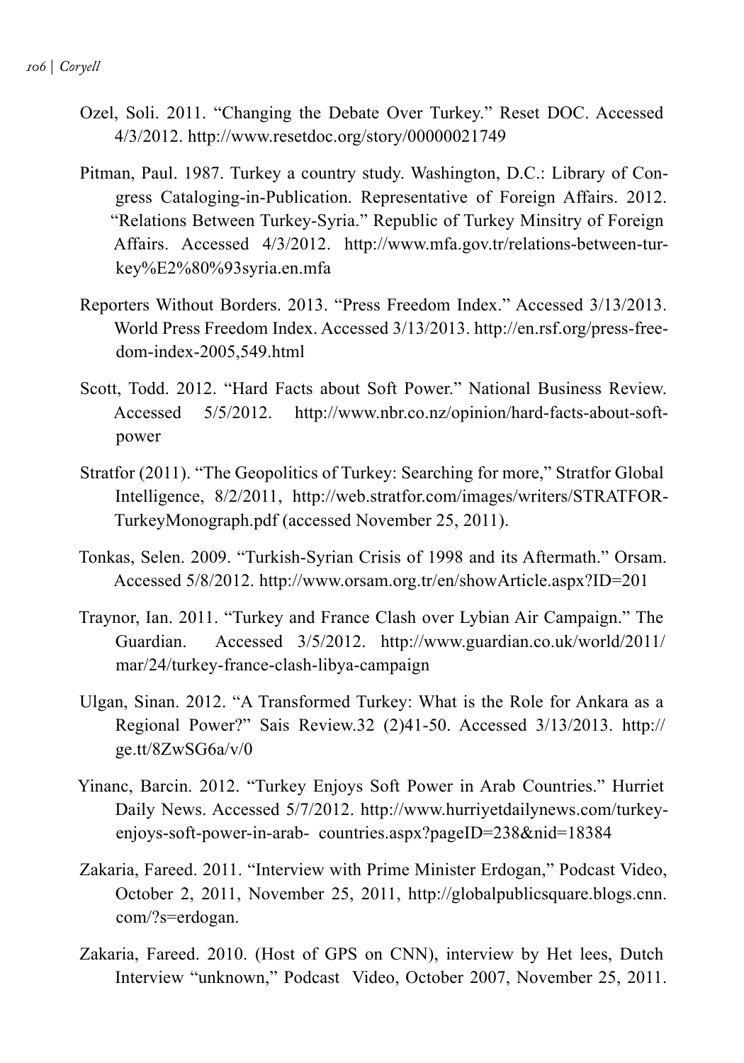Ozel, Soli. 2011. "Changing the Debate Over Turkey." Reset DOC. Accessed 4/3/2012. http://www.resetdoc.org/story/00000021749

Pitman, Paul. 1987. Turkey a country study. Washington, D.C.: Library of Congress Cataloging-in-Publication. Representative of Foreign Affairs. 2012. "Relations Between Turkey-Syria." Republic of Turkey Minsitry of Foreign Affairs. Accessed 4/3/2012. http://www.mfa.gov.tr/relations-between-turkey%E2%80%93syria.en.mfa

Reporters Without Borders. 2013. "Press Freedom Index." Accessed 3/13/2013. World Press Freedom Index. Accessed 3/13/2013. http://en.rsf.org/press-freedom-index-2005,549.html

Scott, Todd. 2012. "Hard Facts about Soft Power." National Business Review. Accessed 5/5/2012. http://www.nbr.co.nz/opinion/hard-facts-about-soft-power

Stratfor (2011). "The Geopolitics of Turkey: Searching for more," Stratfor Global Intelligence, 8/2/2011, http://web.stratfor.com/images/writers/STRATFOR-TurkeyMonograph.pdf (accessed November 25, 2011).

Tonkas, Selen. 2009. "Turkish-Syrian Crisis of 1998 and its Aftermath." Orsam. Accessed 5/8/2012. http://www.orsam.org.tr/en/showArticle.aspx?ID=201

Traynor, Ian. 2011. "Turkey and France Clash over Lybian Air Campaign." The Guardian. Accessed 3/5/2012. http://www.guardian.co.uk/world/2011/mar/24/turkey-france-clash-libya-campaign

Ulgan, Sinan. 2012. "A Transformed Turkey: What is the Role for Ankara as a Regional Power?" Sais Review.32 (2)41-50. Accessed 3/13/2013. http://ge.tt/8ZwSG6a/v/0

Yinanc, Barcin. 2012. "Turkey Enjoys Soft Power in Arab Countries." Hurriet Daily News. Accessed 5/7/2012. http://www.hurriyetdailynews.com/turkey-enjoys-soft-power-in-arab- countries.aspx?pageID=238&nid=18384

Zakaria, Fareed. 2011. "Interview with Prime Minister Erdogan," Podcast Video, October 2, 2011, November 25, 2011, http://globalpublicsquare.blogs.cnn.com/?s=erdogan.

Zakaria, Fareed. 2010. (Host of GPS on CNN), interview by Het lees, Dutch Interview "unknown," Podcast Video, October 2007, November 25, 2011.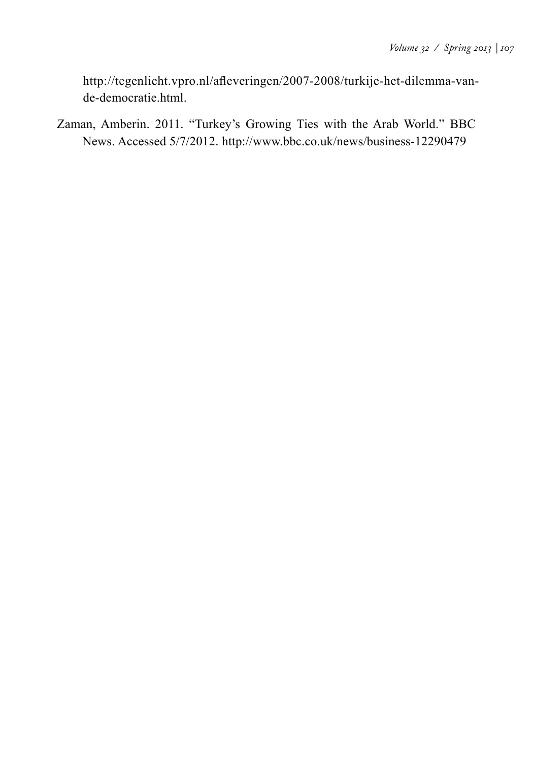http://tegenlicht.vpro.nl/afleveringen/2007-2008/turkije-het-dilemma-van-de-democratie.html.

Zaman, Amberin. 2011. "Turkey's Growing Ties with the Arab World." BBC News. Accessed 5/7/2012. http://www.bbc.co.uk/news/business-12290479